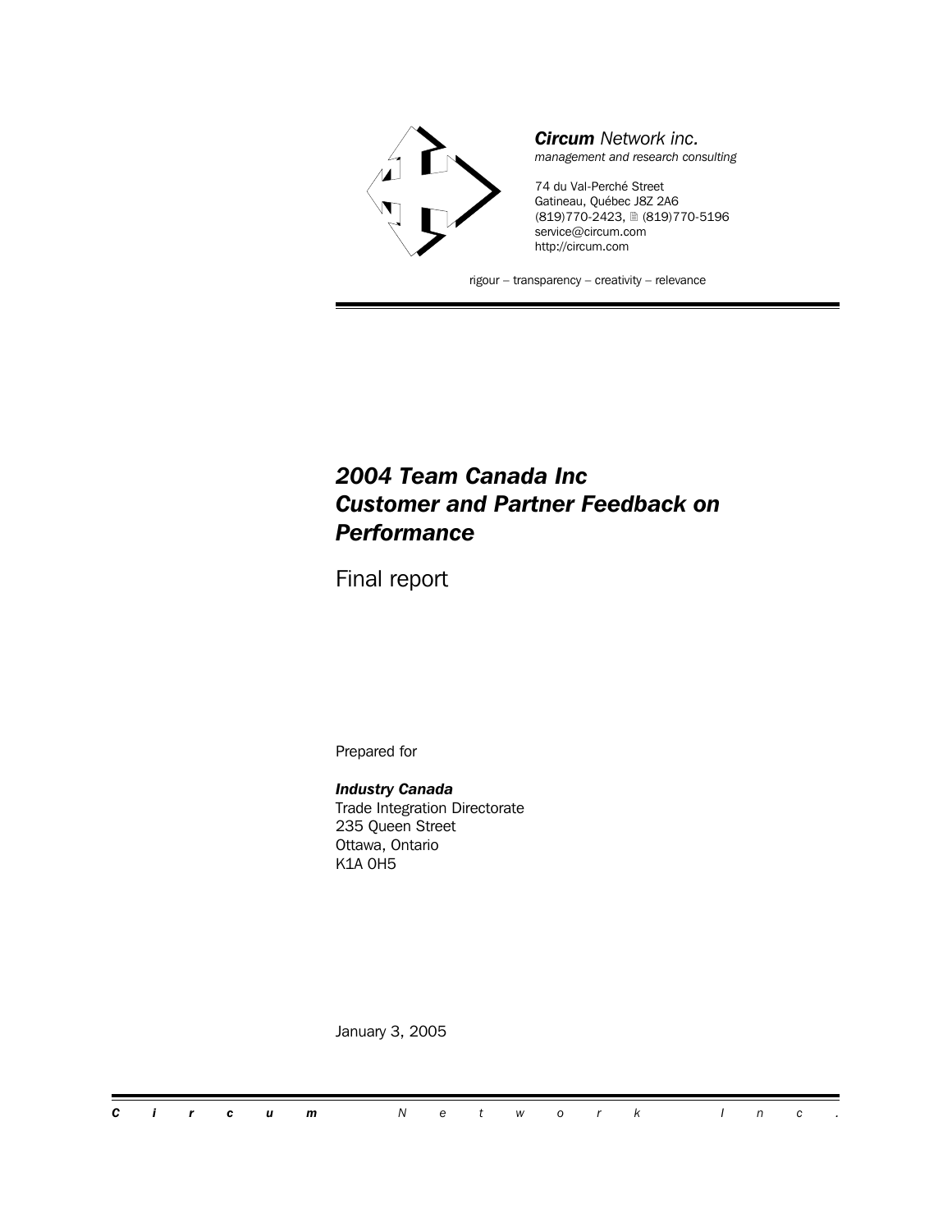***Circum** Network inc.*
*management and research consulting*

74 du Val-Perché Street
Gatineau, Québec J8Z 2A6
(819)770-2423, (819)770-5196
service@circum.com
http://circum.com

rigour – transparency – creativity – relevance

# *2004 Team Canada Inc Customer and Partner Feedback on Performance*

Final report

Prepared for

***Industry Canada***
Trade Integration Directorate
235 Queen Street
Ottawa, Ontario
K1A 0H5

January 3, 2005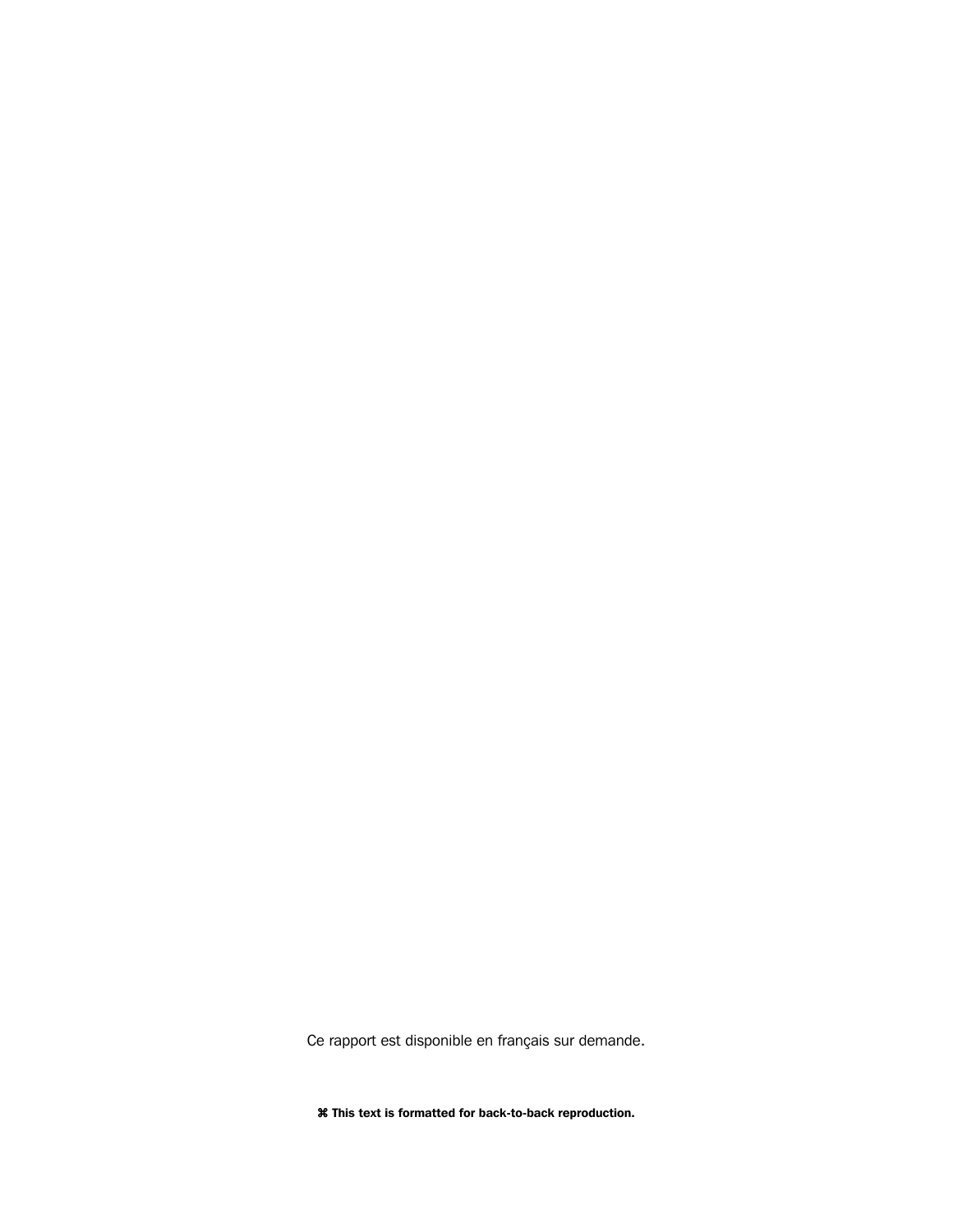Ce rapport est disponible en français sur demande.

**⌘ This text is formatted for back-to-back reproduction.**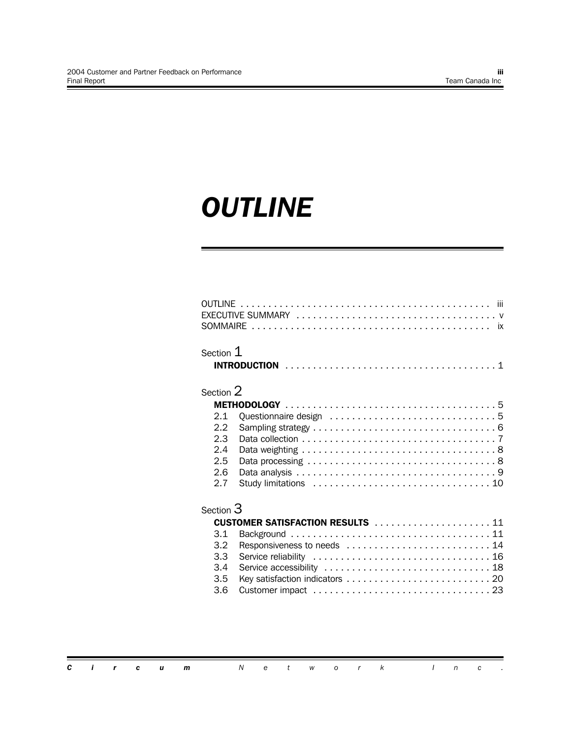# OUTLINE

OUTLINE . . . . . . . . . . . . . . . . . . . . . . . . . . . . . . . . . . . . . . . . . . . . . iii
EXECUTIVE SUMMARY . . . . . . . . . . . . . . . . . . . . . . . . . . . . . . . . . . . . . v
SOMMAIRE . . . . . . . . . . . . . . . . . . . . . . . . . . . . . . . . . . . . . . . . . . . ix

Section 1
**INTRODUCTION** . . . . . . . . . . . . . . . . . . . . . . . . . . . . . . . . . . . . . . 1

Section 2
**METHODOLOGY** . . . . . . . . . . . . . . . . . . . . . . . . . . . . . . . . . . . . . . 5
2.1 Questionnaire design . . . . . . . . . . . . . . . . . . . . . . . . . . . . . . 5
2.2 Sampling strategy . . . . . . . . . . . . . . . . . . . . . . . . . . . . . . . . . 6
2.3 Data collection . . . . . . . . . . . . . . . . . . . . . . . . . . . . . . . . . . . 7
2.4 Data weighting . . . . . . . . . . . . . . . . . . . . . . . . . . . . . . . . . . . 8
2.5 Data processing . . . . . . . . . . . . . . . . . . . . . . . . . . . . . . . . . . 8
2.6 Data analysis . . . . . . . . . . . . . . . . . . . . . . . . . . . . . . . . . . . . 9
2.7 Study limitations . . . . . . . . . . . . . . . . . . . . . . . . . . . . . . . . 10

Section 3
**CUSTOMER SATISFACTION RESULTS** . . . . . . . . . . . . . . . . . . . . . 11
3.1 Background . . . . . . . . . . . . . . . . . . . . . . . . . . . . . . . . . . . . 11
3.2 Responsiveness to needs . . . . . . . . . . . . . . . . . . . . . . . . . . 14
3.3 Service reliability . . . . . . . . . . . . . . . . . . . . . . . . . . . . . . . . 16
3.4 Service accessibility . . . . . . . . . . . . . . . . . . . . . . . . . . . . . . 18
3.5 Key satisfaction indicators . . . . . . . . . . . . . . . . . . . . . . . . . . 20
3.6 Customer impact . . . . . . . . . . . . . . . . . . . . . . . . . . . . . . . . 23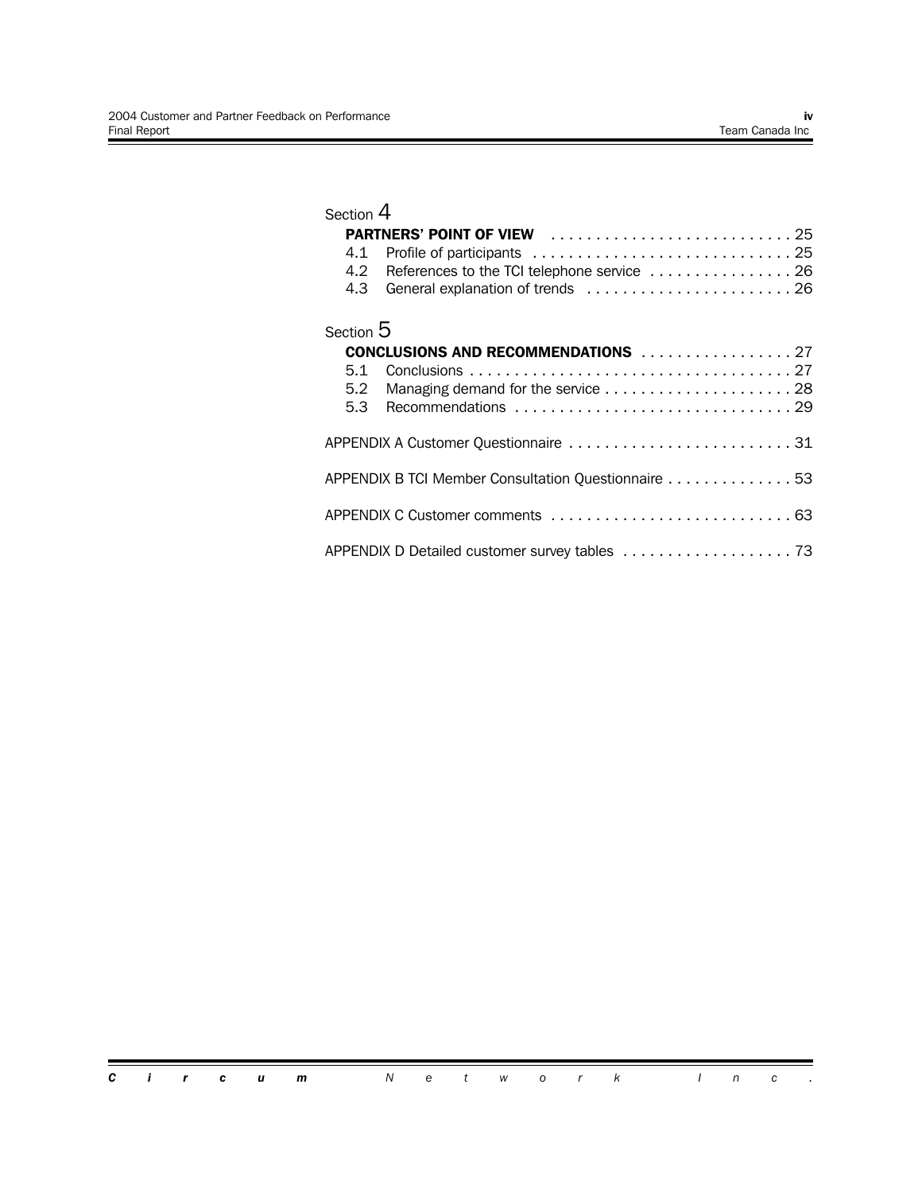Section 4

**PARTNERS' POINT OF VIEW** . . . . . . . . . . . . . . . . . . . . . . . . . . . 25

4.1 Profile of participants . . . . . . . . . . . . . . . . . . . . . . . . . . . . . 25

4.2 References to the TCI telephone service . . . . . . . . . . . . . . . . 26

4.3 General explanation of trends . . . . . . . . . . . . . . . . . . . . . . . 26

Section 5

**CONCLUSIONS AND RECOMMENDATIONS** . . . . . . . . . . . . . . . . . 27

5.1 Conclusions . . . . . . . . . . . . . . . . . . . . . . . . . . . . . . . . . . . . 27

5.2 Managing demand for the service . . . . . . . . . . . . . . . . . . . . . 28

5.3 Recommendations . . . . . . . . . . . . . . . . . . . . . . . . . . . . . . . 29

APPENDIX A Customer Questionnaire . . . . . . . . . . . . . . . . . . . . . . . . . 31

APPENDIX B TCI Member Consultation Questionnaire . . . . . . . . . . . . . . 53

APPENDIX C Customer comments . . . . . . . . . . . . . . . . . . . . . . . . . . . 63

APPENDIX D Detailed customer survey tables . . . . . . . . . . . . . . . . . . . 73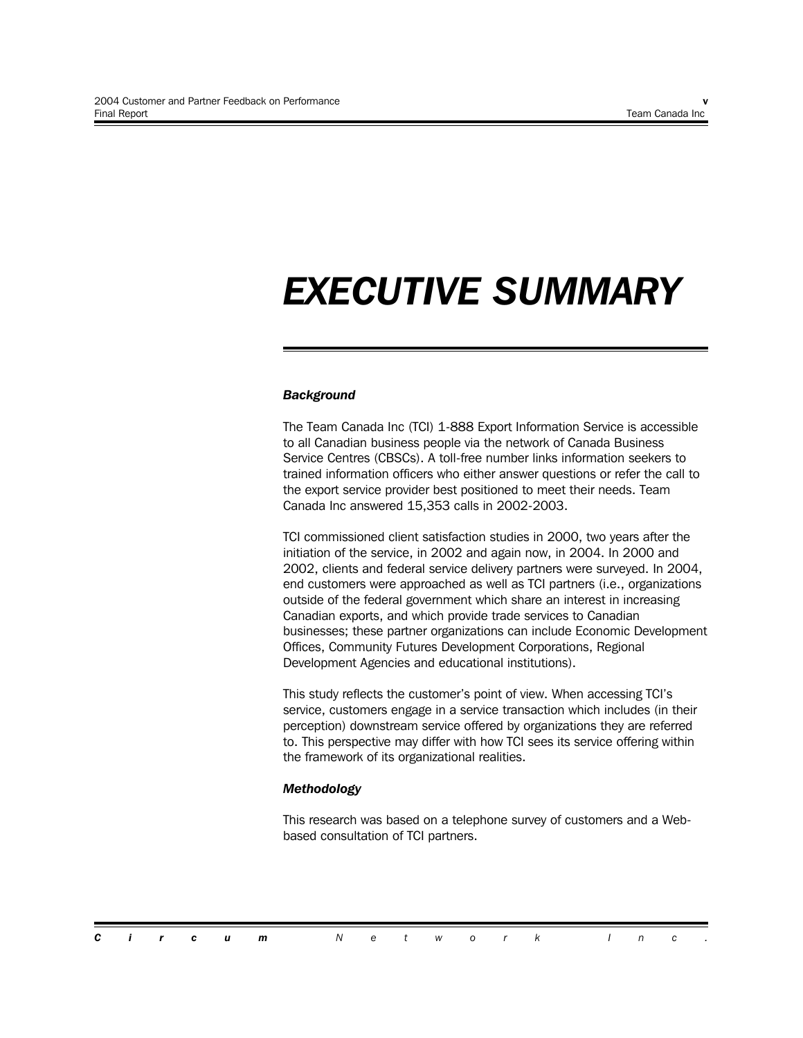# EXECUTIVE SUMMARY

***Background***

The Team Canada Inc (TCI) 1-888 Export Information Service is accessible to all Canadian business people via the network of Canada Business Service Centres (CBSCs). A toll-free number links information seekers to trained information officers who either answer questions or refer the call to the export service provider best positioned to meet their needs. Team Canada Inc answered 15,353 calls in 2002-2003.

TCI commissioned client satisfaction studies in 2000, two years after the initiation of the service, in 2002 and again now, in 2004. In 2000 and 2002, clients and federal service delivery partners were surveyed. In 2004, end customers were approached as well as TCI partners (i.e., organizations outside of the federal government which share an interest in increasing Canadian exports, and which provide trade services to Canadian businesses; these partner organizations can include Economic Development Offices, Community Futures Development Corporations, Regional Development Agencies and educational institutions).

This study reflects the customer's point of view. When accessing TCI's service, customers engage in a service transaction which includes (in their perception) downstream service offered by organizations they are referred to. This perspective may differ with how TCI sees its service offering within the framework of its organizational realities.

***Methodology***

This research was based on a telephone survey of customers and a Web-based consultation of TCI partners.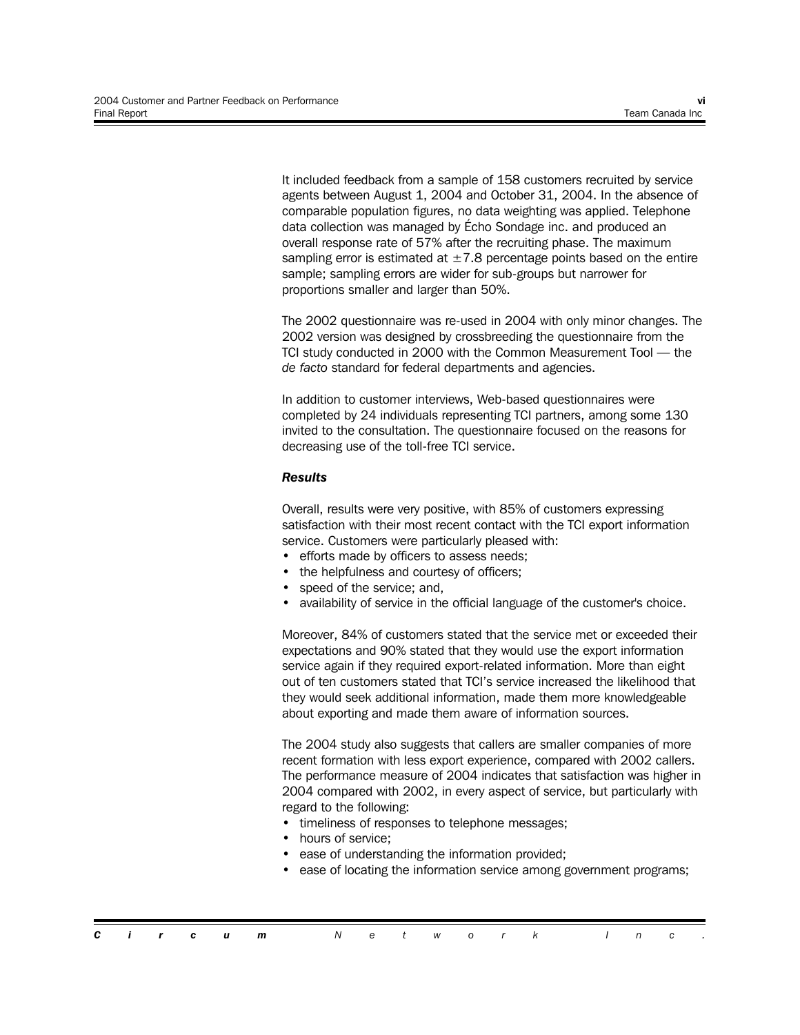It included feedback from a sample of 158 customers recruited by service agents between August 1, 2004 and October 31, 2004. In the absence of comparable population figures, no data weighting was applied. Telephone data collection was managed by Écho Sondage inc. and produced an overall response rate of 57% after the recruiting phase. The maximum sampling error is estimated at ±7.8 percentage points based on the entire sample; sampling errors are wider for sub-groups but narrower for proportions smaller and larger than 50%.

The 2002 questionnaire was re-used in 2004 with only minor changes. The 2002 version was designed by crossbreeding the questionnaire from the TCI study conducted in 2000 with the Common Measurement Tool — the *de facto* standard for federal departments and agencies.

In addition to customer interviews, Web-based questionnaires were completed by 24 individuals representing TCI partners, among some 130 invited to the consultation. The questionnaire focused on the reasons for decreasing use of the toll-free TCI service.

***Results***

Overall, results were very positive, with 85% of customers expressing satisfaction with their most recent contact with the TCI export information service. Customers were particularly pleased with:

- efforts made by officers to assess needs;
- the helpfulness and courtesy of officers;
- speed of the service; and,
- availability of service in the official language of the customer's choice.

Moreover, 84% of customers stated that the service met or exceeded their expectations and 90% stated that they would use the export information service again if they required export-related information. More than eight out of ten customers stated that TCI's service increased the likelihood that they would seek additional information, made them more knowledgeable about exporting and made them aware of information sources.

The 2004 study also suggests that callers are smaller companies of more recent formation with less export experience, compared with 2002 callers. The performance measure of 2004 indicates that satisfaction was higher in 2004 compared with 2002, in every aspect of service, but particularly with regard to the following:

- timeliness of responses to telephone messages;
- hours of service;
- ease of understanding the information provided;
- ease of locating the information service among government programs;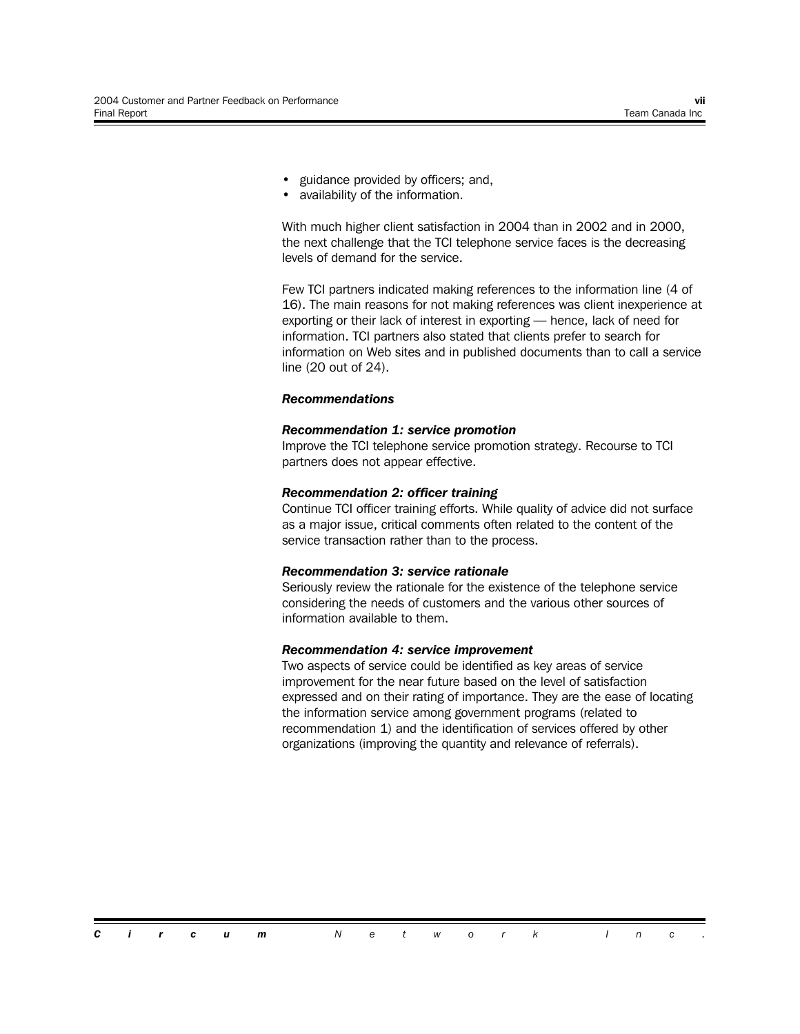- guidance provided by officers; and,
- availability of the information.

With much higher client satisfaction in 2004 than in 2002 and in 2000, the next challenge that the TCI telephone service faces is the decreasing levels of demand for the service.

Few TCI partners indicated making references to the information line (4 of 16). The main reasons for not making references was client inexperience at exporting or their lack of interest in exporting — hence, lack of need for information. TCI partners also stated that clients prefer to search for information on Web sites and in published documents than to call a service line (20 out of 24).

***Recommendations***

***Recommendation 1: service promotion***
Improve the TCI telephone service promotion strategy. Recourse to TCI partners does not appear effective.

***Recommendation 2: officer training***
Continue TCI officer training efforts. While quality of advice did not surface as a major issue, critical comments often related to the content of the service transaction rather than to the process.

***Recommendation 3: service rationale***
Seriously review the rationale for the existence of the telephone service considering the needs of customers and the various other sources of information available to them.

***Recommendation 4: service improvement***
Two aspects of service could be identified as key areas of service improvement for the near future based on the level of satisfaction expressed and on their rating of importance. They are the ease of locating the information service among government programs (related to recommendation 1) and the identification of services offered by other organizations (improving the quantity and relevance of referrals).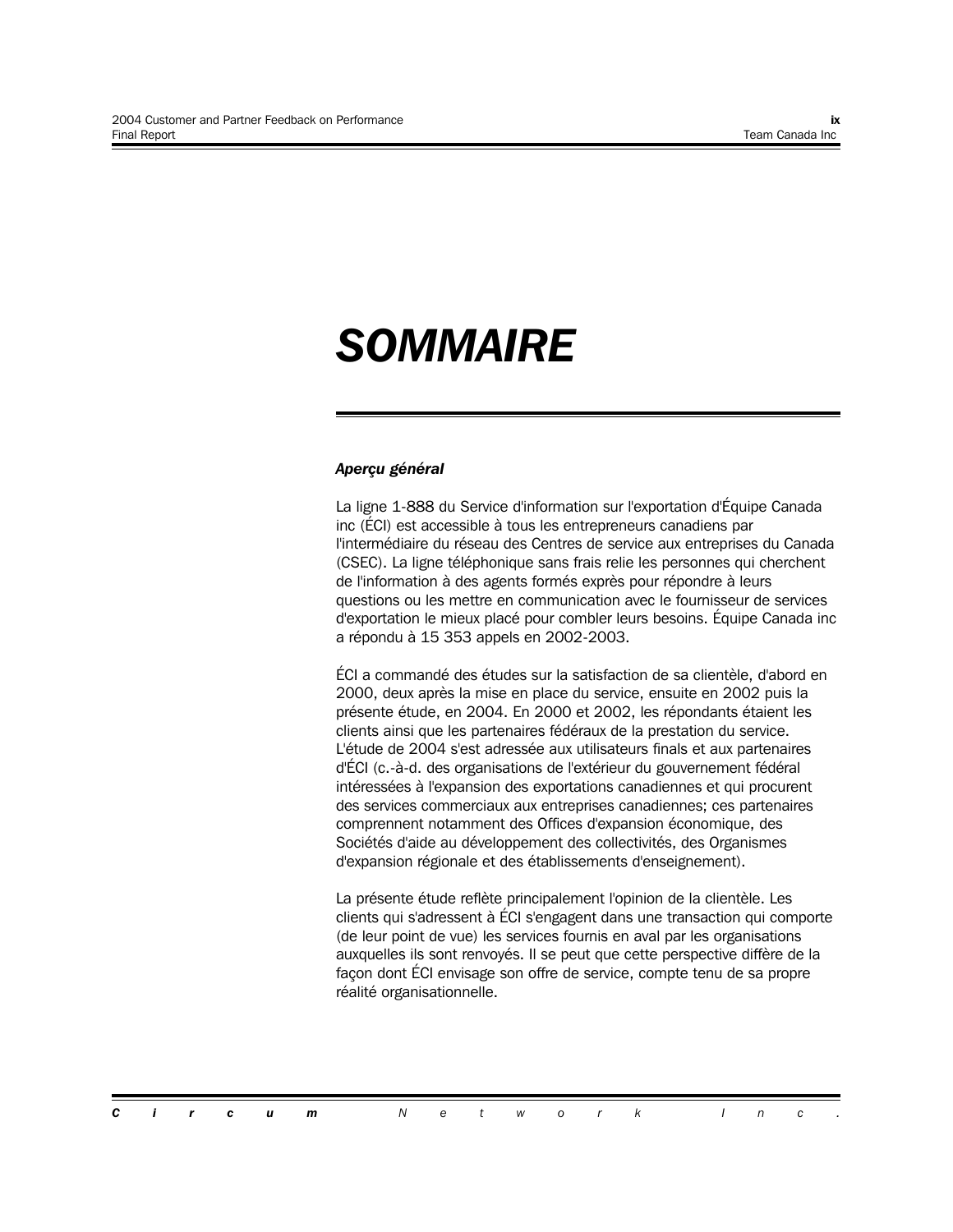# SOMMAIRE

### *Aperçu général*

La ligne 1-888 du Service d'information sur l'exportation d'Équipe Canada inc (ÉCI) est accessible à tous les entrepreneurs canadiens par l'intermédiaire du réseau des Centres de service aux entreprises du Canada (CSEC). La ligne téléphonique sans frais relie les personnes qui cherchent de l'information à des agents formés exprès pour répondre à leurs questions ou les mettre en communication avec le fournisseur de services d'exportation le mieux placé pour combler leurs besoins. Équipe Canada inc a répondu à 15 353 appels en 2002-2003.

ÉCI a commandé des études sur la satisfaction de sa clientèle, d'abord en 2000, deux après la mise en place du service, ensuite en 2002 puis la présente étude, en 2004. En 2000 et 2002, les répondants étaient les clients ainsi que les partenaires fédéraux de la prestation du service. L'étude de 2004 s'est adressée aux utilisateurs finals et aux partenaires d'ÉCI (c.-à-d. des organisations de l'extérieur du gouvernement fédéral intéressées à l'expansion des exportations canadiennes et qui procurent des services commerciaux aux entreprises canadiennes; ces partenaires comprennent notamment des Offices d'expansion économique, des Sociétés d'aide au développement des collectivités, des Organismes d'expansion régionale et des établissements d'enseignement).

La présente étude reflète principalement l'opinion de la clientèle. Les clients qui s'adressent à ÉCI s'engagent dans une transaction qui comporte (de leur point de vue) les services fournis en aval par les organisations auxquelles ils sont renvoyés. Il se peut que cette perspective diffère de la façon dont ÉCI envisage son offre de service, compte tenu de sa propre réalité organisationnelle.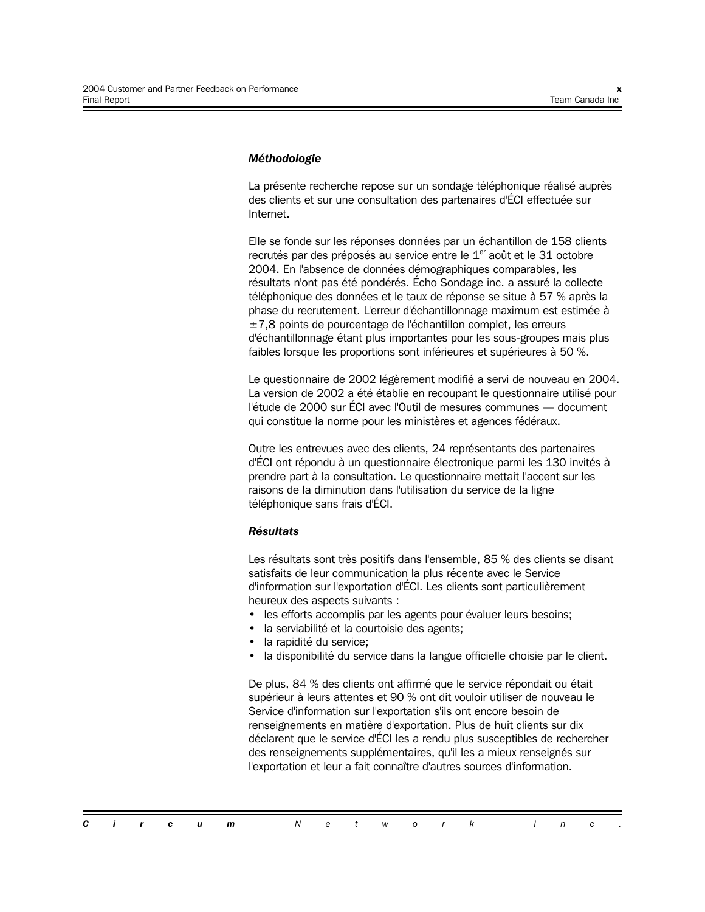***Méthodologie***

La présente recherche repose sur un sondage téléphonique réalisé auprès des clients et sur une consultation des partenaires d'ÉCI effectuée sur Internet.

Elle se fonde sur les réponses données par un échantillon de 158 clients recrutés par des préposés au service entre le 1er août et le 31 octobre 2004. En l'absence de données démographiques comparables, les résultats n'ont pas été pondérés. Écho Sondage inc. a assuré la collecte téléphonique des données et le taux de réponse se situe à 57 % après la phase du recrutement. L'erreur d'échantillonnage maximum est estimée à ±7,8 points de pourcentage de l'échantillon complet, les erreurs d'échantillonnage étant plus importantes pour les sous-groupes mais plus faibles lorsque les proportions sont inférieures et supérieures à 50 %.

Le questionnaire de 2002 légèrement modifié a servi de nouveau en 2004. La version de 2002 a été établie en recoupant le questionnaire utilisé pour l'étude de 2000 sur ÉCI avec l'Outil de mesures communes — document qui constitue la norme pour les ministères et agences fédéraux.

Outre les entrevues avec des clients, 24 représentants des partenaires d'ÉCI ont répondu à un questionnaire électronique parmi les 130 invités à prendre part à la consultation. Le questionnaire mettait l'accent sur les raisons de la diminution dans l'utilisation du service de la ligne téléphonique sans frais d'ÉCI.

***Résultats***

Les résultats sont très positifs dans l'ensemble, 85 % des clients se disant satisfaits de leur communication la plus récente avec le Service d'information sur l'exportation d'ÉCI. Les clients sont particulièrement heureux des aspects suivants :

- les efforts accomplis par les agents pour évaluer leurs besoins;
- la serviabilité et la courtoisie des agents;
- la rapidité du service;
- la disponibilité du service dans la langue officielle choisie par le client.

De plus, 84 % des clients ont affirmé que le service répondait ou était supérieur à leurs attentes et 90 % ont dit vouloir utiliser de nouveau le Service d'information sur l'exportation s'ils ont encore besoin de renseignements en matière d'exportation. Plus de huit clients sur dix déclarent que le service d'ÉCI les a rendu plus susceptibles de rechercher des renseignements supplémentaires, qu'il les a mieux renseignés sur l'exportation et leur a fait connaître d'autres sources d'information.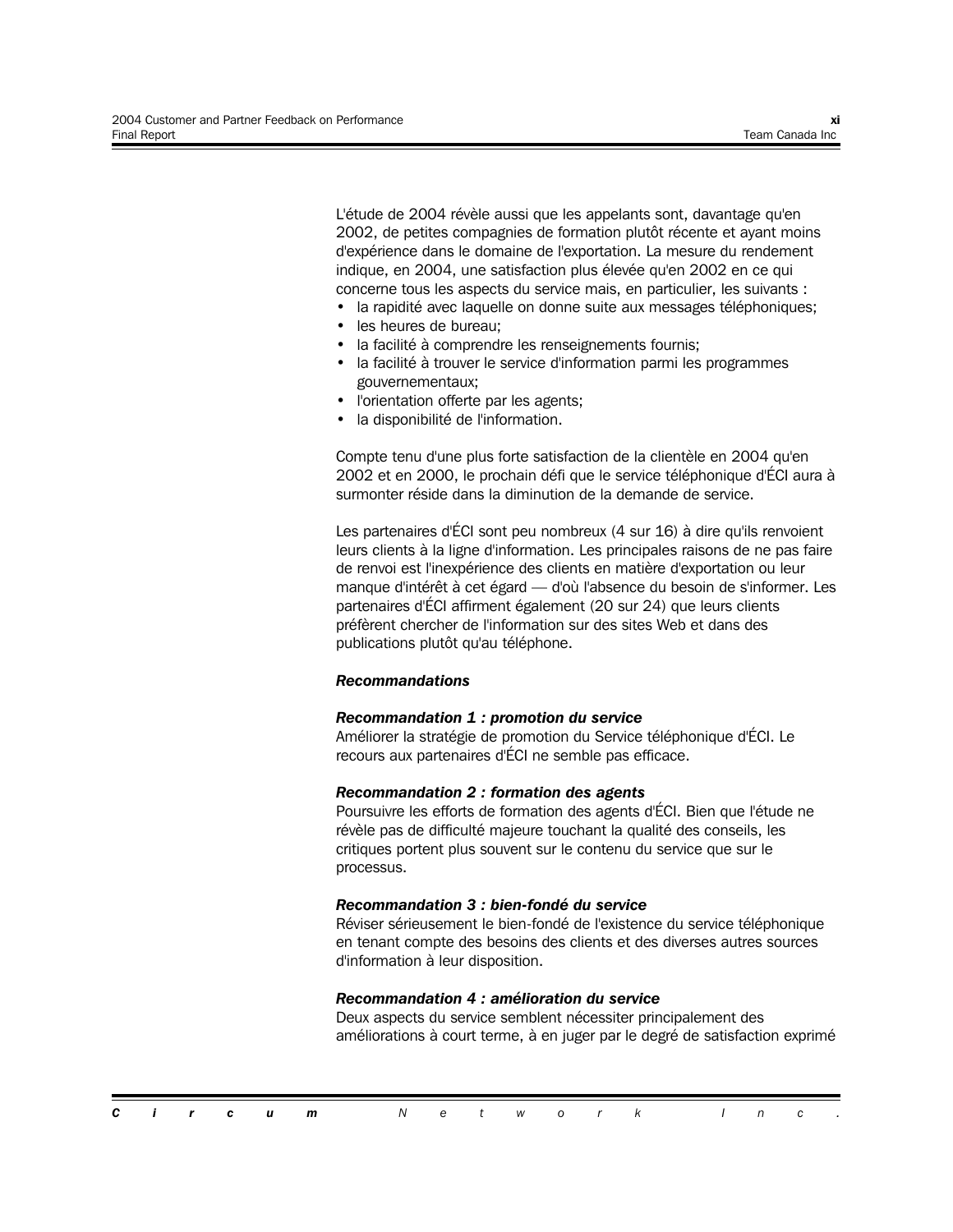L'étude de 2004 révèle aussi que les appelants sont, davantage qu'en 2002, de petites compagnies de formation plutôt récente et ayant moins d'expérience dans le domaine de l'exportation. La mesure du rendement indique, en 2004, une satisfaction plus élevée qu'en 2002 en ce qui concerne tous les aspects du service mais, en particulier, les suivants :

- la rapidité avec laquelle on donne suite aux messages téléphoniques;
- les heures de bureau;
- la facilité à comprendre les renseignements fournis;
- la facilité à trouver le service d'information parmi les programmes gouvernementaux;
- l'orientation offerte par les agents;
- la disponibilité de l'information.

Compte tenu d'une plus forte satisfaction de la clientèle en 2004 qu'en 2002 et en 2000, le prochain défi que le service téléphonique d'ÉCI aura à surmonter réside dans la diminution de la demande de service.

Les partenaires d'ÉCI sont peu nombreux (4 sur 16) à dire qu'ils renvoient leurs clients à la ligne d'information. Les principales raisons de ne pas faire de renvoi est l'inexpérience des clients en matière d'exportation ou leur manque d'intérêt à cet égard — d'où l'absence du besoin de s'informer. Les partenaires d'ÉCI affirment également (20 sur 24) que leurs clients préfèrent chercher de l'information sur des sites Web et dans des publications plutôt qu'au téléphone.

***Recommandations***

***Recommandation 1 : promotion du service***

Améliorer la stratégie de promotion du Service téléphonique d'ÉCI. Le recours aux partenaires d'ÉCI ne semble pas efficace.

***Recommandation 2 : formation des agents***

Poursuivre les efforts de formation des agents d'ÉCI. Bien que l'étude ne révèle pas de difficulté majeure touchant la qualité des conseils, les critiques portent plus souvent sur le contenu du service que sur le processus.

***Recommandation 3 : bien-fondé du service***

Réviser sérieusement le bien-fondé de l'existence du service téléphonique en tenant compte des besoins des clients et des diverses autres sources d'information à leur disposition.

***Recommandation 4 : amélioration du service***

Deux aspects du service semblent nécessiter principalement des améliorations à court terme, à en juger par le degré de satisfaction exprimé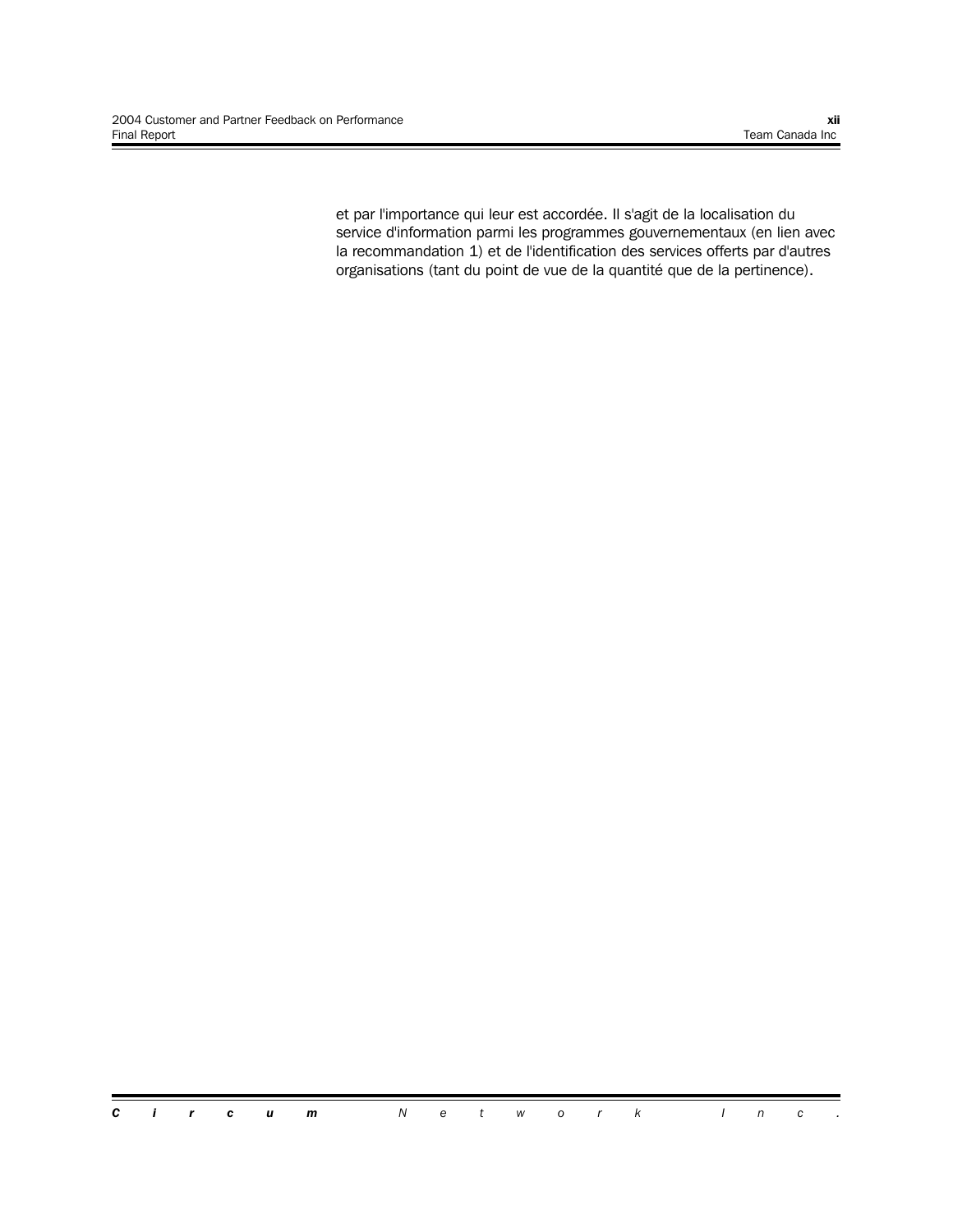et par l'importance qui leur est accordée. Il s'agit de la localisation du service d'information parmi les programmes gouvernementaux (en lien avec la recommandation 1) et de l'identification des services offerts par d'autres organisations (tant du point de vue de la quantité que de la pertinence).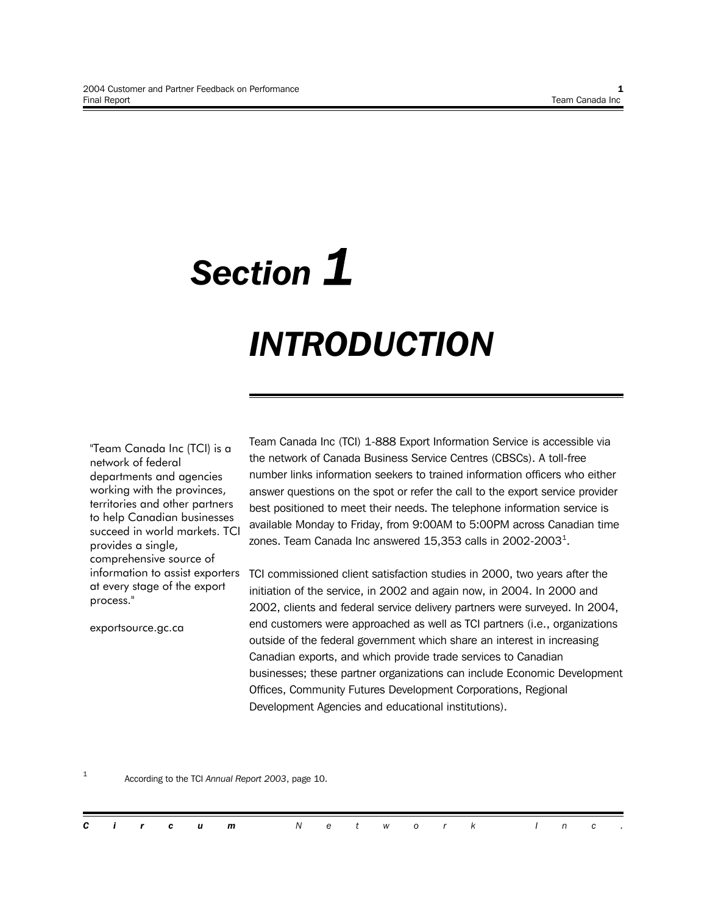# Section 1

# INTRODUCTION

"Team Canada Inc (TCI) is a network of federal departments and agencies working with the provinces, territories and other partners to help Canadian businesses succeed in world markets. TCI provides a single, comprehensive source of information to assist exporters at every stage of the export process."

exportsource.gc.ca

Team Canada Inc (TCI) 1-888 Export Information Service is accessible via the network of Canada Business Service Centres (CBSCs). A toll-free number links information seekers to trained information officers who either answer questions on the spot or refer the call to the export service provider best positioned to meet their needs. The telephone information service is available Monday to Friday, from 9:00AM to 5:00PM across Canadian time zones. Team Canada Inc answered 15,353 calls in 2002-2003[1].

TCI commissioned client satisfaction studies in 2000, two years after the initiation of the service, in 2002 and again now, in 2004. In 2000 and 2002, clients and federal service delivery partners were surveyed. In 2004, end customers were approached as well as TCI partners (i.e., organizations outside of the federal government which share an interest in increasing Canadian exports, and which provide trade services to Canadian businesses; these partner organizations can include Economic Development Offices, Community Futures Development Corporations, Regional Development Agencies and educational institutions).

[1] According to the TCI *Annual Report 2003*, page 10.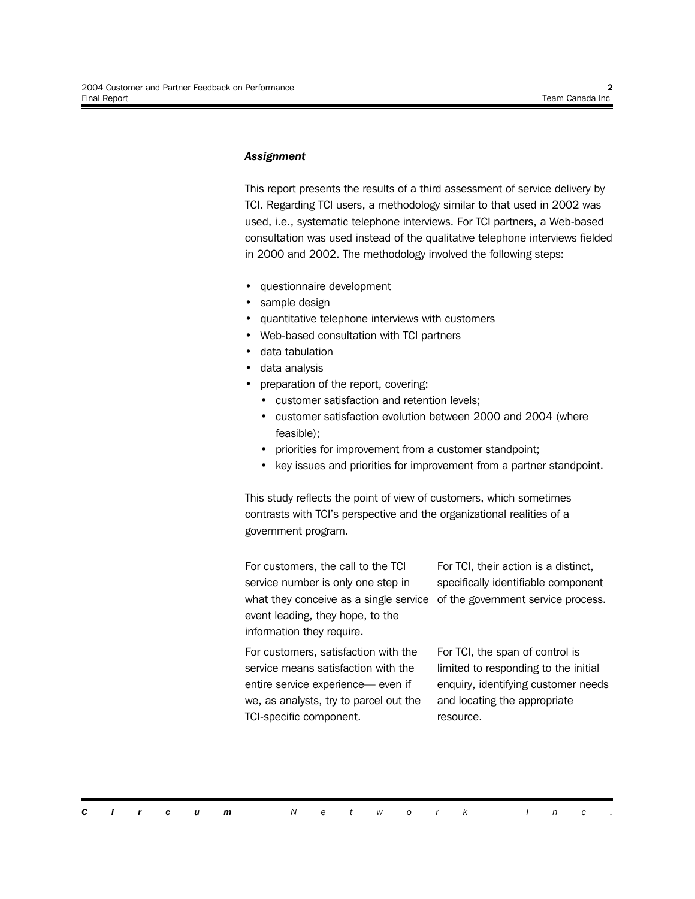### *Assignment*

This report presents the results of a third assessment of service delivery by TCI. Regarding TCI users, a methodology similar to that used in 2002 was used, i.e., systematic telephone interviews. For TCI partners, a Web-based consultation was used instead of the qualitative telephone interviews fielded in 2000 and 2002. The methodology involved the following steps:

- questionnaire development
- sample design
- quantitative telephone interviews with customers
- Web-based consultation with TCI partners
- data tabulation
- data analysis
- preparation of the report, covering:
  - customer satisfaction and retention levels;
  - customer satisfaction evolution between 2000 and 2004 (where feasible);
  - priorities for improvement from a customer standpoint;
  - key issues and priorities for improvement from a partner standpoint.

This study reflects the point of view of customers, which sometimes contrasts with TCI's perspective and the organizational realities of a government program.

| | |
|---|---|
| For customers, the call to the TCI service number is only one step in what they conceive as a single service event leading, they hope, to the information they require. | For TCI, their action is a distinct, specifically identifiable component of the government service process. |
| For customers, satisfaction with the service means satisfaction with the entire service experience— even if we, as analysts, try to parcel out the TCI-specific component. | For TCI, the span of control is limited to responding to the initial enquiry, identifying customer needs and locating the appropriate resource. |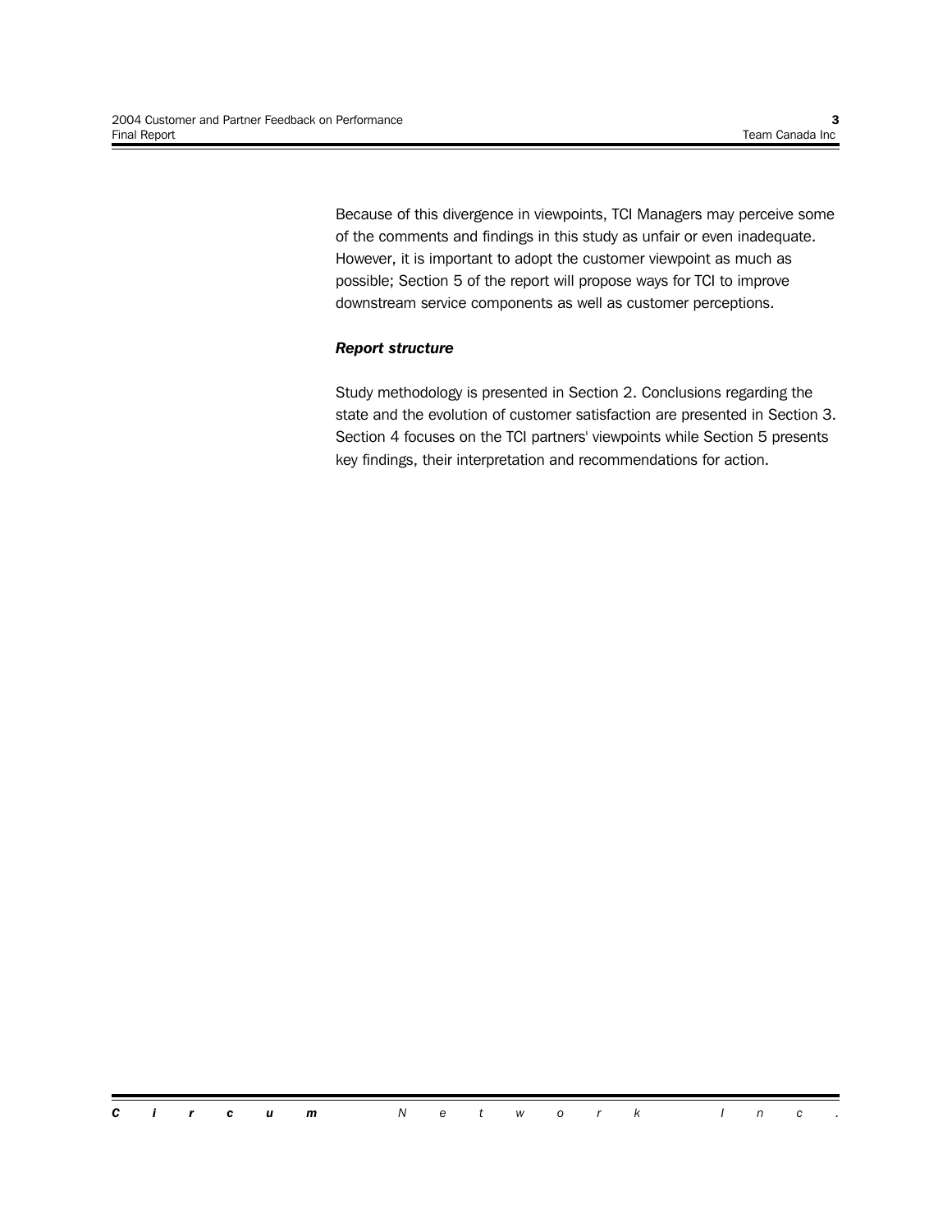Because of this divergence in viewpoints, TCI Managers may perceive some of the comments and findings in this study as unfair or even inadequate. However, it is important to adopt the customer viewpoint as much as possible; Section 5 of the report will propose ways for TCI to improve downstream service components as well as customer perceptions.

***Report structure***

Study methodology is presented in Section 2. Conclusions regarding the state and the evolution of customer satisfaction are presented in Section 3. Section 4 focuses on the TCI partners' viewpoints while Section 5 presents key findings, their interpretation and recommendations for action.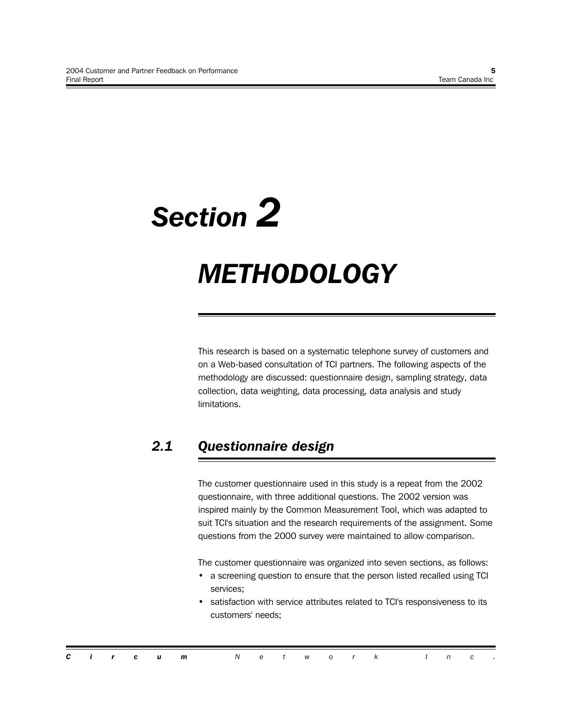# Section 2

# METHODOLOGY

This research is based on a systematic telephone survey of customers and on a Web-based consultation of TCI partners. The following aspects of the methodology are discussed: questionnaire design, sampling strategy, data collection, data weighting, data processing, data analysis and study limitations.

## 2.1 Questionnaire design

The customer questionnaire used in this study is a repeat from the 2002 questionnaire, with three additional questions. The 2002 version was inspired mainly by the Common Measurement Tool, which was adapted to suit TCI's situation and the research requirements of the assignment. Some questions from the 2000 survey were maintained to allow comparison.

The customer questionnaire was organized into seven sections, as follows:

- a screening question to ensure that the person listed recalled using TCI services;
- satisfaction with service attributes related to TCI's responsiveness to its customers' needs;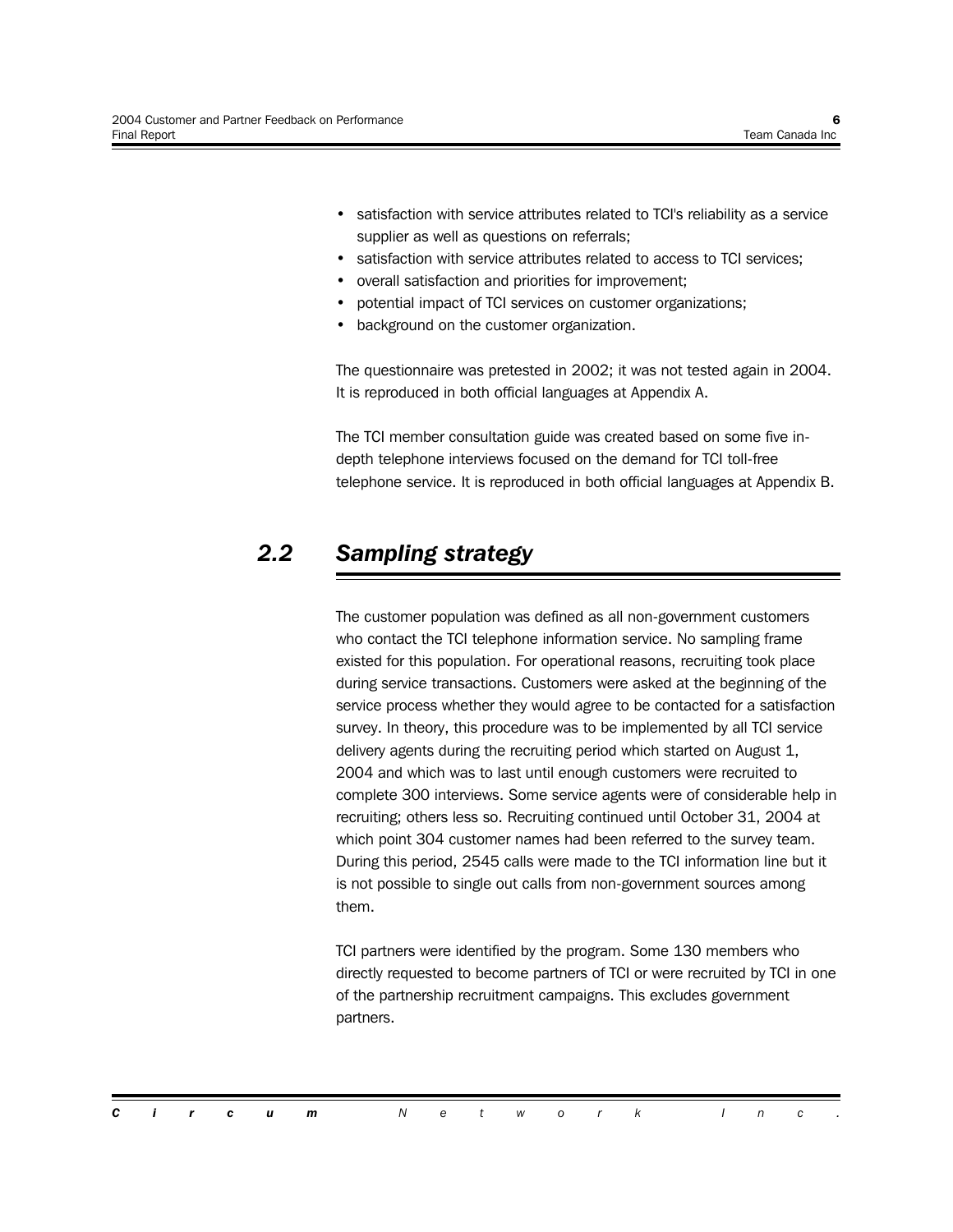- satisfaction with service attributes related to TCI's reliability as a service supplier as well as questions on referrals;
- satisfaction with service attributes related to access to TCI services;
- overall satisfaction and priorities for improvement;
- potential impact of TCI services on customer organizations;
- background on the customer organization.

The questionnaire was pretested in 2002; it was not tested again in 2004. It is reproduced in both official languages at Appendix A.

The TCI member consultation guide was created based on some five in-depth telephone interviews focused on the demand for TCI toll-free telephone service. It is reproduced in both official languages at Appendix B.

## *2.2 Sampling strategy*

The customer population was defined as all non-government customers who contact the TCI telephone information service. No sampling frame existed for this population. For operational reasons, recruiting took place during service transactions. Customers were asked at the beginning of the service process whether they would agree to be contacted for a satisfaction survey. In theory, this procedure was to be implemented by all TCI service delivery agents during the recruiting period which started on August 1, 2004 and which was to last until enough customers were recruited to complete 300 interviews. Some service agents were of considerable help in recruiting; others less so. Recruiting continued until October 31, 2004 at which point 304 customer names had been referred to the survey team. During this period, 2545 calls were made to the TCI information line but it is not possible to single out calls from non-government sources among them.

TCI partners were identified by the program. Some 130 members who directly requested to become partners of TCI or were recruited by TCI in one of the partnership recruitment campaigns. This excludes government partners.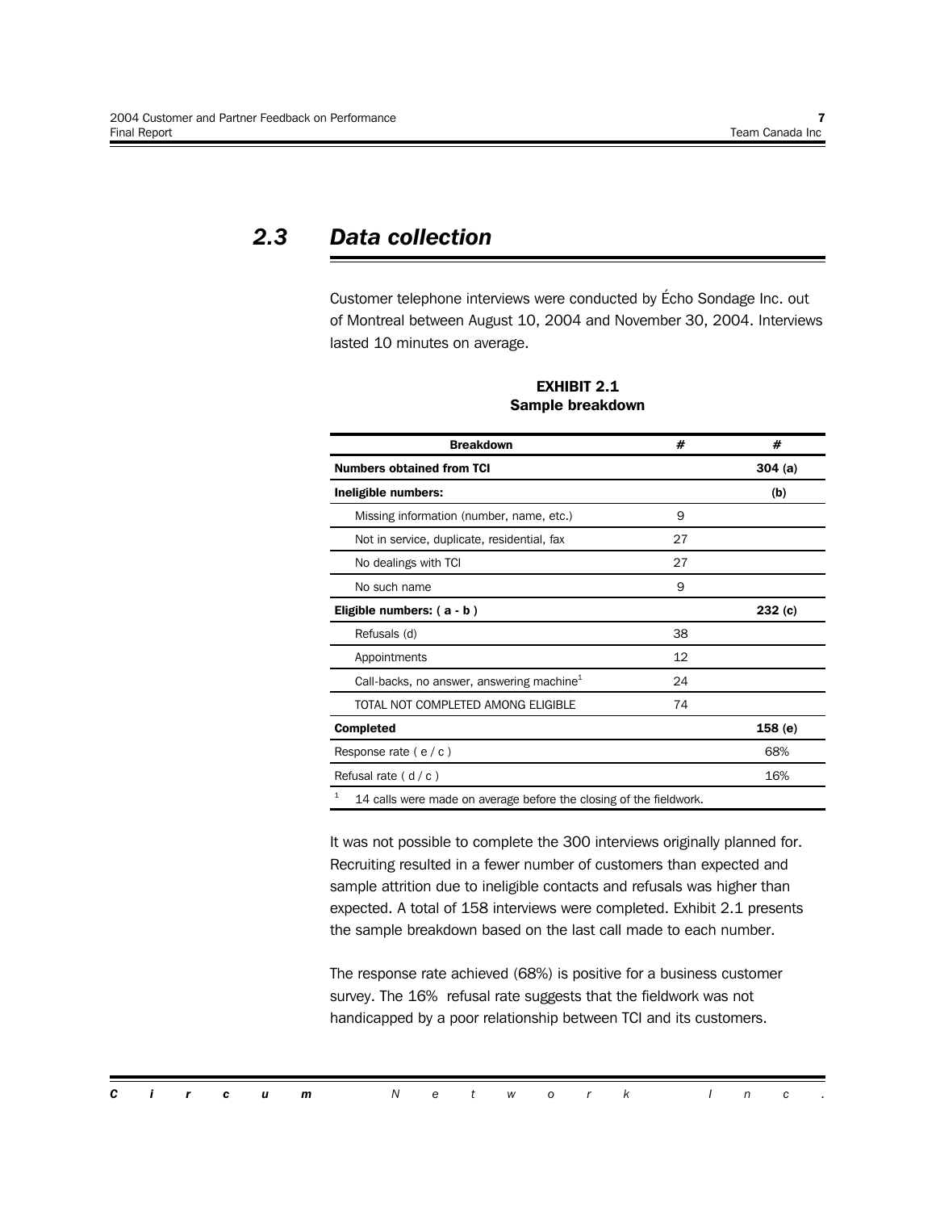## 2.3 Data collection

Customer telephone interviews were conducted by Écho Sondage Inc. out of Montreal between August 10, 2004 and November 30, 2004. Interviews lasted 10 minutes on average.

**EXHIBIT 2.1**
**Sample breakdown**

| Breakdown | # | # |
|---|---|---|
| **Numbers obtained from TCI** | | **304** (a) |
| **Ineligible numbers:** | | **(b)** |
| Missing information (number, name, etc.) | 9 | |
| Not in service, duplicate, residential, fax | 27 | |
| No dealings with TCI | 27 | |
| No such name | 9 | |
| **Eligible numbers: ( a - b )** | | **232 (c)** |
| Refusals (d) | 38 | |
| Appointments | 12 | |
| Call-backs, no answer, answering machine[1] | 24 | |
| TOTAL NOT COMPLETED AMONG ELIGIBLE | 74 | |
| **Completed** | | **158 (e)** |
| Response rate ( e / c ) | | 68% |
| Refusal rate ( d / c ) | | 16% |

[1] 14 calls were made on average before the closing of the fieldwork.

It was not possible to complete the 300 interviews originally planned for. Recruiting resulted in a fewer number of customers than expected and sample attrition due to ineligible contacts and refusals was higher than expected. A total of 158 interviews were completed. Exhibit 2.1 presents the sample breakdown based on the last call made to each number.

The response rate achieved (68%) is positive for a business customer survey. The 16% refusal rate suggests that the fieldwork was not handicapped by a poor relationship between TCI and its customers.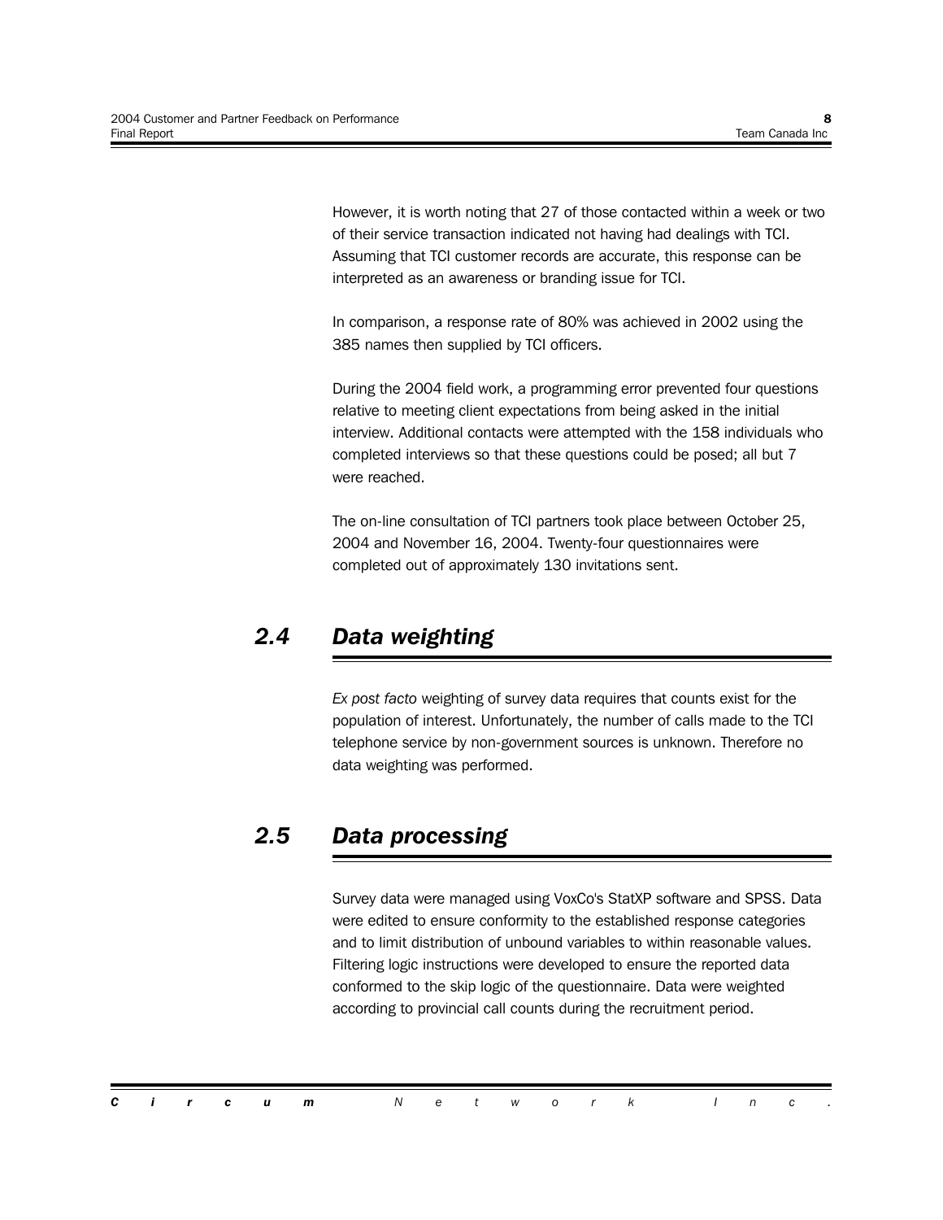However, it is worth noting that 27 of those contacted within a week or two of their service transaction indicated not having had dealings with TCI. Assuming that TCI customer records are accurate, this response can be interpreted as an awareness or branding issue for TCI.

In comparison, a response rate of 80% was achieved in 2002 using the 385 names then supplied by TCI officers.

During the 2004 field work, a programming error prevented four questions relative to meeting client expectations from being asked in the initial interview. Additional contacts were attempted with the 158 individuals who completed interviews so that these questions could be posed; all but 7 were reached.

The on-line consultation of TCI partners took place between October 25, 2004 and November 16, 2004. Twenty-four questionnaires were completed out of approximately 130 invitations sent.

## 2.4 Data weighting

*Ex post facto* weighting of survey data requires that counts exist for the population of interest. Unfortunately, the number of calls made to the TCI telephone service by non-government sources is unknown. Therefore no data weighting was performed.

## 2.5 Data processing

Survey data were managed using VoxCo's StatXP software and SPSS. Data were edited to ensure conformity to the established response categories and to limit distribution of unbound variables to within reasonable values. Filtering logic instructions were developed to ensure the reported data conformed to the skip logic of the questionnaire. Data were weighted according to provincial call counts during the recruitment period.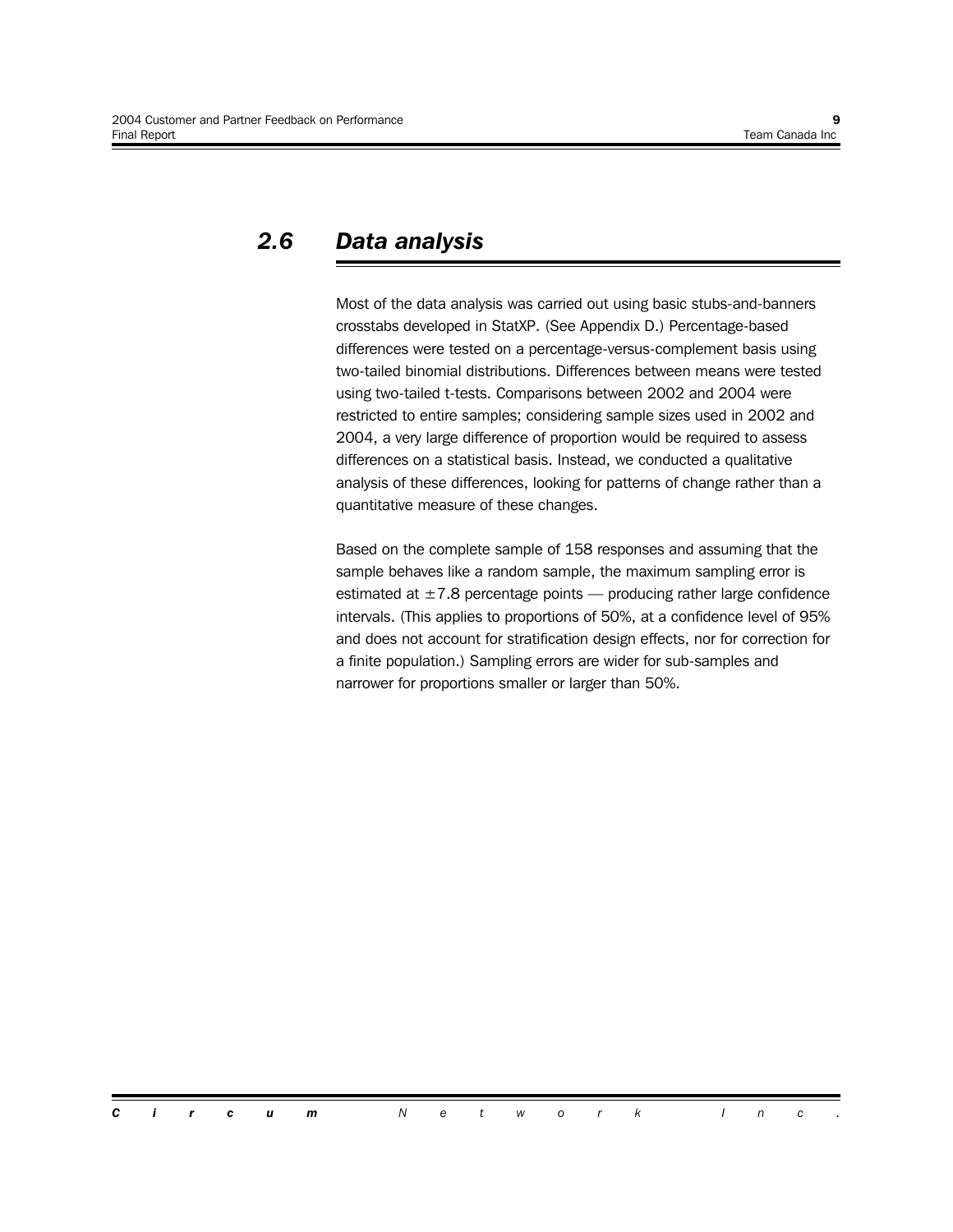## *2.6 Data analysis*

Most of the data analysis was carried out using basic stubs-and-banners crosstabs developed in StatXP. (See Appendix D.) Percentage-based differences were tested on a percentage-versus-complement basis using two-tailed binomial distributions. Differences between means were tested using two-tailed t-tests. Comparisons between 2002 and 2004 were restricted to entire samples; considering sample sizes used in 2002 and 2004, a very large difference of proportion would be required to assess differences on a statistical basis. Instead, we conducted a qualitative analysis of these differences, looking for patterns of change rather than a quantitative measure of these changes.

Based on the complete sample of 158 responses and assuming that the sample behaves like a random sample, the maximum sampling error is estimated at $\pm 7.8$ percentage points — producing rather large confidence intervals. (This applies to proportions of 50%, at a confidence level of 95% and does not account for stratification design effects, nor for correction for a finite population.) Sampling errors are wider for sub-samples and narrower for proportions smaller or larger than 50%.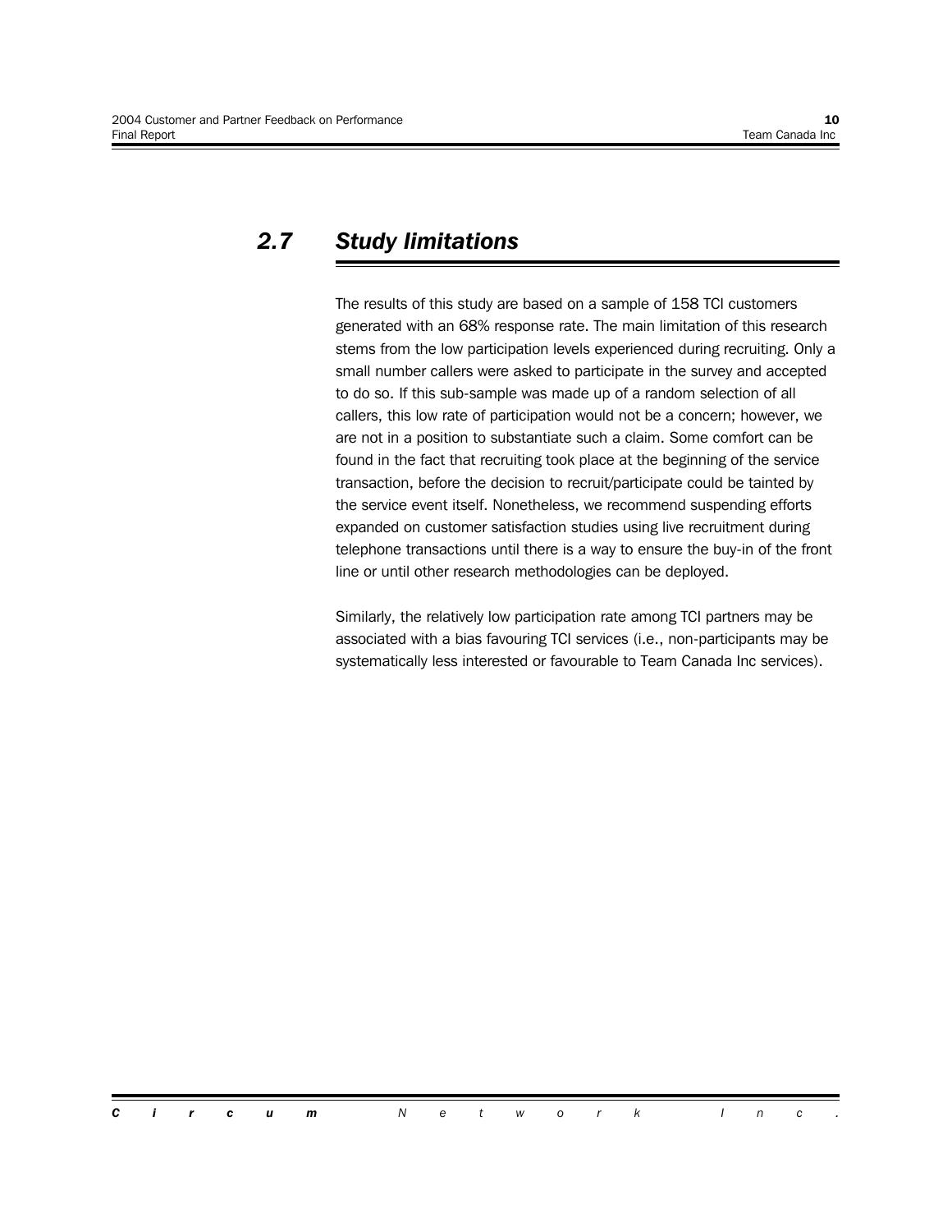## 2.7 Study limitations

The results of this study are based on a sample of 158 TCI customers generated with an 68% response rate. The main limitation of this research stems from the low participation levels experienced during recruiting. Only a small number callers were asked to participate in the survey and accepted to do so. If this sub-sample was made up of a random selection of all callers, this low rate of participation would not be a concern; however, we are not in a position to substantiate such a claim. Some comfort can be found in the fact that recruiting took place at the beginning of the service transaction, before the decision to recruit/participate could be tainted by the service event itself. Nonetheless, we recommend suspending efforts expanded on customer satisfaction studies using live recruitment during telephone transactions until there is a way to ensure the buy-in of the front line or until other research methodologies can be deployed.

Similarly, the relatively low participation rate among TCI partners may be associated with a bias favouring TCI services (i.e., non-participants may be systematically less interested or favourable to Team Canada Inc services).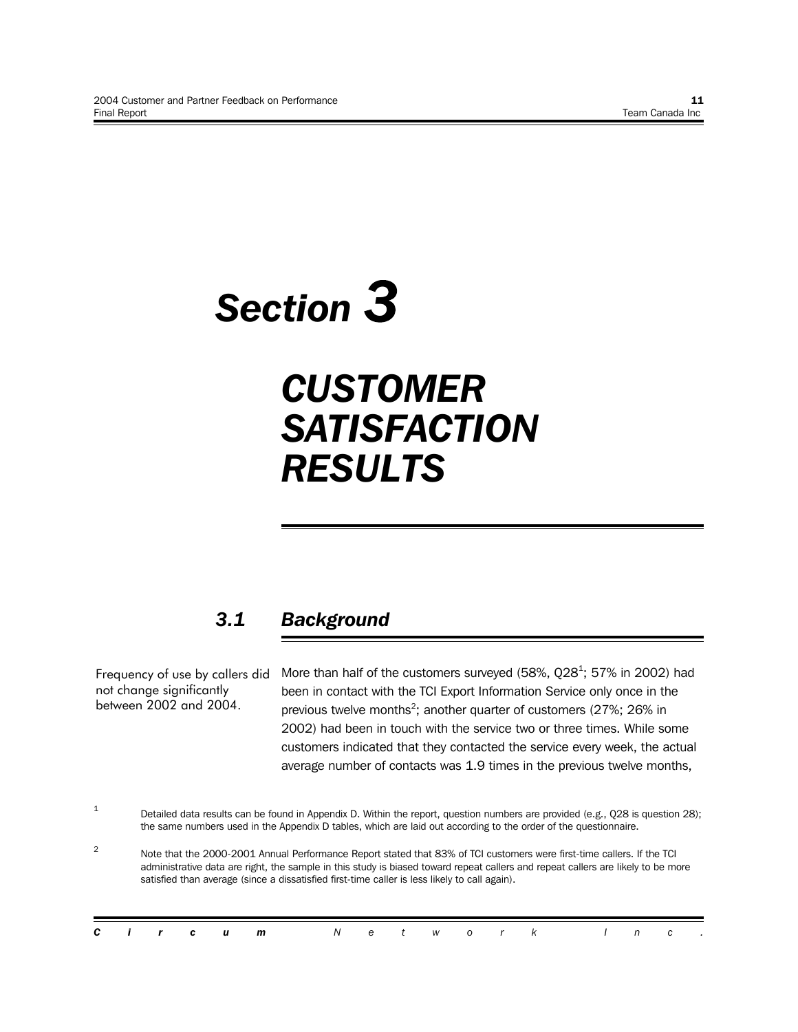# Section 3

# CUSTOMER SATISFACTION RESULTS

## 3.1 Background

Frequency of use by callers did not change significantly between 2002 and 2004.

More than half of the customers surveyed (58%, Q28[1]; 57% in 2002) had been in contact with the TCI Export Information Service only once in the previous twelve months[2]; another quarter of customers (27%; 26% in 2002) had been in touch with the service two or three times. While some customers indicated that they contacted the service every week, the actual average number of contacts was 1.9 times in the previous twelve months,

[1] Detailed data results can be found in Appendix D. Within the report, question numbers are provided (e.g., Q28 is question 28); the same numbers used in the Appendix D tables, which are laid out according to the order of the questionnaire.

[2] Note that the 2000-2001 Annual Performance Report stated that 83% of TCI customers were first-time callers. If the TCI administrative data are right, the sample in this study is biased toward repeat callers and repeat callers are likely to be more satisfied than average (since a dissatisfied first-time caller is less likely to call again).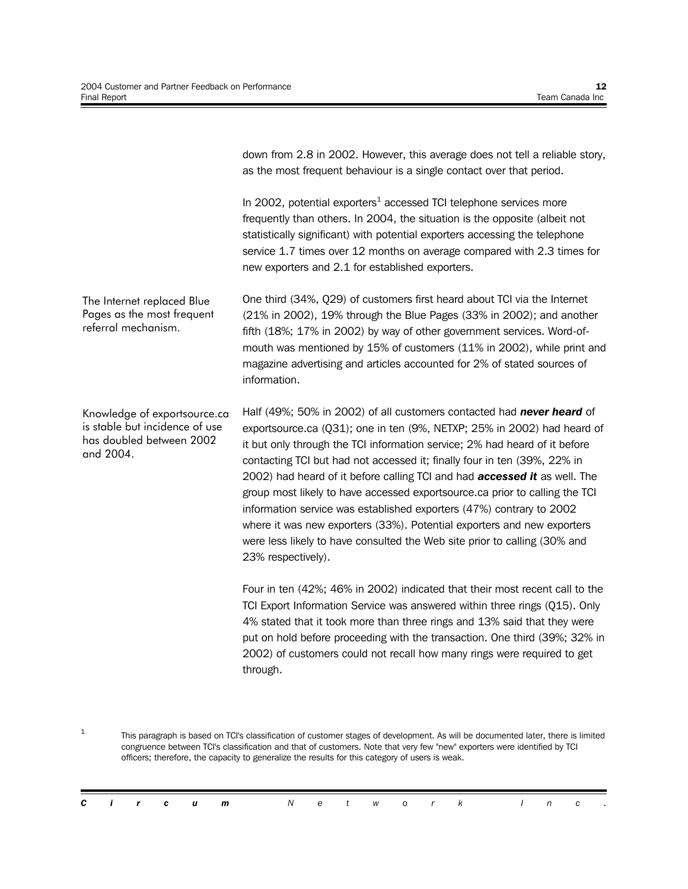down from 2.8 in 2002. However, this average does not tell a reliable story, as the most frequent behaviour is a single contact over that period.

In 2002, potential exporters[1] accessed TCI telephone services more frequently than others. In 2004, the situation is the opposite (albeit not statistically significant) with potential exporters accessing the telephone service 1.7 times over 12 months on average compared with 2.3 times for new exporters and 2.1 for established exporters.

The Internet replaced Blue Pages as the most frequent referral mechanism.

One third (34%, Q29) of customers first heard about TCI via the Internet (21% in 2002), 19% through the Blue Pages (33% in 2002); and another fifth (18%; 17% in 2002) by way of other government services. Word-of-mouth was mentioned by 15% of customers (11% in 2002), while print and magazine advertising and articles accounted for 2% of stated sources of information.

Knowledge of exportsource.ca is stable but incidence of use has doubled between 2002 and 2004.

Half (49%; 50% in 2002) of all customers contacted had ***never heard*** of exportsource.ca (Q31); one in ten (9%, NETXP; 25% in 2002) had heard of it but only through the TCI information service; 2% had heard of it before contacting TCI but had not accessed it; finally four in ten (39%, 22% in 2002) had heard of it before calling TCI and had ***accessed it*** as well. The group most likely to have accessed exportsource.ca prior to calling the TCI information service was established exporters (47%) contrary to 2002 where it was new exporters (33%). Potential exporters and new exporters were less likely to have consulted the Web site prior to calling (30% and 23% respectively).

Four in ten (42%; 46% in 2002) indicated that their most recent call to the TCI Export Information Service was answered within three rings (Q15). Only 4% stated that it took more than three rings and 13% said that they were put on hold before proceeding with the transaction. One third (39%; 32% in 2002) of customers could not recall how many rings were required to get through.

[1] This paragraph is based on TCI's classification of customer stages of development. As will be documented later, there is limited congruence between TCI's classification and that of customers. Note that very few "new" exporters were identified by TCI officers; therefore, the capacity to generalize the results for this category of users is weak.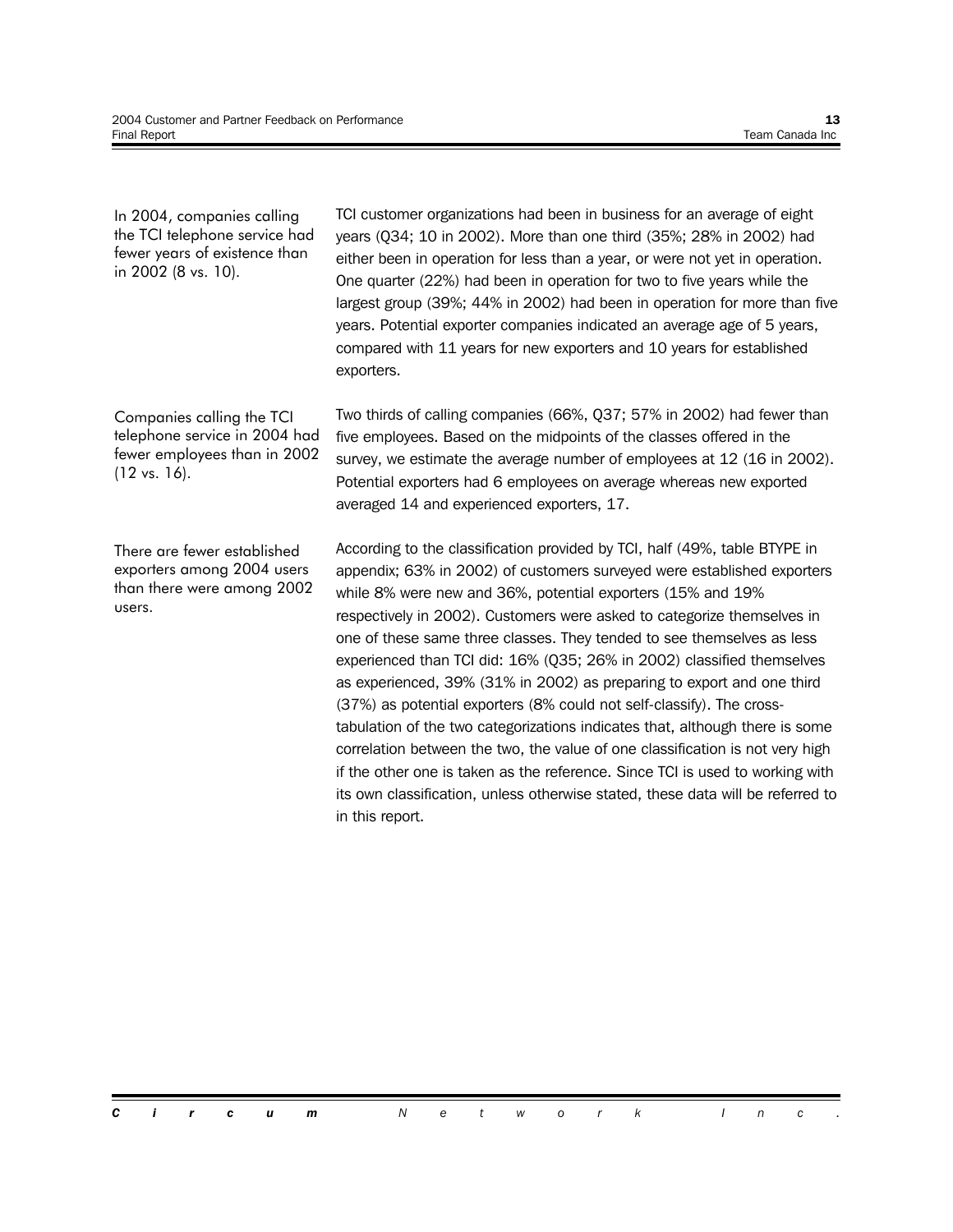In 2004, companies calling the TCI telephone service had fewer years of existence than in 2002 (8 vs. 10).

TCI customer organizations had been in business for an average of eight years (Q34; 10 in 2002). More than one third (35%; 28% in 2002) had either been in operation for less than a year, or were not yet in operation. One quarter (22%) had been in operation for two to five years while the largest group (39%; 44% in 2002) had been in operation for more than five years. Potential exporter companies indicated an average age of 5 years, compared with 11 years for new exporters and 10 years for established exporters.

Companies calling the TCI telephone service in 2004 had fewer employees than in 2002 (12 vs. 16).

Two thirds of calling companies (66%, Q37; 57% in 2002) had fewer than five employees. Based on the midpoints of the classes offered in the survey, we estimate the average number of employees at 12 (16 in 2002). Potential exporters had 6 employees on average whereas new exported averaged 14 and experienced exporters, 17.

There are fewer established exporters among 2004 users than there were among 2002 users.

According to the classification provided by TCI, half (49%, table BTYPE in appendix; 63% in 2002) of customers surveyed were established exporters while 8% were new and 36%, potential exporters (15% and 19% respectively in 2002). Customers were asked to categorize themselves in one of these same three classes. They tended to see themselves as less experienced than TCI did: 16% (Q35; 26% in 2002) classified themselves as experienced, 39% (31% in 2002) as preparing to export and one third (37%) as potential exporters (8% could not self-classify). The cross-tabulation of the two categorizations indicates that, although there is some correlation between the two, the value of one classification is not very high if the other one is taken as the reference. Since TCI is used to working with its own classification, unless otherwise stated, these data will be referred to in this report.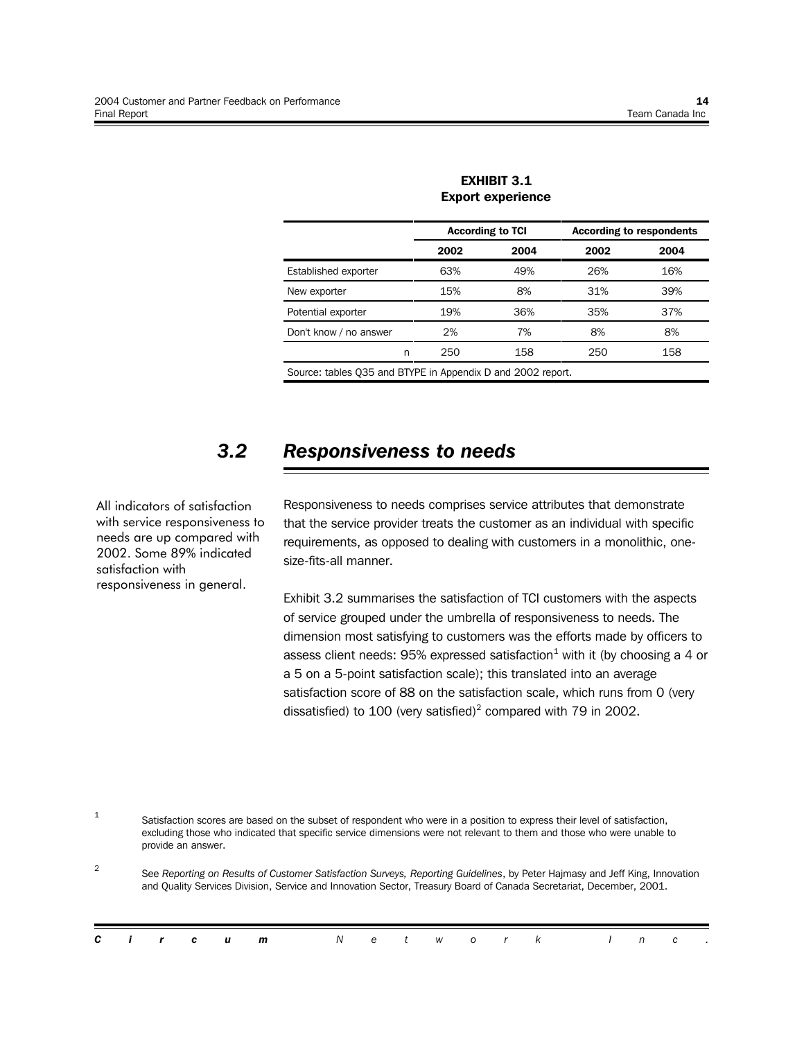**EXHIBIT 3.1**
**Export experience**

| | According to TCI | | According to respondents | |
|---|---|---|---|---|
| | 2002 | 2004 | 2002 | 2004 |
| Established exporter | 63% | 49% | 26% | 16% |
| New exporter | 15% | 8% | 31% | 39% |
| Potential exporter | 19% | 36% | 35% | 37% |
| Don't know / no answer | 2% | 7% | 8% | 8% |
| n | 250 | 158 | 250 | 158 |

Source: tables Q35 and BTYPE in Appendix D and 2002 report.

## *3.2 Responsiveness to needs*

All indicators of satisfaction with service responsiveness to needs are up compared with 2002. Some 89% indicated satisfaction with responsiveness in general.

Responsiveness to needs comprises service attributes that demonstrate that the service provider treats the customer as an individual with specific requirements, as opposed to dealing with customers in a monolithic, one-size-fits-all manner.

Exhibit 3.2 summarises the satisfaction of TCI customers with the aspects of service grouped under the umbrella of responsiveness to needs. The dimension most satisfying to customers was the efforts made by officers to assess client needs: 95% expressed satisfaction[1] with it (by choosing a 4 or a 5 on a 5-point satisfaction scale); this translated into an average satisfaction score of 88 on the satisfaction scale, which runs from 0 (very dissatisfied) to 100 (very satisfied)[2] compared with 79 in 2002.

[1] Satisfaction scores are based on the subset of respondent who were in a position to express their level of satisfaction, excluding those who indicated that specific service dimensions were not relevant to them and those who were unable to provide an answer.

[2] See *Reporting on Results of Customer Satisfaction Surveys, Reporting Guidelines*, by Peter Hajmasy and Jeff King, Innovation and Quality Services Division, Service and Innovation Sector, Treasury Board of Canada Secretariat, December, 2001.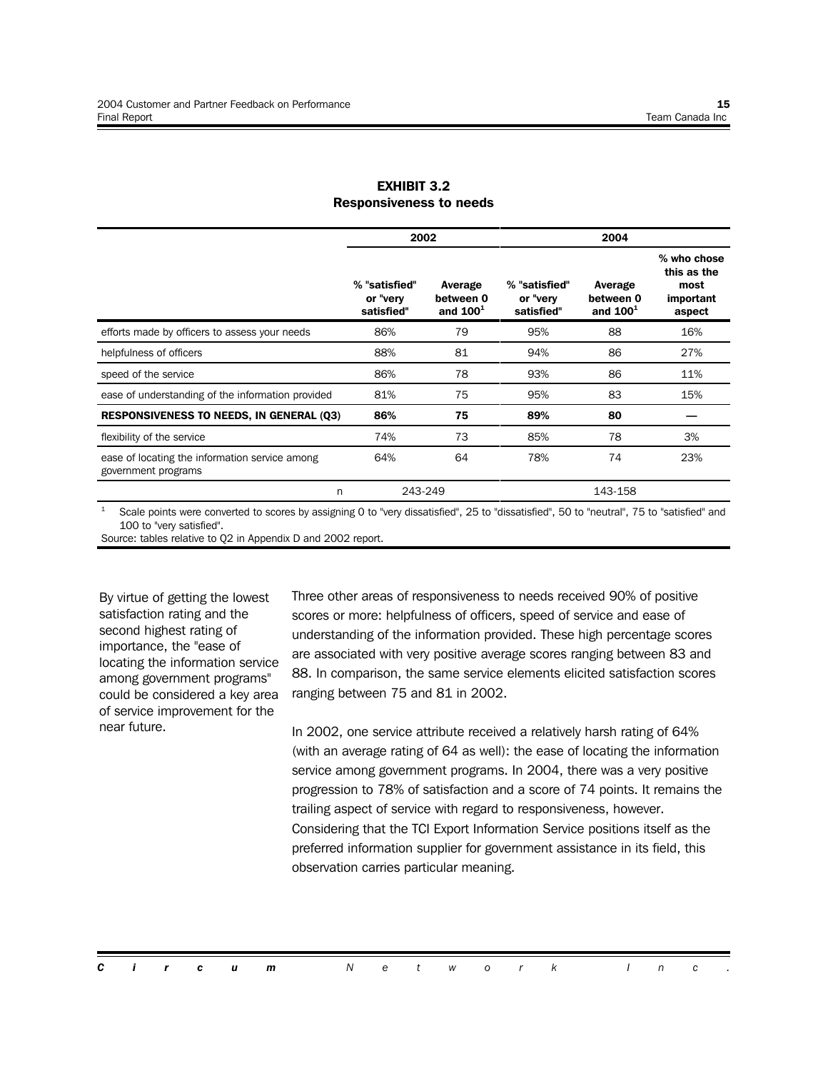**EXHIBIT 3.2**
**Responsiveness to needs**

| | 2002 | | 2004 | | |
|---|---|---|---|---|---|
| | % "satisfied" or "very satisfied" | Average between 0 and 100[1] | % "satisfied" or "very satisfied" | Average between 0 and 100[1] | % who chose this as the most important aspect |
| efforts made by officers to assess your needs | 86% | 79 | 95% | 88 | 16% |
| helpfulness of officers | 88% | 81 | 94% | 86 | 27% |
| speed of the service | 86% | 78 | 93% | 86 | 11% |
| ease of understanding of the information provided | 81% | 75 | 95% | 83 | 15% |
| **RESPONSIVENESS TO NEEDS, IN GENERAL (Q3)** | **86%** | **75** | **89%** | **80** | **—** |
| flexibility of the service | 74% | 73 | 85% | 78 | 3% |
| ease of locating the information service among government programs | 64% | 64 | 78% | 74 | 23% |
| n | 243-249 | | 143-158 | | |

[1] Scale points were converted to scores by assigning 0 to "very dissatisfied", 25 to "dissatisfied", 50 to "neutral", 75 to "satisfied" and 100 to "very satisfied".
Source: tables relative to Q2 in Appendix D and 2002 report.

By virtue of getting the lowest satisfaction rating and the second highest rating of importance, the "ease of locating the information service among government programs" could be considered a key area of service improvement for the near future.

Three other areas of responsiveness to needs received 90% of positive scores or more: helpfulness of officers, speed of service and ease of understanding of the information provided. These high percentage scores are associated with very positive average scores ranging between 83 and 88. In comparison, the same service elements elicited satisfaction scores ranging between 75 and 81 in 2002.

In 2002, one service attribute received a relatively harsh rating of 64% (with an average rating of 64 as well): the ease of locating the information service among government programs. In 2004, there was a very positive progression to 78% of satisfaction and a score of 74 points. It remains the trailing aspect of service with regard to responsiveness, however. Considering that the TCI Export Information Service positions itself as the preferred information supplier for government assistance in its field, this observation carries particular meaning.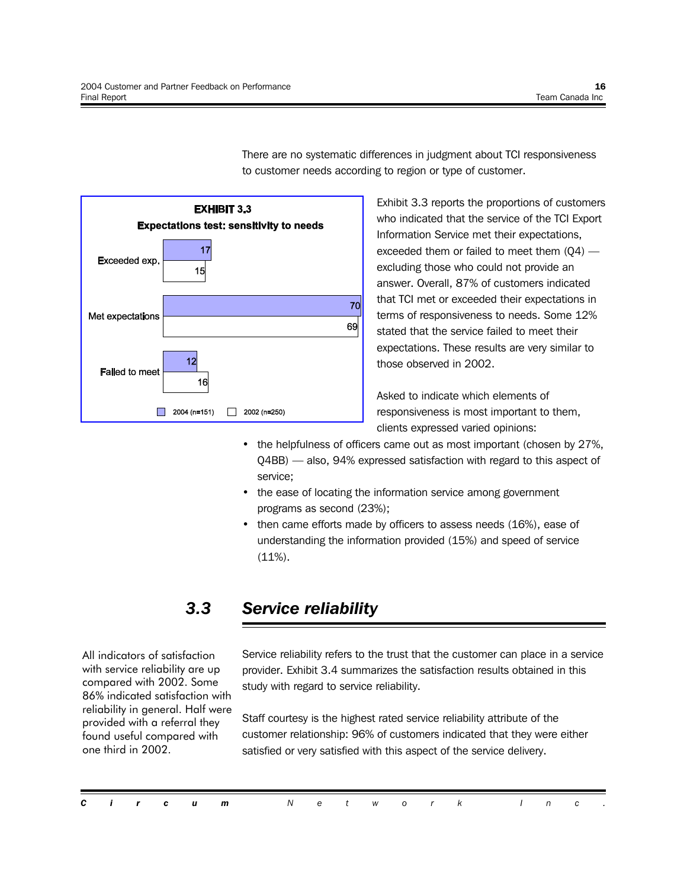There are no systematic differences in judgment about TCI responsiveness to customer needs according to region or type of customer.

**EXHIBIT 3.3**

**Expectations test: sensitivity to needs**

| | 2004 (n=151) | 2002 (n=250) |
|---|---|---|
| Exceeded exp. | 17 | 15 |
| Met expectations | 70 | 69 |
| Failed to meet | 12 | 16 |

Exhibit 3.3 reports the proportions of customers who indicated that the service of the TCI Export Information Service met their expectations, exceeded them or failed to meet them (Q4) — excluding those who could not provide an answer. Overall, 87% of customers indicated that TCI met or exceeded their expectations in terms of responsiveness to needs. Some 12% stated that the service failed to meet their expectations. These results are very similar to those observed in 2002.

Asked to indicate which elements of responsiveness is most important to them, clients expressed varied opinions:

- the helpfulness of officers came out as most important (chosen by 27%, Q4BB) — also, 94% expressed satisfaction with regard to this aspect of service;
- the ease of locating the information service among government programs as second (23%);
- then came efforts made by officers to assess needs (16%), ease of understanding the information provided (15%) and speed of service (11%).

## *3.3 Service reliability*

All indicators of satisfaction with service reliability are up compared with 2002. Some 86% indicated satisfaction with reliability in general. Half were provided with a referral they found useful compared with one third in 2002.

Service reliability refers to the trust that the customer can place in a service provider. Exhibit 3.4 summarizes the satisfaction results obtained in this study with regard to service reliability.

Staff courtesy is the highest rated service reliability attribute of the customer relationship: 96% of customers indicated that they were either satisfied or very satisfied with this aspect of the service delivery.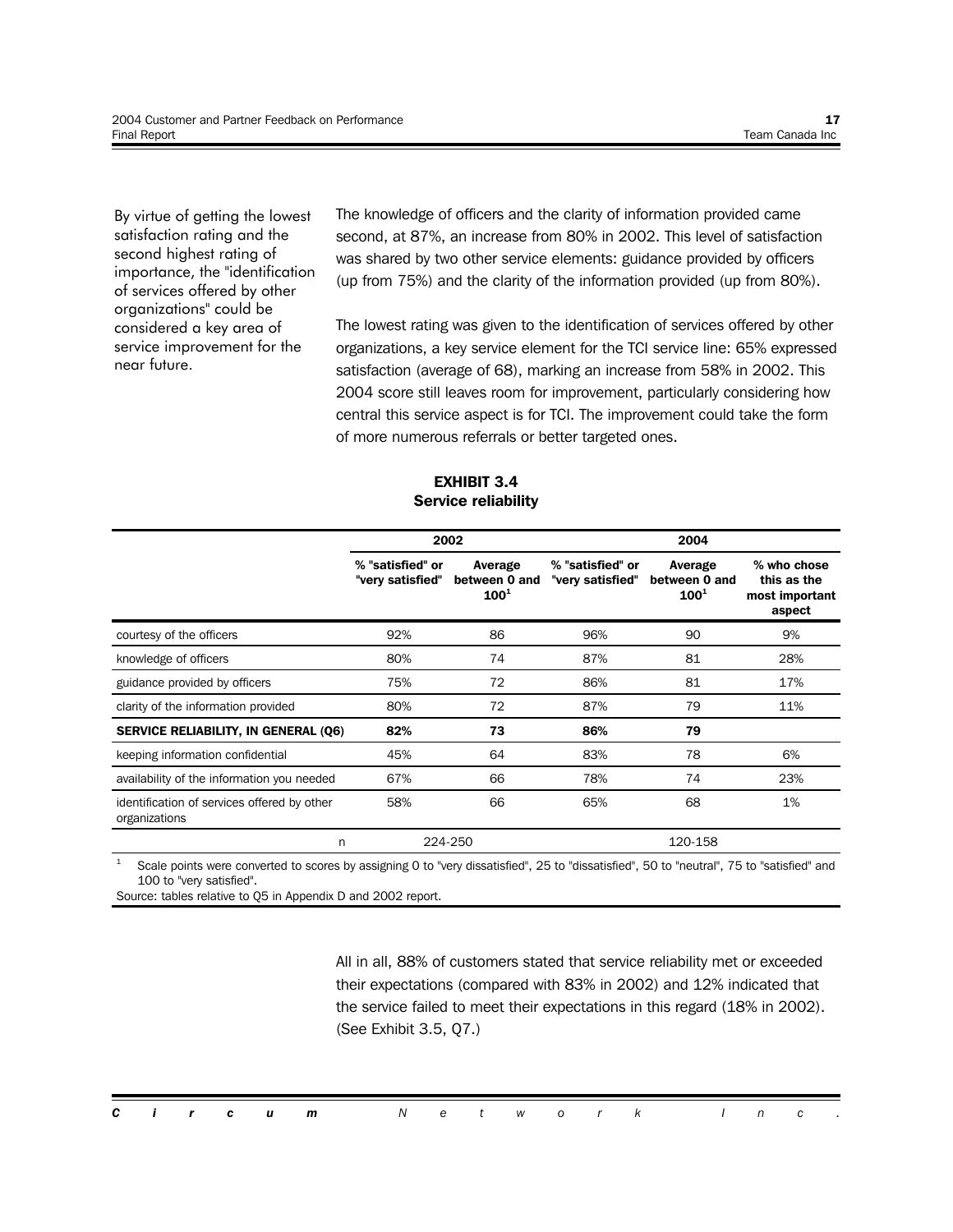By virtue of getting the lowest satisfaction rating and the second highest rating of importance, the "identification of services offered by other organizations" could be considered a key area of service improvement for the near future.

The knowledge of officers and the clarity of information provided came second, at 87%, an increase from 80% in 2002. This level of satisfaction was shared by two other service elements: guidance provided by officers (up from 75%) and the clarity of the information provided (up from 80%).

The lowest rating was given to the identification of services offered by other organizations, a key service element for the TCI service line: 65% expressed satisfaction (average of 68), marking an increase from 58% in 2002. This 2004 score still leaves room for improvement, particularly considering how central this service aspect is for TCI. The improvement could take the form of more numerous referrals or better targeted ones.

**EXHIBIT 3.4**
**Service reliability**

| | 2002 | | 2004 | | |
|---|---|---|---|---|---|
| | % "satisfied" or "very satisfied" | Average between 0 and 100[1] | % "satisfied" or "very satisfied" | Average between 0 and 100[1] | % who chose this as the most important aspect |
| courtesy of the officers | 92% | 86 | 96% | 90 | 9% |
| knowledge of officers | 80% | 74 | 87% | 81 | 28% |
| guidance provided by officers | 75% | 72 | 86% | 81 | 17% |
| clarity of the information provided | 80% | 72 | 87% | 79 | 11% |
| **SERVICE RELIABILITY, IN GENERAL (Q6)** | **82%** | **73** | **86%** | **79** | |
| keeping information confidential | 45% | 64 | 83% | 78 | 6% |
| availability of the information you needed | 67% | 66 | 78% | 74 | 23% |
| identification of services offered by other organizations | 58% | 66 | 65% | 68 | 1% |
| n | 224-250 | | 120-158 | | |

[1] Scale points were converted to scores by assigning 0 to "very dissatisfied", 25 to "dissatisfied", 50 to "neutral", 75 to "satisfied" and 100 to "very satisfied".

Source: tables relative to Q5 in Appendix D and 2002 report.

All in all, 88% of customers stated that service reliability met or exceeded their expectations (compared with 83% in 2002) and 12% indicated that the service failed to meet their expectations in this regard (18% in 2002). (See Exhibit 3.5, Q7.)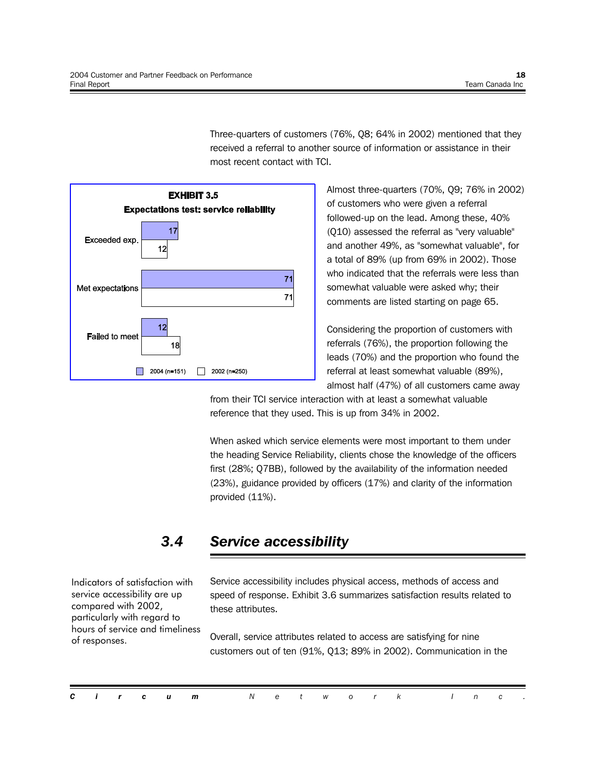Three-quarters of customers (76%, Q8; 64% in 2002) mentioned that they received a referral to another source of information or assistance in their most recent contact with TCI.

**EXHIBIT 3.5**
**Expectations test: service reliability**

| | 2004 (n=151) | 2002 (n=250) |
|---|---|---|
| Exceeded exp. | 17 | 12 |
| Met expectations | 71 | 71 |
| Failed to meet | 12 | 18 |

Almost three-quarters (70%, Q9; 76% in 2002) of customers who were given a referral followed-up on the lead. Among these, 40% (Q10) assessed the referral as "very valuable" and another 49%, as "somewhat valuable", for a total of 89% (up from 69% in 2002). Those who indicated that the referrals were less than somewhat valuable were asked why; their comments are listed starting on page 65.

Considering the proportion of customers with referrals (76%), the proportion following the leads (70%) and the proportion who found the referral at least somewhat valuable (89%), almost half (47%) of all customers came away from their TCI service interaction with at least a somewhat valuable reference that they used. This is up from 34% in 2002.

When asked which service elements were most important to them under the heading Service Reliability, clients chose the knowledge of the officers first (28%; Q7BB), followed by the availability of the information needed (23%), guidance provided by officers (17%) and clarity of the information provided (11%).

## *3.4 Service accessibility*

Indicators of satisfaction with service accessibility are up compared with 2002, particularly with regard to hours of service and timeliness of responses.

Service accessibility includes physical access, methods of access and speed of response. Exhibit 3.6 summarizes satisfaction results related to these attributes.

Overall, service attributes related to access are satisfying for nine customers out of ten (91%, Q13; 89% in 2002). Communication in the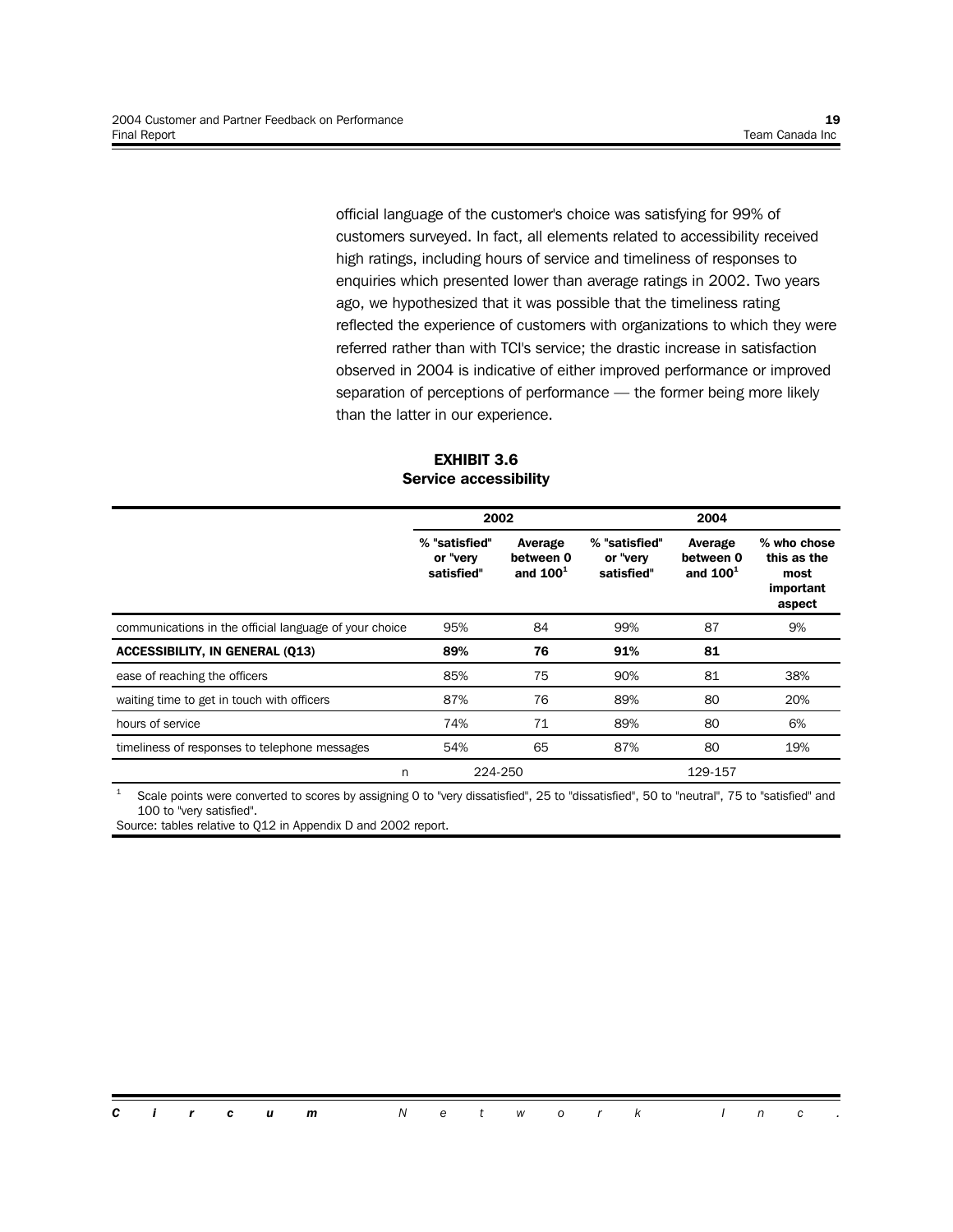official language of the customer's choice was satisfying for 99% of customers surveyed. In fact, all elements related to accessibility received high ratings, including hours of service and timeliness of responses to enquiries which presented lower than average ratings in 2002. Two years ago, we hypothesized that it was possible that the timeliness rating reflected the experience of customers with organizations to which they were referred rather than with TCI's service; the drastic increase in satisfaction observed in 2004 is indicative of either improved performance or improved separation of perceptions of performance — the former being more likely than the latter in our experience.

**EXHIBIT 3.6**
**Service accessibility**

| | 2002 | | 2004 | | |
|---|---|---|---|---|---|
| | % "satisfied" or "very satisfied" | Average between 0 and 100[1] | % "satisfied" or "very satisfied" | Average between 0 and 100[1] | % who chose this as the most important aspect |
| communications in the official language of your choice | 95% | 84 | 99% | 87 | 9% |
| **ACCESSIBILITY, IN GENERAL (Q13)** | **89%** | **76** | **91%** | **81** | |
| ease of reaching the officers | 85% | 75 | 90% | 81 | 38% |
| waiting time to get in touch with officers | 87% | 76 | 89% | 80 | 20% |
| hours of service | 74% | 71 | 89% | 80 | 6% |
| timeliness of responses to telephone messages | 54% | 65 | 87% | 80 | 19% |
| n | 224-250 | | 129-157 | | |

[1] Scale points were converted to scores by assigning 0 to "very dissatisfied", 25 to "dissatisfied", 50 to "neutral", 75 to "satisfied" and 100 to "very satisfied".

Source: tables relative to Q12 in Appendix D and 2002 report.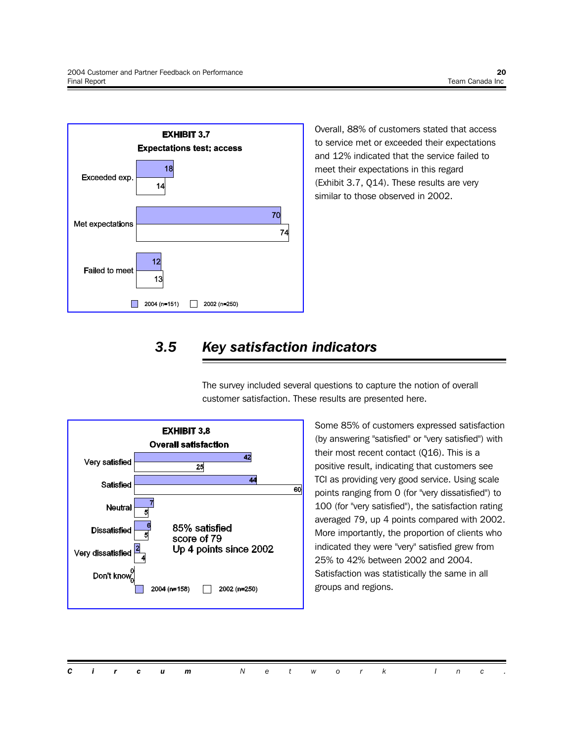**EXHIBIT 3.7**

**Expectations test: access**

| | 2004 (n=151) | 2002 (n=250) |
|---|---|---|
| Exceeded exp. | 18 | 14 |
| Met expectations | 70 | 74 |
| Failed to meet | 12 | 13 |

Overall, 88% of customers stated that access to service met or exceeded their expectations and 12% indicated that the service failed to meet their expectations in this regard (Exhibit 3.7, Q14). These results are very similar to those observed in 2002.

## 3.5 *Key satisfaction indicators*

The survey included several questions to capture the notion of overall customer satisfaction. These results are presented here.

**EXHIBIT 3.8**

**Overall satisfaction**

| | 2004 (n=158) | 2002 (n=250) |
|---|---|---|
| Very satisfied | 42 | 25 |
| Satisfied | 44 | 60 |
| Neutral | 7 | 5 |
| Dissatisfied | 6 | 5 |
| Very dissatisfied | 2 | 4 |
| Don't know | 0 | 0 |

85% satisfied
score of 79
Up 4 points since 2002

Some 85% of customers expressed satisfaction (by answering "satisfied" or "very satisfied") with their most recent contact (Q16). This is a positive result, indicating that customers see TCI as providing very good service. Using scale points ranging from 0 (for "very dissatisfied") to 100 (for "very satisfied"), the satisfaction rating averaged 79, up 4 points compared with 2002. More importantly, the proportion of clients who indicated they were "very" satisfied grew from 25% to 42% between 2002 and 2004. Satisfaction was statistically the same in all groups and regions.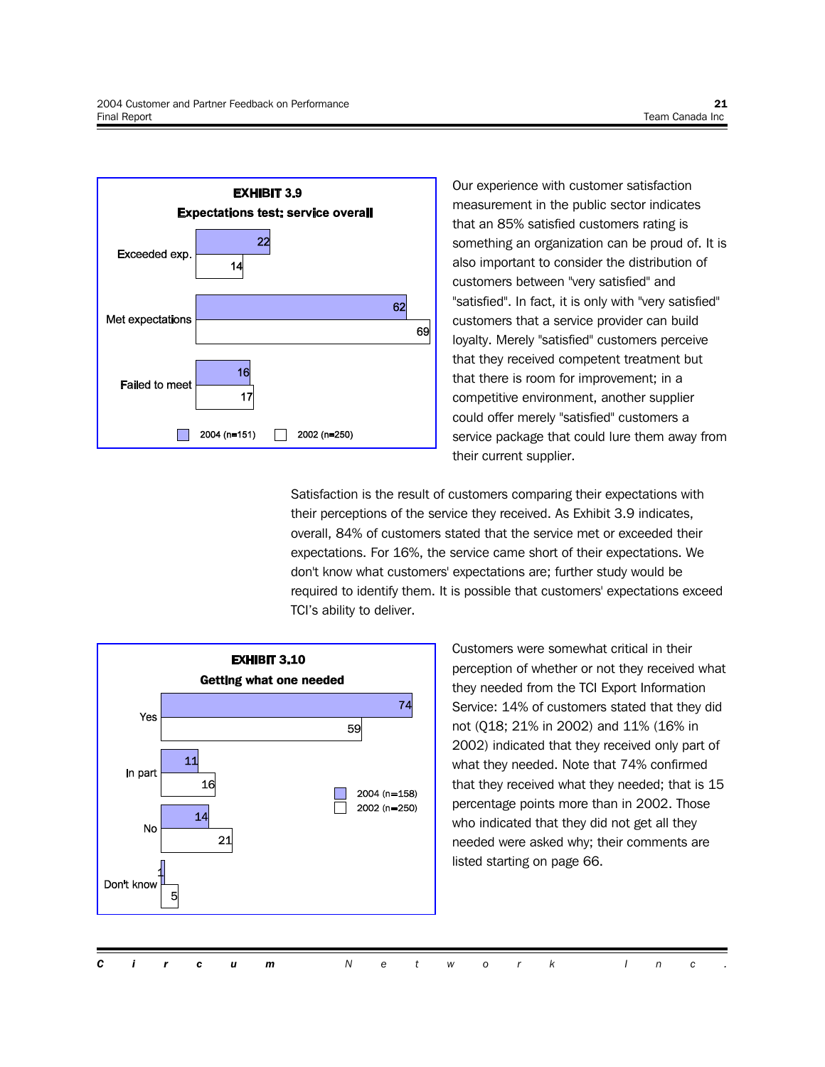**EXHIBIT 3.9**

**Expectations test: service overall**

| | 2004 (n=151) | 2002 (n=250) |
|---|---|---|
| Exceeded exp. | 22 | 14 |
| Met expectations | 62 | 69 |
| Failed to meet | 16 | 17 |

Our experience with customer satisfaction measurement in the public sector indicates that an 85% satisfied customers rating is something an organization can be proud of. It is also important to consider the distribution of customers between "very satisfied" and "satisfied". In fact, it is only with "very satisfied" customers that a service provider can build loyalty. Merely "satisfied" customers perceive that they received competent treatment but that there is room for improvement; in a competitive environment, another supplier could offer merely "satisfied" customers a service package that could lure them away from their current supplier.

Satisfaction is the result of customers comparing their expectations with their perceptions of the service they received. As Exhibit 3.9 indicates, overall, 84% of customers stated that the service met or exceeded their expectations. For 16%, the service came short of their expectations. We don't know what customers' expectations are; further study would be required to identify them. It is possible that customers' expectations exceed TCI's ability to deliver.

**EXHIBIT 3.10**

**Getting what one needed**

| | 2004 (n=158) | 2002 (n=250) |
|---|---|---|
| Yes | 74 | 59 |
| In part | 11 | 16 |
| No | 14 | 21 |
| Don't know | 1 | 5 |

Customers were somewhat critical in their perception of whether or not they received what they needed from the TCI Export Information Service: 14% of customers stated that they did not (Q18; 21% in 2002) and 11% (16% in 2002) indicated that they received only part of what they needed. Note that 74% confirmed that they received what they needed; that is 15 percentage points more than in 2002. Those who indicated that they did not get all they needed were asked why; their comments are listed starting on page 66.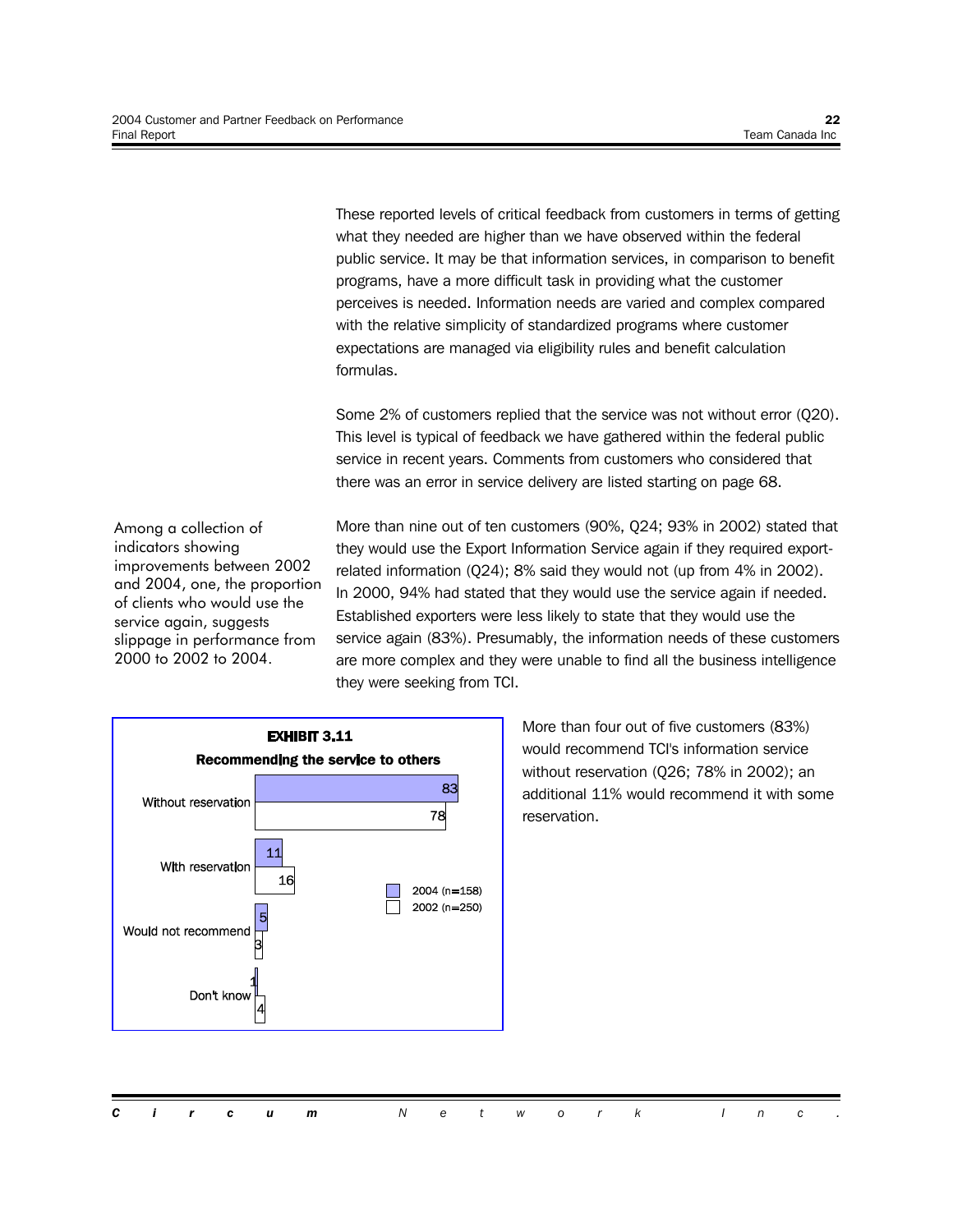These reported levels of critical feedback from customers in terms of getting what they needed are higher than we have observed within the federal public service. It may be that information services, in comparison to benefit programs, have a more difficult task in providing what the customer perceives is needed. Information needs are varied and complex compared with the relative simplicity of standardized programs where customer expectations are managed via eligibility rules and benefit calculation formulas.

Some 2% of customers replied that the service was not without error (Q20). This level is typical of feedback we have gathered within the federal public service in recent years. Comments from customers who considered that there was an error in service delivery are listed starting on page 68.

Among a collection of indicators showing improvements between 2002 and 2004, one, the proportion of clients who would use the service again, suggests slippage in performance from 2000 to 2002 to 2004.

More than nine out of ten customers (90%, Q24; 93% in 2002) stated that they would use the Export Information Service again if they required export-related information (Q24); 8% said they would not (up from 4% in 2002). In 2000, 94% had stated that they would use the service again if needed. Established exporters were less likely to state that they would use the service again (83%). Presumably, the information needs of these customers are more complex and they were unable to find all the business intelligence they were seeking from TCI.

**EXHIBIT 3.11**

**Recommending the service to others**

| | 2004 (n=158) | 2002 (n=250) |
|---|---|---|
| Without reservation | 83 | 78 |
| With reservation | 11 | 16 |
| Would not recommend | 5 | 3 |
| Don't know | 1 | 4 |

More than four out of five customers (83%) would recommend TCI's information service without reservation (Q26; 78% in 2002); an additional 11% would recommend it with some reservation.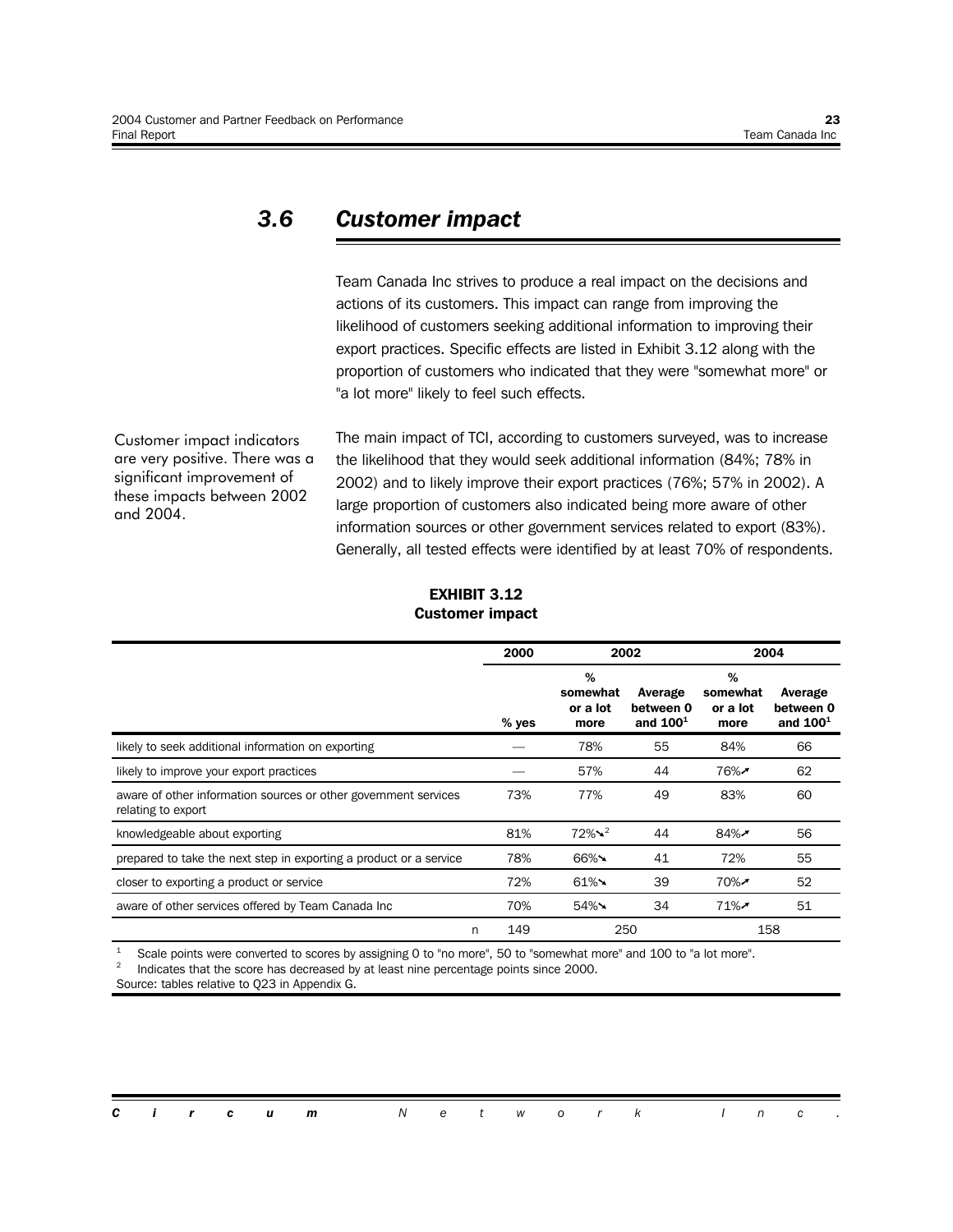## 3.6 *Customer impact*

Team Canada Inc strives to produce a real impact on the decisions and actions of its customers. This impact can range from improving the likelihood of customers seeking additional information to improving their export practices. Specific effects are listed in Exhibit 3.12 along with the proportion of customers who indicated that they were "somewhat more" or "a lot more" likely to feel such effects.

Customer impact indicators are very positive. There was a significant improvement of these impacts between 2002 and 2004.

The main impact of TCI, according to customers surveyed, was to increase the likelihood that they would seek additional information (84%; 78% in 2002) and to likely improve their export practices (76%; 57% in 2002). A large proportion of customers also indicated being more aware of other information sources or other government services related to export (83%). Generally, all tested effects were identified by at least 70% of respondents.

**EXHIBIT 3.12**
**Customer impact**

| | 2000 | 2002 | | 2004 | |
|---|---|---|---|---|---|
| | % yes | % somewhat or a lot more | Average between 0 and 100[1] | % somewhat or a lot more | Average between 0 and 100[1] |
| likely to seek additional information on exporting | — | 78% | 55 | 84% | 66 |
| likely to improve your export practices | — | 57% | 44 | 76%↗ | 62 |
| aware of other information sources or other government services relating to export | 73% | 77% | 49 | 83% | 60 |
| knowledgeable about exporting | 81% | 72%↘[2] | 44 | 84%↗ | 56 |
| prepared to take the next step in exporting a product or a service | 78% | 66%↘ | 41 | 72% | 55 |
| closer to exporting a product or service | 72% | 61%↘ | 39 | 70%↗ | 52 |
| aware of other services offered by Team Canada Inc | 70% | 54%↘ | 34 | 71%↗ | 51 |
| n | 149 | 250 | | 158 | |

[1] Scale points were converted to scores by assigning 0 to "no more", 50 to "somewhat more" and 100 to "a lot more".
[2] Indicates that the score has decreased by at least nine percentage points since 2000.
Source: tables relative to Q23 in Appendix G.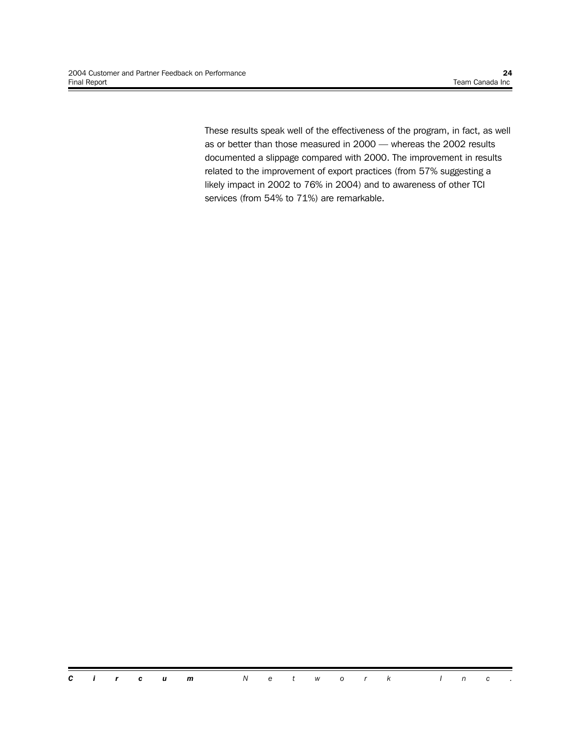These results speak well of the effectiveness of the program, in fact, as well as or better than those measured in 2000 — whereas the 2002 results documented a slippage compared with 2000. The improvement in results related to the improvement of export practices (from 57% suggesting a likely impact in 2002 to 76% in 2004) and to awareness of other TCI services (from 54% to 71%) are remarkable.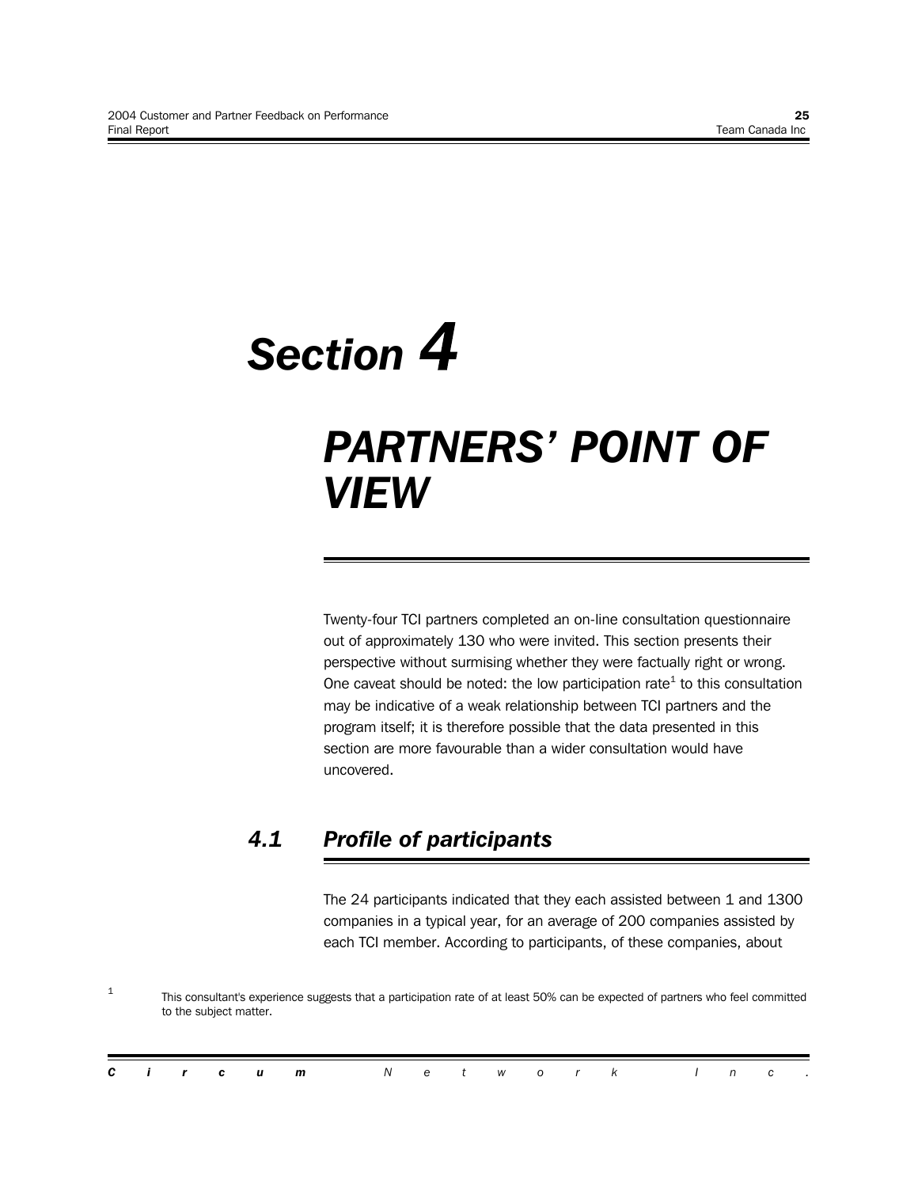# Section 4

# PARTNERS' POINT OF VIEW

Twenty-four TCI partners completed an on-line consultation questionnaire out of approximately 130 who were invited. This section presents their perspective without surmising whether they were factually right or wrong. One caveat should be noted: the low participation rate[1] to this consultation may be indicative of a weak relationship between TCI partners and the program itself; it is therefore possible that the data presented in this section are more favourable than a wider consultation would have uncovered.

## 4.1 Profile of participants

The 24 participants indicated that they each assisted between 1 and 1300 companies in a typical year, for an average of 200 companies assisted by each TCI member. According to participants, of these companies, about

[1] This consultant's experience suggests that a participation rate of at least 50% can be expected of partners who feel committed to the subject matter.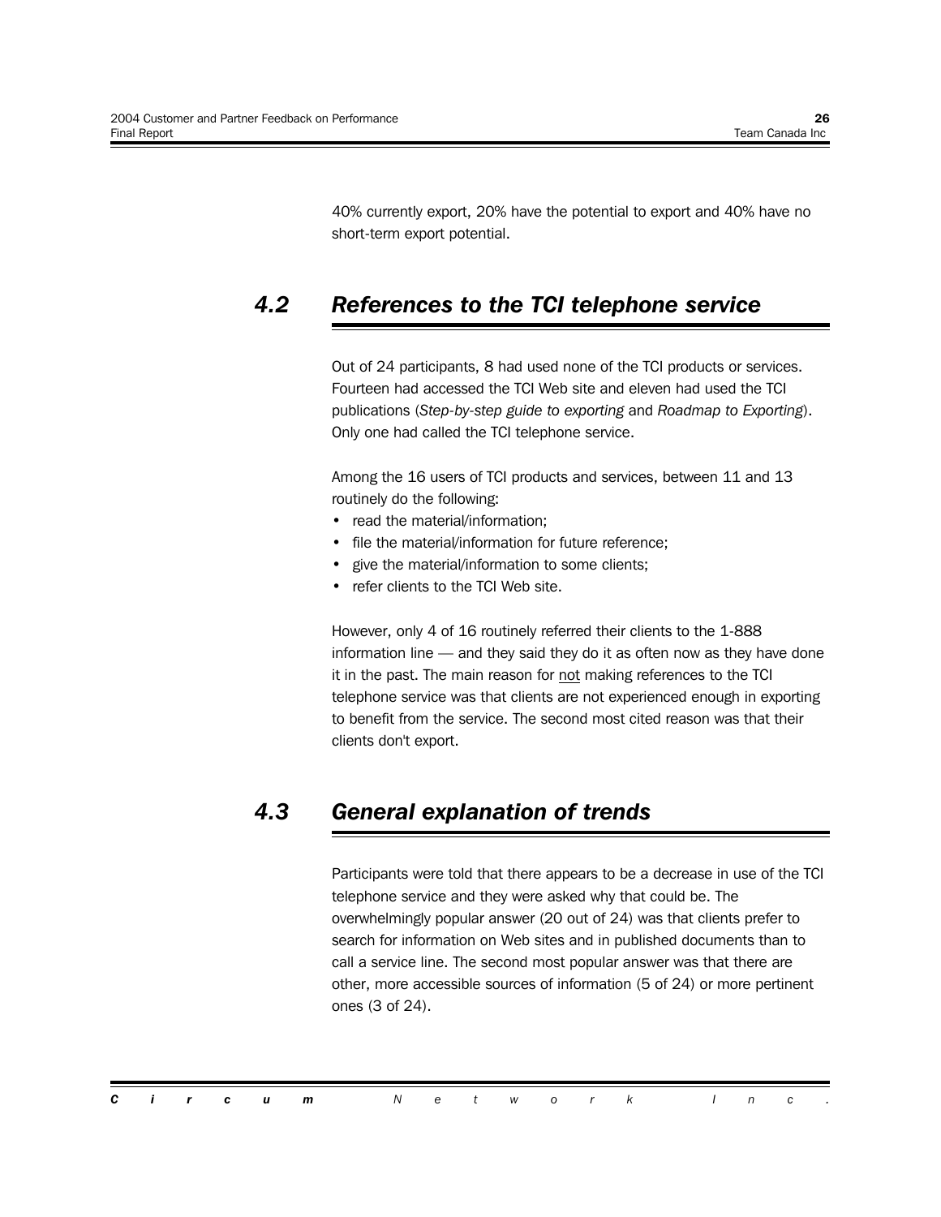40% currently export, 20% have the potential to export and 40% have no short-term export potential.

## 4.2 References to the TCI telephone service

Out of 24 participants, 8 had used none of the TCI products or services. Fourteen had accessed the TCI Web site and eleven had used the TCI publications (*Step-by-step guide to exporting* and *Roadmap to Exporting*). Only one had called the TCI telephone service.

Among the 16 users of TCI products and services, between 11 and 13 routinely do the following:

- read the material/information;
- file the material/information for future reference;
- give the material/information to some clients;
- refer clients to the TCI Web site.

However, only 4 of 16 routinely referred their clients to the 1-888 information line — and they said they do it as often now as they have done it in the past. The main reason for <u>not</u> making references to the TCI telephone service was that clients are not experienced enough in exporting to benefit from the service. The second most cited reason was that their clients don't export.

## 4.3 General explanation of trends

Participants were told that there appears to be a decrease in use of the TCI telephone service and they were asked why that could be. The overwhelmingly popular answer (20 out of 24) was that clients prefer to search for information on Web sites and in published documents than to call a service line. The second most popular answer was that there are other, more accessible sources of information (5 of 24) or more pertinent ones (3 of 24).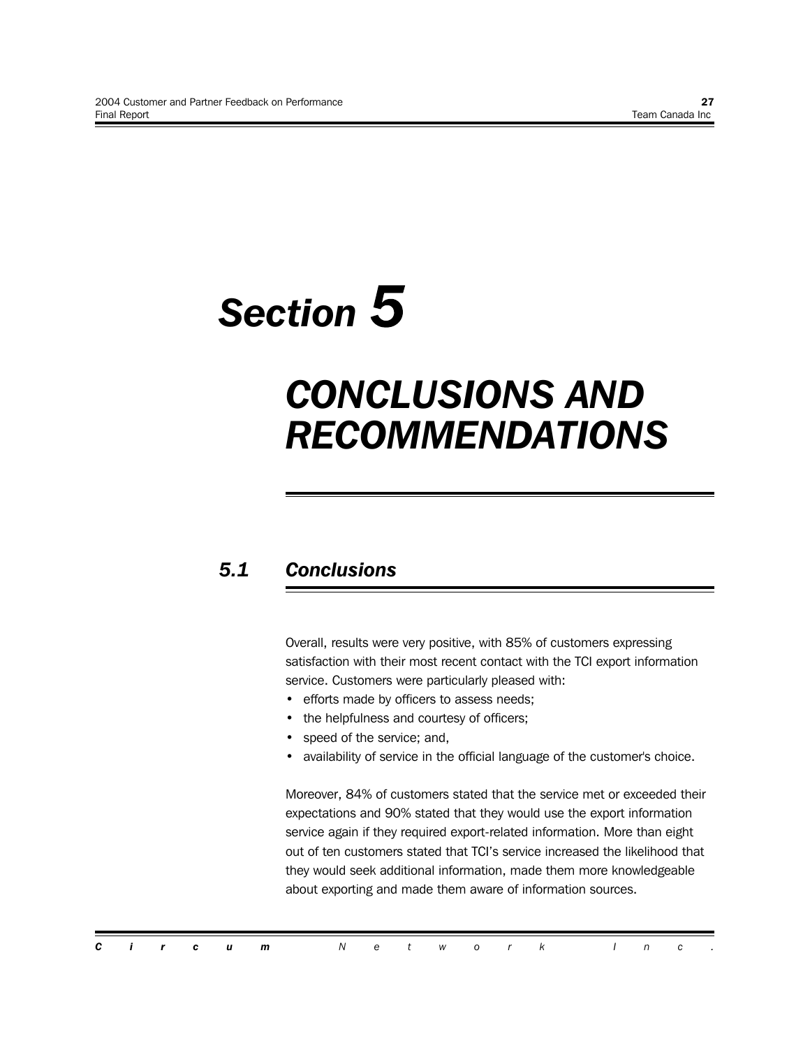# Section 5

# CONCLUSIONS AND RECOMMENDATIONS

## 5.1 Conclusions

Overall, results were very positive, with 85% of customers expressing satisfaction with their most recent contact with the TCI export information service. Customers were particularly pleased with:

- efforts made by officers to assess needs;
- the helpfulness and courtesy of officers;
- speed of the service; and,
- availability of service in the official language of the customer's choice.

Moreover, 84% of customers stated that the service met or exceeded their expectations and 90% stated that they would use the export information service again if they required export-related information. More than eight out of ten customers stated that TCI's service increased the likelihood that they would seek additional information, made them more knowledgeable about exporting and made them aware of information sources.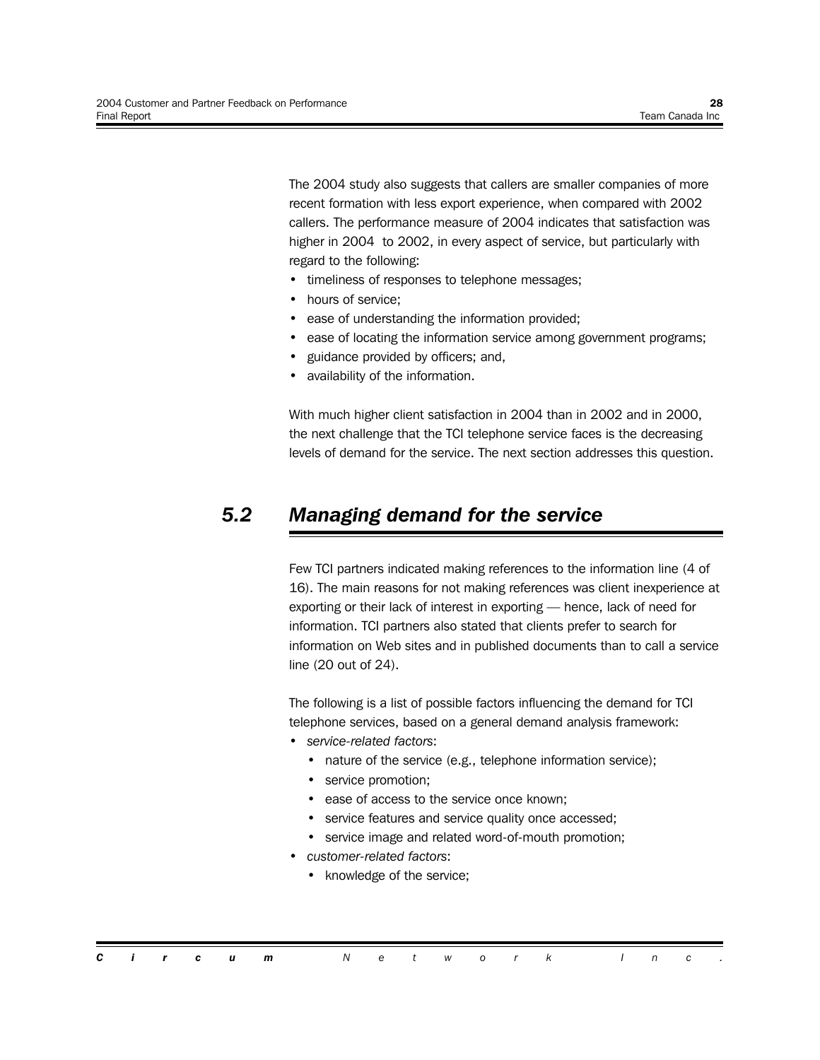The 2004 study also suggests that callers are smaller companies of more recent formation with less export experience, when compared with 2002 callers. The performance measure of 2004 indicates that satisfaction was higher in 2004 to 2002, in every aspect of service, but particularly with regard to the following:

- timeliness of responses to telephone messages;
- hours of service;
- ease of understanding the information provided;
- ease of locating the information service among government programs;
- guidance provided by officers; and,
- availability of the information.

With much higher client satisfaction in 2004 than in 2002 and in 2000, the next challenge that the TCI telephone service faces is the decreasing levels of demand for the service. The next section addresses this question.

## *5.2 Managing demand for the service*

Few TCI partners indicated making references to the information line (4 of 16). The main reasons for not making references was client inexperience at exporting or their lack of interest in exporting — hence, lack of need for information. TCI partners also stated that clients prefer to search for information on Web sites and in published documents than to call a service line (20 out of 24).

The following is a list of possible factors influencing the demand for TCI telephone services, based on a general demand analysis framework:

- *service-related factors*:
  - nature of the service (e.g., telephone information service);
  - service promotion;
  - ease of access to the service once known;
  - service features and service quality once accessed;
  - service image and related word-of-mouth promotion;
- *customer-related factors*:
  - knowledge of the service;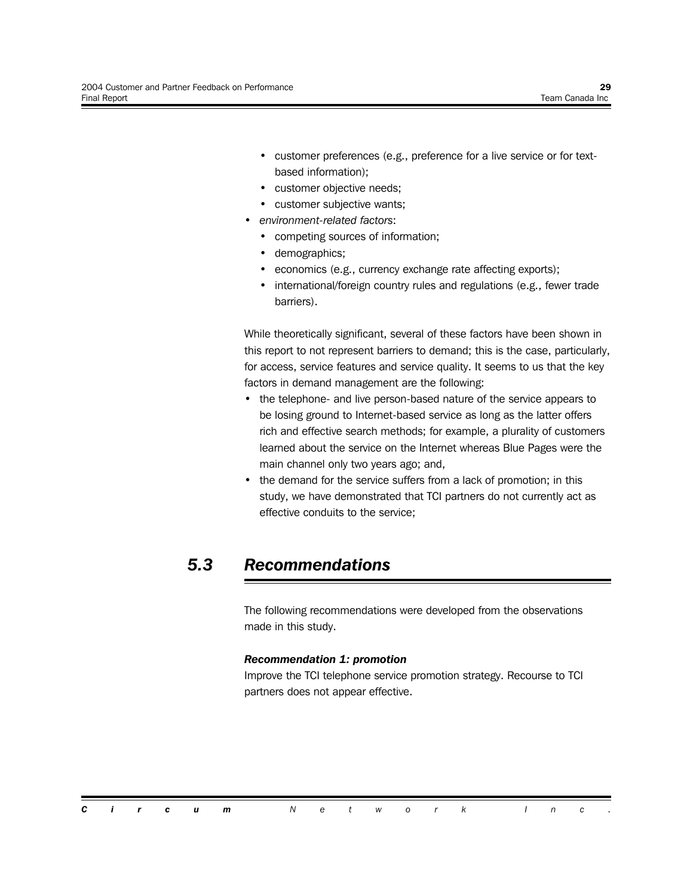- customer preferences (e.g., preference for a live service or for text-based information);
  - customer objective needs;
  - customer subjective wants;
- *environment-related factors*:
  - competing sources of information;
  - demographics;
  - economics (e.g., currency exchange rate affecting exports);
  - international/foreign country rules and regulations (e.g., fewer trade barriers).

While theoretically significant, several of these factors have been shown in this report to not represent barriers to demand; this is the case, particularly, for access, service features and service quality. It seems to us that the key factors in demand management are the following:

- the telephone- and live person-based nature of the service appears to be losing ground to Internet-based service as long as the latter offers rich and effective search methods; for example, a plurality of customers learned about the service on the Internet whereas Blue Pages were the main channel only two years ago; and,
- the demand for the service suffers from a lack of promotion; in this study, we have demonstrated that TCI partners do not currently act as effective conduits to the service;

## *5.3 Recommendations*

The following recommendations were developed from the observations made in this study.

***Recommendation 1: promotion***

Improve the TCI telephone service promotion strategy. Recourse to TCI partners does not appear effective.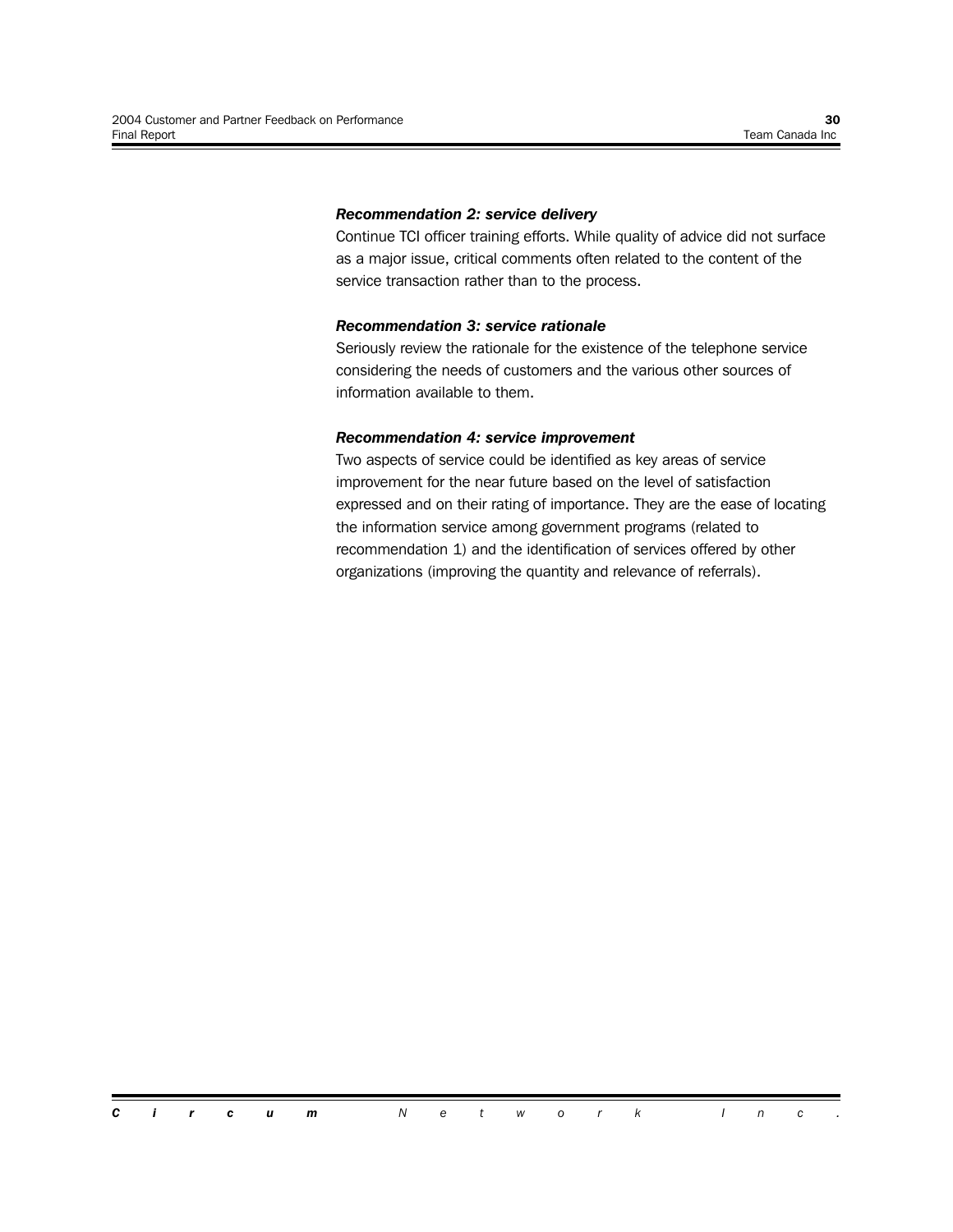***Recommendation 2: service delivery***

Continue TCI officer training efforts. While quality of advice did not surface as a major issue, critical comments often related to the content of the service transaction rather than to the process.

***Recommendation 3: service rationale***

Seriously review the rationale for the existence of the telephone service considering the needs of customers and the various other sources of information available to them.

***Recommendation 4: service improvement***

Two aspects of service could be identified as key areas of service improvement for the near future based on the level of satisfaction expressed and on their rating of importance. They are the ease of locating the information service among government programs (related to recommendation 1) and the identification of services offered by other organizations (improving the quantity and relevance of referrals).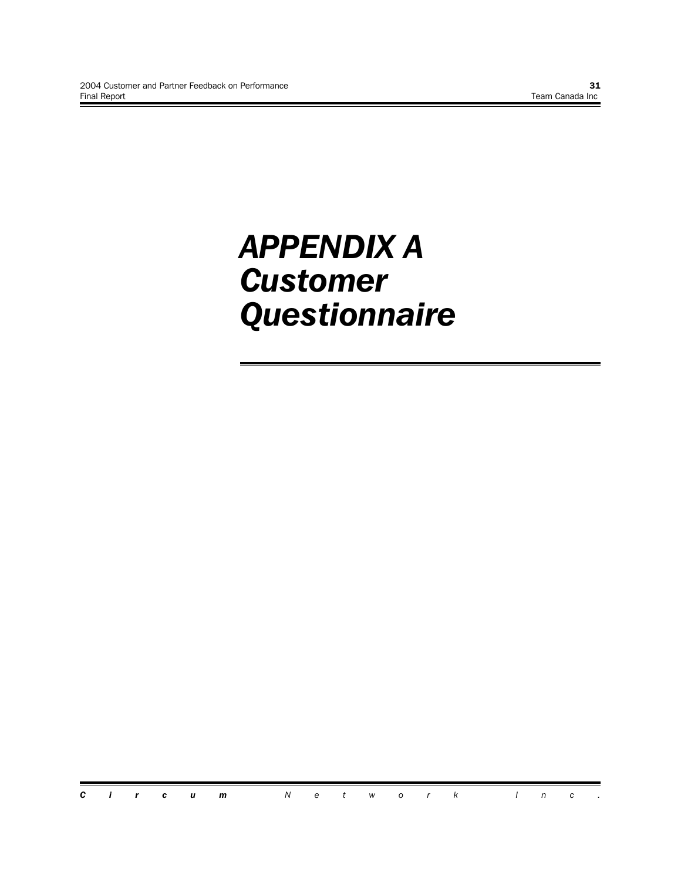# *APPENDIX A Customer Questionnaire*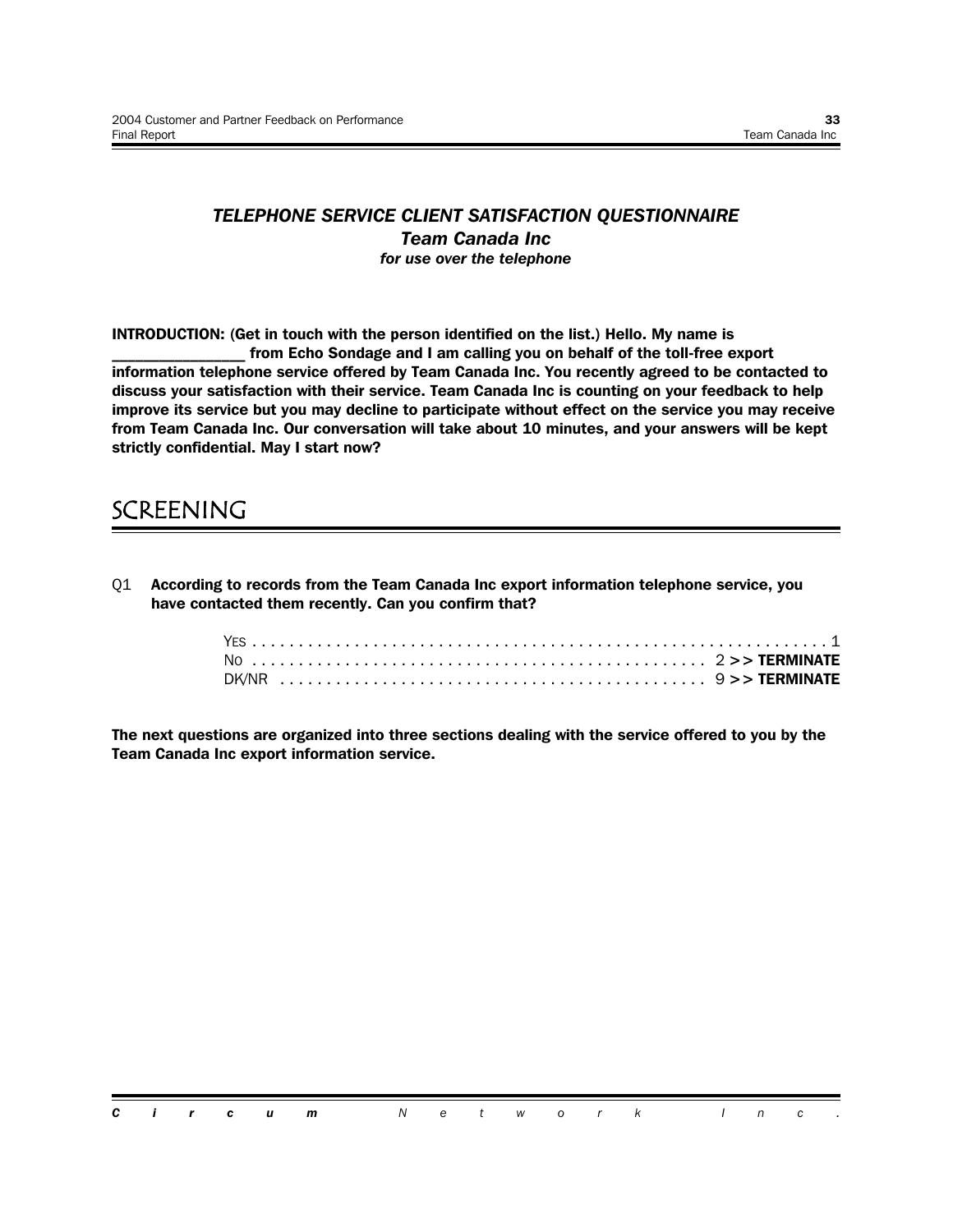### *TELEPHONE SERVICE CLIENT SATISFACTION QUESTIONNAIRE*

### *Team Canada Inc*

***for use over the telephone***

**INTRODUCTION: (Get in touch with the person identified on the list.) Hello. My name is \_\_\_\_\_\_\_\_\_\_\_\_\_\_\_\_ from Echo Sondage and I am calling you on behalf of the toll-free export information telephone service offered by Team Canada Inc. You recently agreed to be contacted to discuss your satisfaction with their service. Team Canada Inc is counting on your feedback to help improve its service but you may decline to participate without effect on the service you may receive from Team Canada Inc. Our conversation will take about 10 minutes, and your answers will be kept strictly confidential. May I start now?**

## SCREENING

Q1 **According to records from the Team Canada Inc export information telephone service, you have contacted them recently. Can you confirm that?**

YES . . . . . . . . . . . . . . . . . . . . . . . . . . . . . . . . . . . . . . . . . . . . . . . . . . . . . . . . . . . . . 1
NO . . . . . . . . . . . . . . . . . . . . . . . . . . . . . . . . . . . . . . . . . . . . . . . 2 >> **TERMINATE**
DK/NR . . . . . . . . . . . . . . . . . . . . . . . . . . . . . . . . . . . . . . . . . . . . 9 >> **TERMINATE**

**The next questions are organized into three sections dealing with the service offered to you by the Team Canada Inc export information service.**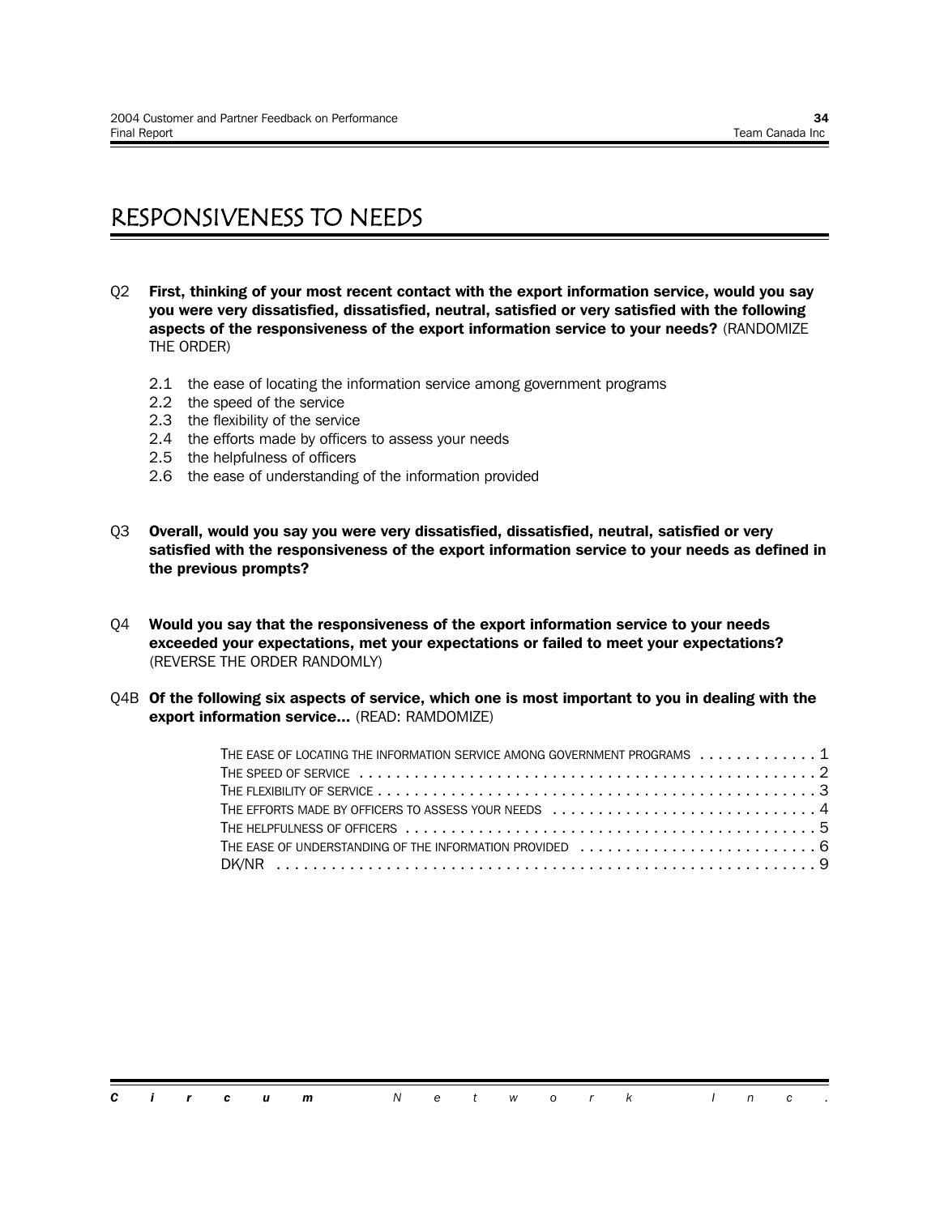# RESPONSIVENESS TO NEEDS

Q2 **First, thinking of your most recent contact with the export information service, would you say you were very dissatisfied, dissatisfied, neutral, satisfied or very satisfied with the following aspects of the responsiveness of the export information service to your needs?** (RANDOMIZE THE ORDER)

- 2.1 the ease of locating the information service among government programs
- 2.2 the speed of the service
- 2.3 the flexibility of the service
- 2.4 the efforts made by officers to assess your needs
- 2.5 the helpfulness of officers
- 2.6 the ease of understanding of the information provided

Q3 **Overall, would you say you were very dissatisfied, dissatisfied, neutral, satisfied or very satisfied with the responsiveness of the export information service to your needs as defined in the previous prompts?**

Q4 **Would you say that the responsiveness of the export information service to your needs exceeded your expectations, met your expectations or failed to meet your expectations?** (REVERSE THE ORDER RANDOMLY)

Q4B **Of the following six aspects of service, which one is most important to you in dealing with the export information service...** (READ: RAMDOMIZE)

THE EASE OF LOCATING THE INFORMATION SERVICE AMONG GOVERNMENT PROGRAMS . . . . . . . . . . . . . 1
THE SPEED OF SERVICE . . . . . . . . . . . . . . . . . . . . . . . . . . . . . . . . . . . . . . . . . . . . . . . . 2
THE FLEXIBILITY OF SERVICE . . . . . . . . . . . . . . . . . . . . . . . . . . . . . . . . . . . . . . . . . . . . . 3
THE EFFORTS MADE BY OFFICERS TO ASSESS YOUR NEEDS . . . . . . . . . . . . . . . . . . . . . . . . . . . . 4
THE HELPFULNESS OF OFFICERS . . . . . . . . . . . . . . . . . . . . . . . . . . . . . . . . . . . . . . . . . . . 5
THE EASE OF UNDERSTANDING OF THE INFORMATION PROVIDED . . . . . . . . . . . . . . . . . . . . . . . . . 6
DK/NR . . . . . . . . . . . . . . . . . . . . . . . . . . . . . . . . . . . . . . . . . . . . . . . . . . . . . . . . . . 9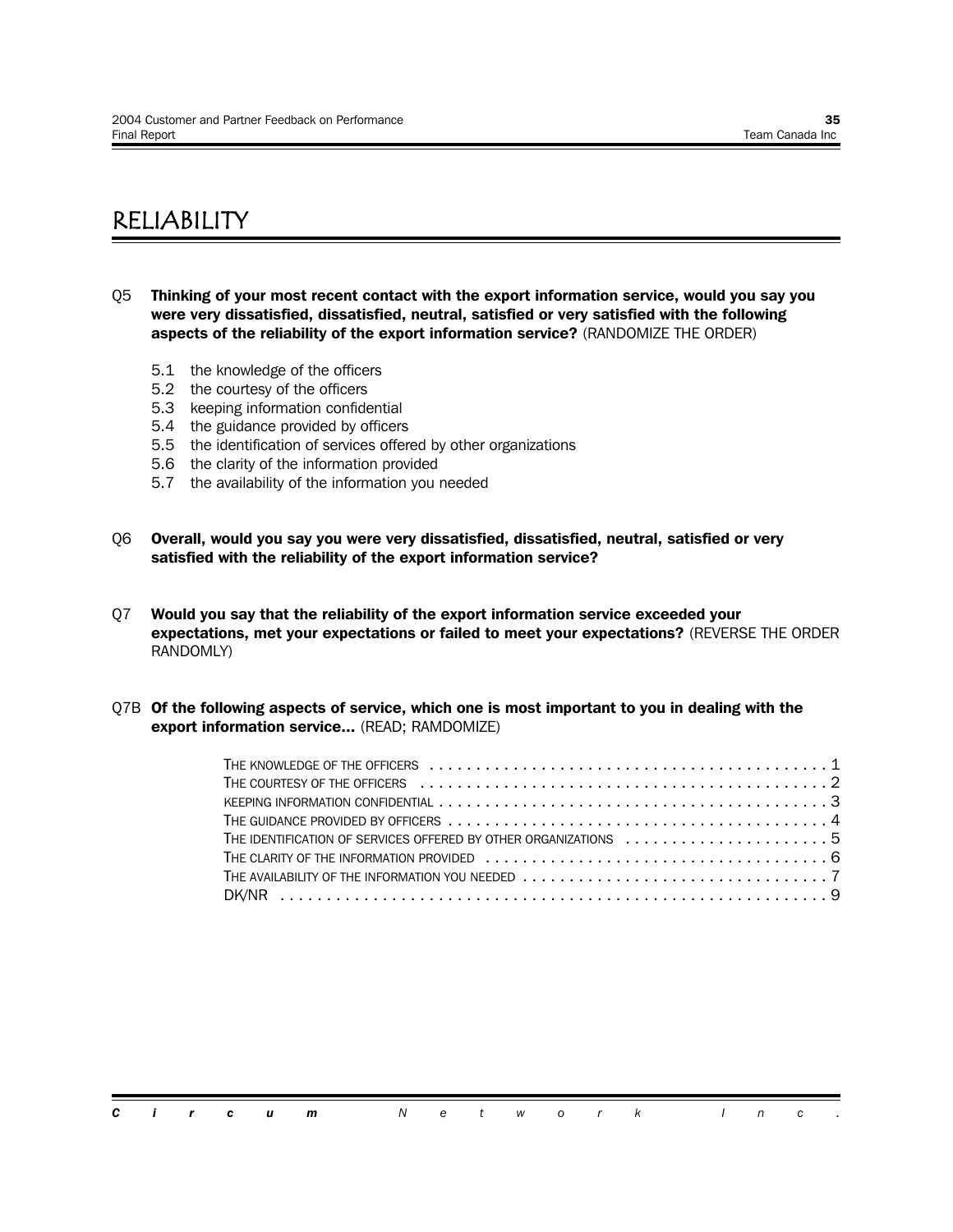# RELIABILITY

Q5 **Thinking of your most recent contact with the export information service, would you say you were very dissatisfied, dissatisfied, neutral, satisfied or very satisfied with the following aspects of the reliability of the export information service?** (RANDOMIZE THE ORDER)

- 5.1 the knowledge of the officers
- 5.2 the courtesy of the officers
- 5.3 keeping information confidential
- 5.4 the guidance provided by officers
- 5.5 the identification of services offered by other organizations
- 5.6 the clarity of the information provided
- 5.7 the availability of the information you needed

Q6 **Overall, would you say you were very dissatisfied, dissatisfied, neutral, satisfied or very satisfied with the reliability of the export information service?**

Q7 **Would you say that the reliability of the export information service exceeded your expectations, met your expectations or failed to meet your expectations?** (REVERSE THE ORDER RANDOMLY)

Q7B **Of the following aspects of service, which one is most important to you in dealing with the export information service...** (READ; RAMDOMIZE)

THE KNOWLEDGE OF THE OFFICERS . . . . . . . . . . . . . . . . . . . . . . . . . . . . . . . . . . . . . . . . . . 1
THE COURTESY OF THE OFFICERS . . . . . . . . . . . . . . . . . . . . . . . . . . . . . . . . . . . . . . . . . . . 2
KEEPING INFORMATION CONFIDENTIAL . . . . . . . . . . . . . . . . . . . . . . . . . . . . . . . . . . . . . . . . 3
THE GUIDANCE PROVIDED BY OFFICERS . . . . . . . . . . . . . . . . . . . . . . . . . . . . . . . . . . . . . . . 4
THE IDENTIFICATION OF SERVICES OFFERED BY OTHER ORGANIZATIONS . . . . . . . . . . . . . . . . . . . . . . 5
THE CLARITY OF THE INFORMATION PROVIDED . . . . . . . . . . . . . . . . . . . . . . . . . . . . . . . . . . . 6
THE AVAILABILITY OF THE INFORMATION YOU NEEDED . . . . . . . . . . . . . . . . . . . . . . . . . . . . . . . 7
DK/NR . . . . . . . . . . . . . . . . . . . . . . . . . . . . . . . . . . . . . . . . . . . . . . . . . . . . . . . . . . 9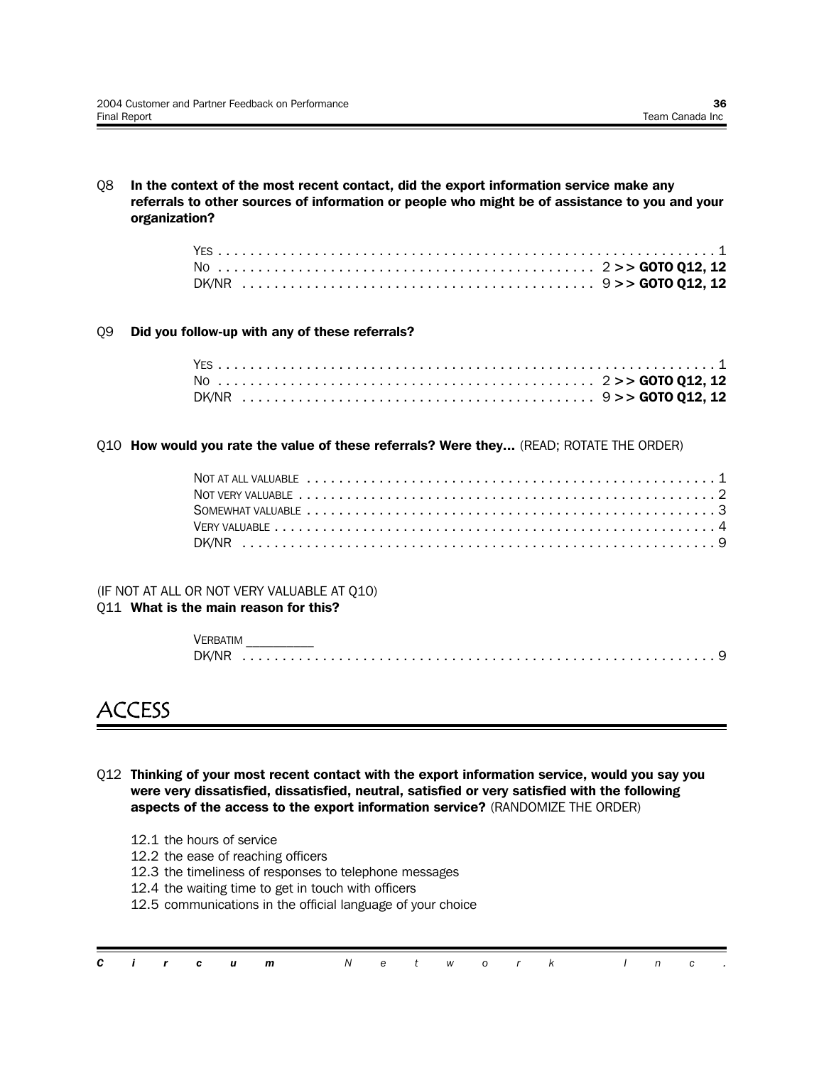Q8 **In the context of the most recent contact, did the export information service make any referrals to other sources of information or people who might be of assistance to you and your organization?**

YES . . . . . . . . . . . . . . . . . . . . . . . . . . . . . . . . . . . . . . . . . . . . . . . . . . . . . . . . . . . . 1
NO . . . . . . . . . . . . . . . . . . . . . . . . . . . . . . . . . . . . . . . . . . . . . . 2 **>> GOTO Q12, 12**
DK/NR . . . . . . . . . . . . . . . . . . . . . . . . . . . . . . . . . . . . . . . . . . . 9 **>> GOTO Q12, 12**

Q9 **Did you follow-up with any of these referrals?**

YES . . . . . . . . . . . . . . . . . . . . . . . . . . . . . . . . . . . . . . . . . . . . . . . . . . . . . . . . . . . . 1
NO . . . . . . . . . . . . . . . . . . . . . . . . . . . . . . . . . . . . . . . . . . . . . . 2 **>> GOTO Q12, 12**
DK/NR . . . . . . . . . . . . . . . . . . . . . . . . . . . . . . . . . . . . . . . . . . . 9 **>> GOTO Q12, 12**

Q10 **How would you rate the value of these referrals? Were they...** (READ; ROTATE THE ORDER)

NOT AT ALL VALUABLE . . . . . . . . . . . . . . . . . . . . . . . . . . . . . . . . . . . . . . . . . . . . . . . . . . 1
NOT VERY VALUABLE . . . . . . . . . . . . . . . . . . . . . . . . . . . . . . . . . . . . . . . . . . . . . . . . . . . . 2
SOMEWHAT VALUABLE . . . . . . . . . . . . . . . . . . . . . . . . . . . . . . . . . . . . . . . . . . . . . . . . . . 3
VERY VALUABLE . . . . . . . . . . . . . . . . . . . . . . . . . . . . . . . . . . . . . . . . . . . . . . . . . . . . . . . 4
DK/NR . . . . . . . . . . . . . . . . . . . . . . . . . . . . . . . . . . . . . . . . . . . . . . . . . . . . . . . . . . . . 9

(IF NOT AT ALL OR NOT VERY VALUABLE AT Q10)
Q11 **What is the main reason for this?**

VERBATIM __________
DK/NR . . . . . . . . . . . . . . . . . . . . . . . . . . . . . . . . . . . . . . . . . . . . . . . . . . . . . . . . . . . . 9

# ACCESS

Q12 **Thinking of your most recent contact with the export information service, would you say you were very dissatisfied, dissatisfied, neutral, satisfied or very satisfied with the following aspects of the access to the export information service?** (RANDOMIZE THE ORDER)

12.1 the hours of service
12.2 the ease of reaching officers
12.3 the timeliness of responses to telephone messages
12.4 the waiting time to get in touch with officers
12.5 communications in the official language of your choice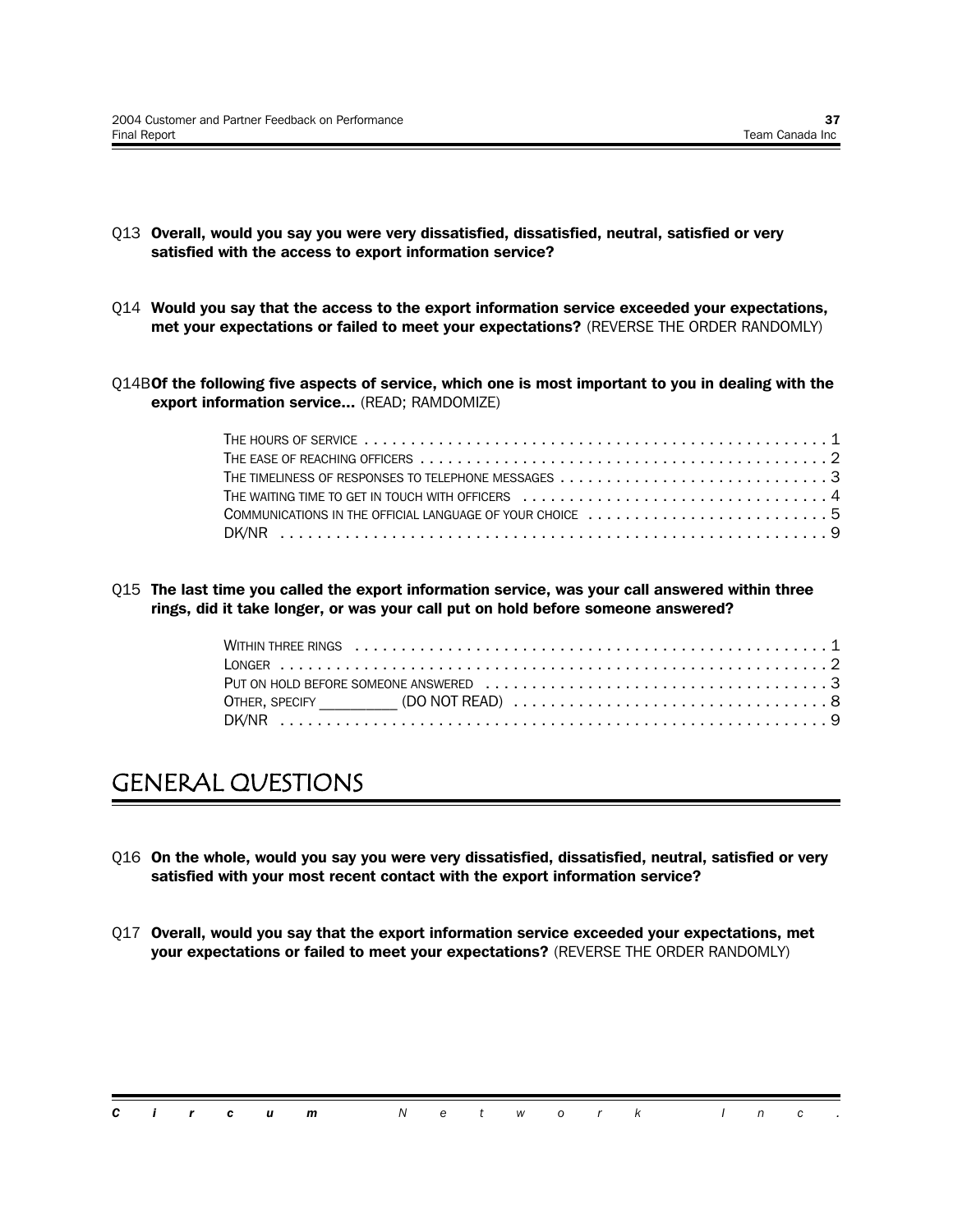Q13 **Overall, would you say you were very dissatisfied, dissatisfied, neutral, satisfied or very satisfied with the access to export information service?**

Q14 **Would you say that the access to the export information service exceeded your expectations, met your expectations or failed to meet your expectations?** (REVERSE THE ORDER RANDOMLY)

Q14B **Of the following five aspects of service, which one is most important to you in dealing with the export information service...** (READ; RAMDOMIZE)

| | |
|---|---|
| THE HOURS OF SERVICE | 1 |
| THE EASE OF REACHING OFFICERS | 2 |
| THE TIMELINESS OF RESPONSES TO TELEPHONE MESSAGES | 3 |
| THE WAITING TIME TO GET IN TOUCH WITH OFFICERS | 4 |
| COMMUNICATIONS IN THE OFFICIAL LANGUAGE OF YOUR CHOICE | 5 |
| DK/NR | 9 |

Q15 **The last time you called the export information service, was your call answered within three rings, did it take longer, or was your call put on hold before someone answered?**

| | |
|---|---|
| WITHIN THREE RINGS | 1 |
| LONGER | 2 |
| PUT ON HOLD BEFORE SOMEONE ANSWERED | 3 |
| OTHER, SPECIFY _________ (DO NOT READ) | 8 |
| DK/NR | 9 |

# GENERAL QUESTIONS

Q16 **On the whole, would you say you were very dissatisfied, dissatisfied, neutral, satisfied or very satisfied with your most recent contact with the export information service?**

Q17 **Overall, would you say that the export information service exceeded your expectations, met your expectations or failed to meet your expectations?** (REVERSE THE ORDER RANDOMLY)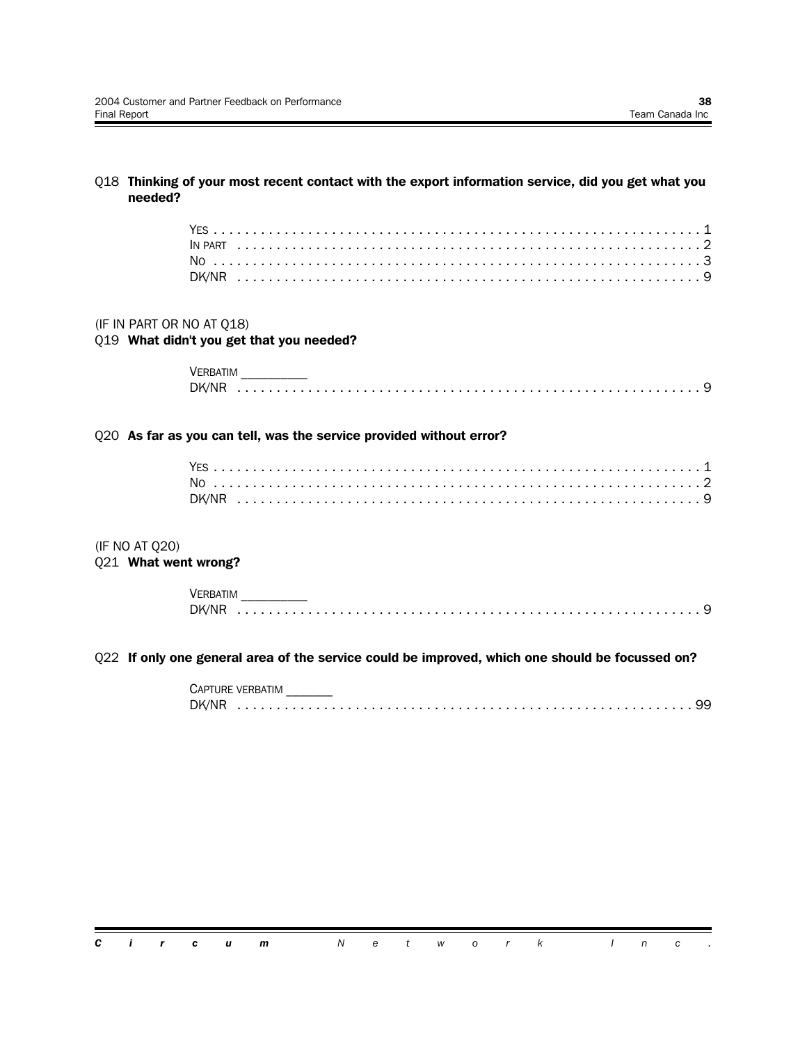Q18 **Thinking of your most recent contact with the export information service, did you get what you needed?**

YES . . . . . . . . . . . . . . . . . . . . . . . . . . . . . . . . . . . . . . . . . . . . . . . . . . . . . . . . . . . . 1
IN PART . . . . . . . . . . . . . . . . . . . . . . . . . . . . . . . . . . . . . . . . . . . . . . . . . . . . . . . . . . . 2
NO . . . . . . . . . . . . . . . . . . . . . . . . . . . . . . . . . . . . . . . . . . . . . . . . . . . . . . . . . . . . . 3
DK/NR . . . . . . . . . . . . . . . . . . . . . . . . . . . . . . . . . . . . . . . . . . . . . . . . . . . . . . . . . . . 9

(IF IN PART OR NO AT Q18)
Q19 **What didn't you get that you needed?**

VERBATIM __________
DK/NR . . . . . . . . . . . . . . . . . . . . . . . . . . . . . . . . . . . . . . . . . . . . . . . . . . . . . . . . . . . 9

Q20 **As far as you can tell, was the service provided without error?**

YES . . . . . . . . . . . . . . . . . . . . . . . . . . . . . . . . . . . . . . . . . . . . . . . . . . . . . . . . . . . . 1
NO . . . . . . . . . . . . . . . . . . . . . . . . . . . . . . . . . . . . . . . . . . . . . . . . . . . . . . . . . . . . . 2
DK/NR . . . . . . . . . . . . . . . . . . . . . . . . . . . . . . . . . . . . . . . . . . . . . . . . . . . . . . . . . . . 9

(IF NO AT Q20)
Q21 **What went wrong?**

VERBATIM __________
DK/NR . . . . . . . . . . . . . . . . . . . . . . . . . . . . . . . . . . . . . . . . . . . . . . . . . . . . . . . . . . . 9

Q22 **If only one general area of the service could be improved, which one should be focussed on?**

CAPTURE VERBATIM _______
DK/NR . . . . . . . . . . . . . . . . . . . . . . . . . . . . . . . . . . . . . . . . . . . . . . . . . . . . . . . . . . 99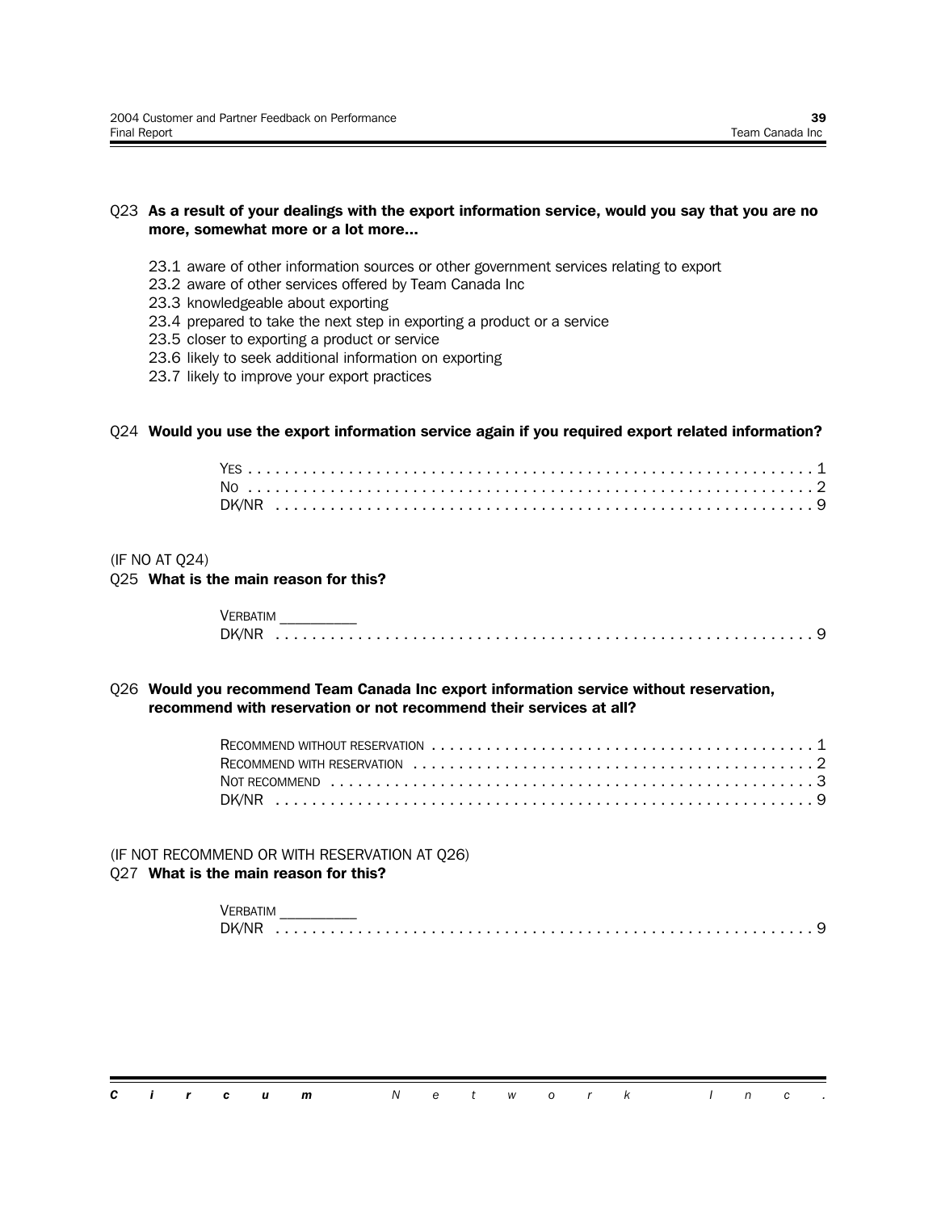Q23 **As a result of your dealings with the export information service, would you say that you are no more, somewhat more or a lot more...**

23.1 aware of other information sources or other government services relating to export
23.2 aware of other services offered by Team Canada Inc
23.3 knowledgeable about exporting
23.4 prepared to take the next step in exporting a product or a service
23.5 closer to exporting a product or service
23.6 likely to seek additional information on exporting
23.7 likely to improve your export practices

Q24 **Would you use the export information service again if you required export related information?**

YES . . . . . . . . . . . . . . . . . . . . . . . . . . . . . . . . . . . . . . . . . . . . . . . . . . . . . . . . . . . . . 1
NO . . . . . . . . . . . . . . . . . . . . . . . . . . . . . . . . . . . . . . . . . . . . . . . . . . . . . . . . . . . . . 2
DK/NR . . . . . . . . . . . . . . . . . . . . . . . . . . . . . . . . . . . . . . . . . . . . . . . . . . . . . . . . . . 9

(IF NO AT Q24)
Q25 **What is the main reason for this?**

VERBATIM __________
DK/NR . . . . . . . . . . . . . . . . . . . . . . . . . . . . . . . . . . . . . . . . . . . . . . . . . . . . . . . . . . 9

Q26 **Would you recommend Team Canada Inc export information service without reservation, recommend with reservation or not recommend their services at all?**

RECOMMEND WITHOUT RESERVATION . . . . . . . . . . . . . . . . . . . . . . . . . . . . . . . . . . . . . . . . . 1
RECOMMEND WITH RESERVATION . . . . . . . . . . . . . . . . . . . . . . . . . . . . . . . . . . . . . . . . . . . 2
NOT RECOMMEND . . . . . . . . . . . . . . . . . . . . . . . . . . . . . . . . . . . . . . . . . . . . . . . . . . . . 3
DK/NR . . . . . . . . . . . . . . . . . . . . . . . . . . . . . . . . . . . . . . . . . . . . . . . . . . . . . . . . . . 9

(IF NOT RECOMMEND OR WITH RESERVATION AT Q26)
Q27 **What is the main reason for this?**

VERBATIM __________
DK/NR . . . . . . . . . . . . . . . . . . . . . . . . . . . . . . . . . . . . . . . . . . . . . . . . . . . . . . . . . . 9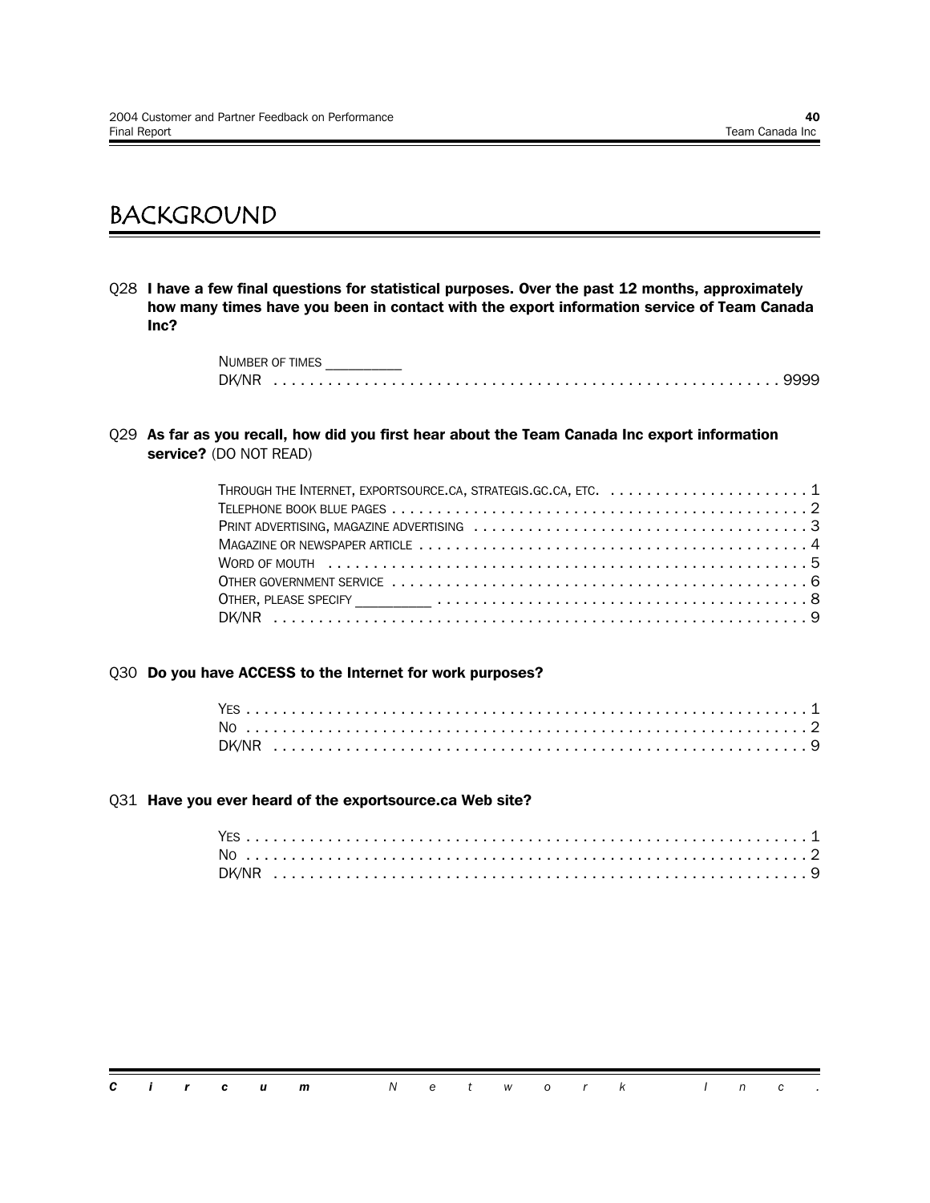# BACKGROUND

Q28 **I have a few final questions for statistical purposes. Over the past 12 months, approximately how many times have you been in contact with the export information service of Team Canada Inc?**

NUMBER OF TIMES _________
DK/NR . . . . . . . . . . . . . . . . . . . . . . . . . . . . . . . . . . . . . . . . . . . . . . . . . . . . . 9999

Q29 **As far as you recall, how did you first hear about the Team Canada Inc export information service?** (DO NOT READ)

THROUGH THE INTERNET, EXPORTSOURCE.CA, STRATEGIS.GC.CA, ETC. . . . . . . . . . . . . . . . . . . . . . . 1
TELEPHONE BOOK BLUE PAGES . . . . . . . . . . . . . . . . . . . . . . . . . . . . . . . . . . . . . . . . . . . . . 2
PRINT ADVERTISING, MAGAZINE ADVERTISING . . . . . . . . . . . . . . . . . . . . . . . . . . . . . . . . . . . . 3
MAGAZINE OR NEWSPAPER ARTICLE . . . . . . . . . . . . . . . . . . . . . . . . . . . . . . . . . . . . . . . . . . 4
WORD OF MOUTH . . . . . . . . . . . . . . . . . . . . . . . . . . . . . . . . . . . . . . . . . . . . . . . . . . . . . 5
OTHER GOVERNMENT SERVICE . . . . . . . . . . . . . . . . . . . . . . . . . . . . . . . . . . . . . . . . . . . . . . 6
OTHER, PLEASE SPECIFY _________ . . . . . . . . . . . . . . . . . . . . . . . . . . . . . . . . . . . . . . . . . 8
DK/NR . . . . . . . . . . . . . . . . . . . . . . . . . . . . . . . . . . . . . . . . . . . . . . . . . . . . . . . . . . . 9

Q30 **Do you have ACCESS to the Internet for work purposes?**

YES . . . . . . . . . . . . . . . . . . . . . . . . . . . . . . . . . . . . . . . . . . . . . . . . . . . . . . . . . . . . . 1
NO . . . . . . . . . . . . . . . . . . . . . . . . . . . . . . . . . . . . . . . . . . . . . . . . . . . . . . . . . . . . . 2
DK/NR . . . . . . . . . . . . . . . . . . . . . . . . . . . . . . . . . . . . . . . . . . . . . . . . . . . . . . . . . . . 9

Q31 **Have you ever heard of the exportsource.ca Web site?**

YES . . . . . . . . . . . . . . . . . . . . . . . . . . . . . . . . . . . . . . . . . . . . . . . . . . . . . . . . . . . . . 1
NO . . . . . . . . . . . . . . . . . . . . . . . . . . . . . . . . . . . . . . . . . . . . . . . . . . . . . . . . . . . . . 2
DK/NR . . . . . . . . . . . . . . . . . . . . . . . . . . . . . . . . . . . . . . . . . . . . . . . . . . . . . . . . . . . 9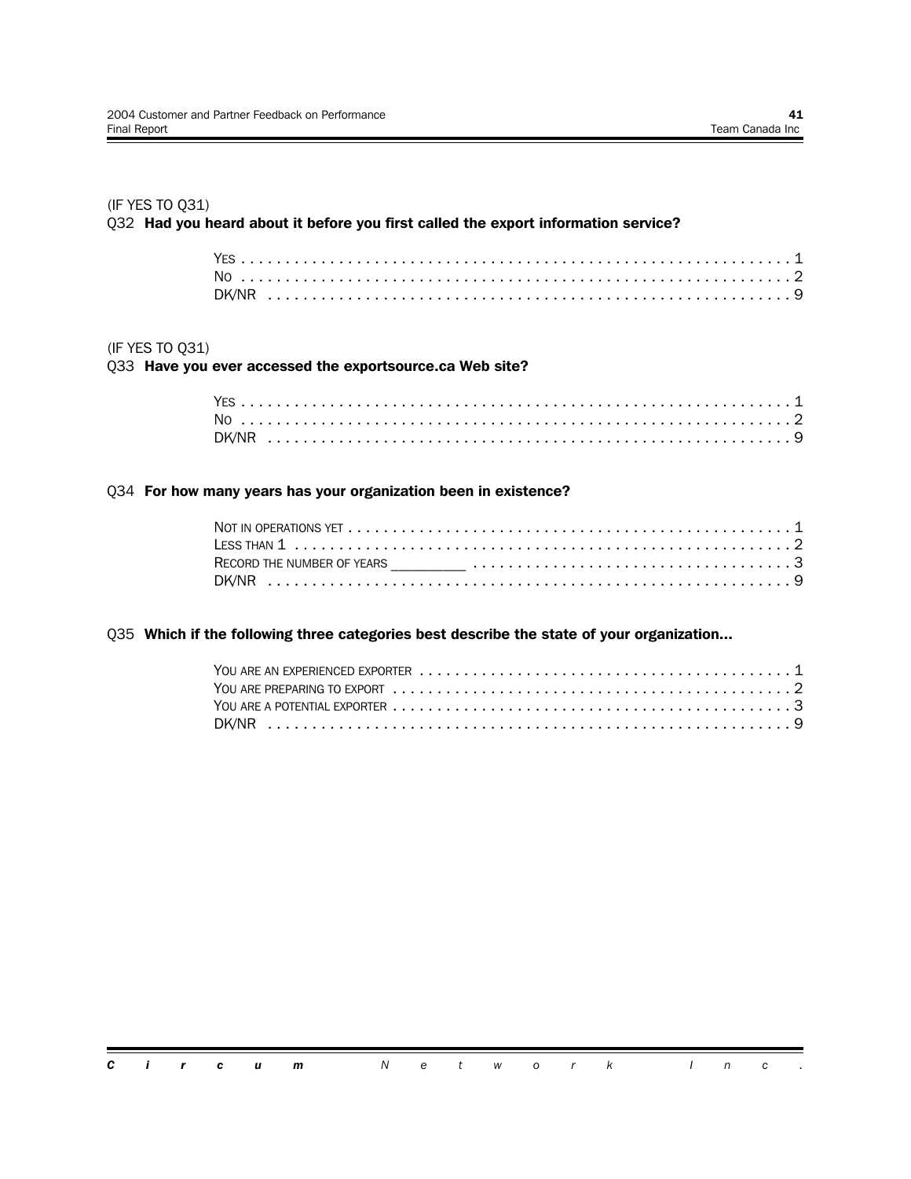(IF YES TO Q31)
Q32 **Had you heard about it before you first called the export information service?**

- YES . . . . . . . . . . . . . . . . . . . . . . . . . . . . . . . . . . . . . . . . . . . . . . . . . . . . . . . . . . 1
- NO . . . . . . . . . . . . . . . . . . . . . . . . . . . . . . . . . . . . . . . . . . . . . . . . . . . . . . . . . . 2
- DK/NR . . . . . . . . . . . . . . . . . . . . . . . . . . . . . . . . . . . . . . . . . . . . . . . . . . . . . . . 9

(IF YES TO Q31)
Q33 **Have you ever accessed the exportsource.ca Web site?**

- YES . . . . . . . . . . . . . . . . . . . . . . . . . . . . . . . . . . . . . . . . . . . . . . . . . . . . . . . . . . 1
- NO . . . . . . . . . . . . . . . . . . . . . . . . . . . . . . . . . . . . . . . . . . . . . . . . . . . . . . . . . . 2
- DK/NR . . . . . . . . . . . . . . . . . . . . . . . . . . . . . . . . . . . . . . . . . . . . . . . . . . . . . . . 9

Q34 **For how many years has your organization been in existence?**

- NOT IN OPERATIONS YET . . . . . . . . . . . . . . . . . . . . . . . . . . . . . . . . . . . . . . . . . . . . . 1
- LESS THAN 1 . . . . . . . . . . . . . . . . . . . . . . . . . . . . . . . . . . . . . . . . . . . . . . . . . . . 2
- RECORD THE NUMBER OF YEARS _________ . . . . . . . . . . . . . . . . . . . . . . . . . . . . . . . . . 3
- DK/NR . . . . . . . . . . . . . . . . . . . . . . . . . . . . . . . . . . . . . . . . . . . . . . . . . . . . . . 9

Q35 **Which if the following three categories best describe the state of your organization...**

- YOU ARE AN EXPERIENCED EXPORTER . . . . . . . . . . . . . . . . . . . . . . . . . . . . . . . . . . . . . 1
- YOU ARE PREPARING TO EXPORT . . . . . . . . . . . . . . . . . . . . . . . . . . . . . . . . . . . . . . . 2
- YOU ARE A POTENTIAL EXPORTER . . . . . . . . . . . . . . . . . . . . . . . . . . . . . . . . . . . . . . . 3
- DK/NR . . . . . . . . . . . . . . . . . . . . . . . . . . . . . . . . . . . . . . . . . . . . . . . . . . . . . . . 9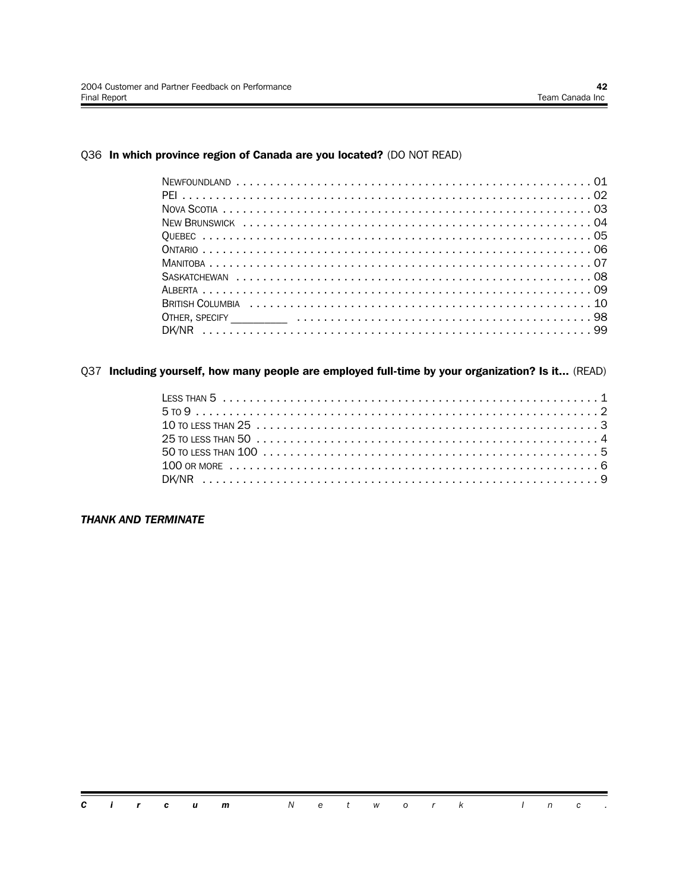Q36 **In which province region of Canada are you located?** (DO NOT READ)

- NEWFOUNDLAND . . . . . . . . . . 01
- PEI . . . . . . . . . . 02
- NOVA SCOTIA . . . . . . . . . . 03
- NEW BRUNSWICK . . . . . . . . . . 04
- QUEBEC . . . . . . . . . . 05
- ONTARIO . . . . . . . . . . 06
- MANITOBA . . . . . . . . . . 07
- SASKATCHEWAN . . . . . . . . . . 08
- ALBERTA . . . . . . . . . . 09
- BRITISH COLUMBIA . . . . . . . . . . 10
- OTHER, SPECIFY _________ . . . . . . . . . . 98
- DK/NR . . . . . . . . . . 99

Q37 **Including yourself, how many people are employed full-time by your organization? Is it...** (READ)

- LESS THAN 5 . . . . . . . . . . 1
- 5 TO 9 . . . . . . . . . . 2
- 10 TO LESS THAN 25 . . . . . . . . . . 3
- 25 TO LESS THAN 50 . . . . . . . . . . 4
- 50 TO LESS THAN 100 . . . . . . . . . . 5
- 100 OR MORE . . . . . . . . . . 6
- DK/NR . . . . . . . . . . 9

***THANK AND TERMINATE***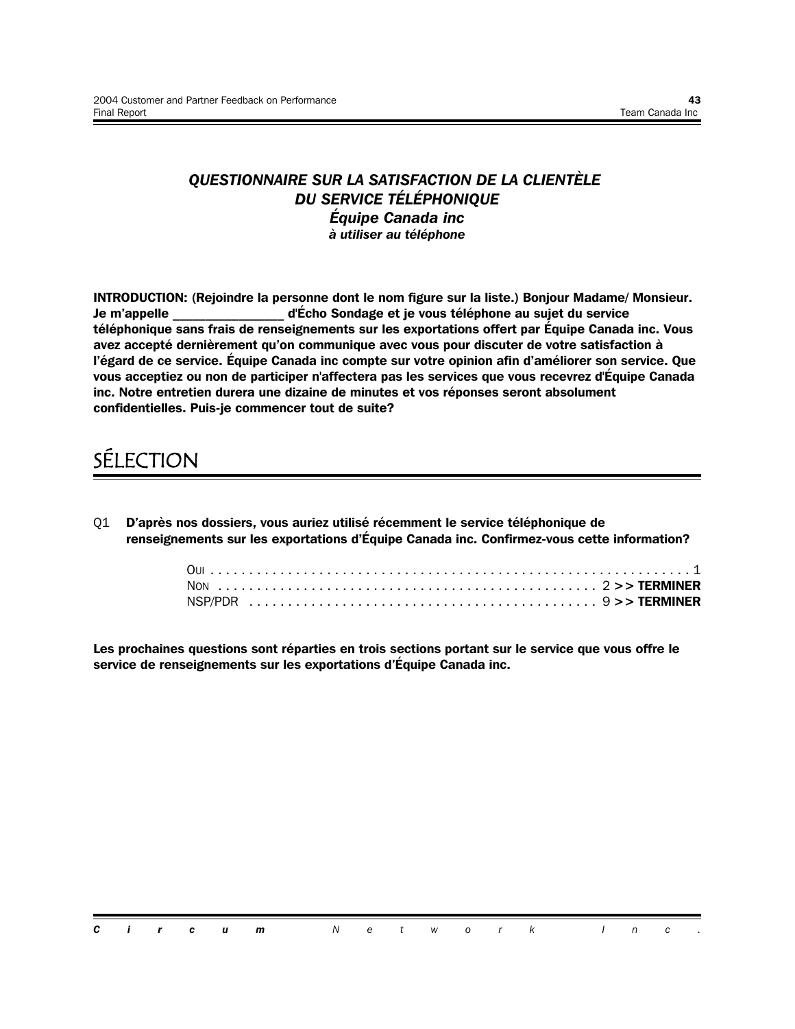### *QUESTIONNAIRE SUR LA SATISFACTION DE LA CLIENTÈLE DU SERVICE TÉLÉPHONIQUE*
### *Équipe Canada inc*
***à utiliser au téléphone***

**INTRODUCTION: (Rejoindre la personne dont le nom figure sur la liste.) Bonjour Madame/ Monsieur. Je m'appelle _______________ d'Écho Sondage et je vous téléphone au sujet du service téléphonique sans frais de renseignements sur les exportations offert par Équipe Canada inc. Vous avez accepté dernièrement qu'on communique avec vous pour discuter de votre satisfaction à l'égard de ce service. Équipe Canada inc compte sur votre opinion afin d'améliorer son service. Que vous acceptiez ou non de participer n'affectera pas les services que vous recevrez d'Équipe Canada inc. Notre entretien durera une dizaine de minutes et vos réponses seront absolument confidentielles. Puis-je commencer tout de suite?**

## SÉLECTION

Q1 **D'après nos dossiers, vous auriez utilisé récemment le service téléphonique de renseignements sur les exportations d'Équipe Canada inc. Confirmez-vous cette information?**

OUI . . . . . . . . . . . . . . . . . . . . . . . . . . . . . . . . . . . . . . . . . . . . . . . . . 1
NON . . . . . . . . . . . . . . . . . . . . . . . . . . . . . . . . . . . . . . . . . . . . . . . 2 >> **TERMINER**
NSP/PDR . . . . . . . . . . . . . . . . . . . . . . . . . . . . . . . . . . . . . . . . . . . 9 >> **TERMINER**

**Les prochaines questions sont réparties en trois sections portant sur le service que vous offre le service de renseignements sur les exportations d'Équipe Canada inc.**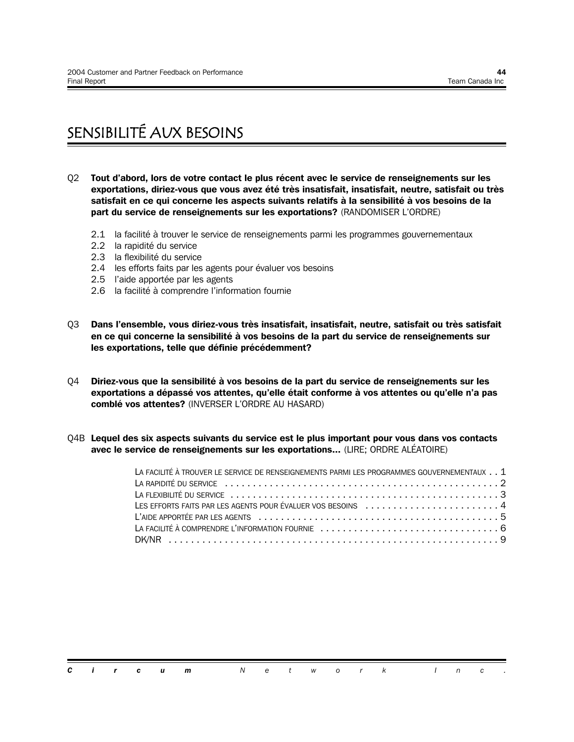# SENSIBILITÉ AUX BESOINS

Q2 **Tout d'abord, lors de votre contact le plus récent avec le service de renseignements sur les exportations, diriez-vous que vous avez été très insatisfait, insatisfait, neutre, satisfait ou très satisfait en ce qui concerne les aspects suivants relatifs à la sensibilité à vos besoins de la part du service de renseignements sur les exportations?** (RANDOMISER L'ORDRE)

- 2.1 la facilité à trouver le service de renseignements parmi les programmes gouvernementaux
- 2.2 la rapidité du service
- 2.3 la flexibilité du service
- 2.4 les efforts faits par les agents pour évaluer vos besoins
- 2.5 l'aide apportée par les agents
- 2.6 la facilité à comprendre l'information fournie

Q3 **Dans l'ensemble, vous diriez-vous très insatisfait, insatisfait, neutre, satisfait ou très satisfait en ce qui concerne la sensibilité à vos besoins de la part du service de renseignements sur les exportations, telle que définie précédemment?**

Q4 **Diriez-vous que la sensibilité à vos besoins de la part du service de renseignements sur les exportations a dépassé vos attentes, qu'elle était conforme à vos attentes ou qu'elle n'a pas comblé vos attentes?** (INVERSER L'ORDRE AU HASARD)

Q4B **Lequel des six aspects suivants du service est le plus important pour vous dans vos contacts avec le service de renseignements sur les exportations...** (LIRE; ORDRE ALÉATOIRE)

LA FACILITÉ À TROUVER LE SERVICE DE RENSEIGNEMENTS PARMI LES PROGRAMMES GOUVERNEMENTAUX . . 1
LA RAPIDITÉ DU SERVICE . . . . . . . . . . . . . . . . . . . . . . . . . . . . . . . . . . . . . . . . . . . . . . . . 2
LA FLEXIBILITÉ DU SERVICE . . . . . . . . . . . . . . . . . . . . . . . . . . . . . . . . . . . . . . . . . . . . . . . 3
LES EFFORTS FAITS PAR LES AGENTS POUR ÉVALUER VOS BESOINS . . . . . . . . . . . . . . . . . . . . . . . 4
L'AIDE APPORTÉE PAR LES AGENTS . . . . . . . . . . . . . . . . . . . . . . . . . . . . . . . . . . . . . . . . . . 5
LA FACILITÉ À COMPRENDRE L'INFORMATION FOURNIE . . . . . . . . . . . . . . . . . . . . . . . . . . . . . . . 6
DK/NR . . . . . . . . . . . . . . . . . . . . . . . . . . . . . . . . . . . . . . . . . . . . . . . . . . . . . . . . . . . . 9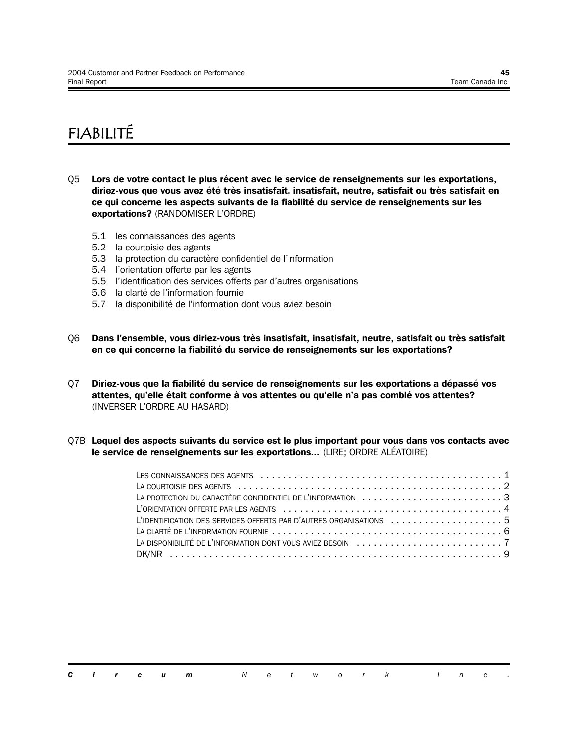# FIABILITÉ

Q5 **Lors de votre contact le plus récent avec le service de renseignements sur les exportations, diriez-vous que vous avez été très insatisfait, insatisfait, neutre, satisfait ou très satisfait en ce qui concerne les aspects suivants de la fiabilité du service de renseignements sur les exportations?** (RANDOMISER L'ORDRE)

- 5.1 les connaissances des agents
- 5.2 la courtoisie des agents
- 5.3 la protection du caractère confidentiel de l'information
- 5.4 l'orientation offerte par les agents
- 5.5 l'identification des services offerts par d'autres organisations
- 5.6 la clarté de l'information fournie
- 5.7 la disponibilité de l'information dont vous aviez besoin

Q6 **Dans l'ensemble, vous diriez-vous très insatisfait, insatisfait, neutre, satisfait ou très satisfait en ce qui concerne la fiabilité du service de renseignements sur les exportations?**

Q7 **Diriez-vous que la fiabilité du service de renseignements sur les exportations a dépassé vos attentes, qu'elle était conforme à vos attentes ou qu'elle n'a pas comblé vos attentes?** (INVERSER L'ORDRE AU HASARD)

Q7B **Lequel des aspects suivants du service est le plus important pour vous dans vos contacts avec le service de renseignements sur les exportations...** (LIRE; ORDRE ALÉATOIRE)

| | |
|---|---|
| LES CONNAISSANCES DES AGENTS | 1 |
| LA COURTOISIE DES AGENTS | 2 |
| LA PROTECTION DU CARACTÈRE CONFIDENTIEL DE L'INFORMATION | 3 |
| L'ORIENTATION OFFERTE PAR LES AGENTS | 4 |
| L'IDENTIFICATION DES SERVICES OFFERTS PAR D'AUTRES ORGANISATIONS | 5 |
| LA CLARTÉ DE L'INFORMATION FOURNIE | 6 |
| LA DISPONIBILITÉ DE L'INFORMATION DONT VOUS AVIEZ BESOIN | 7 |
| DK/NR | 9 |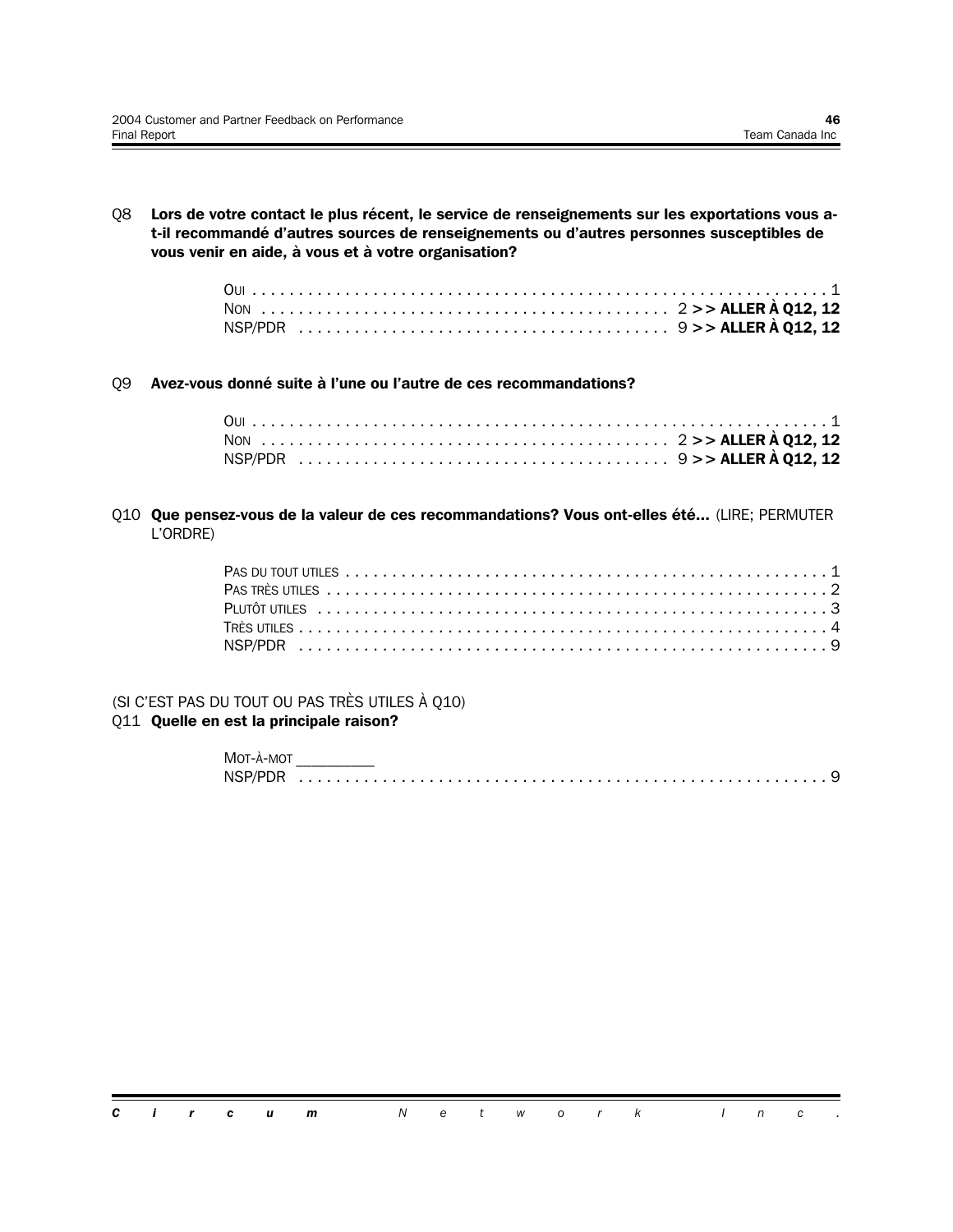Q8 **Lors de votre contact le plus récent, le service de renseignements sur les exportations vous a-t-il recommandé d'autres sources de renseignements ou d'autres personnes susceptibles de vous venir en aide, à vous et à votre organisation?**

OUI . . . . . . . . . . . . . . . . . . . . . . . . . . . . . . . . . . . . . . . . . . . . . . . . . . . . . . . . . . . . 1
NON . . . . . . . . . . . . . . . . . . . . . . . . . . . . . . . . . . . . . . . . . . . 2 **>> ALLER À Q12, 12**
NSP/PDR . . . . . . . . . . . . . . . . . . . . . . . . . . . . . . . . . . . . . . 9 **>> ALLER À Q12, 12**

Q9 **Avez-vous donné suite à l'une ou l'autre de ces recommandations?**

OUI . . . . . . . . . . . . . . . . . . . . . . . . . . . . . . . . . . . . . . . . . . . . . . . . . . . . . . . . . . . . 1
NON . . . . . . . . . . . . . . . . . . . . . . . . . . . . . . . . . . . . . . . . . . . 2 **>> ALLER À Q12, 12**
NSP/PDR . . . . . . . . . . . . . . . . . . . . . . . . . . . . . . . . . . . . . . 9 **>> ALLER À Q12, 12**

Q10 **Que pensez-vous de la valeur de ces recommandations? Vous ont-elles été...** (LIRE; PERMUTER L'ORDRE)

PAS DU TOUT UTILES . . . . . . . . . . . . . . . . . . . . . . . . . . . . . . . . . . . . . . . . . . . . . . . . . . . 1
PAS TRÈS UTILES . . . . . . . . . . . . . . . . . . . . . . . . . . . . . . . . . . . . . . . . . . . . . . . . . . . . . 2
PLUTÔT UTILES . . . . . . . . . . . . . . . . . . . . . . . . . . . . . . . . . . . . . . . . . . . . . . . . . . . . . . 3
TRÈS UTILES . . . . . . . . . . . . . . . . . . . . . . . . . . . . . . . . . . . . . . . . . . . . . . . . . . . . . . . . 4
NSP/PDR . . . . . . . . . . . . . . . . . . . . . . . . . . . . . . . . . . . . . . . . . . . . . . . . . . . . . . . . . . 9

(SI C'EST PAS DU TOUT OU PAS TRÈS UTILES À Q10)
Q11 **Quelle en est la principale raison?**

MOT-À-MOT _________
NSP/PDR . . . . . . . . . . . . . . . . . . . . . . . . . . . . . . . . . . . . . . . . . . . . . . . . . . . . . . . . . . 9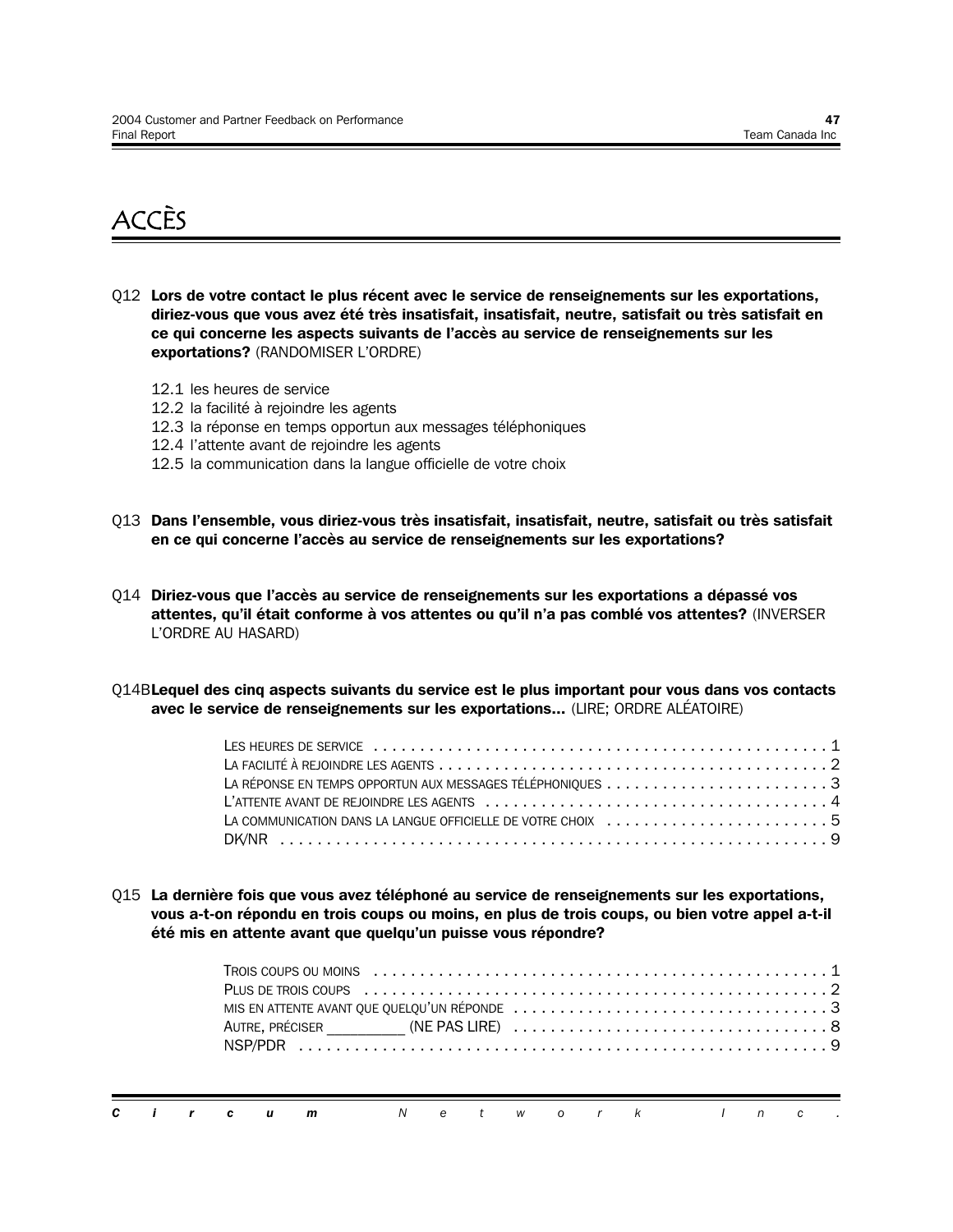# ACCÈS

Q12 **Lors de votre contact le plus récent avec le service de renseignements sur les exportations, diriez-vous que vous avez été très insatisfait, insatisfait, neutre, satisfait ou très satisfait en ce qui concerne les aspects suivants de l'accès au service de renseignements sur les exportations?** (RANDOMISER L'ORDRE)

12.1 les heures de service
12.2 la facilité à rejoindre les agents
12.3 la réponse en temps opportun aux messages téléphoniques
12.4 l'attente avant de rejoindre les agents
12.5 la communication dans la langue officielle de votre choix

Q13 **Dans l'ensemble, vous diriez-vous très insatisfait, insatisfait, neutre, satisfait ou très satisfait en ce qui concerne l'accès au service de renseignements sur les exportations?**

Q14 **Diriez-vous que l'accès au service de renseignements sur les exportations a dépassé vos attentes, qu'il était conforme à vos attentes ou qu'il n'a pas comblé vos attentes?** (INVERSER L'ORDRE AU HASARD)

Q14B **Lequel des cinq aspects suivants du service est le plus important pour vous dans vos contacts avec le service de renseignements sur les exportations...** (LIRE; ORDRE ALÉATOIRE)

LES HEURES DE SERVICE . . . . . . . . . . 1
LA FACILITÉ À REJOINDRE LES AGENTS . . . . . . . . . . 2
LA RÉPONSE EN TEMPS OPPORTUN AUX MESSAGES TÉLÉPHONIQUES . . . . . . . . . . 3
L'ATTENTE AVANT DE REJOINDRE LES AGENTS . . . . . . . . . . 4
LA COMMUNICATION DANS LA LANGUE OFFICIELLE DE VOTRE CHOIX . . . . . . . . . . 5
DK/NR . . . . . . . . . . 9

Q15 **La dernière fois que vous avez téléphoné au service de renseignements sur les exportations, vous a-t-on répondu en trois coups ou moins, en plus de trois coups, ou bien votre appel a-t-il été mis en attente avant que quelqu'un puisse vous répondre?**

TROIS COUPS OU MOINS . . . . . . . . . . 1
PLUS DE TROIS COUPS . . . . . . . . . . 2
MIS EN ATTENTE AVANT QUE QUELQU'UN RÉPONDE . . . . . . . . . . 3
AUTRE, PRÉCISER _________ (NE PAS LIRE) . . . . . . . . . . 8
NSP/PDR . . . . . . . . . . 9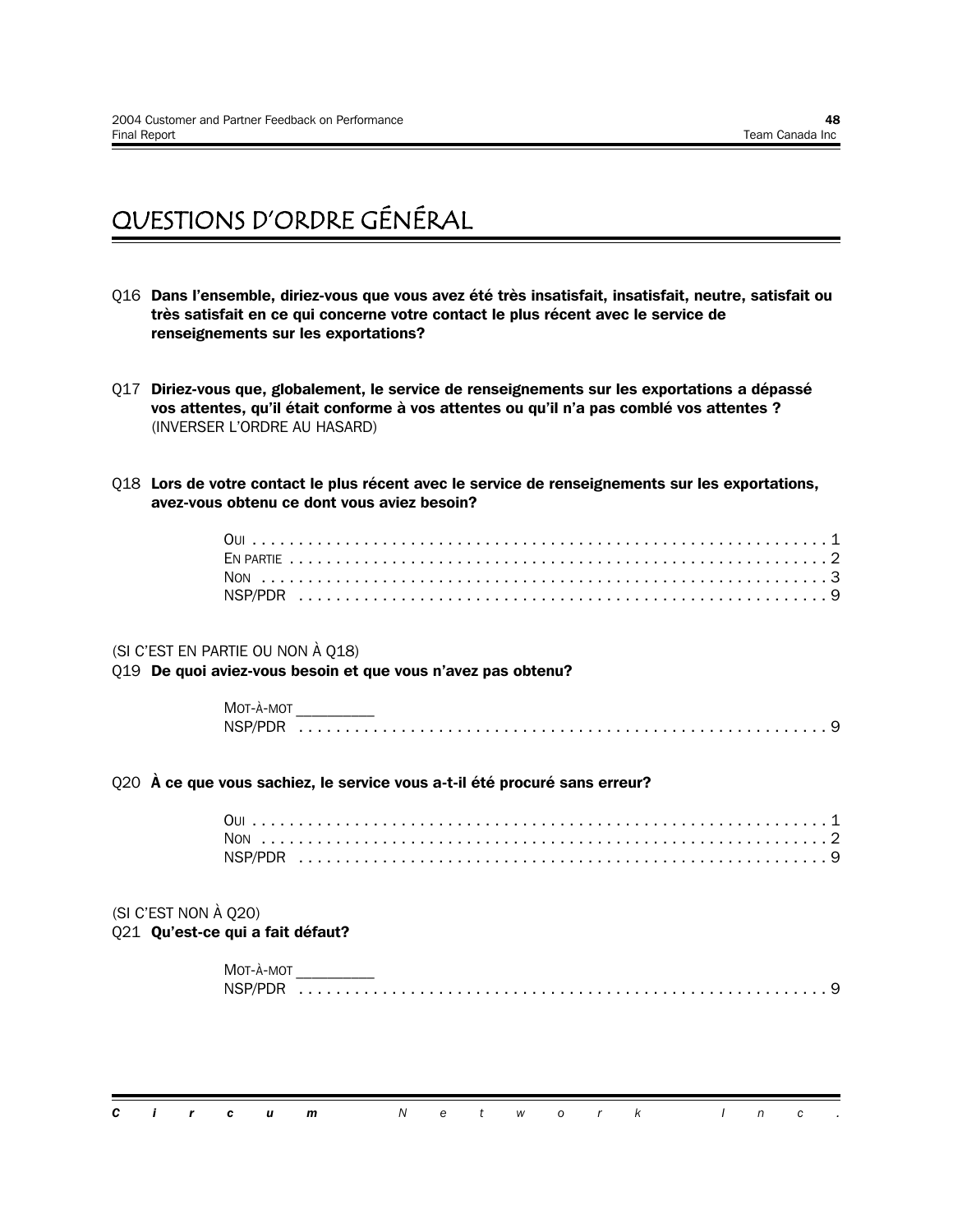# QUESTIONS D'ORDRE GÉNÉRAL

Q16 **Dans l'ensemble, diriez-vous que vous avez été très insatisfait, insatisfait, neutre, satisfait ou très satisfait en ce qui concerne votre contact le plus récent avec le service de renseignements sur les exportations?**

Q17 **Diriez-vous que, globalement, le service de renseignements sur les exportations a dépassé vos attentes, qu'il était conforme à vos attentes ou qu'il n'a pas comblé vos attentes ?** (INVERSER L'ORDRE AU HASARD)

Q18 **Lors de votre contact le plus récent avec le service de renseignements sur les exportations, avez-vous obtenu ce dont vous aviez besoin?**

OUI . . . . . . . . . . . . . . . . . . . . . . . . . . . . . . . . . . . . . . . . . . . . . . . . . . . . . . . . . . . . . 1
EN PARTIE . . . . . . . . . . . . . . . . . . . . . . . . . . . . . . . . . . . . . . . . . . . . . . . . . . . . . . . . . . 2
NON . . . . . . . . . . . . . . . . . . . . . . . . . . . . . . . . . . . . . . . . . . . . . . . . . . . . . . . . . . . . . 3
NSP/PDR . . . . . . . . . . . . . . . . . . . . . . . . . . . . . . . . . . . . . . . . . . . . . . . . . . . . . . . . . 9

(SI C'EST EN PARTIE OU NON À Q18)
Q19 **De quoi aviez-vous besoin et que vous n'avez pas obtenu?**

MOT-À-MOT _________
NSP/PDR . . . . . . . . . . . . . . . . . . . . . . . . . . . . . . . . . . . . . . . . . . . . . . . . . . . . . . . . . 9

Q20 **À ce que vous sachiez, le service vous a-t-il été procuré sans erreur?**

OUI . . . . . . . . . . . . . . . . . . . . . . . . . . . . . . . . . . . . . . . . . . . . . . . . . . . . . . . . . . . . . 1
NON . . . . . . . . . . . . . . . . . . . . . . . . . . . . . . . . . . . . . . . . . . . . . . . . . . . . . . . . . . . . . 2
NSP/PDR . . . . . . . . . . . . . . . . . . . . . . . . . . . . . . . . . . . . . . . . . . . . . . . . . . . . . . . . . 9

(SI C'EST NON À Q20)
Q21 **Qu'est-ce qui a fait défaut?**

MOT-À-MOT _________
NSP/PDR . . . . . . . . . . . . . . . . . . . . . . . . . . . . . . . . . . . . . . . . . . . . . . . . . . . . . . . . . 9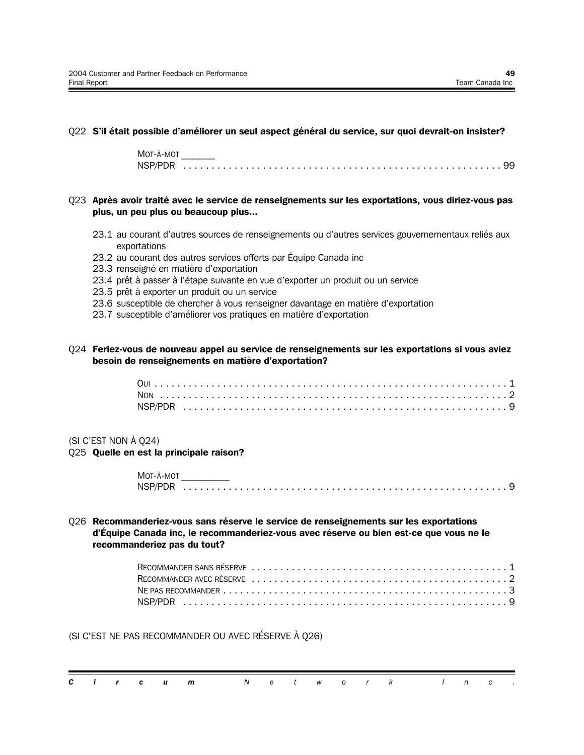Q22 **S'il était possible d'améliorer un seul aspect général du service, sur quoi devrait-on insister?**

MOT-À-MOT _______
NSP/PDR . . . . . . . . . . . . . . . . . . . . . . . . . . . . . . . . . . . . . . . . . . . . . . . . . . . . . . 99

Q23 **Après avoir traité avec le service de renseignements sur les exportations, vous diriez-vous pas plus, un peu plus ou beaucoup plus...**

23.1 au courant d'autres sources de renseignements ou d'autres services gouvernementaux reliés aux exportations
23.2 au courant des autres services offerts par Équipe Canada inc
23.3 renseigné en matière d'exportation
23.4 prêt à passer à l'étape suivante en vue d'exporter un produit ou un service
23.5 prêt à exporter un produit ou un service
23.6 susceptible de chercher à vous renseigner davantage en matière d'exportation
23.7 susceptible d'améliorer vos pratiques en matière d'exportation

Q24 **Feriez-vous de nouveau appel au service de renseignements sur les exportations si vous aviez besoin de renseignements en matière d'exportation?**

OUI . . . . . . . . . . . . . . . . . . . . . . . . . . . . . . . . . . . . . . . . . . . . . . . . . . . . . . . . . . . . 1
NON . . . . . . . . . . . . . . . . . . . . . . . . . . . . . . . . . . . . . . . . . . . . . . . . . . . . . . . . . . . 2
NSP/PDR . . . . . . . . . . . . . . . . . . . . . . . . . . . . . . . . . . . . . . . . . . . . . . . . . . . . . . 9

(SI C'EST NON À Q24)
Q25 **Quelle en est la principale raison?**

MOT-À-MOT __________
NSP/PDR . . . . . . . . . . . . . . . . . . . . . . . . . . . . . . . . . . . . . . . . . . . . . . . . . . . . . . . 9

Q26 **Recommanderiez-vous sans réserve le service de renseignements sur les exportations d'Équipe Canada inc, le recommanderiez-vous avec réserve ou bien est-ce que vous ne le recommanderiez pas du tout?**

RECOMMANDER SANS RÉSERVE . . . . . . . . . . . . . . . . . . . . . . . . . . . . . . . . . . . . . . . . . . . 1
RECOMMANDER AVEC RÉSERVE . . . . . . . . . . . . . . . . . . . . . . . . . . . . . . . . . . . . . . . . . . . 2
NE PAS RECOMMANDER . . . . . . . . . . . . . . . . . . . . . . . . . . . . . . . . . . . . . . . . . . . . . . . 3
NSP/PDR . . . . . . . . . . . . . . . . . . . . . . . . . . . . . . . . . . . . . . . . . . . . . . . . . . . . . . . 9

(SI C'EST NE PAS RECOMMANDER OU AVEC RÉSERVE À Q26)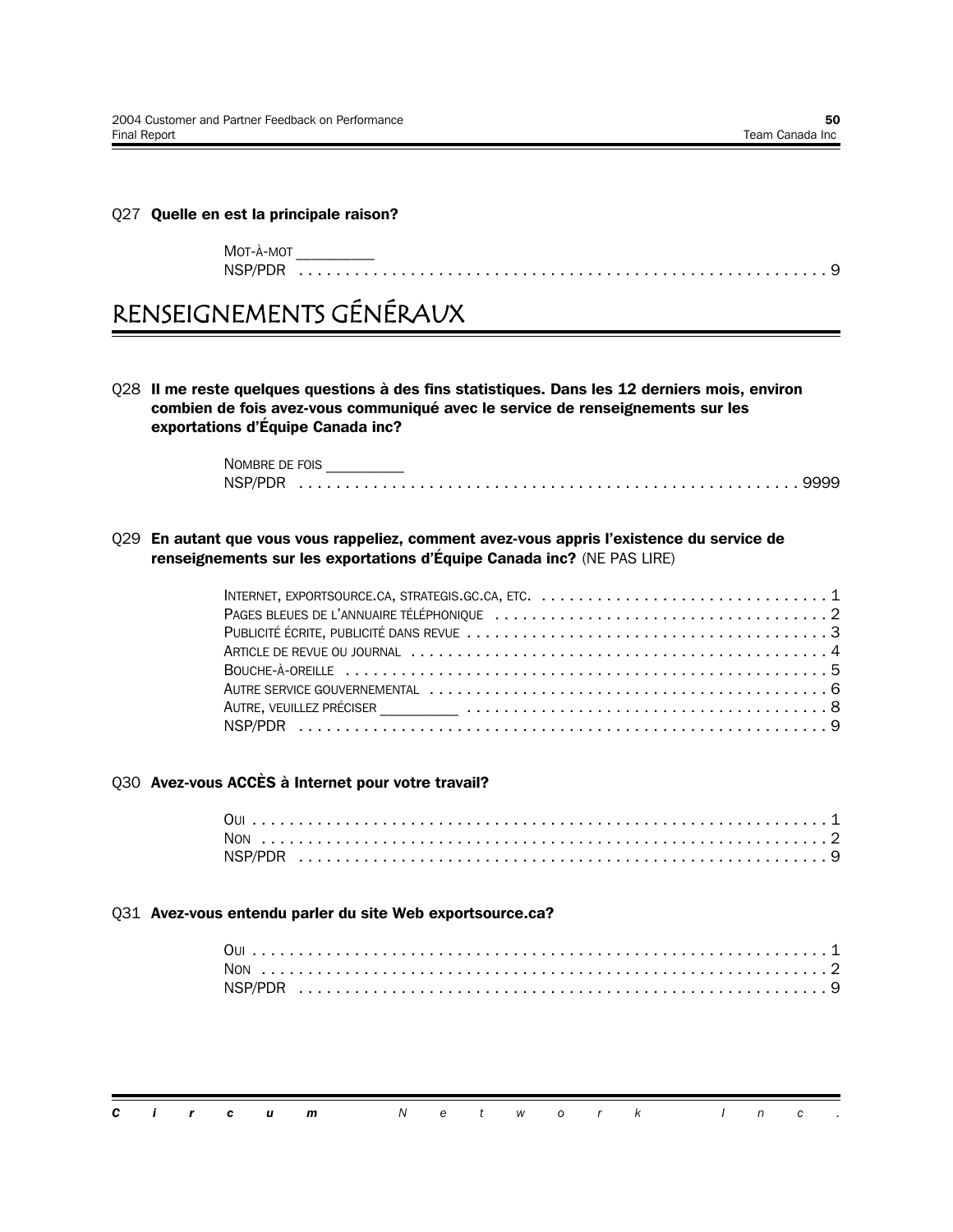Q27 **Quelle en est la principale raison?**

Mot-à-mot __________
NSP/PDR . . . . . . . . . . . . . . . . . . . . . . . . . . . . . . . . . . . . . . . . . . . . . . . . . . . . . . . . 9

# RENSEIGNEMENTS GÉNÉRAUX

Q28 **Il me reste quelques questions à des fins statistiques. Dans les 12 derniers mois, environ combien de fois avez-vous communiqué avec le service de renseignements sur les exportations d'Équipe Canada inc?**

Nombre de fois __________
NSP/PDR . . . . . . . . . . . . . . . . . . . . . . . . . . . . . . . . . . . . . . . . . . . . . . . . . . . . . 9999

Q29 **En autant que vous vous rappeliez, comment avez-vous appris l'existence du service de renseignements sur les exportations d'Équipe Canada inc?** (NE PAS LIRE)

Internet, exportsource.ca, strategis.gc.ca, etc. . . . . . . . . . . . . . . . . . . . . . . . . . . . . . . . 1
Pages bleues de l'annuaire téléphonique . . . . . . . . . . . . . . . . . . . . . . . . . . . . . . . . . . . . 2
Publicité écrite, publicité dans revue . . . . . . . . . . . . . . . . . . . . . . . . . . . . . . . . . . . . . . . 3
Article de revue ou journal . . . . . . . . . . . . . . . . . . . . . . . . . . . . . . . . . . . . . . . . . . . . . . 4
Bouche-à-oreille . . . . . . . . . . . . . . . . . . . . . . . . . . . . . . . . . . . . . . . . . . . . . . . . . . . . 5
Autre service gouvernemental . . . . . . . . . . . . . . . . . . . . . . . . . . . . . . . . . . . . . . . . . . . 6
Autre, veuillez préciser __________ . . . . . . . . . . . . . . . . . . . . . . . . . . . . . . . . . . . . . . . 8
NSP/PDR . . . . . . . . . . . . . . . . . . . . . . . . . . . . . . . . . . . . . . . . . . . . . . . . . . . . . . . . . 9

Q30 **Avez-vous ACCÈS à Internet pour votre travail?**

Oui . . . . . . . . . . . . . . . . . . . . . . . . . . . . . . . . . . . . . . . . . . . . . . . . . . . . . . . . . . . . . 1
Non . . . . . . . . . . . . . . . . . . . . . . . . . . . . . . . . . . . . . . . . . . . . . . . . . . . . . . . . . . . . 2
NSP/PDR . . . . . . . . . . . . . . . . . . . . . . . . . . . . . . . . . . . . . . . . . . . . . . . . . . . . . . . . . 9

Q31 **Avez-vous entendu parler du site Web exportsource.ca?**

Oui . . . . . . . . . . . . . . . . . . . . . . . . . . . . . . . . . . . . . . . . . . . . . . . . . . . . . . . . . . . . . 1
Non . . . . . . . . . . . . . . . . . . . . . . . . . . . . . . . . . . . . . . . . . . . . . . . . . . . . . . . . . . . . 2
NSP/PDR . . . . . . . . . . . . . . . . . . . . . . . . . . . . . . . . . . . . . . . . . . . . . . . . . . . . . . . . . 9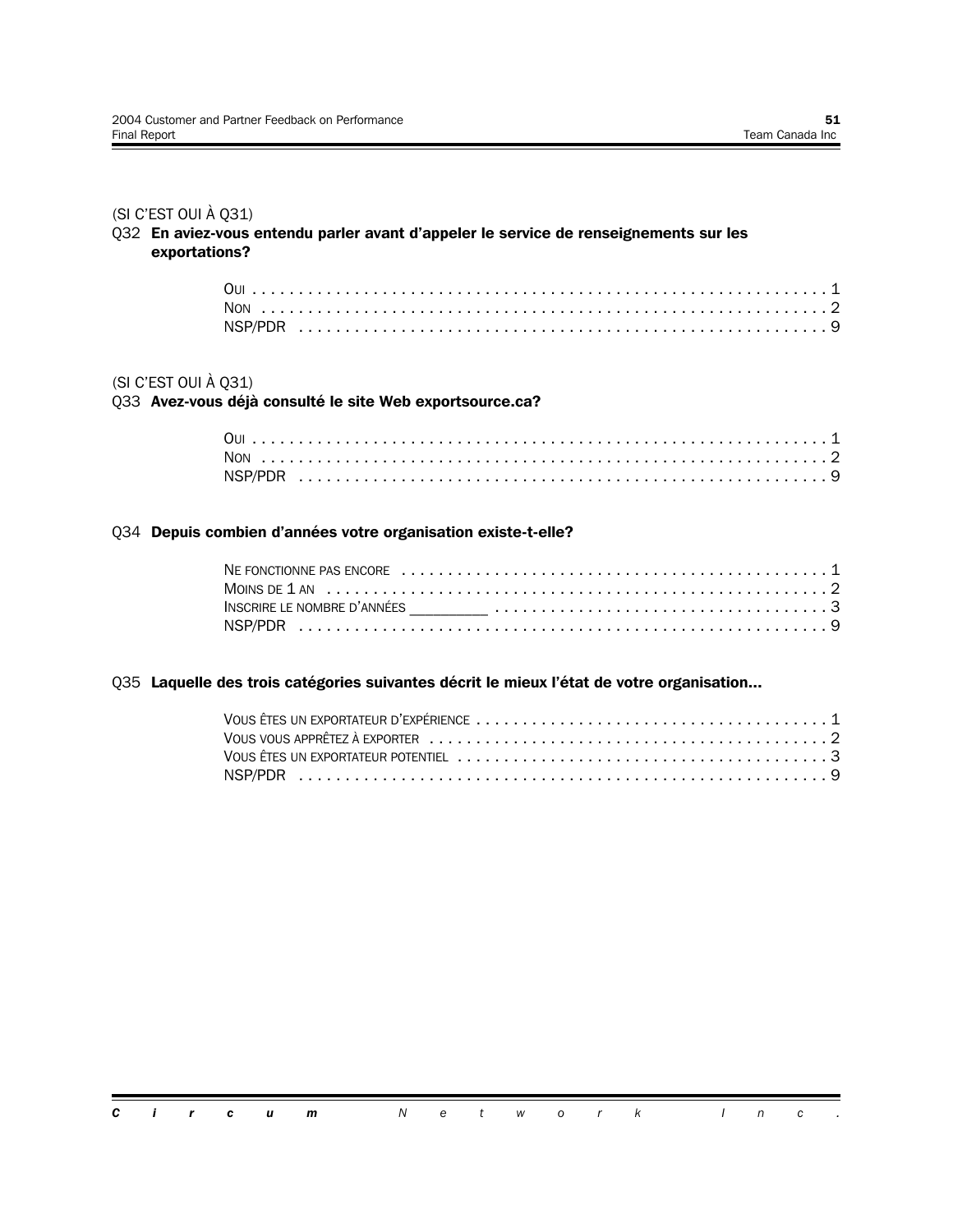(SI C'EST OUI À Q31)

Q32 **En aviez-vous entendu parler avant d'appeler le service de renseignements sur les exportations?**

OUI . . . . . . . . . . . . . . . . . . . . . . . . . . . . . . . . . . . . . . . . . . . . . . . . . . . . . . . . . . . . 1
NON . . . . . . . . . . . . . . . . . . . . . . . . . . . . . . . . . . . . . . . . . . . . . . . . . . . . . . . . . . . 2
NSP/PDR . . . . . . . . . . . . . . . . . . . . . . . . . . . . . . . . . . . . . . . . . . . . . . . . . . . . . . . 9

(SI C'EST OUI À Q31)

Q33 **Avez-vous déjà consulté le site Web exportsource.ca?**

OUI . . . . . . . . . . . . . . . . . . . . . . . . . . . . . . . . . . . . . . . . . . . . . . . . . . . . . . . . . . . . 1
NON . . . . . . . . . . . . . . . . . . . . . . . . . . . . . . . . . . . . . . . . . . . . . . . . . . . . . . . . . . . 2
NSP/PDR . . . . . . . . . . . . . . . . . . . . . . . . . . . . . . . . . . . . . . . . . . . . . . . . . . . . . . . 9

Q34 **Depuis combien d'années votre organisation existe-t-elle?**

NE FONCTIONNE PAS ENCORE . . . . . . . . . . . . . . . . . . . . . . . . . . . . . . . . . . . . . . . . . . . . . 1
MOINS DE 1 AN . . . . . . . . . . . . . . . . . . . . . . . . . . . . . . . . . . . . . . . . . . . . . . . . . . . . . 2
INSCRIRE LE NOMBRE D'ANNÉES __________ . . . . . . . . . . . . . . . . . . . . . . . . . . . . . . . . . . . 3
NSP/PDR . . . . . . . . . . . . . . . . . . . . . . . . . . . . . . . . . . . . . . . . . . . . . . . . . . . . . . . 9

Q35 **Laquelle des trois catégories suivantes décrit le mieux l'état de votre organisation...**

VOUS ÊTES UN EXPORTATEUR D'EXPÉRIENCE . . . . . . . . . . . . . . . . . . . . . . . . . . . . . . . . . . . . 1
VOUS VOUS APPRÊTEZ À EXPORTER . . . . . . . . . . . . . . . . . . . . . . . . . . . . . . . . . . . . . . . . . 2
VOUS ÊTES UN EXPORTATEUR POTENTIEL . . . . . . . . . . . . . . . . . . . . . . . . . . . . . . . . . . . . . . 3
NSP/PDR . . . . . . . . . . . . . . . . . . . . . . . . . . . . . . . . . . . . . . . . . . . . . . . . . . . . . . . 9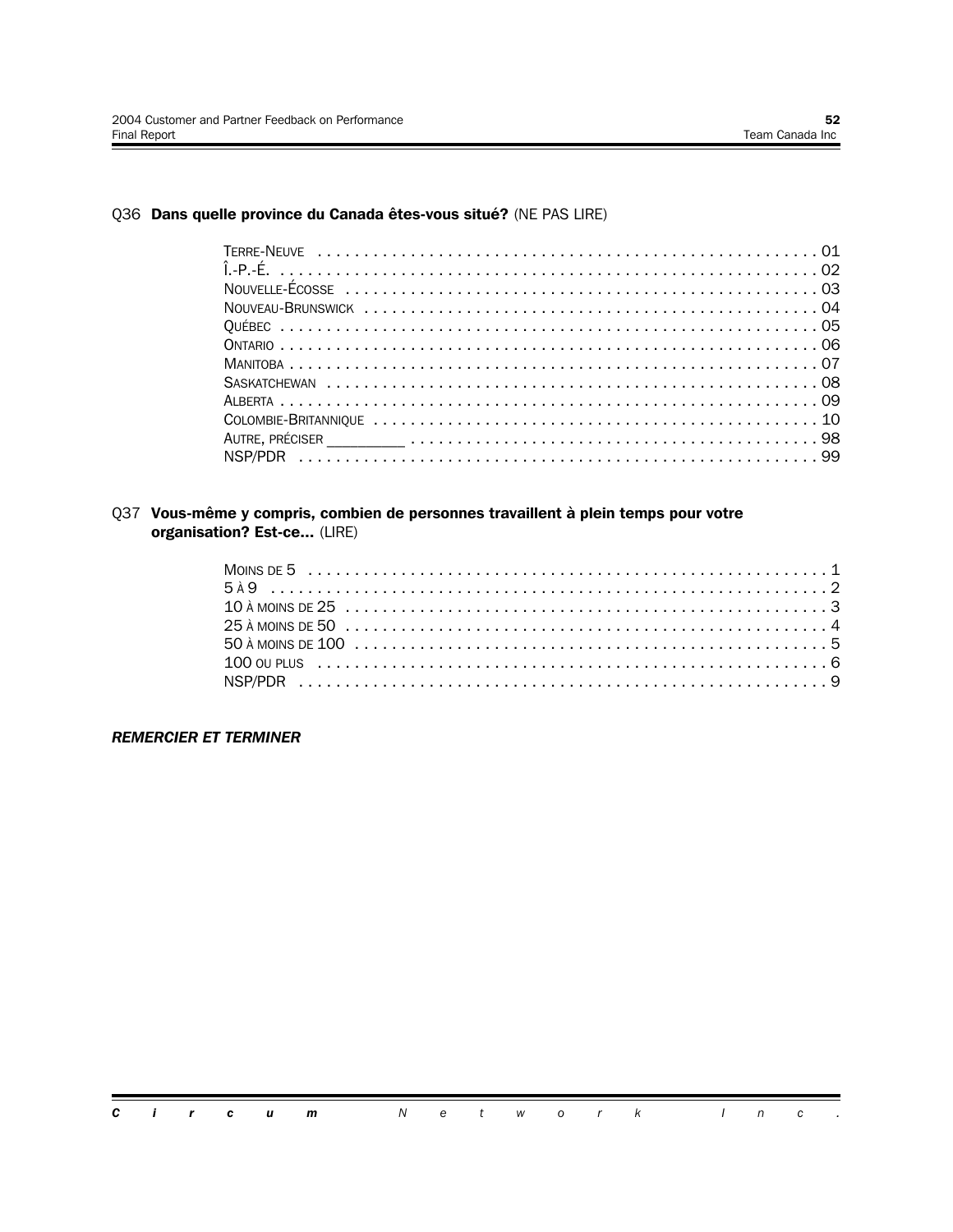Q36 **Dans quelle province du Canada êtes-vous situé?** (NE PAS LIRE)

- TERRE-NEUVE . . . . . . . . . . 01
- Î.-P.-É. . . . . . . . . . . 02
- NOUVELLE-ÉCOSSE . . . . . . . . . . 03
- NOUVEAU-BRUNSWICK . . . . . . . . . . 04
- QUÉBEC . . . . . . . . . . 05
- ONTARIO . . . . . . . . . . 06
- MANITOBA . . . . . . . . . . 07
- SASKATCHEWAN . . . . . . . . . . 08
- ALBERTA . . . . . . . . . . 09
- COLOMBIE-BRITANNIQUE . . . . . . . . . . 10
- AUTRE, PRÉCISER _________ . . . . . . . . . . 98
- NSP/PDR . . . . . . . . . . 99

Q37 **Vous-même y compris, combien de personnes travaillent à plein temps pour votre organisation? Est-ce...** (LIRE)

- MOINS DE 5 . . . . . . . . . . 1
- 5 À 9 . . . . . . . . . . 2
- 10 À MOINS DE 25 . . . . . . . . . . 3
- 25 À MOINS DE 50 . . . . . . . . . . 4
- 50 À MOINS DE 100 . . . . . . . . . . 5
- 100 OU PLUS . . . . . . . . . . 6
- NSP/PDR . . . . . . . . . . 9

***REMERCIER ET TERMINER***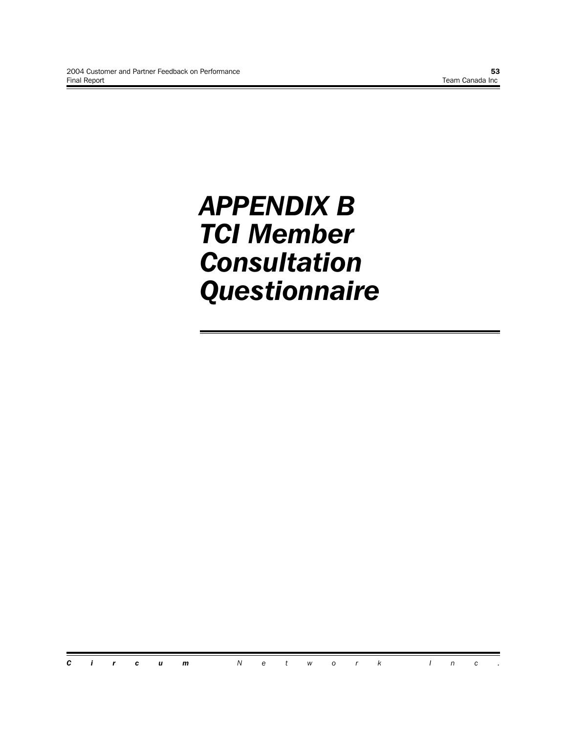# APPENDIX B TCI Member Consultation Questionnaire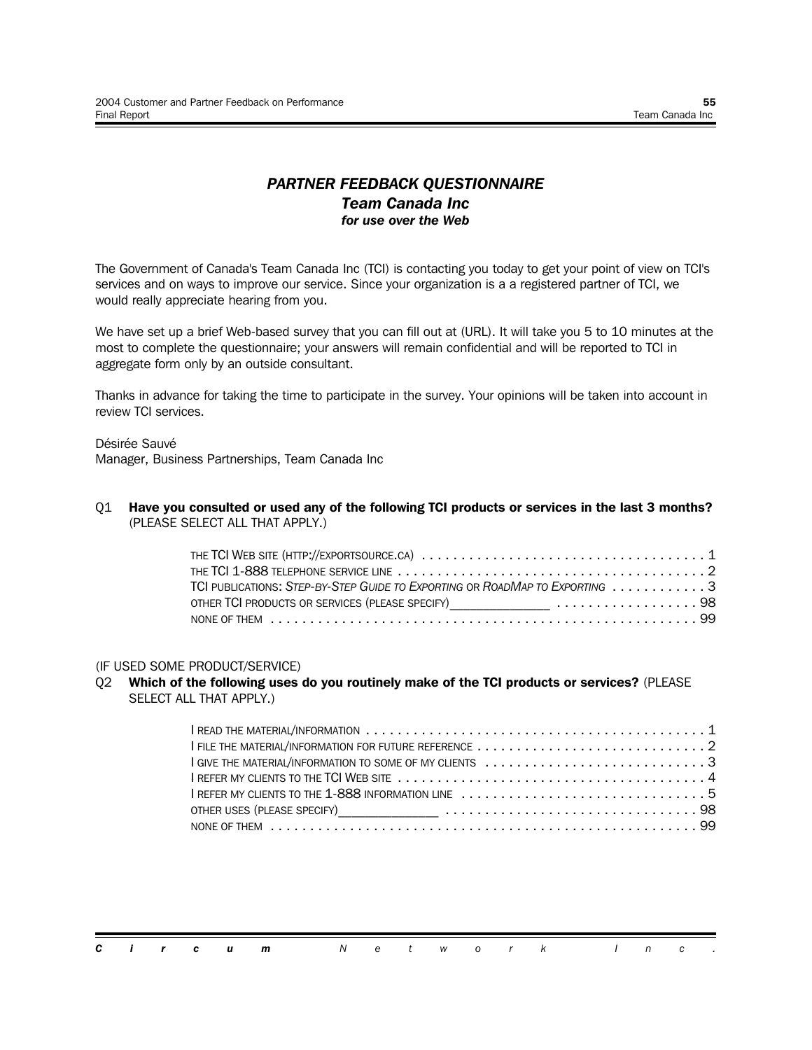## *PARTNER FEEDBACK QUESTIONNAIRE*
### *Team Canada Inc*
#### *for use over the Web*

The Government of Canada's Team Canada Inc (TCI) is contacting you today to get your point of view on TCI's services and on ways to improve our service. Since your organization is a a registered partner of TCI, we would really appreciate hearing from you.

We have set up a brief Web-based survey that you can fill out at (URL). It will take you 5 to 10 minutes at the most to complete the questionnaire; your answers will remain confidential and will be reported to TCI in aggregate form only by an outside consultant.

Thanks in advance for taking the time to participate in the survey. Your opinions will be taken into account in review TCI services.

Désirée Sauvé
Manager, Business Partnerships, Team Canada Inc

Q1 **Have you consulted or used any of the following TCI products or services in the last 3 months?** (PLEASE SELECT ALL THAT APPLY.)

- THE TCI WEB SITE (HTTP://EXPORTSOURCE.CA) . . . . . . . . . . 1
- THE TCI 1-888 TELEPHONE SERVICE LINE . . . . . . . . . . 2
- TCI PUBLICATIONS: *STEP-BY-STEP GUIDE TO EXPORTING* OR *ROADMAP TO EXPORTING* . . . . . . . . . . 3
- OTHER TCI PRODUCTS OR SERVICES (PLEASE SPECIFY)______________ . . . . . . . . . . 98
- NONE OF THEM . . . . . . . . . . 99

(IF USED SOME PRODUCT/SERVICE)

Q2 **Which of the following uses do you routinely make of the TCI products or services?** (PLEASE SELECT ALL THAT APPLY.)

- I READ THE MATERIAL/INFORMATION . . . . . . . . . . 1
- I FILE THE MATERIAL/INFORMATION FOR FUTURE REFERENCE . . . . . . . . . . 2
- I GIVE THE MATERIAL/INFORMATION TO SOME OF MY CLIENTS . . . . . . . . . . 3
- I REFER MY CLIENTS TO THE TCI WEB SITE . . . . . . . . . . 4
- I REFER MY CLIENTS TO THE 1-888 INFORMATION LINE . . . . . . . . . . 5
- OTHER USES (PLEASE SPECIFY)______________ . . . . . . . . . . 98
- NONE OF THEM . . . . . . . . . . 99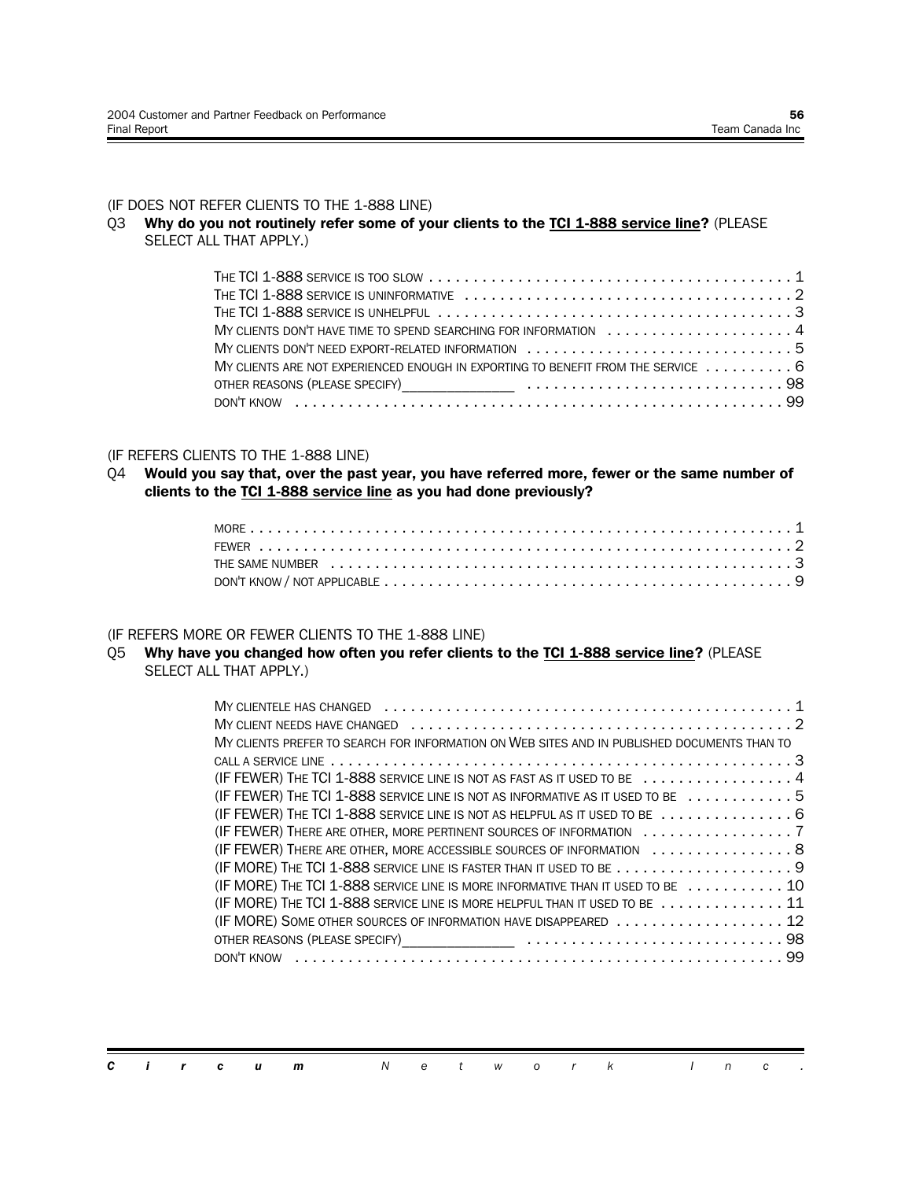(IF DOES NOT REFER CLIENTS TO THE 1-888 LINE)

Q3 **Why do you not routinely refer some of your clients to the <u>TCI 1-888 service line</u>?** (PLEASE SELECT ALL THAT APPLY.)

- THE TCI 1-888 SERVICE IS TOO SLOW . . . . . . . . . . 1
- THE TCI 1-888 SERVICE IS UNINFORMATIVE . . . . . . . . . . 2
- THE TCI 1-888 SERVICE IS UNHELPFUL . . . . . . . . . . 3
- MY CLIENTS DON'T HAVE TIME TO SPEND SEARCHING FOR INFORMATION . . . . . . . . . . 4
- MY CLIENTS DON'T NEED EXPORT-RELATED INFORMATION . . . . . . . . . . 5
- MY CLIENTS ARE NOT EXPERIENCED ENOUGH IN EXPORTING TO BENEFIT FROM THE SERVICE . . . . . . . . . . 6
- OTHER REASONS (PLEASE SPECIFY)_______________ . . . . . . . . . . 98
- DON'T KNOW . . . . . . . . . . 99

(IF REFERS CLIENTS TO THE 1-888 LINE)

Q4 **Would you say that, over the past year, you have referred more, fewer or the same number of clients to the <u>TCI 1-888 service line</u> as you had done previously?**

- MORE . . . . . . . . . . 1
- FEWER . . . . . . . . . . 2
- THE SAME NUMBER . . . . . . . . . . 3
- DON'T KNOW / NOT APPLICABLE . . . . . . . . . . 9

(IF REFERS MORE OR FEWER CLIENTS TO THE 1-888 LINE)

Q5 **Why have you changed how often you refer clients to the <u>TCI 1-888 service line</u>?** (PLEASE SELECT ALL THAT APPLY.)

- MY CLIENTELE HAS CHANGED . . . . . . . . . . 1
- MY CLIENT NEEDS HAVE CHANGED . . . . . . . . . . 2
- MY CLIENTS PREFER TO SEARCH FOR INFORMATION ON WEB SITES AND IN PUBLISHED DOCUMENTS THAN TO CALL A SERVICE LINE . . . . . . . . . . 3
- (IF FEWER) THE TCI 1-888 SERVICE LINE IS NOT AS FAST AS IT USED TO BE . . . . . . . . . . 4
- (IF FEWER) THE TCI 1-888 SERVICE LINE IS NOT AS INFORMATIVE AS IT USED TO BE . . . . . . . . . . 5
- (IF FEWER) THE TCI 1-888 SERVICE LINE IS NOT AS HELPFUL AS IT USED TO BE . . . . . . . . . . 6
- (IF FEWER) THERE ARE OTHER, MORE PERTINENT SOURCES OF INFORMATION . . . . . . . . . . 7
- (IF FEWER) THERE ARE OTHER, MORE ACCESSIBLE SOURCES OF INFORMATION . . . . . . . . . . 8
- (IF MORE) THE TCI 1-888 SERVICE LINE IS FASTER THAN IT USED TO BE . . . . . . . . . . 9
- (IF MORE) THE TCI 1-888 SERVICE LINE IS MORE INFORMATIVE THAN IT USED TO BE . . . . . . . . . . 10
- (IF MORE) THE TCI 1-888 SERVICE LINE IS MORE HELPFUL THAN IT USED TO BE . . . . . . . . . . 11
- (IF MORE) SOME OTHER SOURCES OF INFORMATION HAVE DISAPPEARED . . . . . . . . . . 12
- OTHER REASONS (PLEASE SPECIFY)_______________ . . . . . . . . . . 98
- DON'T KNOW . . . . . . . . . . 99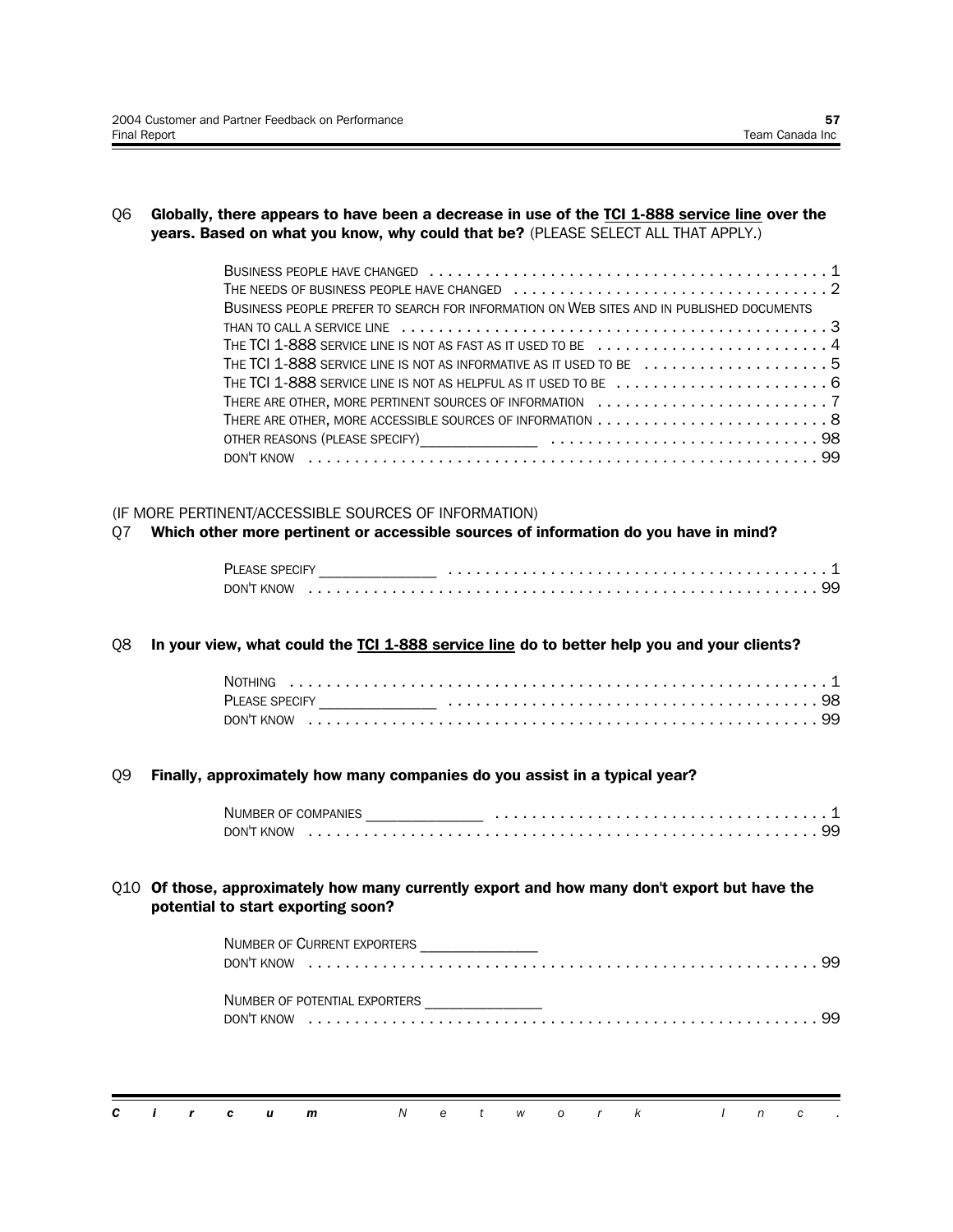Q6 **Globally, there appears to have been a decrease in use of the <u>TCI 1-888 service line</u> over the years. Based on what you know, why could that be?** (PLEASE SELECT ALL THAT APPLY.)

- BUSINESS PEOPLE HAVE CHANGED . . . . . . . . . . 1
- THE NEEDS OF BUSINESS PEOPLE HAVE CHANGED . . . . . . . . . . 2
- BUSINESS PEOPLE PREFER TO SEARCH FOR INFORMATION ON WEB SITES AND IN PUBLISHED DOCUMENTS THAN TO CALL A SERVICE LINE . . . . . . . . . . 3
- THE TCI 1-888 SERVICE LINE IS NOT AS FAST AS IT USED TO BE . . . . . . . . . . 4
- THE TCI 1-888 SERVICE LINE IS NOT AS INFORMATIVE AS IT USED TO BE . . . . . . . . . . 5
- THE TCI 1-888 SERVICE LINE IS NOT AS HELPFUL AS IT USED TO BE . . . . . . . . . . 6
- THERE ARE OTHER, MORE PERTINENT SOURCES OF INFORMATION . . . . . . . . . . 7
- THERE ARE OTHER, MORE ACCESSIBLE SOURCES OF INFORMATION . . . . . . . . . . 8
- OTHER REASONS (PLEASE SPECIFY)______________ . . . . . . . . . . 98
- DON'T KNOW . . . . . . . . . . 99

(IF MORE PERTINENT/ACCESSIBLE SOURCES OF INFORMATION)

Q7 **Which other more pertinent or accessible sources of information do you have in mind?**

- PLEASE SPECIFY ______________ . . . . . . . . . . 1
- DON'T KNOW . . . . . . . . . . 99

Q8 **In your view, what could the <u>TCI 1-888 service line</u> do to better help you and your clients?**

- NOTHING . . . . . . . . . . 1
- PLEASE SPECIFY ______________ . . . . . . . . . . 98
- DON'T KNOW . . . . . . . . . . 99

Q9 **Finally, approximately how many companies do you assist in a typical year?**

- NUMBER OF COMPANIES ______________ . . . . . . . . . . 1
- DON'T KNOW . . . . . . . . . . 99

Q10 **Of those, approximately how many currently export and how many don't export but have the potential to start exporting soon?**

- NUMBER OF CURRENT EXPORTERS ______________
- DON'T KNOW . . . . . . . . . . 99

- NUMBER OF POTENTIAL EXPORTERS ______________
- DON'T KNOW . . . . . . . . . . 99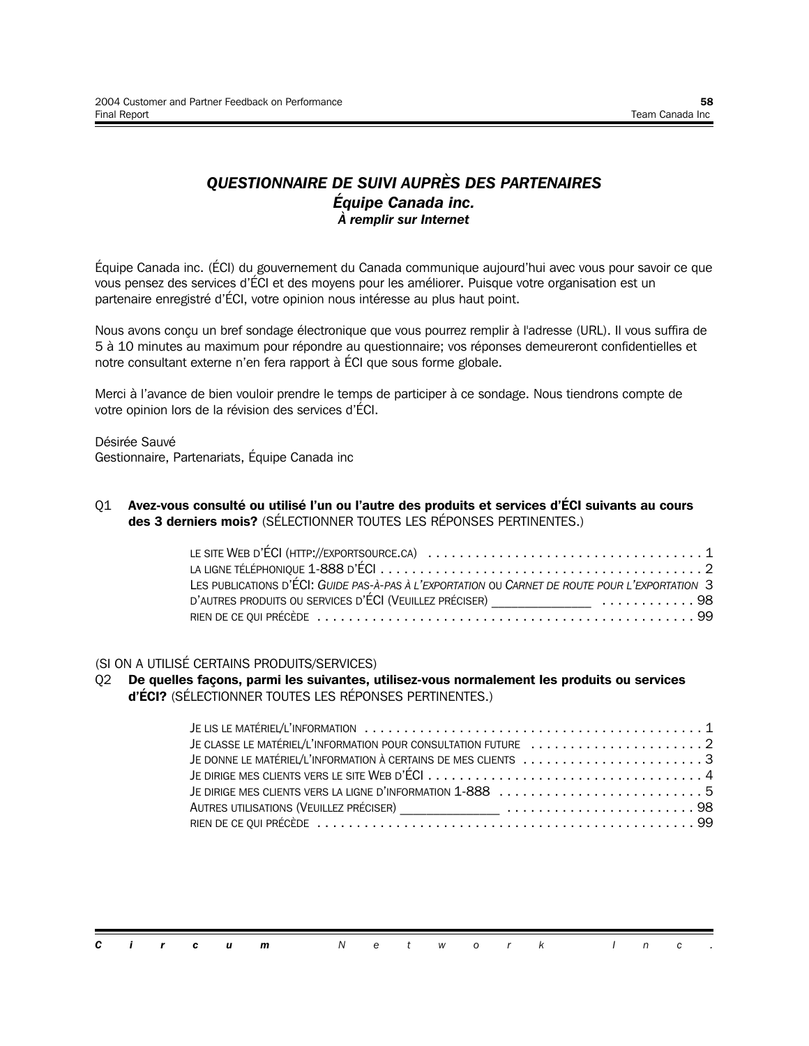***QUESTIONNAIRE DE SUIVI AUPRÈS DES PARTENAIRES***
***Équipe Canada inc.***
***À remplir sur Internet***

Équipe Canada inc. (ÉCI) du gouvernement du Canada communique aujourd'hui avec vous pour savoir ce que vous pensez des services d'ÉCI et des moyens pour les améliorer. Puisque votre organisation est un partenaire enregistré d'ÉCI, votre opinion nous intéresse au plus haut point.

Nous avons conçu un bref sondage électronique que vous pourrez remplir à l'adresse (URL). Il vous suffira de 5 à 10 minutes au maximum pour répondre au questionnaire; vos réponses demeureront confidentielles et notre consultant externe n'en fera rapport à ÉCI que sous forme globale.

Merci à l'avance de bien vouloir prendre le temps de participer à ce sondage. Nous tiendrons compte de votre opinion lors de la révision des services d'ÉCI.

Désirée Sauvé
Gestionnaire, Partenariats, Équipe Canada inc

Q1 **Avez-vous consulté ou utilisé l'un ou l'autre des produits et services d'ÉCI suivants au cours des 3 derniers mois?** (SÉLECTIONNER TOUTES LES RÉPONSES PERTINENTES.)

- LE SITE WEB D'ÉCI (HTTP://EXPORTSOURCE.CA) .......... 1
- LA LIGNE TÉLÉPHONIQUE 1-888 D'ÉCI .......... 2
- LES PUBLICATIONS D'ÉCI: *GUIDE PAS-À-PAS À L'EXPORTATION* OU *CARNET DE ROUTE POUR L'EXPORTATION* 3
- D'AUTRES PRODUITS OU SERVICES D'ÉCI (VEUILLEZ PRÉCISER) ______________ .......... 98
- RIEN DE CE QUI PRÉCÈDE .......... 99

(SI ON A UTILISÉ CERTAINS PRODUITS/SERVICES)

Q2 **De quelles façons, parmi les suivantes, utilisez-vous normalement les produits ou services d'ÉCI?** (SÉLECTIONNER TOUTES LES RÉPONSES PERTINENTES.)

- JE LIS LE MATÉRIEL/L'INFORMATION .......... 1
- JE CLASSE LE MATÉRIEL/L'INFORMATION POUR CONSULTATION FUTURE .......... 2
- JE DONNE LE MATÉRIEL/L'INFORMATION À CERTAINS DE MES CLIENTS .......... 3
- JE DIRIGE MES CLIENTS VERS LE SITE WEB D'ÉCI .......... 4
- JE DIRIGE MES CLIENTS VERS LA LIGNE D'INFORMATION 1-888 .......... 5
- AUTRES UTILISATIONS (VEUILLEZ PRÉCISER) ______________ .......... 98
- RIEN DE CE QUI PRÉCÈDE .......... 99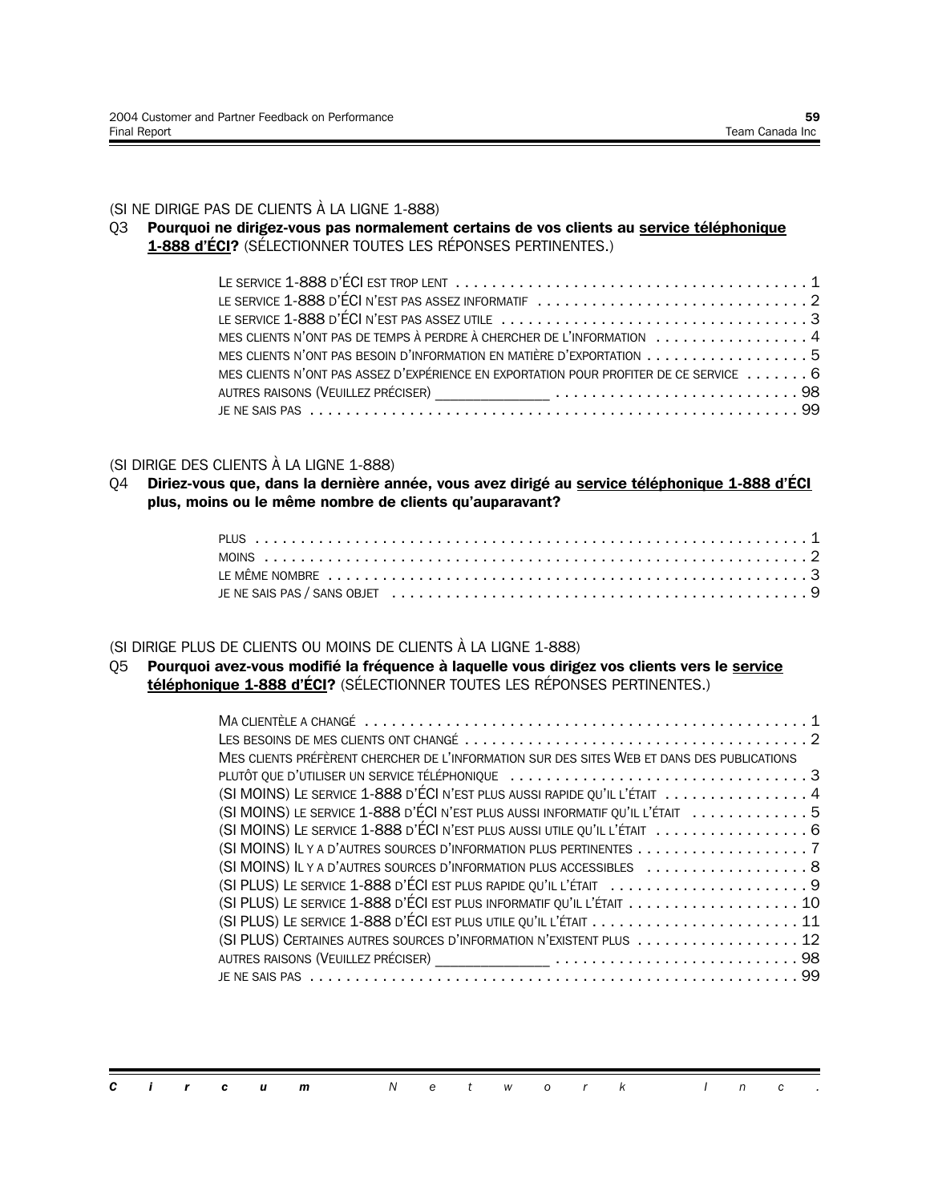(SI NE DIRIGE PAS DE CLIENTS À LA LIGNE 1-888)

Q3 **Pourquoi ne dirigez-vous pas normalement certains de vos clients au <u>service téléphonique 1-888 d'ÉCI</u>?** (SÉLECTIONNER TOUTES LES RÉPONSES PERTINENTES.)

- LE SERVICE 1-888 D'ÉCI EST TROP LENT . . . . . . . . . . 1
- LE SERVICE 1-888 D'ÉCI N'EST PAS ASSEZ INFORMATIF . . . . . . . . . . 2
- LE SERVICE 1-888 D'ÉCI N'EST PAS ASSEZ UTILE . . . . . . . . . . 3
- MES CLIENTS N'ONT PAS DE TEMPS À PERDRE À CHERCHER DE L'INFORMATION . . . . . . . . . . 4
- MES CLIENTS N'ONT PAS BESOIN D'INFORMATION EN MATIÈRE D'EXPORTATION . . . . . . . . . . 5
- MES CLIENTS N'ONT PAS ASSEZ D'EXPÉRIENCE EN EXPORTATION POUR PROFITER DE CE SERVICE . . . . . . . 6
- AUTRES RAISONS (VEUILLEZ PRÉCISER) _______________ . . . . . . . . . . 98
- JE NE SAIS PAS . . . . . . . . . . 99

(SI DIRIGE DES CLIENTS À LA LIGNE 1-888)

Q4 **Diriez-vous que, dans la dernière année, vous avez dirigé au <u>service téléphonique 1-888 d'ÉCI</u> plus, moins ou le même nombre de clients qu'auparavant?**

- PLUS . . . . . . . . . . 1
- MOINS . . . . . . . . . . 2
- LE MÊME NOMBRE . . . . . . . . . . 3
- JE NE SAIS PAS / SANS OBJET . . . . . . . . . . 9

(SI DIRIGE PLUS DE CLIENTS OU MOINS DE CLIENTS À LA LIGNE 1-888)

Q5 **Pourquoi avez-vous modifié la fréquence à laquelle vous dirigez vos clients vers le <u>service téléphonique 1-888 d'ÉCI</u>?** (SÉLECTIONNER TOUTES LES RÉPONSES PERTINENTES.)

- MA CLIENTÈLE A CHANGÉ . . . . . . . . . . 1
- LES BESOINS DE MES CLIENTS ONT CHANGÉ . . . . . . . . . . 2
- MES CLIENTS PRÉFÈRENT CHERCHER DE L'INFORMATION SUR DES SITES WEB ET DANS DES PUBLICATIONS PLUTÔT QUE D'UTILISER UN SERVICE TÉLÉPHONIQUE . . . . . . . . . . 3
- (SI MOINS) LE SERVICE 1-888 D'ÉCI N'EST PLUS AUSSI RAPIDE QU'IL L'ÉTAIT . . . . . . . . . . 4
- (SI MOINS) LE SERVICE 1-888 D'ÉCI N'EST PLUS AUSSI INFORMATIF QU'IL L'ÉTAIT . . . . . . . . . . 5
- (SI MOINS) LE SERVICE 1-888 D'ÉCI N'EST PLUS AUSSI UTILE QU'IL L'ÉTAIT . . . . . . . . . . 6
- (SI MOINS) IL Y A D'AUTRES SOURCES D'INFORMATION PLUS PERTINENTES . . . . . . . . . . 7
- (SI MOINS) IL Y A D'AUTRES SOURCES D'INFORMATION PLUS ACCESSIBLES . . . . . . . . . . 8
- (SI PLUS) LE SERVICE 1-888 D'ÉCI EST PLUS RAPIDE QU'IL L'ÉTAIT . . . . . . . . . . 9
- (SI PLUS) LE SERVICE 1-888 D'ÉCI EST PLUS INFORMATIF QU'IL L'ÉTAIT . . . . . . . . . . 10
- (SI PLUS) LE SERVICE 1-888 D'ÉCI EST PLUS UTILE QU'IL L'ÉTAIT . . . . . . . . . . 11
- (SI PLUS) CERTAINES AUTRES SOURCES D'INFORMATION N'EXISTENT PLUS . . . . . . . . . . 12
- AUTRES RAISONS (VEUILLEZ PRÉCISER) _______________ . . . . . . . . . . 98
- JE NE SAIS PAS . . . . . . . . . . 99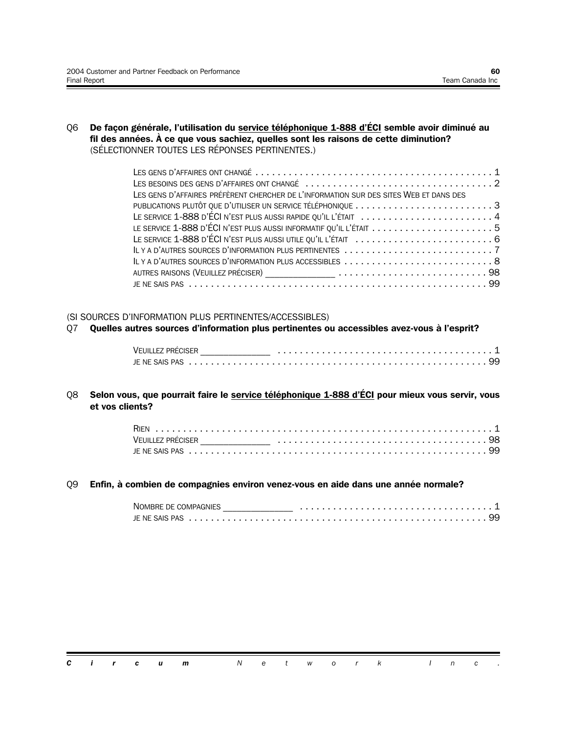Q6 **De façon générale, l'utilisation du <u>service téléphonique 1-888 d'ÉCI</u> semble avoir diminué au fil des années. À ce que vous sachiez, quelles sont les raisons de cette diminution?** (SÉLECTIONNER TOUTES LES RÉPONSES PERTINENTES.)

| | |
|---|---|
| LES GENS D'AFFAIRES ONT CHANGÉ | 1 |
| LES BESOINS DES GENS D'AFFAIRES ONT CHANGÉ | 2 |
| LES GENS D'AFFAIRES PRÉFÈRENT CHERCHER DE L'INFORMATION SUR DES SITES WEB ET DANS DES PUBLICATIONS PLUTÔT QUE D'UTILISER UN SERVICE TÉLÉPHONIQUE | 3 |
| LE SERVICE 1-888 D'ÉCI N'EST PLUS AUSSI RAPIDE QU'IL L'ÉTAIT | 4 |
| LE SERVICE 1-888 D'ÉCI N'EST PLUS AUSSI INFORMATIF QU'IL L'ÉTAIT | 5 |
| LE SERVICE 1-888 D'ÉCI N'EST PLUS AUSSI UTILE QU'IL L'ÉTAIT | 6 |
| IL Y A D'AUTRES SOURCES D'INFORMATION PLUS PERTINENTES | 7 |
| IL Y A D'AUTRES SOURCES D'INFORMATION PLUS ACCESSIBLES | 8 |
| AUTRES RAISONS (VEUILLEZ PRÉCISER) ______________ | 98 |
| JE NE SAIS PAS | 99 |

(SI SOURCES D'INFORMATION PLUS PERTINENTES/ACCESSIBLES)

Q7 **Quelles autres sources d'information plus pertinentes ou accessibles avez-vous à l'esprit?**

| | |
|---|---|
| VEUILLEZ PRÉCISER ______________ | 1 |
| JE NE SAIS PAS | 99 |

Q8 **Selon vous, que pourrait faire le <u>service téléphonique 1-888 d'ÉCI</u> pour mieux vous servir, vous et vos clients?**

| | |
|---|---|
| RIEN | 1 |
| VEUILLEZ PRÉCISER ______________ | 98 |
| JE NE SAIS PAS | 99 |

Q9 **Enfin, à combien de compagnies environ venez-vous en aide dans une année normale?**

| | |
|---|---|
| NOMBRE DE COMPAGNIES ______________ | 1 |
| JE NE SAIS PAS | 99 |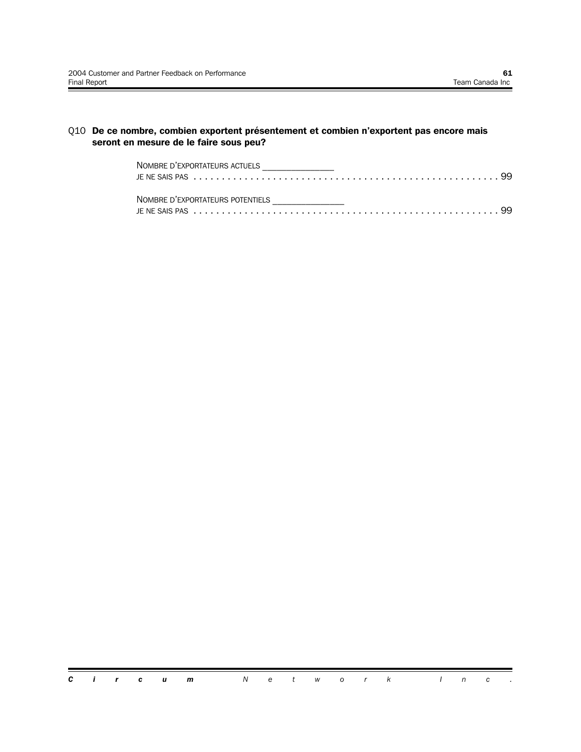Q10 **De ce nombre, combien exportent présentement et combien n'exportent pas encore mais seront en mesure de le faire sous peu?**

NOMBRE D'EXPORTATEURS ACTUELS _______________
JE NE SAIS PAS . . . . . . . . . . . . . . . . . . . . . . . . . . . . . . . . . . . . . . . . . . . . . . . . . . . . . 99

NOMBRE D'EXPORTATEURS POTENTIELS _______________
JE NE SAIS PAS . . . . . . . . . . . . . . . . . . . . . . . . . . . . . . . . . . . . . . . . . . . . . . . . . . . . . 99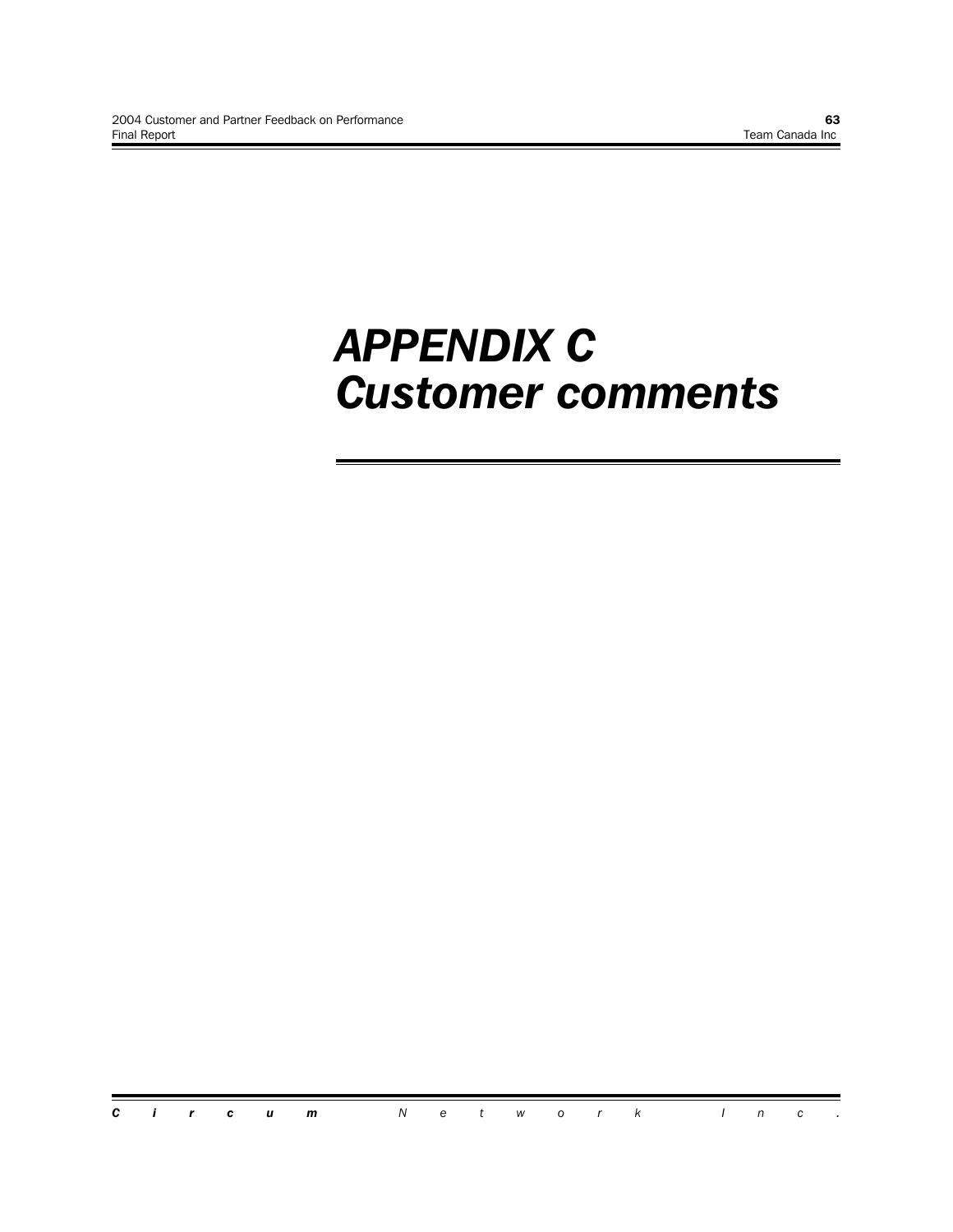# APPENDIX C
# Customer comments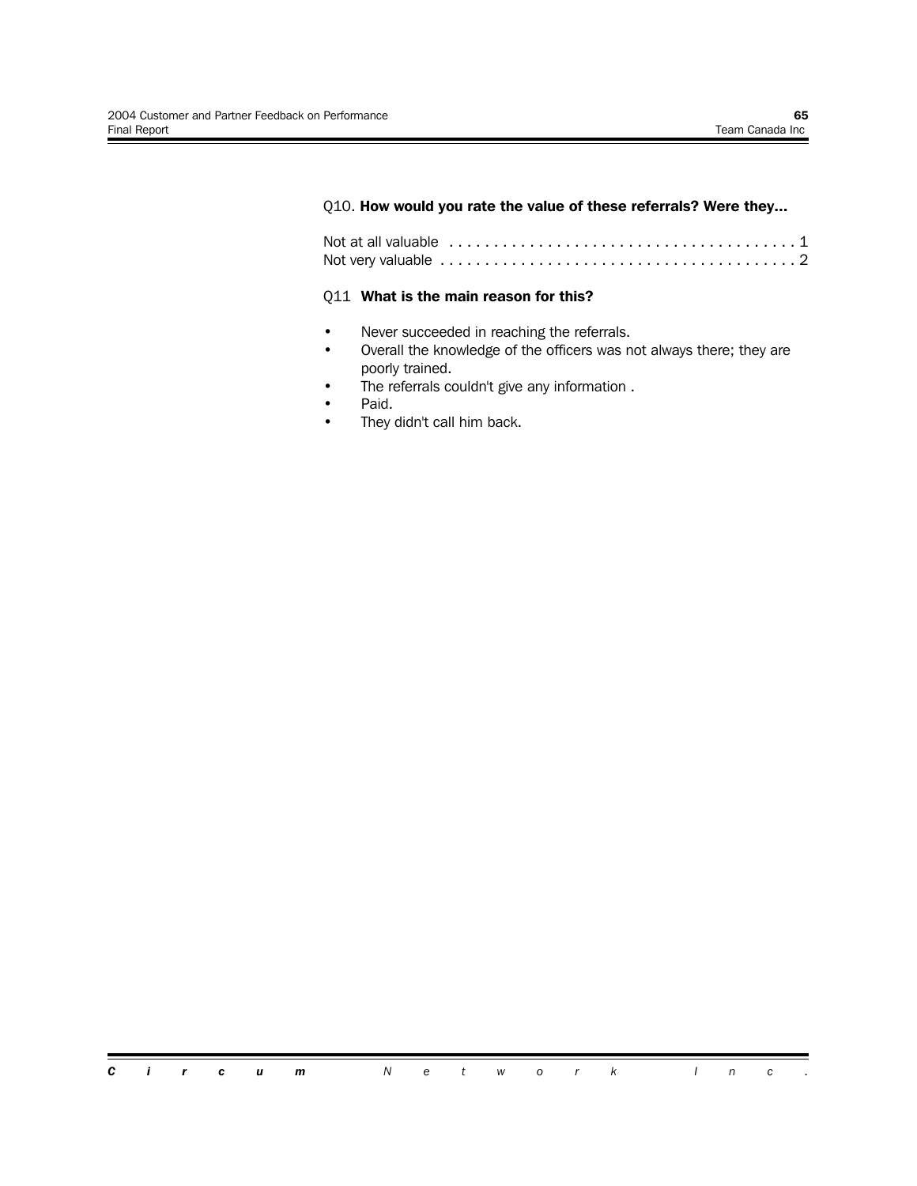Q10. **How would you rate the value of these referrals? Were they...**

Not at all valuable . . . . . . . . . . . . . . . . . . . . . . . . . . . . . . . . . . . . . . . 1
Not very valuable . . . . . . . . . . . . . . . . . . . . . . . . . . . . . . . . . . . . . . . . 2

Q11 **What is the main reason for this?**

- Never succeeded in reaching the referrals.
- Overall the knowledge of the officers was not always there; they are poorly trained.
- The referrals couldn't give any information .
- Paid.
- They didn't call him back.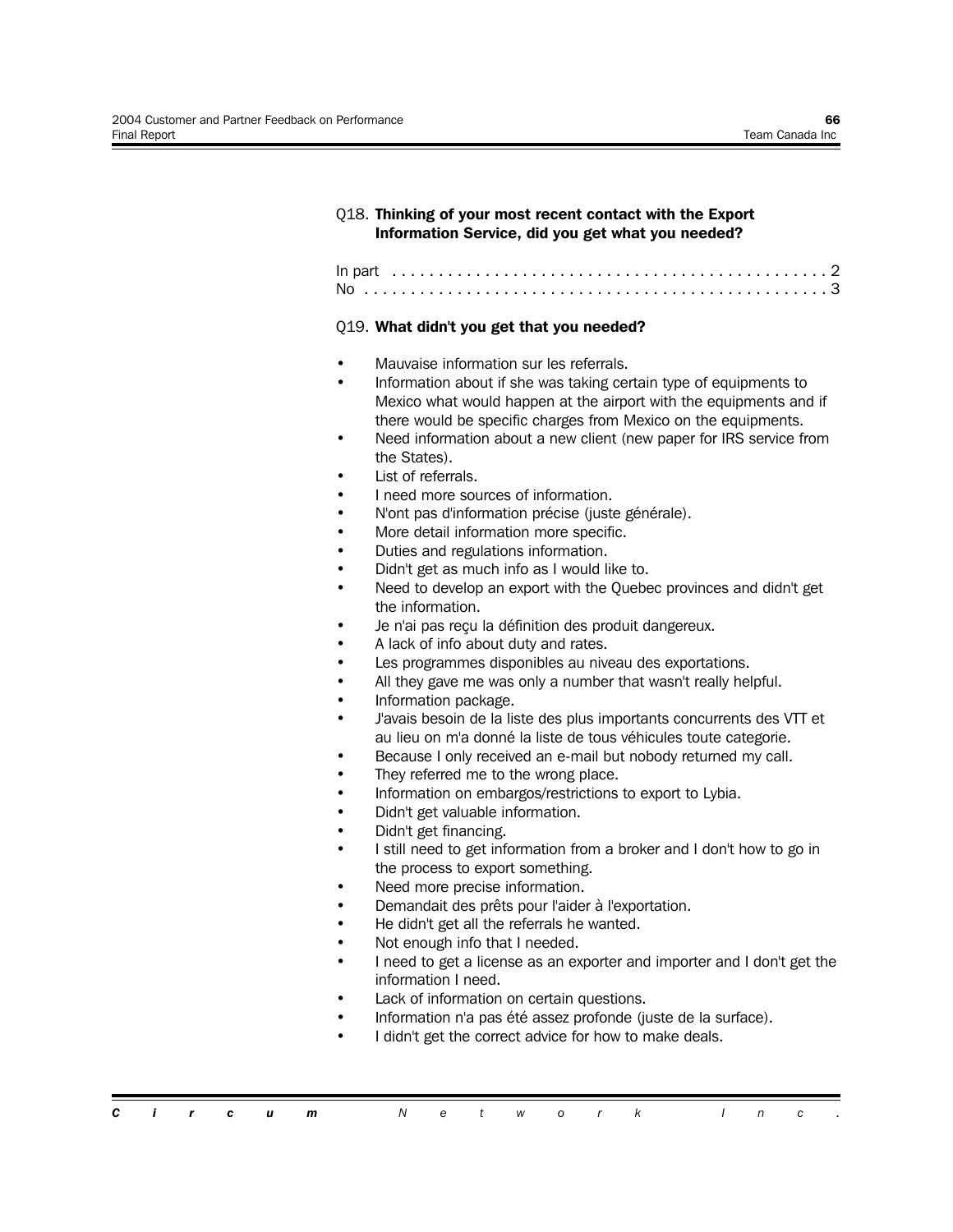Q18. **Thinking of your most recent contact with the Export Information Service, did you get what you needed?**

In part . . . . . . . . . . . . . . . . . . . . . . . . . . . . . . . . . . . . . . . . . . . . . 2
No . . . . . . . . . . . . . . . . . . . . . . . . . . . . . . . . . . . . . . . . . . . . . . . . . 3

Q19. **What didn't you get that you needed?**

- Mauvaise information sur les referrals.
- Information about if she was taking certain type of equipments to Mexico what would happen at the airport with the equipments and if there would be specific charges from Mexico on the equipments.
- Need information about a new client (new paper for IRS service from the States).
- List of referrals.
- I need more sources of information.
- N'ont pas d'information précise (juste générale).
- More detail information more specific.
- Duties and regulations information.
- Didn't get as much info as I would like to.
- Need to develop an export with the Quebec provinces and didn't get the information.
- Je n'ai pas reçu la définition des produit dangereux.
- A lack of info about duty and rates.
- Les programmes disponibles au niveau des exportations.
- All they gave me was only a number that wasn't really helpful.
- Information package.
- J'avais besoin de la liste des plus importants concurrents des VTT et au lieu on m'a donné la liste de tous véhicules toute categorie.
- Because I only received an e-mail but nobody returned my call.
- They referred me to the wrong place.
- Information on embargos/restrictions to export to Lybia.
- Didn't get valuable information.
- Didn't get financing.
- I still need to get information from a broker and I don't how to go in the process to export something.
- Need more precise information.
- Demandait des prêts pour l'aider à l'exportation.
- He didn't get all the referrals he wanted.
- Not enough info that I needed.
- I need to get a license as an exporter and importer and I don't get the information I need.
- Lack of information on certain questions.
- Information n'a pas été assez profonde (juste de la surface).
- I didn't get the correct advice for how to make deals.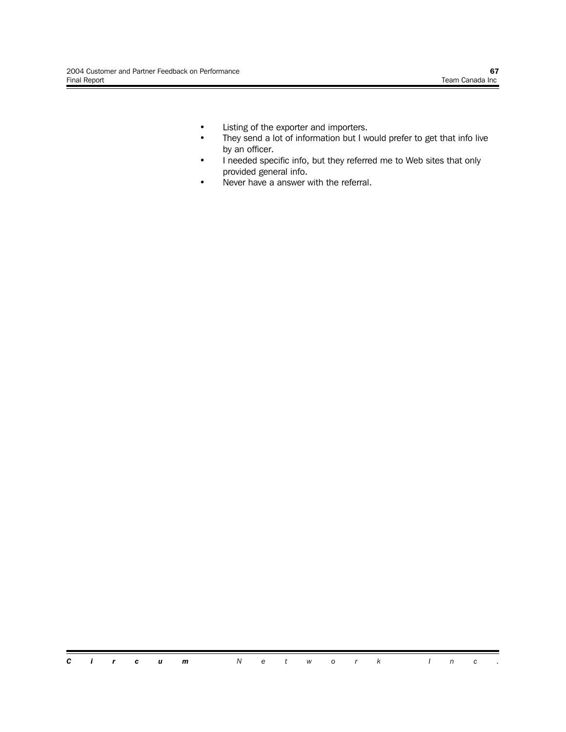- Listing of the exporter and importers.
- They send a lot of information but I would prefer to get that info live by an officer.
- I needed specific info, but they referred me to Web sites that only provided general info.
- Never have a answer with the referral.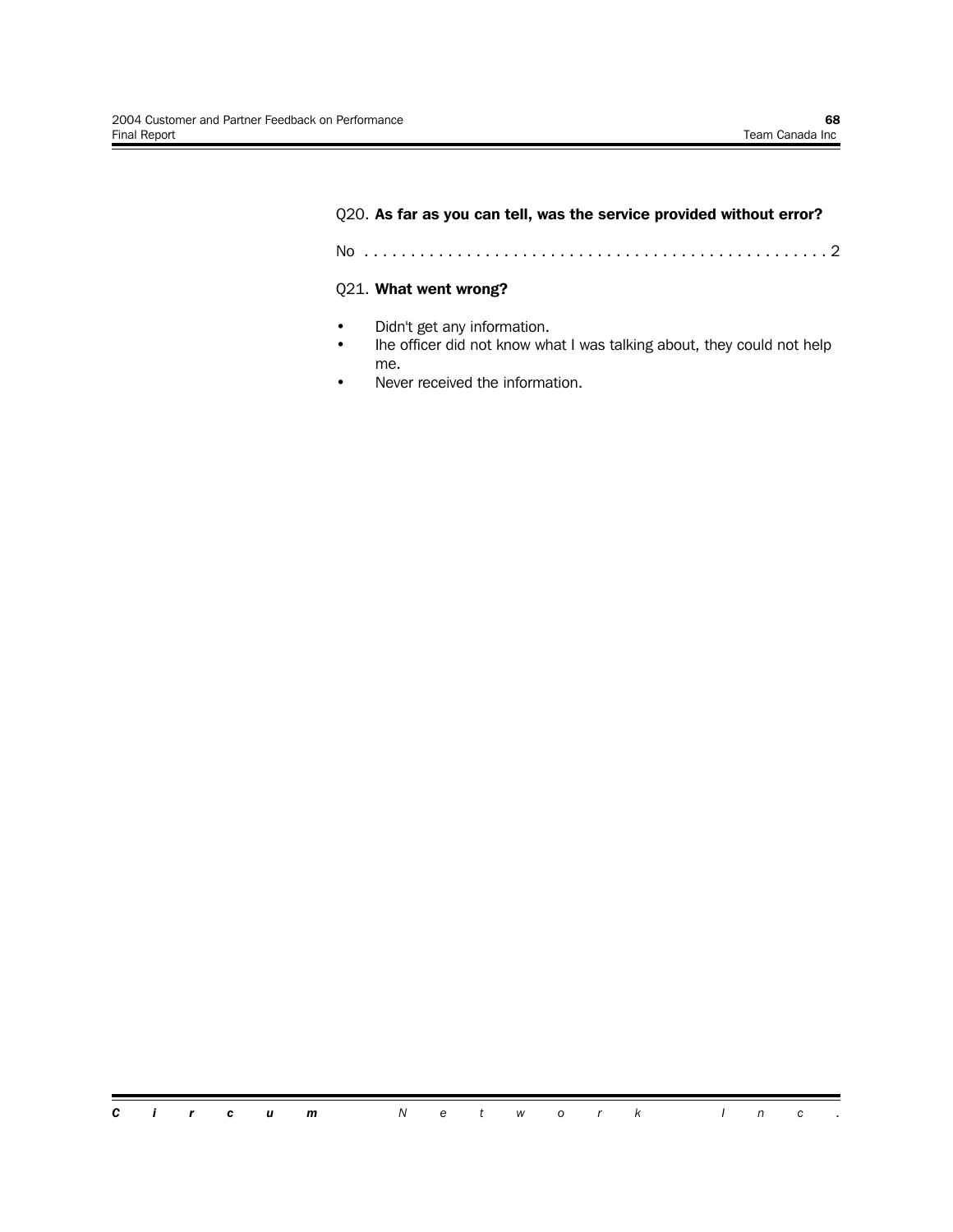Q20. **As far as you can tell, was the service provided without error?**

No . . . . . . . . . . . . . . . . . . . . . . . . . . . . . . . . . . . . . . . . . . . . . . . . . 2

Q21. **What went wrong?**

- Didn't get any information.
- Ihe officer did not know what I was talking about, they could not help me.
- Never received the information.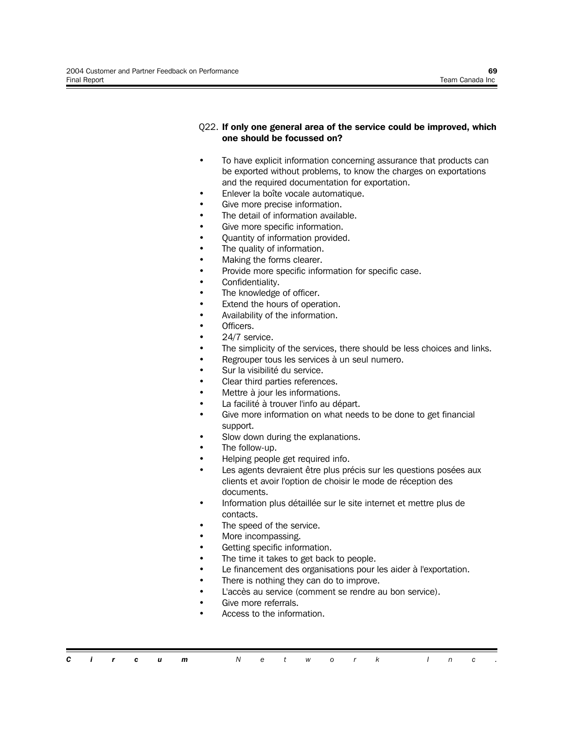Q22. **If only one general area of the service could be improved, which one should be focussed on?**

- To have explicit information concerning assurance that products can be exported without problems, to know the charges on exportations and the required documentation for exportation.
- Enlever la boîte vocale automatique.
- Give more precise information.
- The detail of information available.
- Give more specific information.
- Quantity of information provided.
- The quality of information.
- Making the forms clearer.
- Provide more specific information for specific case.
- Confidentiality.
- The knowledge of officer.
- Extend the hours of operation.
- Availability of the information.
- Officers.
- 24/7 service.
- The simplicity of the services, there should be less choices and links.
- Regrouper tous les services à un seul numero.
- Sur la visibilité du service.
- Clear third parties references.
- Mettre à jour les informations.
- La facilité à trouver l'info au départ.
- Give more information on what needs to be done to get financial support.
- Slow down during the explanations.
- The follow-up.
- Helping people get required info.
- Les agents devraient être plus précis sur les questions posées aux clients et avoir l'option de choisir le mode de réception des documents.
- Information plus détaillée sur le site internet et mettre plus de contacts.
- The speed of the service.
- More incompassing.
- Getting specific information.
- The time it takes to get back to people.
- Le financement des organisations pour les aider à l'exportation.
- There is nothing they can do to improve.
- L'accès au service (comment se rendre au bon service).
- Give more referrals.
- Access to the information.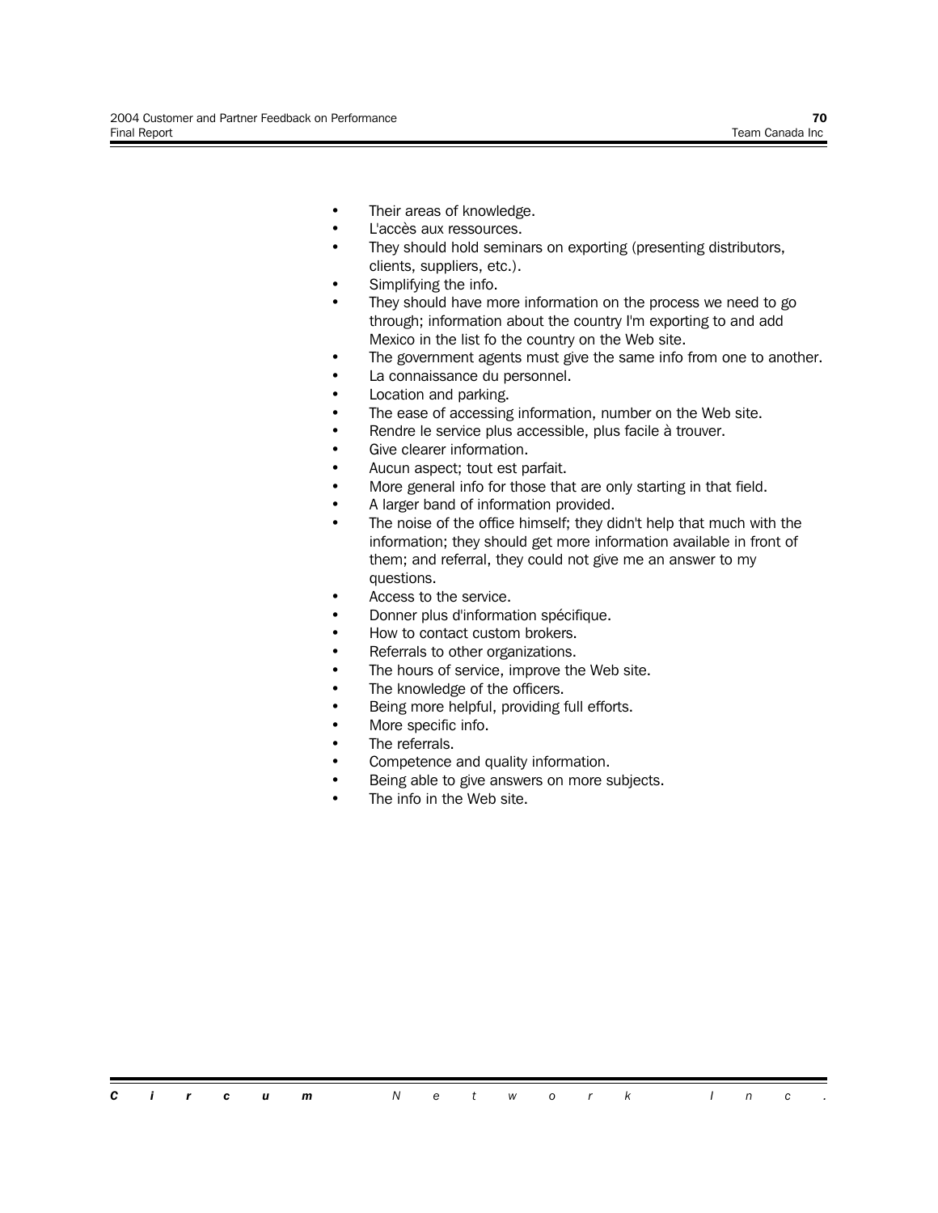- Their areas of knowledge.
- L'accès aux ressources.
- They should hold seminars on exporting (presenting distributors, clients, suppliers, etc.).
- Simplifying the info.
- They should have more information on the process we need to go through; information about the country I'm exporting to and add Mexico in the list fo the country on the Web site.
- The government agents must give the same info from one to another.
- La connaissance du personnel.
- Location and parking.
- The ease of accessing information, number on the Web site.
- Rendre le service plus accessible, plus facile à trouver.
- Give clearer information.
- Aucun aspect; tout est parfait.
- More general info for those that are only starting in that field.
- A larger band of information provided.
- The noise of the office himself; they didn't help that much with the information; they should get more information available in front of them; and referral, they could not give me an answer to my questions.
- Access to the service.
- Donner plus d'information spécifique.
- How to contact custom brokers.
- Referrals to other organizations.
- The hours of service, improve the Web site.
- The knowledge of the officers.
- Being more helpful, providing full efforts.
- More specific info.
- The referrals.
- Competence and quality information.
- Being able to give answers on more subjects.
- The info in the Web site.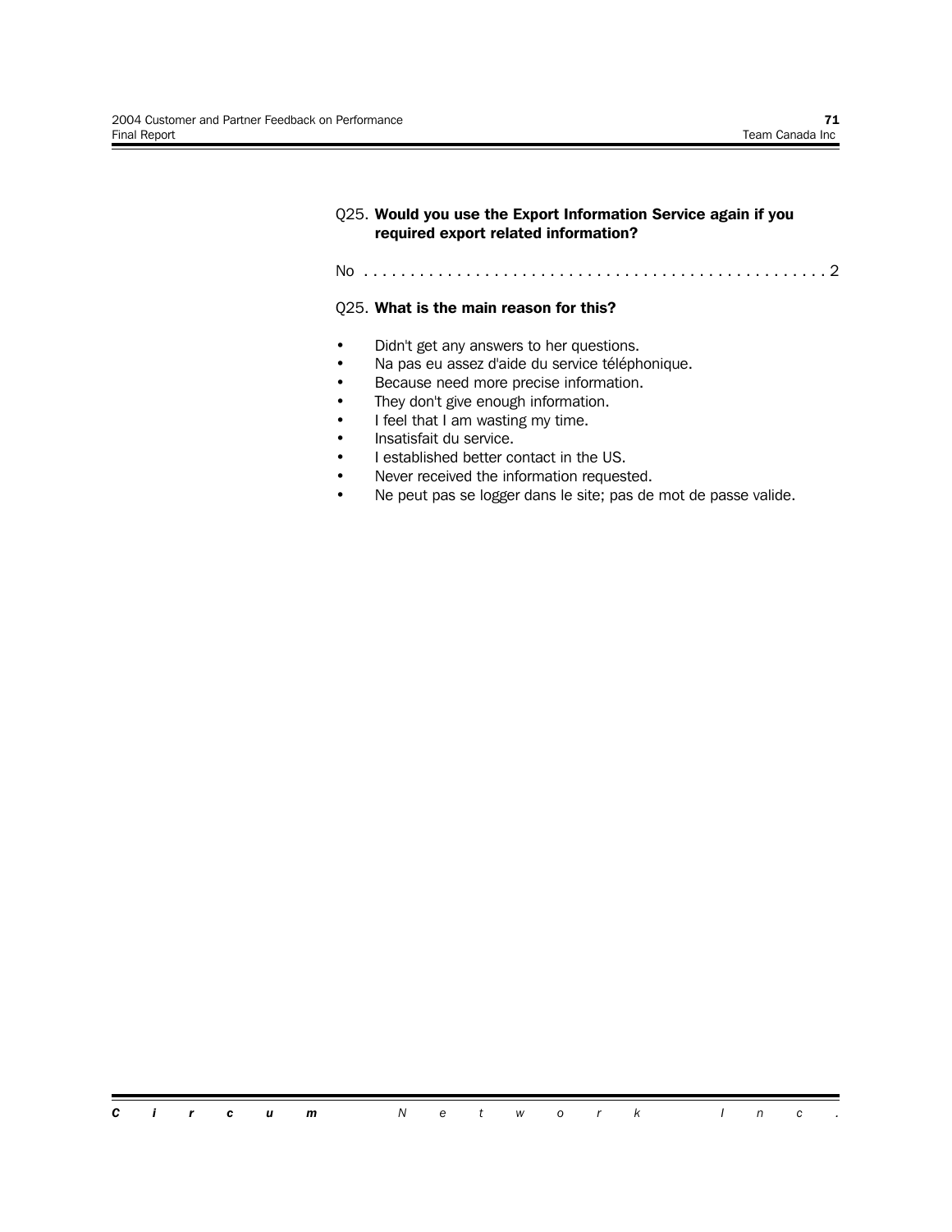Q25. **Would you use the Export Information Service again if you required export related information?**

No . . . . . . . . . . . . . . . . . . . . . . . . . . . . . . . . . . . . . . . . . . . . . . . 2

Q25. **What is the main reason for this?**

- Didn't get any answers to her questions.
- Na pas eu assez d'aide du service téléphonique.
- Because need more precise information.
- They don't give enough information.
- I feel that I am wasting my time.
- Insatisfait du service.
- I established better contact in the US.
- Never received the information requested.
- Ne peut pas se logger dans le site; pas de mot de passe valide.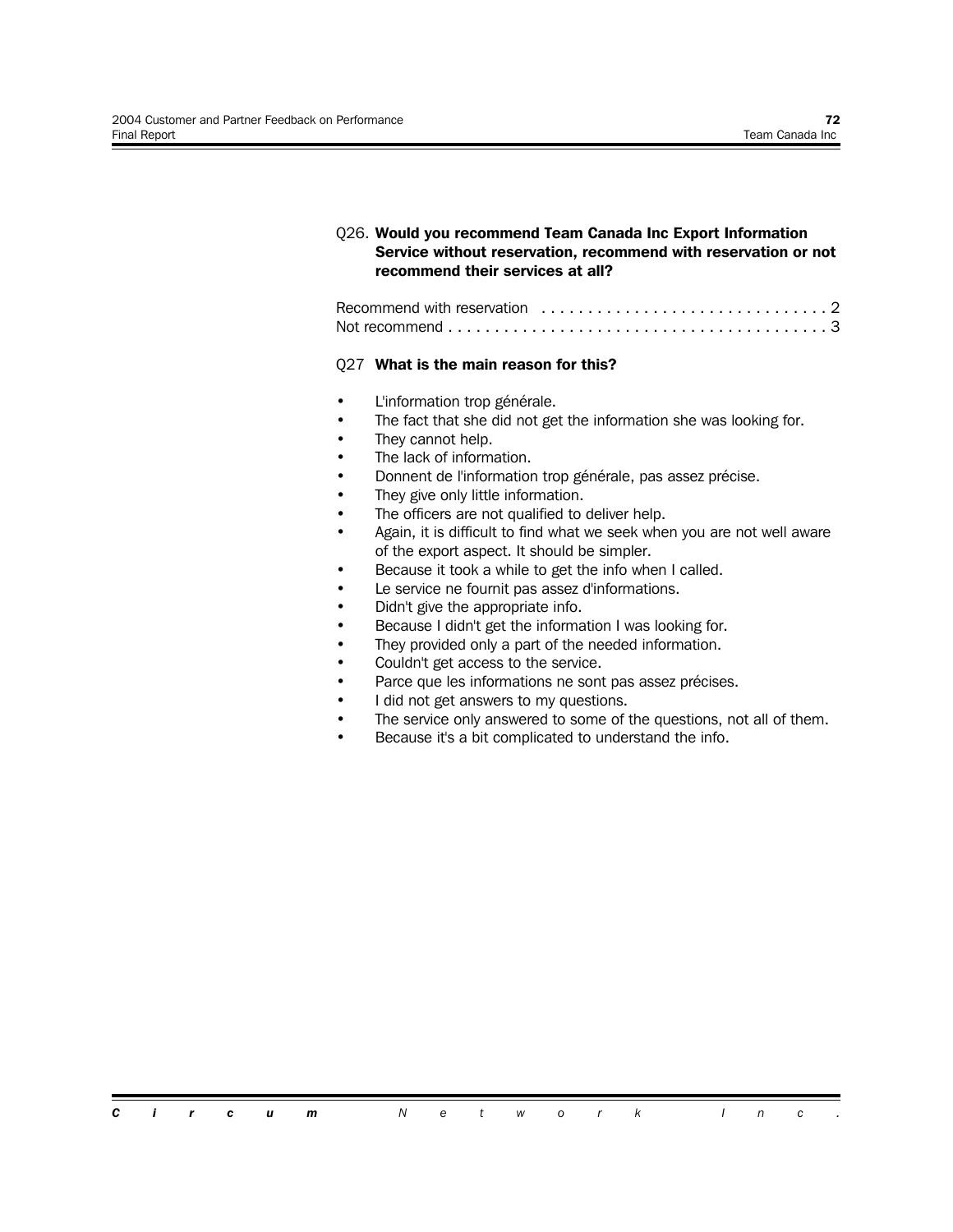Q26. **Would you recommend Team Canada Inc Export Information Service without reservation, recommend with reservation or not recommend their services at all?**

Recommend with reservation . . . . . . . . . . . . . . . . . . . . . . . . . . . . . . . 2
Not recommend . . . . . . . . . . . . . . . . . . . . . . . . . . . . . . . . . . . . . . . . 3

Q27 **What is the main reason for this?**

- L'information trop générale.
- The fact that she did not get the information she was looking for.
- They cannot help.
- The lack of information.
- Donnent de l'information trop générale, pas assez précise.
- They give only little information.
- The officers are not qualified to deliver help.
- Again, it is difficult to find what we seek when you are not well aware of the export aspect. It should be simpler.
- Because it took a while to get the info when I called.
- Le service ne fournit pas assez d'informations.
- Didn't give the appropriate info.
- Because I didn't get the information I was looking for.
- They provided only a part of the needed information.
- Couldn't get access to the service.
- Parce que les informations ne sont pas assez précises.
- I did not get answers to my questions.
- The service only answered to some of the questions, not all of them.
- Because it's a bit complicated to understand the info.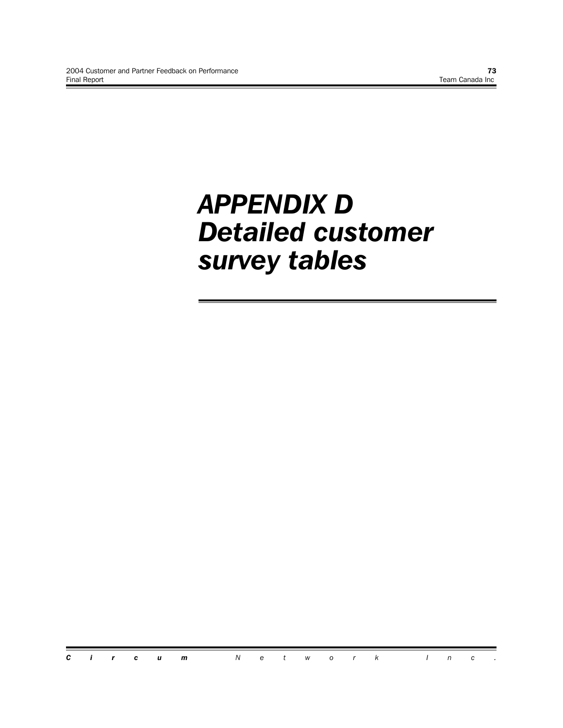# *APPENDIX D Detailed customer survey tables*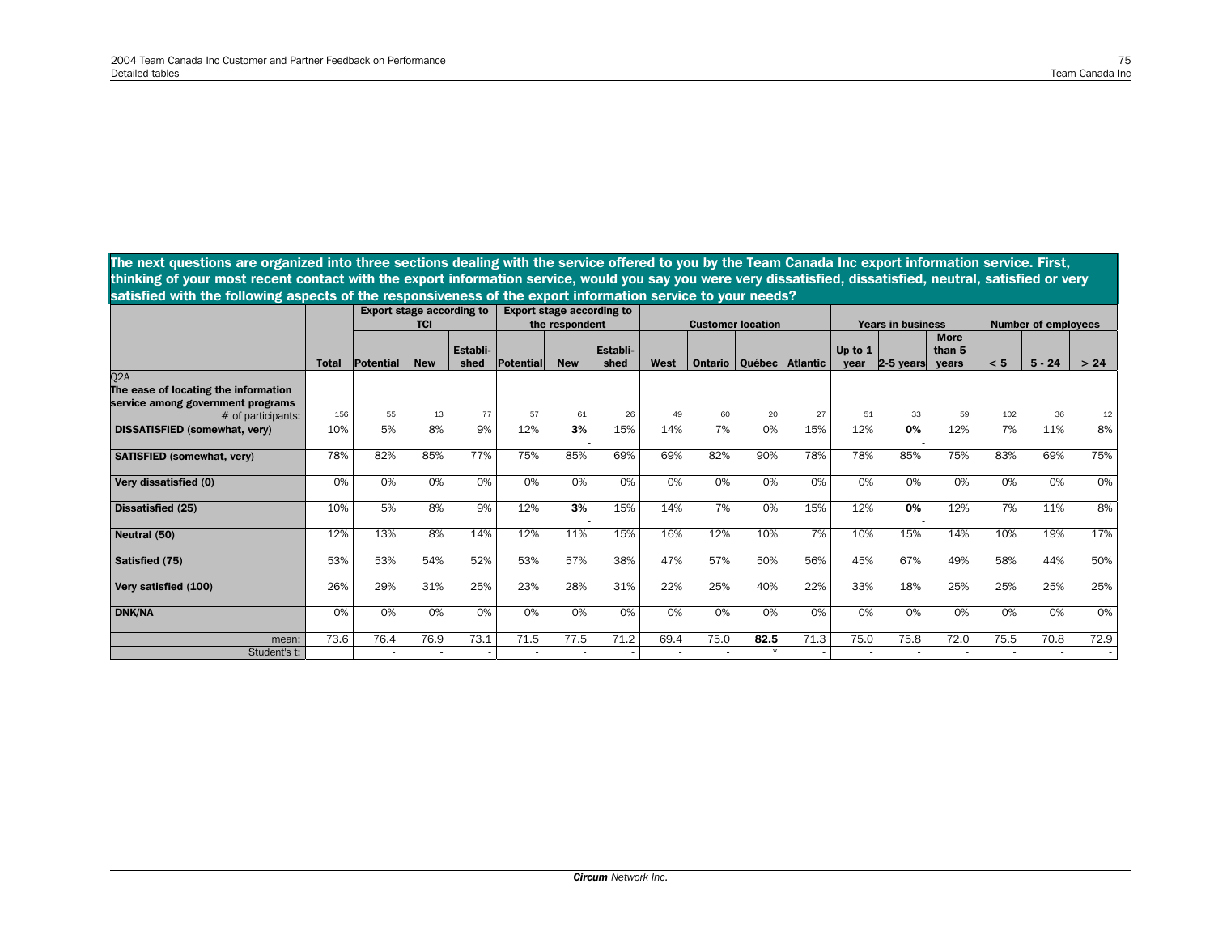The next questions are organized into three sections dealing with the service offered to you by the Team Canada Inc export information service. First, thinking of your most recent contact with the export information service, would you say you were very dissatisfied, dissatisfied, neutral, satisfied or very satisfied with the following aspects of the responsiveness of the export information service to your needs?

| | | Export stage according to TCI | | | Export stage according to the respondent | | | Customer location | | | | Years in business | | | Number of employees | | |
|---|---|---|---|---|---|---|---|---|---|---|---|---|---|---|---|---|---|
| | Total | Potential | New | Established | Potential | New | Established | West | Ontario | Québec | Atlantic | Up to 1 year | 2-5 years | More than 5 years | < 5 | 5 - 24 | > 24 |
| Q2A **The ease of locating the information service among government programs** | | | | | | | | | | | | | | | | | |
| # of participants: | 156 | 55 | 13 | 77 | 57 | 61 | 26 | 49 | 60 | 20 | 27 | 51 | 33 | 59 | 102 | 36 | 12 |
| **DISSATISFIED (somewhat, very)** | 10% | 5% | 8% | 9% | 12% | **3%** - | 15% | 14% | 7% | 0% | 15% | 12% | **0%** - | 12% | 7% | 11% | 8% |
| **SATISFIED (somewhat, very)** | 78% | 82% | 85% | 77% | 75% | 85% | 69% | 69% | 82% | 90% | 78% | 78% | 85% | 75% | 83% | 69% | 75% |
| **Very dissatisfied (0)** | 0% | 0% | 0% | 0% | 0% | 0% | 0% | 0% | 0% | 0% | 0% | 0% | 0% | 0% | 0% | 0% | 0% |
| **Dissatisfied (25)** | 10% | 5% | 8% | 9% | 12% | **3%** - | 15% | 14% | 7% | 0% | 15% | 12% | **0%** - | 12% | 7% | 11% | 8% |
| **Neutral (50)** | 12% | 13% | 8% | 14% | 12% | 11% | 15% | 16% | 12% | 10% | 7% | 10% | 15% | 14% | 10% | 19% | 17% |
| **Satisfied (75)** | 53% | 53% | 54% | 52% | 53% | 57% | 38% | 47% | 57% | 50% | 56% | 45% | 67% | 49% | 58% | 44% | 50% |
| **Very satisfied (100)** | 26% | 29% | 31% | 25% | 23% | 28% | 31% | 22% | 25% | 40% | 22% | 33% | 18% | 25% | 25% | 25% | 25% |
| **DNK/NA** | 0% | 0% | 0% | 0% | 0% | 0% | 0% | 0% | 0% | 0% | 0% | 0% | 0% | 0% | 0% | 0% | 0% |
| mean: | 73.6 | 76.4 | 76.9 | 73.1 | 71.5 | 77.5 | 71.2 | 69.4 | 75.0 | **82.5** | 71.3 | 75.0 | 75.8 | 72.0 | 75.5 | 70.8 | 72.9 |
| Student's t: | | - | - | - | - | - | - | - | - | * | - | - | - | - | - | - | - |

***Circum** Network Inc.*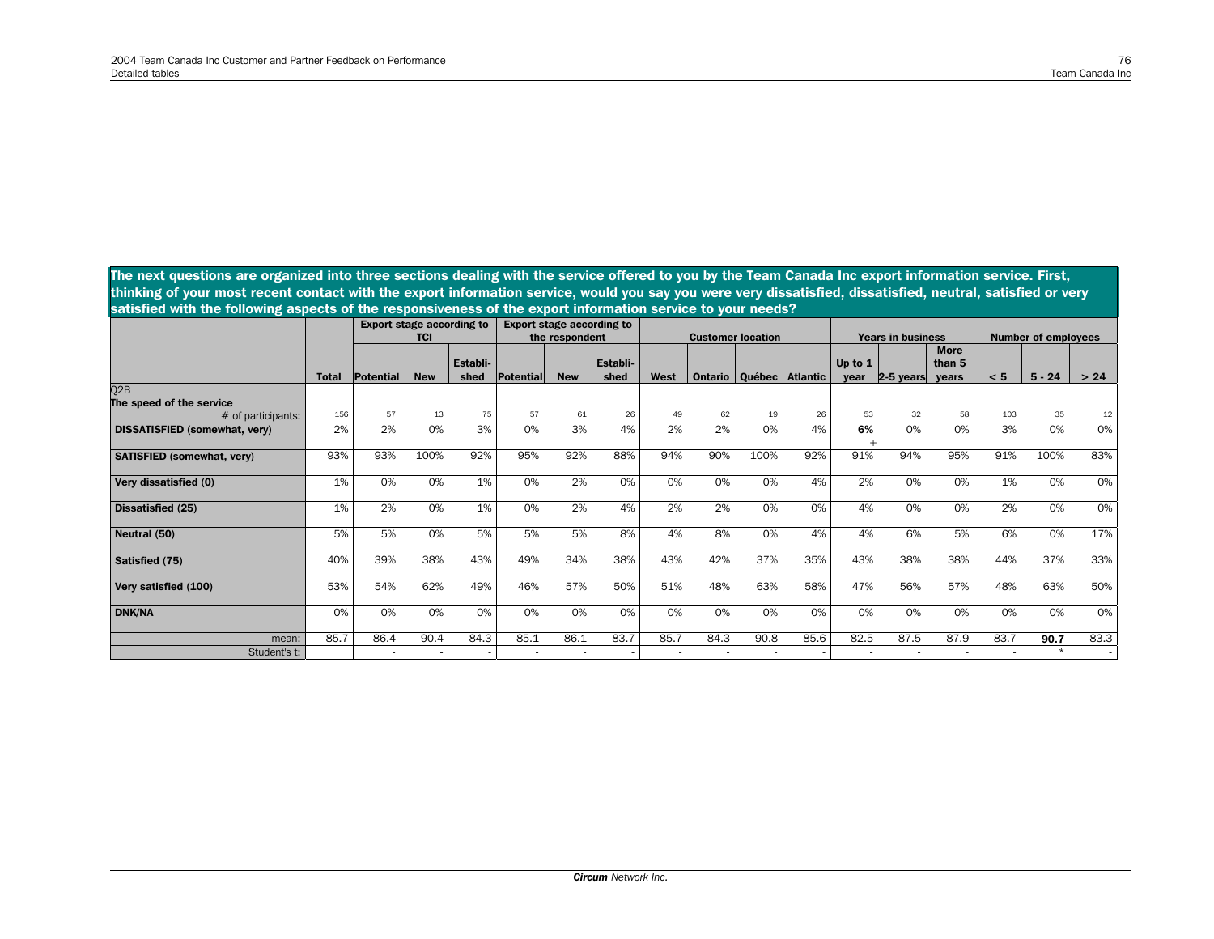**The next questions are organized into three sections dealing with the service offered to you by the Team Canada Inc export information service. First, thinking of your most recent contact with the export information service, would you say you were very dissatisfied, dissatisfied, neutral, satisfied or very satisfied with the following aspects of the responsiveness of the export information service to your needs?**

| | | Export stage according to TCI | | | Export stage according to the respondent | | | Customer location | | | | Years in business | | | Number of employees | | |
|---|---|---|---|---|---|---|---|---|---|---|---|---|---|---|---|---|---|
| | **Total** | **Potential** | **New** | **Established** | **Potential** | **New** | **Established** | **West** | **Ontario** | **Québec** | **Atlantic** | **Up to 1 year** | **2-5 years** | **More than 5 years** | **< 5** | **5 - 24** | **> 24** |
| Q2B **The speed of the service** | | | | | | | | | | | | | | | | | |
| # of participants: | 156 | 57 | 13 | 75 | 57 | 61 | 26 | 49 | 62 | 19 | 26 | 53 | 32 | 58 | 103 | 35 | 12 |
| **DISSATISFIED (somewhat, very)** | 2% | 2% | 0% | 3% | 0% | 3% | 4% | 2% | 2% | 0% | 4% | **6%** + | 0% | 0% | 3% | 0% | 0% |
| **SATISFIED (somewhat, very)** | 93% | 93% | 100% | 92% | 95% | 92% | 88% | 94% | 90% | 100% | 92% | 91% | 94% | 95% | 91% | 100% | 83% |
| **Very dissatisfied (0)** | 1% | 0% | 0% | 1% | 0% | 2% | 0% | 0% | 0% | 0% | 4% | 2% | 0% | 0% | 1% | 0% | 0% |
| **Dissatisfied (25)** | 1% | 2% | 0% | 1% | 0% | 2% | 4% | 2% | 2% | 0% | 0% | 4% | 0% | 0% | 2% | 0% | 0% |
| **Neutral (50)** | 5% | 5% | 0% | 5% | 5% | 5% | 8% | 4% | 8% | 0% | 4% | 4% | 6% | 5% | 6% | 0% | 17% |
| **Satisfied (75)** | 40% | 39% | 38% | 43% | 49% | 34% | 38% | 43% | 42% | 37% | 35% | 43% | 38% | 38% | 44% | 37% | 33% |
| **Very satisfied (100)** | 53% | 54% | 62% | 49% | 46% | 57% | 50% | 51% | 48% | 63% | 58% | 47% | 56% | 57% | 48% | 63% | 50% |
| **DNK/NA** | 0% | 0% | 0% | 0% | 0% | 0% | 0% | 0% | 0% | 0% | 0% | 0% | 0% | 0% | 0% | 0% | 0% |
| mean: | 85.7 | 86.4 | 90.4 | 84.3 | 85.1 | 86.1 | 83.7 | 85.7 | 84.3 | 90.8 | 85.6 | 82.5 | 87.5 | 87.9 | 83.7 | **90.7** | 83.3 |
| Student's t: | | - | - | - | - | - | - | - | - | - | - | - | - | - | - | * | - |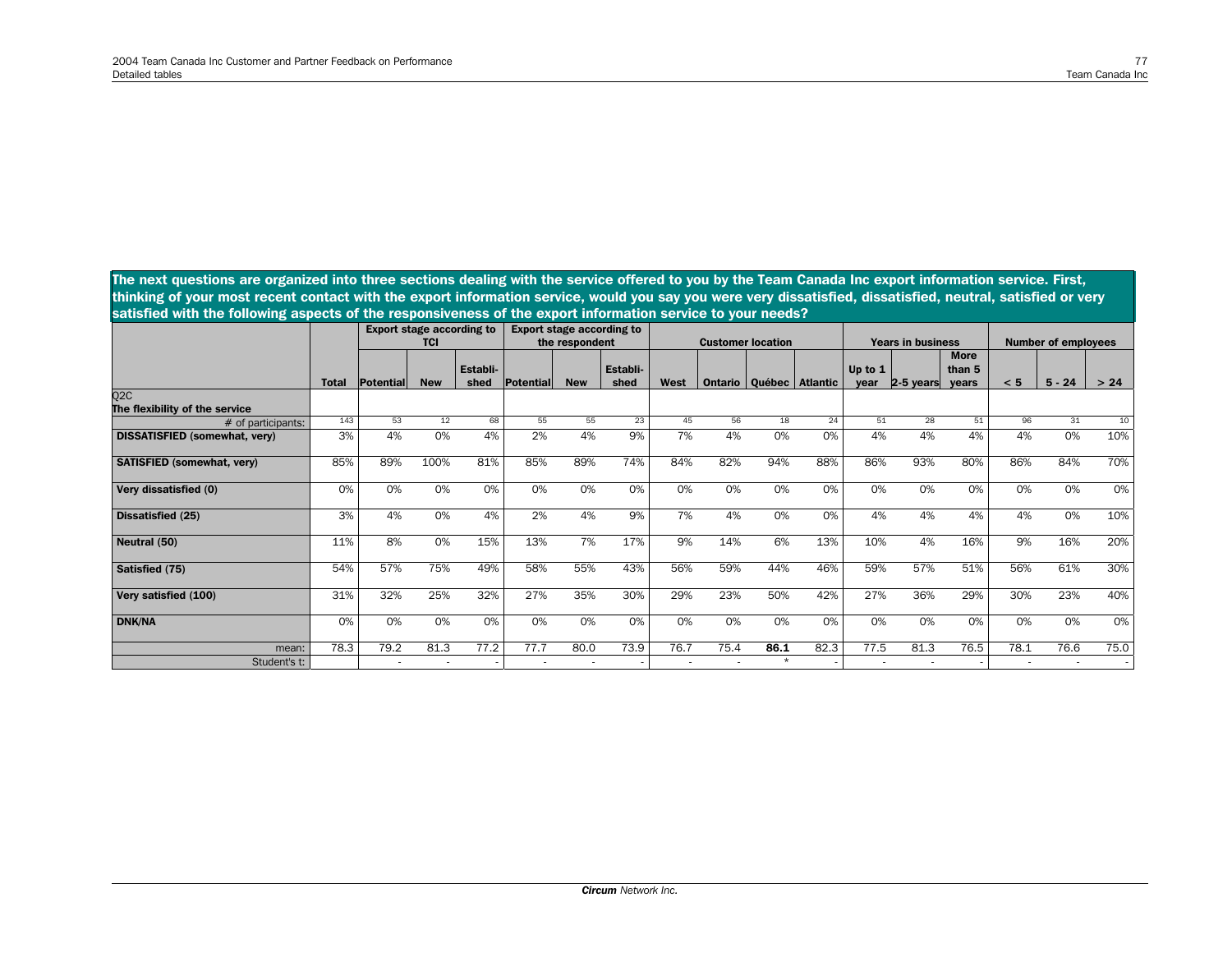**The next questions are organized into three sections dealing with the service offered to you by the Team Canada Inc export information service. First, thinking of your most recent contact with the export information service, would you say you were very dissatisfied, dissatisfied, neutral, satisfied or very satisfied with the following aspects of the responsiveness of the export information service to your needs?**

| | | Export stage according to TCI | | | Export stage according to the respondent | | | Customer location | | | | Years in business | | | Number of employees | | |
|---|---|---|---|---|---|---|---|---|---|---|---|---|---|---|---|---|---|
| | **Total** | **Potential** | **New** | **Established** | **Potential** | **New** | **Established** | **West** | **Ontario** | **Québec** | **Atlantic** | **Up to 1 year** | **2-5 years** | **More than 5 years** | **< 5** | **5 - 24** | **> 24** |
| **Q2C The flexibility of the service** | | | | | | | | | | | | | | | | | |
| # of participants: | 143 | 53 | 12 | 68 | 55 | 55 | 23 | 45 | 56 | 18 | 24 | 51 | 28 | 51 | 96 | 31 | 10 |
| **DISSATISFIED (somewhat, very)** | 3% | 4% | 0% | 4% | 2% | 4% | 9% | 7% | 4% | 0% | 0% | 4% | 4% | 4% | 4% | 0% | 10% |
| **SATISFIED (somewhat, very)** | 85% | 89% | 100% | 81% | 85% | 89% | 74% | 84% | 82% | 94% | 88% | 86% | 93% | 80% | 86% | 84% | 70% |
| **Very dissatisfied (0)** | 0% | 0% | 0% | 0% | 0% | 0% | 0% | 0% | 0% | 0% | 0% | 0% | 0% | 0% | 0% | 0% | 0% |
| **Dissatisfied (25)** | 3% | 4% | 0% | 4% | 2% | 4% | 9% | 7% | 4% | 0% | 0% | 4% | 4% | 4% | 4% | 0% | 10% |
| **Neutral (50)** | 11% | 8% | 0% | 15% | 13% | 7% | 17% | 9% | 14% | 6% | 13% | 10% | 4% | 16% | 9% | 16% | 20% |
| **Satisfied (75)** | 54% | 57% | 75% | 49% | 58% | 55% | 43% | 56% | 59% | 44% | 46% | 59% | 57% | 51% | 56% | 61% | 30% |
| **Very satisfied (100)** | 31% | 32% | 25% | 32% | 27% | 35% | 30% | 29% | 23% | 50% | 42% | 27% | 36% | 29% | 30% | 23% | 40% |
| **DNK/NA** | 0% | 0% | 0% | 0% | 0% | 0% | 0% | 0% | 0% | 0% | 0% | 0% | 0% | 0% | 0% | 0% | 0% |
| mean: | 78.3 | 79.2 | 81.3 | 77.2 | 77.7 | 80.0 | 73.9 | 76.7 | 75.4 | **86.1** | 82.3 | 77.5 | 81.3 | 76.5 | 78.1 | 76.6 | 75.0 |
| Student's t: | | - | - | - | - | - | - | - | - | * | - | - | - | - | - | - | - |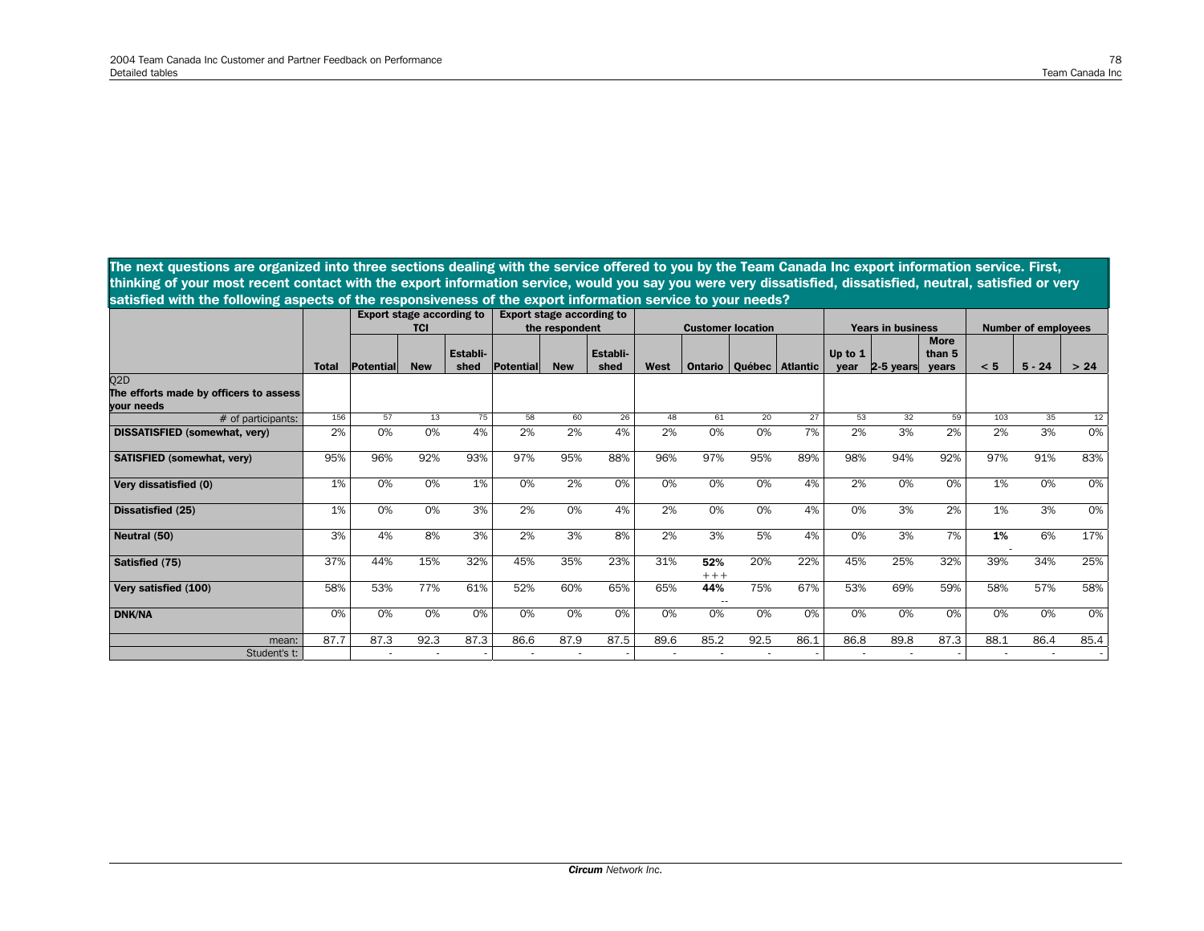**The next questions are organized into three sections dealing with the service offered to you by the Team Canada Inc export information service. First, thinking of your most recent contact with the export information service, would you say you were very dissatisfied, dissatisfied, neutral, satisfied or very satisfied with the following aspects of the responsiveness of the export information service to your needs?**

| | | Export stage according to TCI | | | Export stage according to the respondent | | | Customer location | | | | Years in business | | | Number of employees | | |
|---|---|---|---|---|---|---|---|---|---|---|---|---|---|---|---|---|---|
| | **Total** | **Potential** | **New** | **Established** | **Potential** | **New** | **Established** | **West** | **Ontario** | **Québec** | **Atlantic** | **Up to 1 year** | **2-5 years** | **More than 5 years** | **< 5** | **5 - 24** | **> 24** |
| Q2D **The efforts made by officers to assess your needs** | | | | | | | | | | | | | | | | | |
| # of participants: | 156 | 57 | 13 | 75 | 58 | 60 | 26 | 48 | 61 | 20 | 27 | 53 | 32 | 59 | 103 | 35 | 12 |
| **DISSATISFIED (somewhat, very)** | 2% | 0% | 0% | 4% | 2% | 2% | 4% | 2% | 0% | 0% | 7% | 2% | 3% | 2% | 2% | 3% | 0% |
| **SATISFIED (somewhat, very)** | 95% | 96% | 92% | 93% | 97% | 95% | 88% | 96% | 97% | 95% | 89% | 98% | 94% | 92% | 97% | 91% | 83% |
| **Very dissatisfied (0)** | 1% | 0% | 0% | 1% | 0% | 2% | 0% | 0% | 0% | 0% | 4% | 2% | 0% | 0% | 1% | 0% | 0% |
| **Dissatisfied (25)** | 1% | 0% | 0% | 3% | 2% | 0% | 4% | 2% | 0% | 0% | 4% | 0% | 3% | 2% | 1% | 3% | 0% |
| **Neutral (50)** | 3% | 4% | 8% | 3% | 2% | 3% | 8% | 2% | 3% | 5% | 4% | 0% | 3% | 7% | **1%** - | 6% | 17% |
| **Satisfied (75)** | 37% | 44% | 15% | 32% | 45% | 35% | 23% | 31% | **52%** +++ | 20% | 22% | 45% | 25% | 32% | 39% | 34% | 25% |
| **Very satisfied (100)** | 58% | 53% | 77% | 61% | 52% | 60% | 65% | 65% | **44%** -- | 75% | 67% | 53% | 69% | 59% | 58% | 57% | 58% |
| **DNK/NA** | 0% | 0% | 0% | 0% | 0% | 0% | 0% | 0% | 0% | 0% | 0% | 0% | 0% | 0% | 0% | 0% | 0% |
| mean: | 87.7 | 87.3 | 92.3 | 87.3 | 86.6 | 87.9 | 87.5 | 89.6 | 85.2 | 92.5 | 86.1 | 86.8 | 89.8 | 87.3 | 88.1 | 86.4 | 85.4 |
| Student's t: | | - | - | - | - | - | - | - | - | - | - | - | - | - | - | - | - |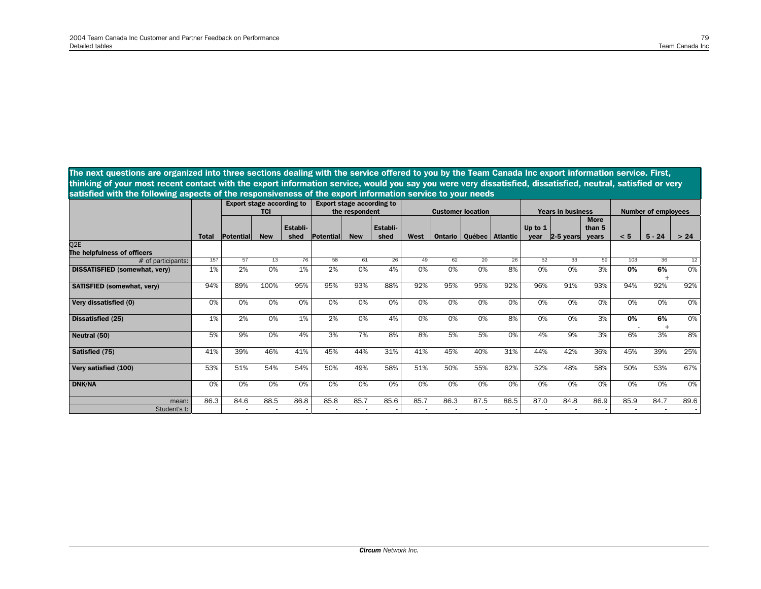**The next questions are organized into three sections dealing with the service offered to you by the Team Canada Inc export information service. First, thinking of your most recent contact with the export information service, would you say you were very dissatisfied, dissatisfied, neutral, satisfied or very satisfied with the following aspects of the responsiveness of the export information service to your needs**

| | | Export stage according to TCI | | | Export stage according to the respondent | | | Customer location | | | | Years in business | | | Number of employees | | |
|---|---|---|---|---|---|---|---|---|---|---|---|---|---|---|---|---|---|
| | Total | Potential | New | Established | Potential | New | Established | West | Ontario | Québec | Atlantic | Up to 1 year | 2-5 years | More than 5 years | < 5 | 5 - 24 | > 24 |
| **Q2E The helpfulness of officers** | | | | | | | | | | | | | | | | | |
| # of participants: | 157 | 57 | 13 | 76 | 58 | 61 | 26 | 49 | 62 | 20 | 26 | 52 | 33 | 59 | 103 | 36 | 12 |
| **DISSATISFIED (somewhat, very)** | 1% | 2% | 0% | 1% | 2% | 0% | 4% | 0% | 0% | 0% | 8% | 0% | 0% | 3% | **0%** - | **6%** + | 0% |
| **SATISFIED (somewhat, very)** | 94% | 89% | 100% | 95% | 95% | 93% | 88% | 92% | 95% | 95% | 92% | 96% | 91% | 93% | 94% | 92% | 92% |
| **Very dissatisfied (0)** | 0% | 0% | 0% | 0% | 0% | 0% | 0% | 0% | 0% | 0% | 0% | 0% | 0% | 0% | 0% | 0% | 0% |
| **Dissatisfied (25)** | 1% | 2% | 0% | 1% | 2% | 0% | 4% | 0% | 0% | 0% | 8% | 0% | 0% | 3% | **0%** - | **6%** + | 0% |
| **Neutral (50)** | 5% | 9% | 0% | 4% | 3% | 7% | 8% | 8% | 5% | 5% | 0% | 4% | 9% | 3% | 6% | 3% | 8% |
| **Satisfied (75)** | 41% | 39% | 46% | 41% | 45% | 44% | 31% | 41% | 45% | 40% | 31% | 44% | 42% | 36% | 45% | 39% | 25% |
| **Very satisfied (100)** | 53% | 51% | 54% | 54% | 50% | 49% | 58% | 51% | 50% | 55% | 62% | 52% | 48% | 58% | 50% | 53% | 67% |
| **DNK/NA** | 0% | 0% | 0% | 0% | 0% | 0% | 0% | 0% | 0% | 0% | 0% | 0% | 0% | 0% | 0% | 0% | 0% |
| mean: | 86.3 | 84.6 | 88.5 | 86.8 | 85.8 | 85.7 | 85.6 | 85.7 | 86.3 | 87.5 | 86.5 | 87.0 | 84.8 | 86.9 | 85.9 | 84.7 | 89.6 |
| Student's t: | | - | - | - | - | - | - | - | - | - | - | - | - | - | - | - | - |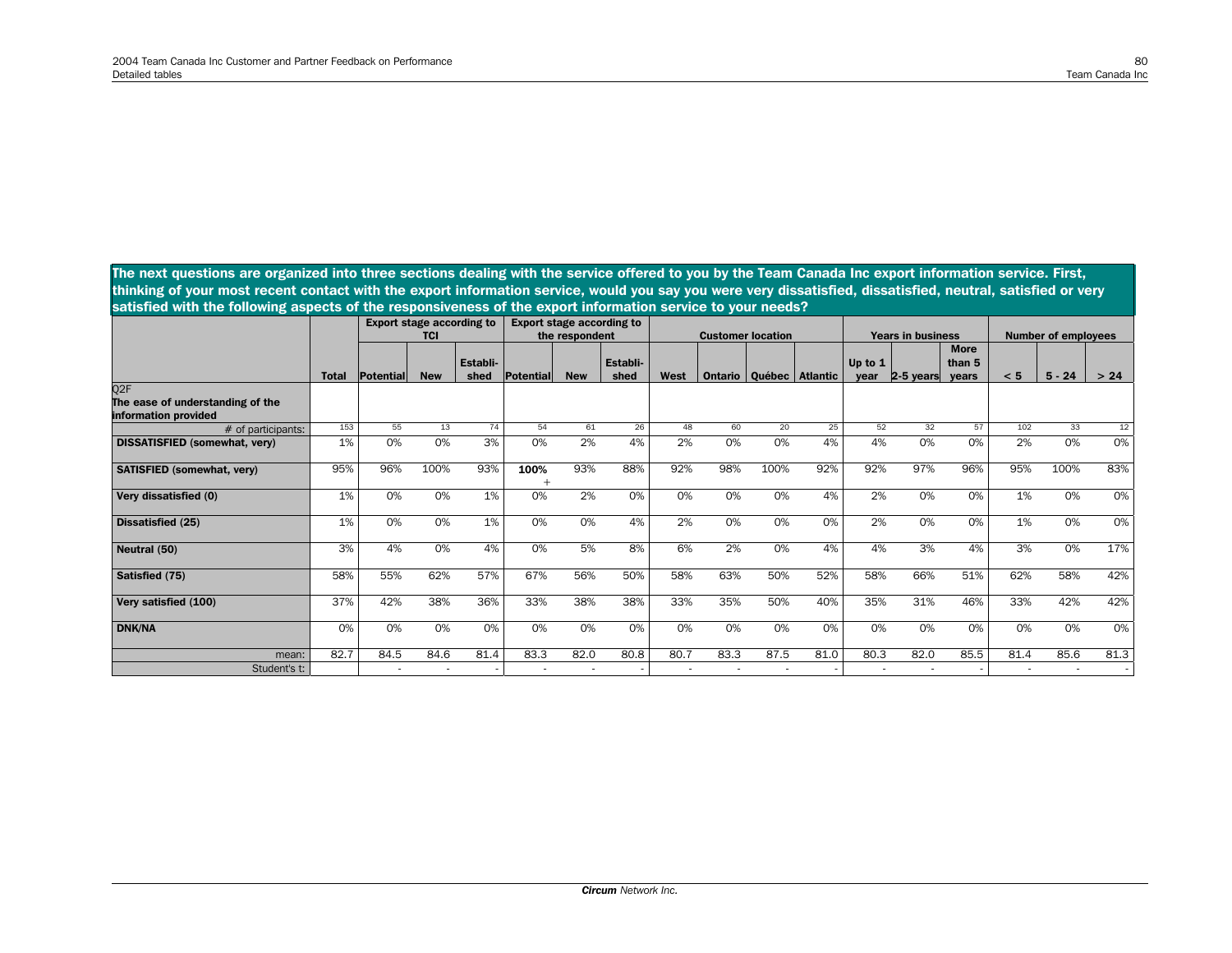**The next questions are organized into three sections dealing with the service offered to you by the Team Canada Inc export information service. First, thinking of your most recent contact with the export information service, would you say you were very dissatisfied, dissatisfied, neutral, satisfied or very satisfied with the following aspects of the responsiveness of the export information service to your needs?**

| | | Export stage according to TCI | | | Export stage according to the respondent | | | Customer location | | | | Years in business | | | Number of employees | | |
|---|---|---|---|---|---|---|---|---|---|---|---|---|---|---|---|---|---|
| | **Total** | **Potential** | **New** | **Established** | **Potential** | **New** | **Established** | **West** | **Ontario** | **Québec** | **Atlantic** | **Up to 1 year** | **2-5 years** | **More than 5 years** | **< 5** | **5 - 24** | **> 24** |
| Q2F **The ease of understanding of the information provided** | | | | | | | | | | | | | | | | | |
| # of participants: | 153 | 55 | 13 | 74 | 54 | 61 | 26 | 48 | 60 | 20 | 25 | 52 | 32 | 57 | 102 | 33 | 12 |
| **DISSATISFIED (somewhat, very)** | 1% | 0% | 0% | 3% | 0% | 2% | 4% | 2% | 0% | 0% | 4% | 4% | 0% | 0% | 2% | 0% | 0% |
| **SATISFIED (somewhat, very)** | 95% | 96% | 100% | 93% | **100%** + | 93% | 88% | 92% | 98% | 100% | 92% | 92% | 97% | 96% | 95% | 100% | 83% |
| **Very dissatisfied (0)** | 1% | 0% | 0% | 1% | 0% | 2% | 0% | 0% | 0% | 0% | 4% | 2% | 0% | 0% | 1% | 0% | 0% |
| **Dissatisfied (25)** | 1% | 0% | 0% | 1% | 0% | 0% | 4% | 2% | 0% | 0% | 0% | 2% | 0% | 0% | 1% | 0% | 0% |
| **Neutral (50)** | 3% | 4% | 0% | 4% | 0% | 5% | 8% | 6% | 2% | 0% | 4% | 4% | 3% | 4% | 3% | 0% | 17% |
| **Satisfied (75)** | 58% | 55% | 62% | 57% | 67% | 56% | 50% | 58% | 63% | 50% | 52% | 58% | 66% | 51% | 62% | 58% | 42% |
| **Very satisfied (100)** | 37% | 42% | 38% | 36% | 33% | 38% | 38% | 33% | 35% | 50% | 40% | 35% | 31% | 46% | 33% | 42% | 42% |
| **DNK/NA** | 0% | 0% | 0% | 0% | 0% | 0% | 0% | 0% | 0% | 0% | 0% | 0% | 0% | 0% | 0% | 0% | 0% |
| mean: | 82.7 | 84.5 | 84.6 | 81.4 | 83.3 | 82.0 | 80.8 | 80.7 | 83.3 | 87.5 | 81.0 | 80.3 | 82.0 | 85.5 | 81.4 | 85.6 | 81.3 |
| Student's t: | | - | - | - | - | - | - | - | - | - | - | - | - | - | - | - | - |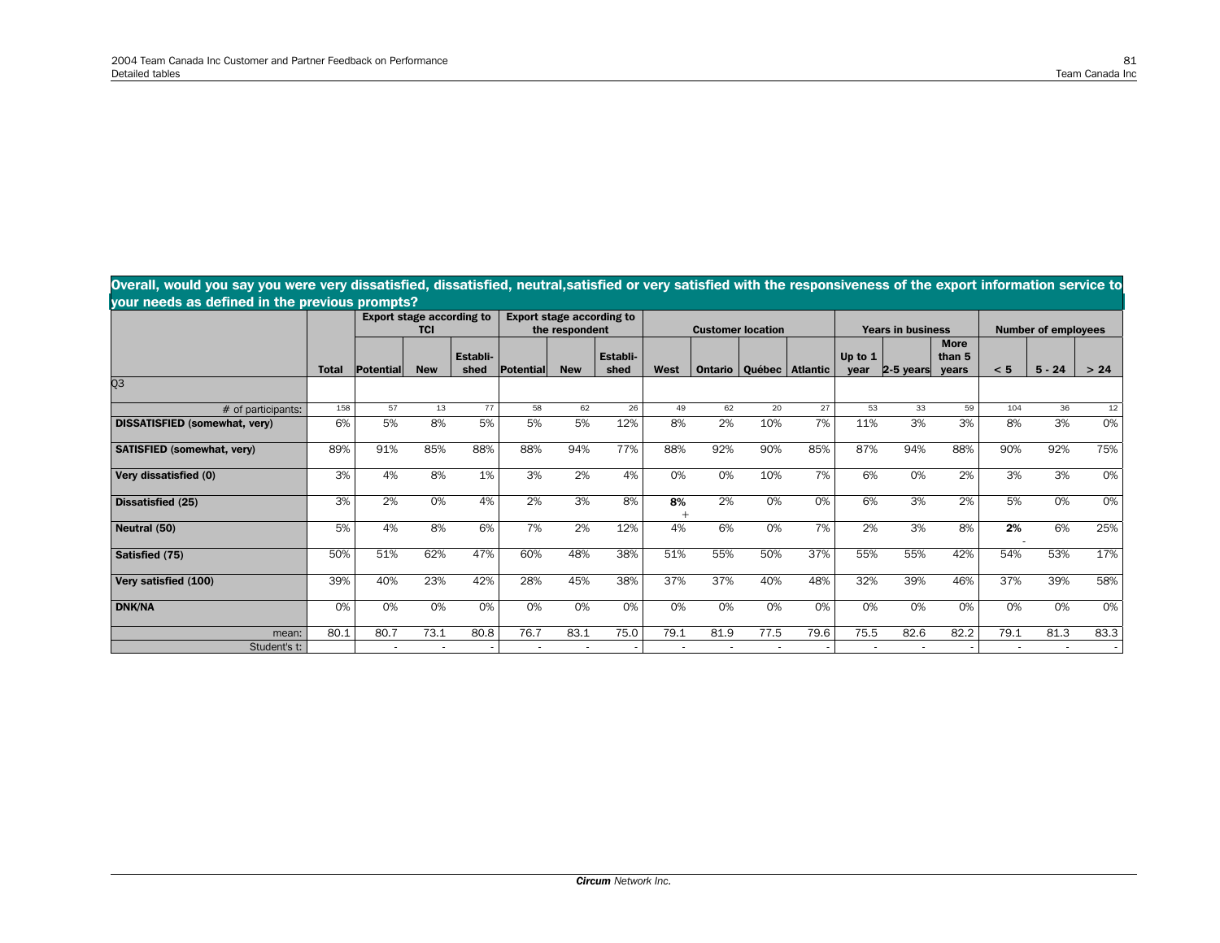**Overall, would you say you were very dissatisfied, dissatisfied, neutral,satisfied or very satisfied with the responsiveness of the export information service to your needs as defined in the previous prompts?**

| | | Export stage according to TCI | | | Export stage according to the respondent | | | Customer location | | | | Years in business | | | Number of employees | | |
|---|---|---|---|---|---|---|---|---|---|---|---|---|---|---|---|---|---|
| | Total | Potential | New | Established | Potential | New | Established | West | Ontario | Québec | Atlantic | Up to 1 year | 2-5 years | More than 5 years | < 5 | 5 - 24 | > 24 |
| Q3 | | | | | | | | | | | | | | | | | |
| # of participants: | 158 | 57 | 13 | 77 | 58 | 62 | 26 | 49 | 62 | 20 | 27 | 53 | 33 | 59 | 104 | 36 | 12 |
| **DISSATISFIED (somewhat, very)** | 6% | 5% | 8% | 5% | 5% | 5% | 12% | 8% | 2% | 10% | 7% | 11% | 3% | 3% | 8% | 3% | 0% |
| **SATISFIED (somewhat, very)** | 89% | 91% | 85% | 88% | 88% | 94% | 77% | 88% | 92% | 90% | 85% | 87% | 94% | 88% | 90% | 92% | 75% |
| **Very dissatisfied (0)** | 3% | 4% | 8% | 1% | 3% | 2% | 4% | 0% | 0% | 10% | 7% | 6% | 0% | 2% | 3% | 3% | 0% |
| **Dissatisfied (25)** | 3% | 2% | 0% | 4% | 2% | 3% | 8% | **8%** + | 2% | 0% | 0% | 6% | 3% | 2% | 5% | 0% | 0% |
| **Neutral (50)** | 5% | 4% | 8% | 6% | 7% | 2% | 12% | 4% | 6% | 0% | 7% | 2% | 3% | 8% | **2%** - | 6% | 25% |
| **Satisfied (75)** | 50% | 51% | 62% | 47% | 60% | 48% | 38% | 51% | 55% | 50% | 37% | 55% | 55% | 42% | 54% | 53% | 17% |
| **Very satisfied (100)** | 39% | 40% | 23% | 42% | 28% | 45% | 38% | 37% | 37% | 40% | 48% | 32% | 39% | 46% | 37% | 39% | 58% |
| **DNK/NA** | 0% | 0% | 0% | 0% | 0% | 0% | 0% | 0% | 0% | 0% | 0% | 0% | 0% | 0% | 0% | 0% | 0% |
| mean: | 80.1 | 80.7 | 73.1 | 80.8 | 76.7 | 83.1 | 75.0 | 79.1 | 81.9 | 77.5 | 79.6 | 75.5 | 82.6 | 82.2 | 79.1 | 81.3 | 83.3 |
| Student's t: | | - | - | - | - | - | - | - | - | - | - | - | - | - | - | - | - |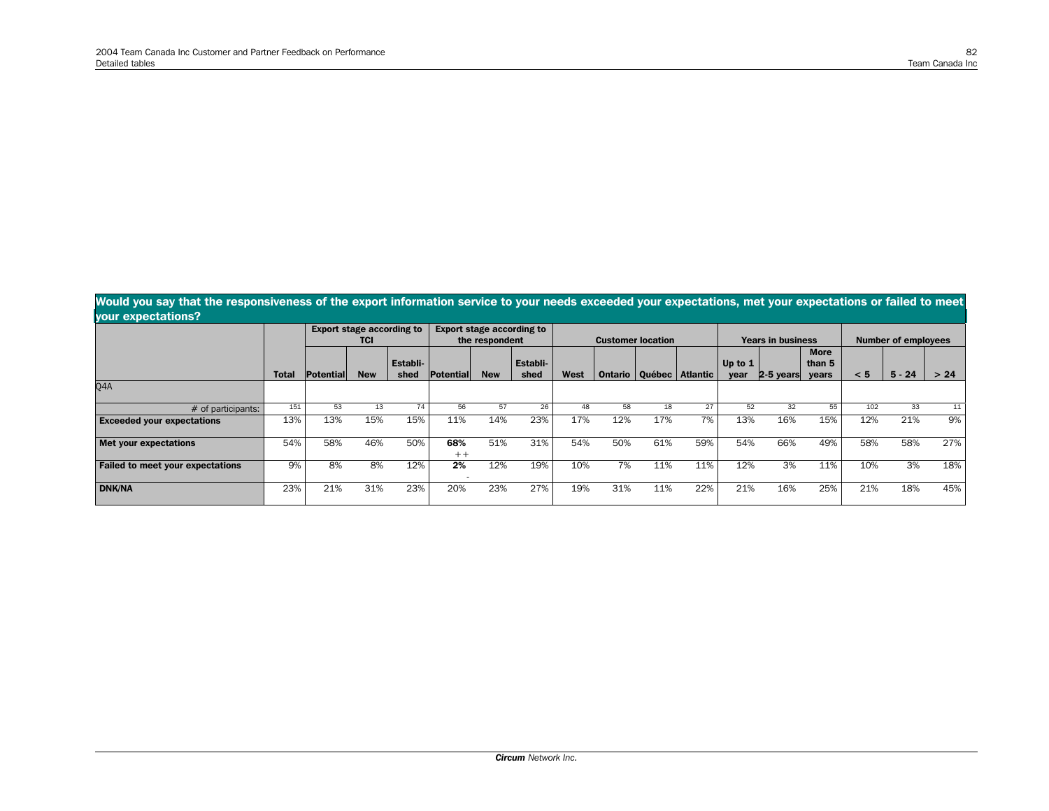## Would you say that the responsiveness of the export information service to your needs exceeded your expectations, met your expectations or failed to meet your expectations?

| | Total | Export stage according to TCI | | | Export stage according to the respondent | | | Customer location | | | | Years in business | | | Number of employees | | |
|---|---|---|---|---|---|---|---|---|---|---|---|---|---|---|---|---|---|
| | | Potential | New | Establi-shed | Potential | New | Establi-shed | West | Ontario | Québec | Atlantic | Up to 1 year | 2-5 years | More than 5 years | < 5 | 5 - 24 | > 24 |
| Q4A | | | | | | | | | | | | | | | | | |
| # of participants: | 151 | 53 | 13 | 74 | 56 | 57 | 26 | 48 | 58 | 18 | 27 | 52 | 32 | 55 | 102 | 33 | 11 |
| **Exceeded your expectations** | 13% | 13% | 15% | 15% | 11% | 14% | 23% | 17% | 12% | 17% | 7% | 13% | 16% | 15% | 12% | 21% | 9% |
| **Met your expectations** | 54% | 58% | 46% | 50% | **68%** ++ | 51% | 31% | 54% | 50% | 61% | 59% | 54% | 66% | 49% | 58% | 58% | 27% |
| **Failed to meet your expectations** | 9% | 8% | 8% | 12% | **2%** - | 12% | 19% | 10% | 7% | 11% | 11% | 12% | 3% | 11% | 10% | 3% | 18% |
| **DNK/NA** | 23% | 21% | 31% | 23% | 20% | 23% | 27% | 19% | 31% | 11% | 22% | 21% | 16% | 25% | 21% | 18% | 45% |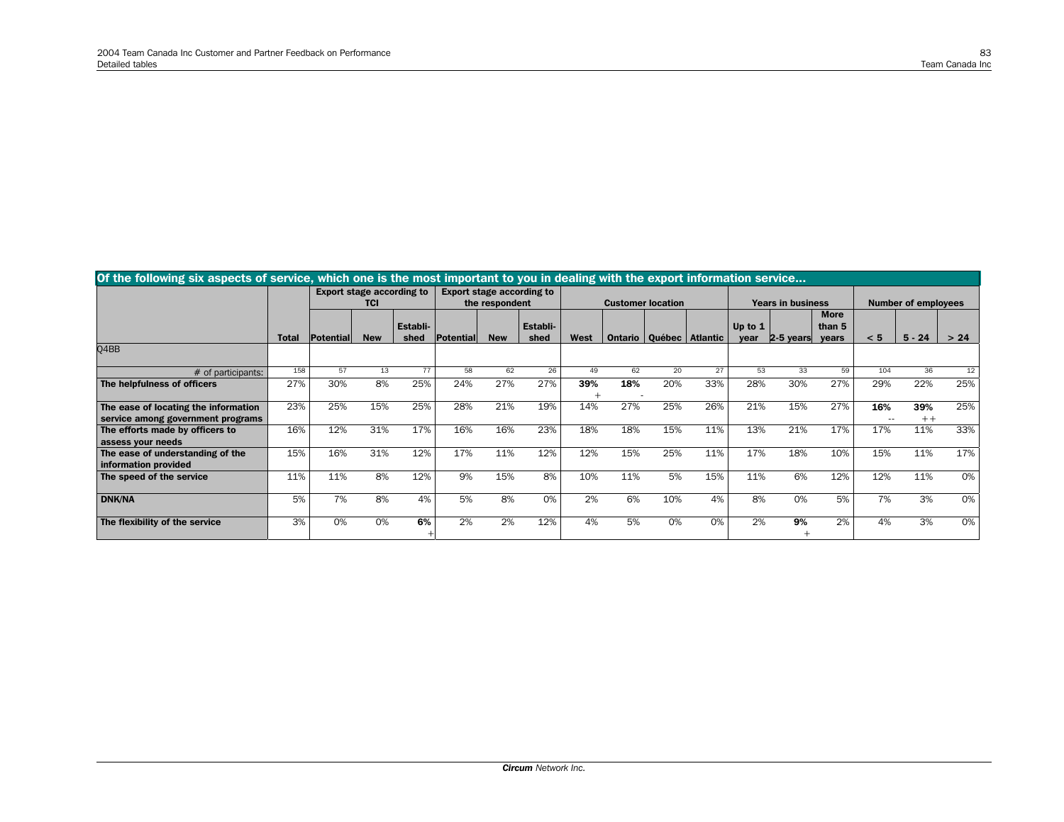**Of the following six aspects of service, which one is the most important to you in dealing with the export information service...**

| | Total | Export stage according to TCI | | | Export stage according to the respondent | | | Customer location | | | | Years in business | | | Number of employees | | |
|---|---|---|---|---|---|---|---|---|---|---|---|---|---|---|---|---|---|
| | | Potential | New | Establi-shed | Potential | New | Establi-shed | West | Ontario | Québec | Atlantic | Up to 1 year | 2-5 years | More than 5 years | < 5 | 5 - 24 | > 24 |
| Q4BB | | | | | | | | | | | | | | | | | |
| # of participants: | 158 | 57 | 13 | 77 | 58 | 62 | 26 | 49 | 62 | 20 | 27 | 53 | 33 | 59 | 104 | 36 | 12 |
| **The helpfulness of officers** | 27% | 30% | 8% | 25% | 24% | 27% | 27% | **39%** + | **18%** - | 20% | 33% | 28% | 30% | 27% | 29% | 22% | 25% |
| **The ease of locating the information service among government programs** | 23% | 25% | 15% | 25% | 28% | 21% | 19% | 14% | 27% | 25% | 26% | 21% | 15% | 27% | **16%** -- | **39%** ++ | 25% |
| **The efforts made by officers to assess your needs** | 16% | 12% | 31% | 17% | 16% | 16% | 23% | 18% | 18% | 15% | 11% | 13% | 21% | 17% | 17% | 11% | 33% |
| **The ease of understanding of the information provided** | 15% | 16% | 31% | 12% | 17% | 11% | 12% | 12% | 15% | 25% | 11% | 17% | 18% | 10% | 15% | 11% | 17% |
| **The speed of the service** | 11% | 11% | 8% | 12% | 9% | 15% | 8% | 10% | 11% | 5% | 15% | 11% | 6% | 12% | 12% | 11% | 0% |
| **DNK/NA** | 5% | 7% | 8% | 4% | 5% | 8% | 0% | 2% | 6% | 10% | 4% | 8% | 0% | 5% | 7% | 3% | 0% |
| **The flexibility of the service** | 3% | 0% | 0% | **6%** + | 2% | 2% | 12% | 4% | 5% | 0% | 0% | 2% | **9%** + | 2% | 4% | 3% | 0% |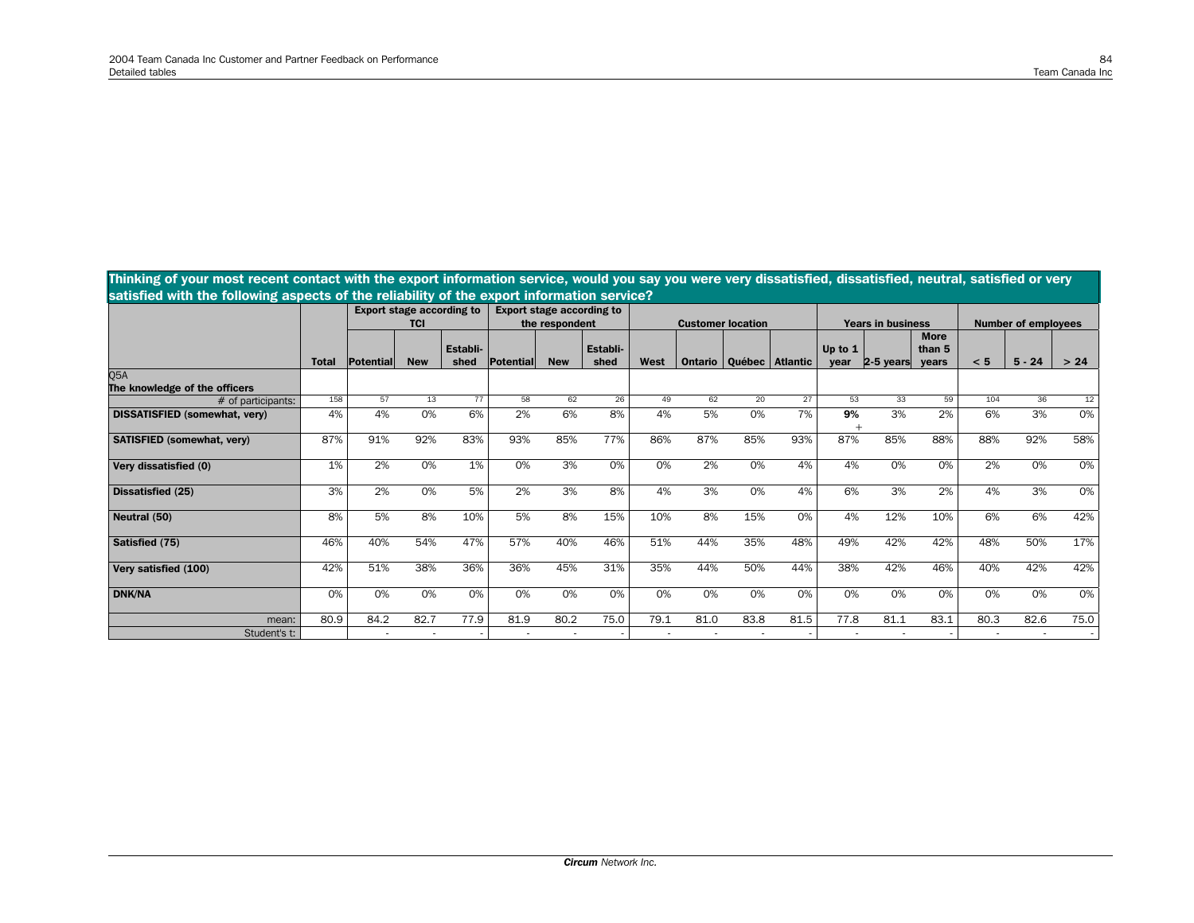## Thinking of your most recent contact with the export information service, would you say you were very dissatisfied, dissatisfied, neutral, satisfied or very satisfied with the following aspects of the reliability of the export information service?

| | | Export stage according to TCI | | | Export stage according to the respondent | | | Customer location | | | | Years in business | | | Number of employees | | |
|---|---|---|---|---|---|---|---|---|---|---|---|---|---|---|---|---|---|
| | Total | Potential | New | Establi-shed | Potential | New | Establi-shed | West | Ontario | Québec | Atlantic | Up to 1 year | 2-5 years | More than 5 years | < 5 | 5 - 24 | > 24 |
| Q5A **The knowledge of the officers** | | | | | | | | | | | | | | | | | |
| # of participants: | 158 | 57 | 13 | 77 | 58 | 62 | 26 | 49 | 62 | 20 | 27 | 53 | 33 | 59 | 104 | 36 | 12 |
| **DISSATISFIED (somewhat, very)** | 4% | 4% | 0% | 6% | 2% | 6% | 8% | 4% | 5% | 0% | 7% | **9%** + | 3% | 2% | 6% | 3% | 0% |
| **SATISFIED (somewhat, very)** | 87% | 91% | 92% | 83% | 93% | 85% | 77% | 86% | 87% | 85% | 93% | 87% | 85% | 88% | 88% | 92% | 58% |
| **Very dissatisfied (0)** | 1% | 2% | 0% | 1% | 0% | 3% | 0% | 0% | 2% | 0% | 4% | 4% | 0% | 0% | 2% | 0% | 0% |
| **Dissatisfied (25)** | 3% | 2% | 0% | 5% | 2% | 3% | 8% | 4% | 3% | 0% | 4% | 6% | 3% | 2% | 4% | 3% | 0% |
| **Neutral (50)** | 8% | 5% | 8% | 10% | 5% | 8% | 15% | 10% | 8% | 15% | 0% | 4% | 12% | 10% | 6% | 6% | 42% |
| **Satisfied (75)** | 46% | 40% | 54% | 47% | 57% | 40% | 46% | 51% | 44% | 35% | 48% | 49% | 42% | 42% | 48% | 50% | 17% |
| **Very satisfied (100)** | 42% | 51% | 38% | 36% | 36% | 45% | 31% | 35% | 44% | 50% | 44% | 38% | 42% | 46% | 40% | 42% | 42% |
| **DNK/NA** | 0% | 0% | 0% | 0% | 0% | 0% | 0% | 0% | 0% | 0% | 0% | 0% | 0% | 0% | 0% | 0% | 0% |
| mean: | 80.9 | 84.2 | 82.7 | 77.9 | 81.9 | 80.2 | 75.0 | 79.1 | 81.0 | 83.8 | 81.5 | 77.8 | 81.1 | 83.1 | 80.3 | 82.6 | 75.0 |
| Student's t: | | - | - | - | - | - | - | - | - | - | - | - | - | - | - | - | - |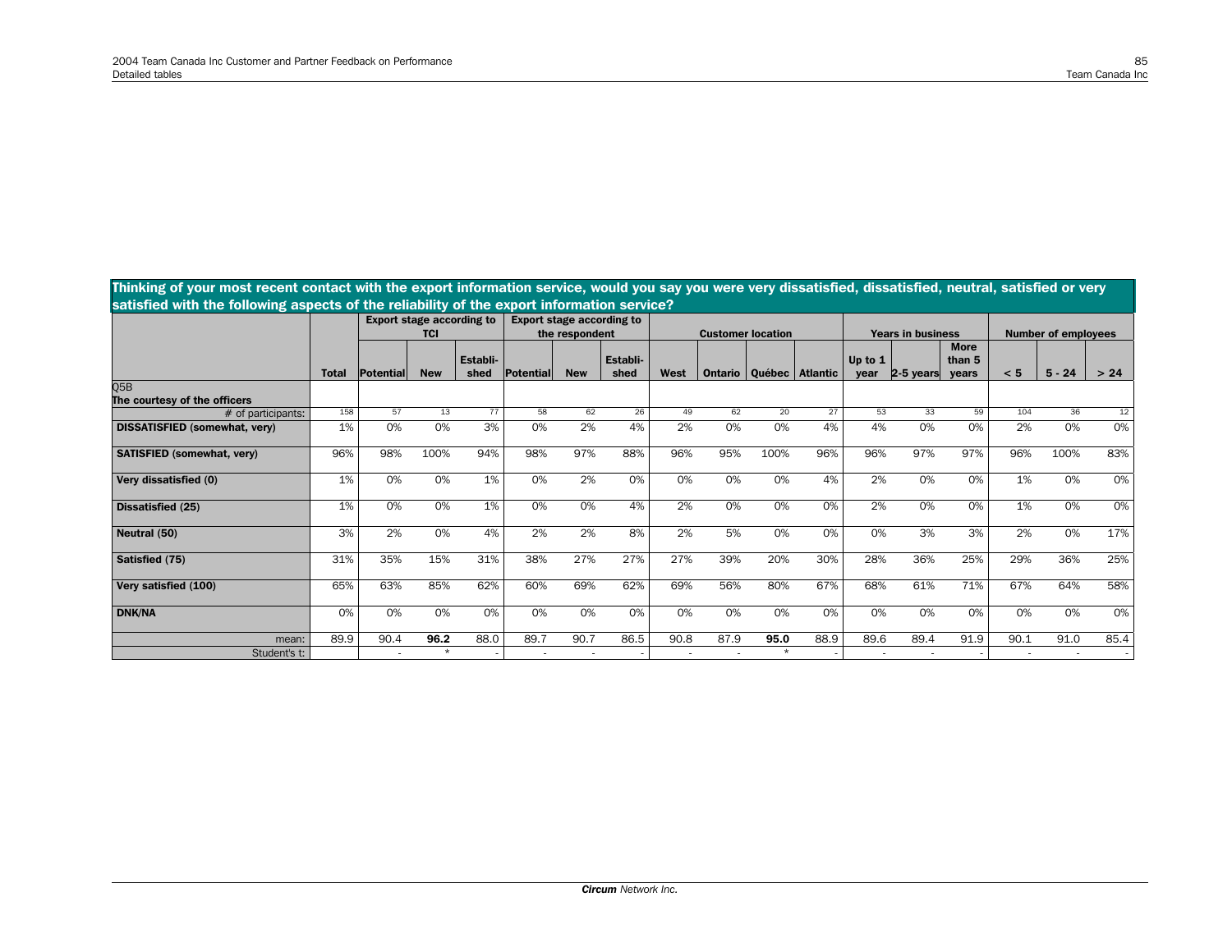## Thinking of your most recent contact with the export information service, would you say you were very dissatisfied, dissatisfied, neutral, satisfied or very satisfied with the following aspects of the reliability of the export information service?

| | | Export stage according to TCI | | | Export stage according to the respondent | | | Customer location | | | | Years in business | | | Number of employees | | |
|---|---|---|---|---|---|---|---|---|---|---|---|---|---|---|---|---|---|
| | Total | Potential | New | Establi-shed | Potential | New | Establi-shed | West | Ontario | Québec | Atlantic | Up to 1 year | 2-5 years | More than 5 years | < 5 | 5 - 24 | > 24 |
| Q5B **The courtesy of the officers** | | | | | | | | | | | | | | | | | |
| # of participants: | 158 | 57 | 13 | 77 | 58 | 62 | 26 | 49 | 62 | 20 | 27 | 53 | 33 | 59 | 104 | 36 | 12 |
| **DISSATISFIED (somewhat, very)** | 1% | 0% | 0% | 3% | 0% | 2% | 4% | 2% | 0% | 0% | 4% | 4% | 0% | 0% | 2% | 0% | 0% |
| **SATISFIED (somewhat, very)** | 96% | 98% | 100% | 94% | 98% | 97% | 88% | 96% | 95% | 100% | 96% | 96% | 97% | 97% | 96% | 100% | 83% |
| **Very dissatisfied (0)** | 1% | 0% | 0% | 1% | 0% | 2% | 0% | 0% | 0% | 0% | 4% | 2% | 0% | 0% | 1% | 0% | 0% |
| **Dissatisfied (25)** | 1% | 0% | 0% | 1% | 0% | 0% | 4% | 2% | 0% | 0% | 0% | 2% | 0% | 0% | 1% | 0% | 0% |
| **Neutral (50)** | 3% | 2% | 0% | 4% | 2% | 2% | 8% | 2% | 5% | 0% | 0% | 0% | 3% | 3% | 2% | 0% | 17% |
| **Satisfied (75)** | 31% | 35% | 15% | 31% | 38% | 27% | 27% | 27% | 39% | 20% | 30% | 28% | 36% | 25% | 29% | 36% | 25% |
| **Very satisfied (100)** | 65% | 63% | 85% | 62% | 60% | 69% | 62% | 69% | 56% | 80% | 67% | 68% | 61% | 71% | 67% | 64% | 58% |
| **DNK/NA** | 0% | 0% | 0% | 0% | 0% | 0% | 0% | 0% | 0% | 0% | 0% | 0% | 0% | 0% | 0% | 0% | 0% |
| mean: | 89.9 | 90.4 | **96.2** | 88.0 | 89.7 | 90.7 | 86.5 | 90.8 | 87.9 | **95.0** | 88.9 | 89.6 | 89.4 | 91.9 | 90.1 | 91.0 | 85.4 |
| Student's t: | | - | * | - | - | - | - | - | - | * | - | - | - | - | - | - | - |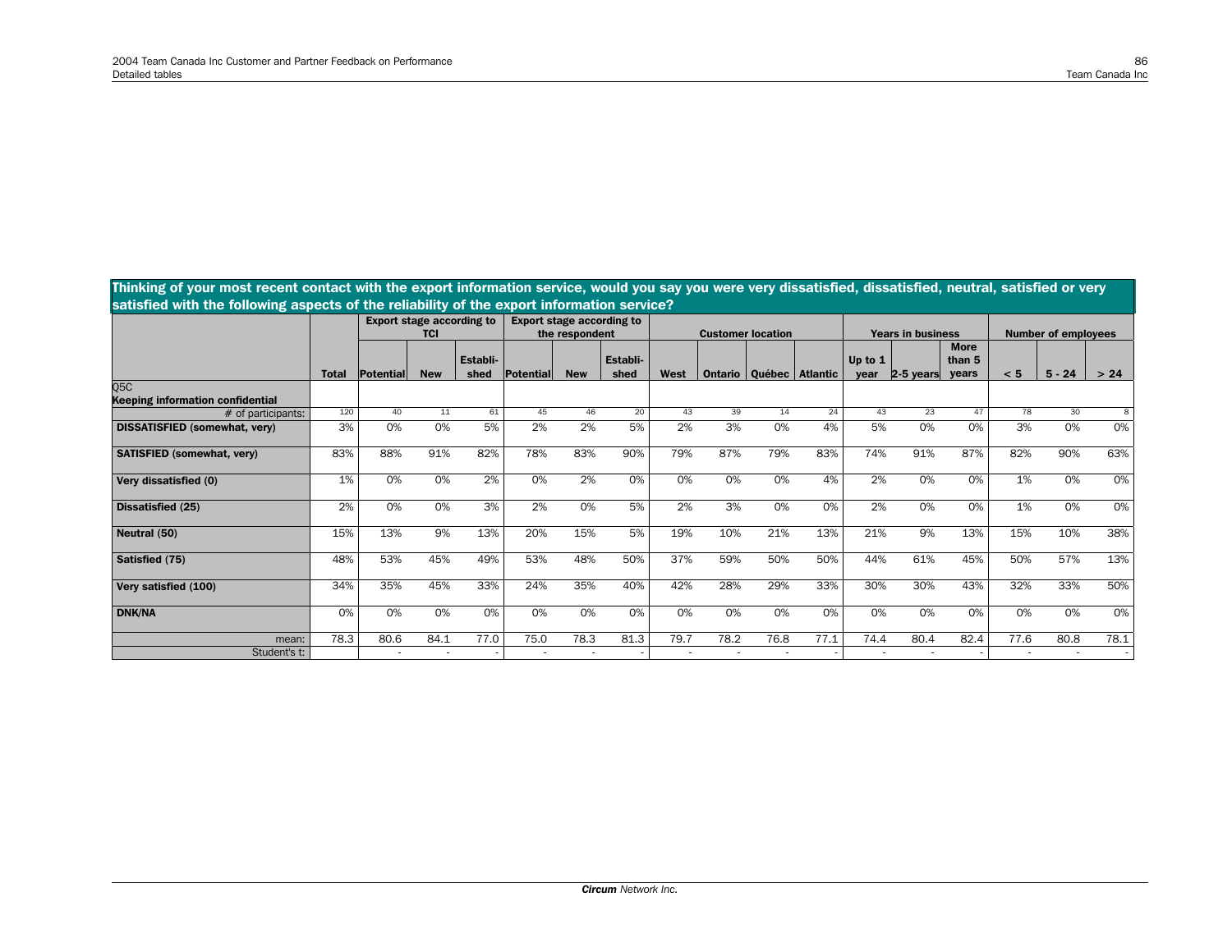## Thinking of your most recent contact with the export information service, would you say you were very dissatisfied, dissatisfied, neutral, satisfied or very satisfied with the following aspects of the reliability of the export information service?

| | | Export stage according to TCI | | | Export stage according to the respondent | | | Customer location | | | | Years in business | | | Number of employees | | |
|---|---|---|---|---|---|---|---|---|---|---|---|---|---|---|---|---|---|
| | Total | Potential | New | Establi-shed | Potential | New | Establi-shed | West | Ontario | Québec | Atlantic | Up to 1 year | 2-5 years | More than 5 years | < 5 | 5 - 24 | > 24 |
| Q5C **Keeping information confidential** | | | | | | | | | | | | | | | | | |
| # of participants: | 120 | 40 | 11 | 61 | 45 | 46 | 20 | 43 | 39 | 14 | 24 | 43 | 23 | 47 | 78 | 30 | 8 |
| **DISSATISFIED (somewhat, very)** | 3% | 0% | 0% | 5% | 2% | 2% | 5% | 2% | 3% | 0% | 4% | 5% | 0% | 0% | 3% | 0% | 0% |
| **SATISFIED (somewhat, very)** | 83% | 88% | 91% | 82% | 78% | 83% | 90% | 79% | 87% | 79% | 83% | 74% | 91% | 87% | 82% | 90% | 63% |
| **Very dissatisfied (0)** | 1% | 0% | 0% | 2% | 0% | 2% | 0% | 0% | 0% | 0% | 4% | 2% | 0% | 0% | 1% | 0% | 0% |
| **Dissatisfied (25)** | 2% | 0% | 0% | 3% | 2% | 0% | 5% | 2% | 3% | 0% | 0% | 2% | 0% | 0% | 1% | 0% | 0% |
| **Neutral (50)** | 15% | 13% | 9% | 13% | 20% | 15% | 5% | 19% | 10% | 21% | 13% | 21% | 9% | 13% | 15% | 10% | 38% |
| **Satisfied (75)** | 48% | 53% | 45% | 49% | 53% | 48% | 50% | 37% | 59% | 50% | 50% | 44% | 61% | 45% | 50% | 57% | 13% |
| **Very satisfied (100)** | 34% | 35% | 45% | 33% | 24% | 35% | 40% | 42% | 28% | 29% | 33% | 30% | 30% | 43% | 32% | 33% | 50% |
| **DNK/NA** | 0% | 0% | 0% | 0% | 0% | 0% | 0% | 0% | 0% | 0% | 0% | 0% | 0% | 0% | 0% | 0% | 0% |
| mean: | 78.3 | 80.6 | 84.1 | 77.0 | 75.0 | 78.3 | 81.3 | 79.7 | 78.2 | 76.8 | 77.1 | 74.4 | 80.4 | 82.4 | 77.6 | 80.8 | 78.1 |
| Student's t: | | - | - | - | - | - | - | - | - | - | - | - | - | - | - | - | - |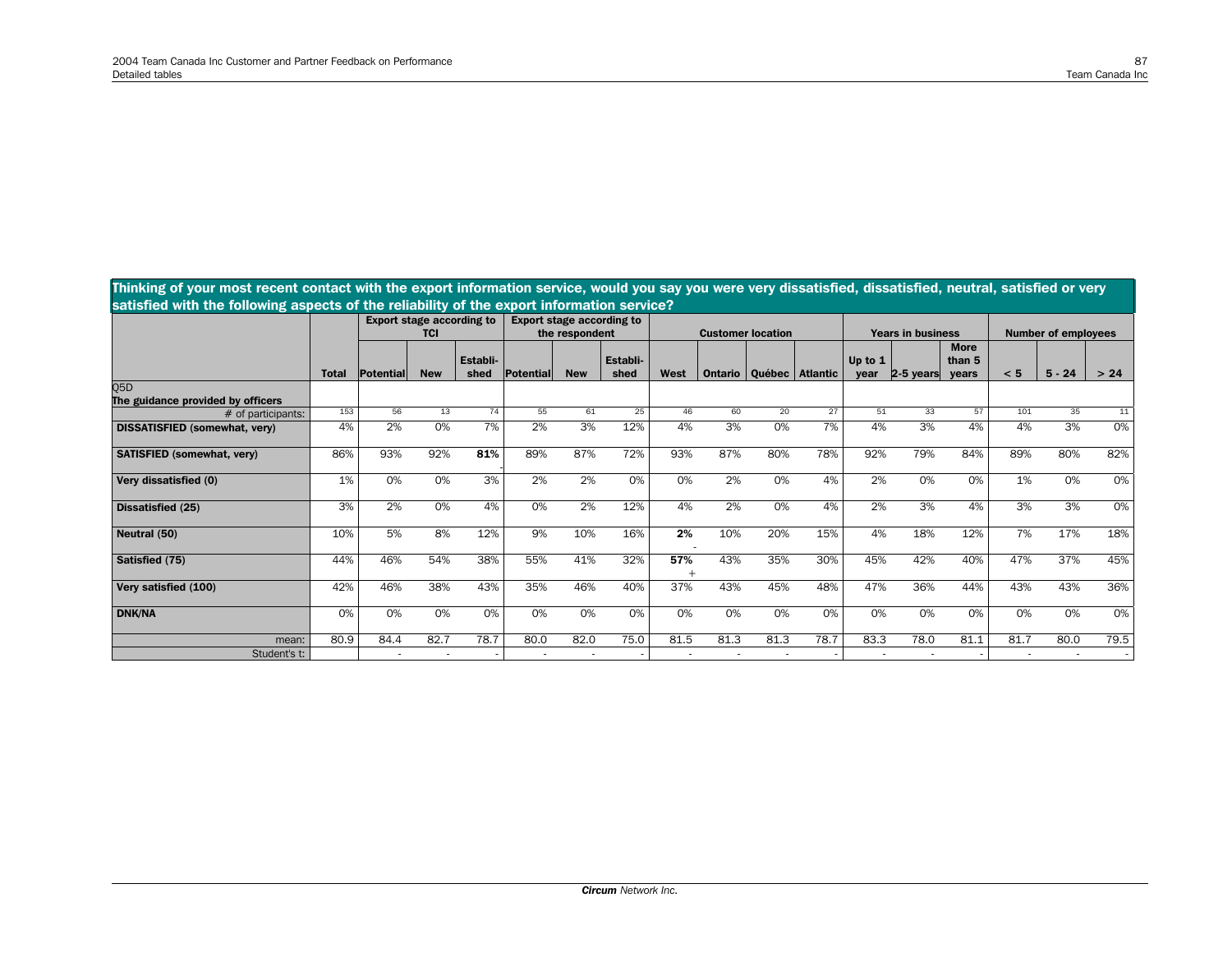## Thinking of your most recent contact with the export information service, would you say you were very dissatisfied, dissatisfied, neutral, satisfied or very satisfied with the following aspects of the reliability of the export information service?

| | | Export stage according to TCI | | | Export stage according to the respondent | | | Customer location | | | | Years in business | | | Number of employees | | |
|---|---|---|---|---|---|---|---|---|---|---|---|---|---|---|---|---|---|
| | Total | Potential | New | Establi-shed | Potential | New | Establi-shed | West | Ontario | Québec | Atlantic | Up to 1 year | 2-5 years | More than 5 years | < 5 | 5 - 24 | > 24 |
| Q5D<br>**The guidance provided by officers** | | | | | | | | | | | | | | | | | |
| # of participants: | 153 | 56 | 13 | 74 | 55 | 61 | 25 | 46 | 60 | 20 | 27 | 51 | 33 | 57 | 101 | 35 | 11 |
| **DISSATISFIED (somewhat, very)** | 4% | 2% | 0% | 7% | 2% | 3% | 12% | 4% | 3% | 0% | 7% | 4% | 3% | 4% | 4% | 3% | 0% |
| **SATISFIED (somewhat, very)** | 86% | 93% | 92% | **81%** - | 89% | 87% | 72% | 93% | 87% | 80% | 78% | 92% | 79% | 84% | 89% | 80% | 82% |
| **Very dissatisfied (0)** | 1% | 0% | 0% | 3% | 2% | 2% | 0% | 0% | 2% | 0% | 4% | 2% | 0% | 0% | 1% | 0% | 0% |
| **Dissatisfied (25)** | 3% | 2% | 0% | 4% | 0% | 2% | 12% | 4% | 2% | 0% | 4% | 2% | 3% | 4% | 3% | 3% | 0% |
| **Neutral (50)** | 10% | 5% | 8% | 12% | 9% | 10% | 16% | **2%** - | 10% | 20% | 15% | 4% | 18% | 12% | 7% | 17% | 18% |
| **Satisfied (75)** | 44% | 46% | 54% | 38% | 55% | 41% | 32% | **57%** + | 43% | 35% | 30% | 45% | 42% | 40% | 47% | 37% | 45% |
| **Very satisfied (100)** | 42% | 46% | 38% | 43% | 35% | 46% | 40% | 37% | 43% | 45% | 48% | 47% | 36% | 44% | 43% | 43% | 36% |
| **DNK/NA** | 0% | 0% | 0% | 0% | 0% | 0% | 0% | 0% | 0% | 0% | 0% | 0% | 0% | 0% | 0% | 0% | 0% |
| mean: | 80.9 | 84.4 | 82.7 | 78.7 | 80.0 | 82.0 | 75.0 | 81.5 | 81.3 | 81.3 | 78.7 | 83.3 | 78.0 | 81.1 | 81.7 | 80.0 | 79.5 |
| Student's t: | | - | - | - | - | - | - | - | - | - | - | - | - | - | - | - | - |

*Circum* Network Inc.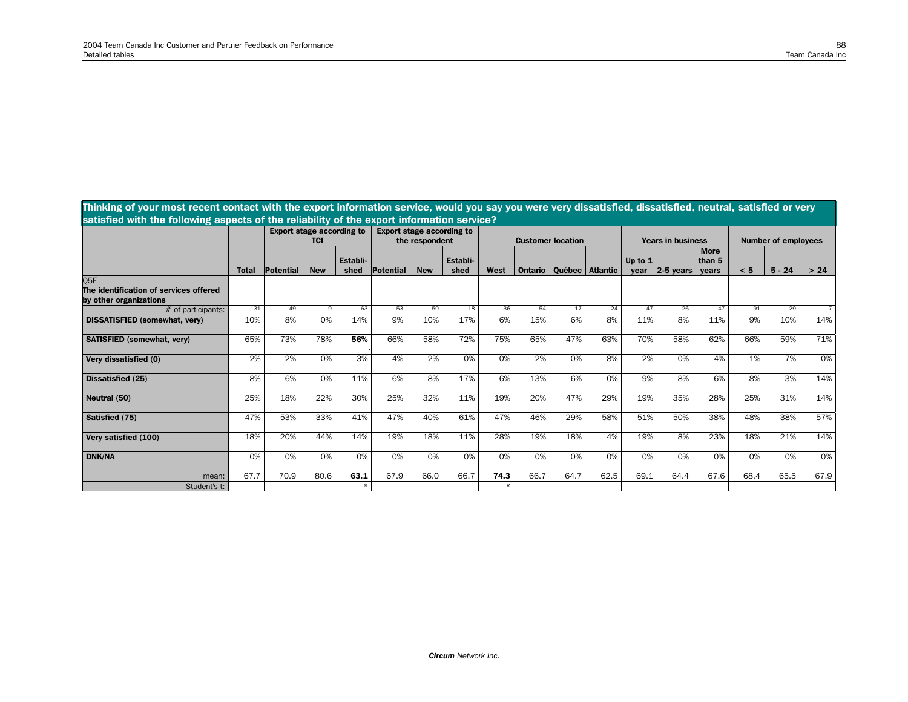## Thinking of your most recent contact with the export information service, would you say you were very dissatisfied, dissatisfied, neutral, satisfied or very satisfied with the following aspects of the reliability of the export information service?

| | | Export stage according to TCI | | | Export stage according to the respondent | | | Customer location | | | | Years in business | | | Number of employees | | |
|---|---|---|---|---|---|---|---|---|---|---|---|---|---|---|---|---|---|
| | **Total** | **Potential** | **New** | **Establi-shed** | **Potential** | **New** | **Establi-shed** | **West** | **Ontario** | **Québec** | **Atlantic** | **Up to 1 year** | **2-5 years** | **More than 5 years** | **< 5** | **5 - 24** | **> 24** |
| Q5E **The identification of services offered by other organizations** | | | | | | | | | | | | | | | | | |
| # of participants: | 131 | 49 | 9 | 63 | 53 | 50 | 18 | 36 | 54 | 17 | 24 | 47 | 26 | 47 | 91 | 29 | 7 |
| **DISSATISFIED (somewhat, very)** | 10% | 8% | 0% | 14% | 9% | 10% | 17% | 6% | 15% | 6% | 8% | 11% | 8% | 11% | 9% | 10% | 14% |
| **SATISFIED (somewhat, very)** | 65% | 73% | 78% | **56%** - | 66% | 58% | 72% | 75% | 65% | 47% | 63% | 70% | 58% | 62% | 66% | 59% | 71% |
| **Very dissatisfied (0)** | 2% | 2% | 0% | 3% | 4% | 2% | 0% | 0% | 2% | 0% | 8% | 2% | 0% | 4% | 1% | 7% | 0% |
| **Dissatisfied (25)** | 8% | 6% | 0% | 11% | 6% | 8% | 17% | 6% | 13% | 6% | 0% | 9% | 8% | 6% | 8% | 3% | 14% |
| **Neutral (50)** | 25% | 18% | 22% | 30% | 25% | 32% | 11% | 19% | 20% | 47% | 29% | 19% | 35% | 28% | 25% | 31% | 14% |
| **Satisfied (75)** | 47% | 53% | 33% | 41% | 47% | 40% | 61% | 47% | 46% | 29% | 58% | 51% | 50% | 38% | 48% | 38% | 57% |
| **Very satisfied (100)** | 18% | 20% | 44% | 14% | 19% | 18% | 11% | 28% | 19% | 18% | 4% | 19% | 8% | 23% | 18% | 21% | 14% |
| **DNK/NA** | 0% | 0% | 0% | 0% | 0% | 0% | 0% | 0% | 0% | 0% | 0% | 0% | 0% | 0% | 0% | 0% | 0% |
| mean: | 67.7 | 70.9 | 80.6 | **63.1** | 67.9 | 66.0 | 66.7 | **74.3** | 66.7 | 64.7 | 62.5 | 69.1 | 64.4 | 67.6 | 68.4 | 65.5 | 67.9 |
| Student's t: | | - | - | * | - | - | - | * | - | - | - | - | - | - | - | - | - |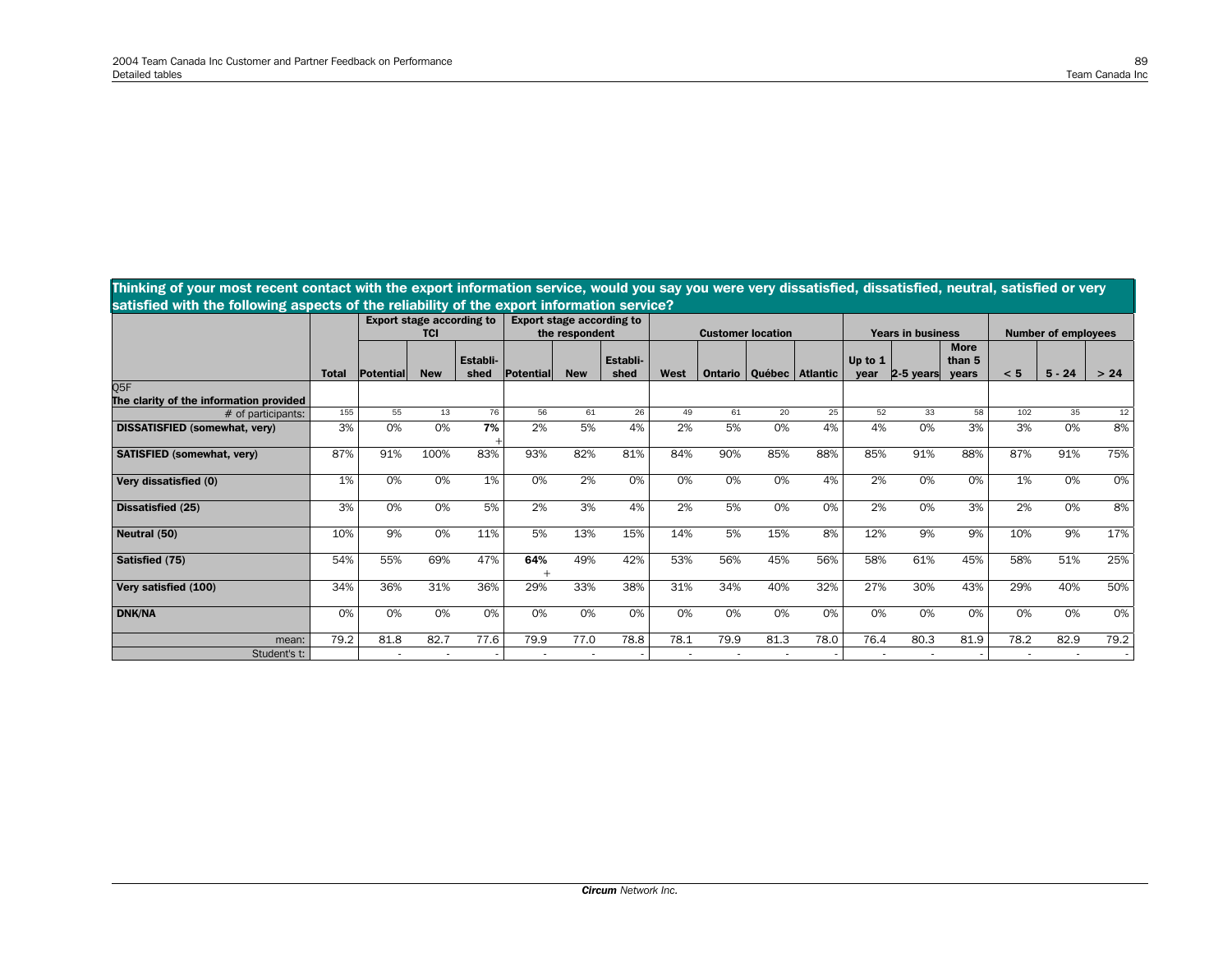## Thinking of your most recent contact with the export information service, would you say you were very dissatisfied, dissatisfied, neutral, satisfied or very satisfied with the following aspects of the reliability of the export information service?

| | | Export stage according to TCI | | | Export stage according to the respondent | | | Customer location | | | | Years in business | | | Number of employees | | |
|---|---|---|---|---|---|---|---|---|---|---|---|---|---|---|---|---|---|
| | Total | Potential | New | Establi-shed | Potential | New | Establi-shed | West | Ontario | Québec | Atlantic | Up to 1 year | 2-5 years | More than 5 years | < 5 | 5 - 24 | > 24 |
| Q5F The clarity of the information provided | | | | | | | | | | | | | | | | | |
| # of participants: | 155 | 55 | 13 | 76 | 56 | 61 | 26 | 49 | 61 | 20 | 25 | 52 | 33 | 58 | 102 | 35 | 12 |
| **DISSATISFIED (somewhat, very)** | 3% | 0% | 0% | **7%** + | 2% | 5% | 4% | 2% | 5% | 0% | 4% | 4% | 0% | 3% | 3% | 0% | 8% |
| **SATISFIED (somewhat, very)** | 87% | 91% | 100% | 83% | 93% | 82% | 81% | 84% | 90% | 85% | 88% | 85% | 91% | 88% | 87% | 91% | 75% |
| **Very dissatisfied (0)** | 1% | 0% | 0% | 1% | 0% | 2% | 0% | 0% | 0% | 0% | 4% | 2% | 0% | 0% | 1% | 0% | 0% |
| **Dissatisfied (25)** | 3% | 0% | 0% | 5% | 2% | 3% | 4% | 2% | 5% | 0% | 0% | 2% | 0% | 3% | 2% | 0% | 8% |
| **Neutral (50)** | 10% | 9% | 0% | 11% | 5% | 13% | 15% | 14% | 5% | 15% | 8% | 12% | 9% | 9% | 10% | 9% | 17% |
| **Satisfied (75)** | 54% | 55% | 69% | 47% | **64%** + | 49% | 42% | 53% | 56% | 45% | 56% | 58% | 61% | 45% | 58% | 51% | 25% |
| **Very satisfied (100)** | 34% | 36% | 31% | 36% | 29% | 33% | 38% | 31% | 34% | 40% | 32% | 27% | 30% | 43% | 29% | 40% | 50% |
| **DNK/NA** | 0% | 0% | 0% | 0% | 0% | 0% | 0% | 0% | 0% | 0% | 0% | 0% | 0% | 0% | 0% | 0% | 0% |
| mean: | 79.2 | 81.8 | 82.7 | 77.6 | 79.9 | 77.0 | 78.8 | 78.1 | 79.9 | 81.3 | 78.0 | 76.4 | 80.3 | 81.9 | 78.2 | 82.9 | 79.2 |
| Student's t: | | - | - | - | - | - | - | - | - | - | - | - | - | - | - | - | - |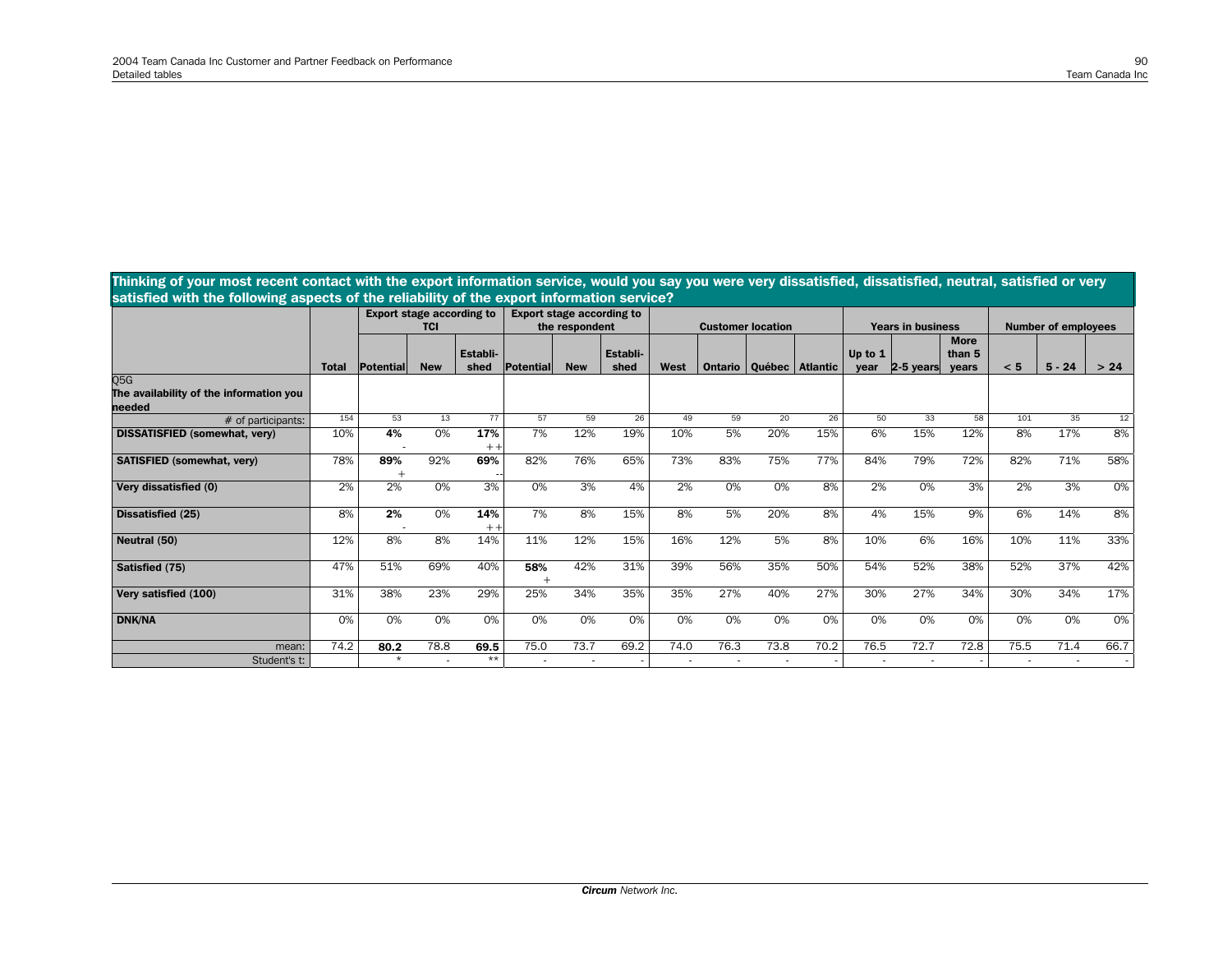## Thinking of your most recent contact with the export information service, would you say you were very dissatisfied, dissatisfied, neutral, satisfied or very satisfied with the following aspects of the reliability of the export information service?

| | | Export stage according to TCI | | | Export stage according to the respondent | | | Customer location | | | | Years in business | | | Number of employees | | |
|---|---|---|---|---|---|---|---|---|---|---|---|---|---|---|---|---|---|
| | **Total** | **Potential** | **New** | **Establi-shed** | **Potential** | **New** | **Establi-shed** | **West** | **Ontario** | **Québec** | **Atlantic** | **Up to 1 year** | **2-5 years** | **More than 5 years** | **< 5** | **5 - 24** | **> 24** |
| Q5G **The availability of the information you needed** | | | | | | | | | | | | | | | | | |
| # of participants: | 154 | 53 | 13 | 77 | 57 | 59 | 26 | 49 | 59 | 20 | 26 | 50 | 33 | 58 | 101 | 35 | 12 |
| **DISSATISFIED (somewhat, very)** | 10% | **4%** - | 0% | **17%** ++ | 7% | 12% | 19% | 10% | 5% | 20% | 15% | 6% | 15% | 12% | 8% | 17% | 8% |
| **SATISFIED (somewhat, very)** | 78% | **89%** + | 92% | **69%** -- | 82% | 76% | 65% | 73% | 83% | 75% | 77% | 84% | 79% | 72% | 82% | 71% | 58% |
| **Very dissatisfied (0)** | 2% | 2% | 0% | 3% | 0% | 3% | 4% | 2% | 0% | 0% | 8% | 2% | 0% | 3% | 2% | 3% | 0% |
| **Dissatisfied (25)** | 8% | **2%** - | 0% | **14%** ++ | 7% | 8% | 15% | 8% | 5% | 20% | 8% | 4% | 15% | 9% | 6% | 14% | 8% |
| **Neutral (50)** | 12% | 8% | 8% | 14% | 11% | 12% | 15% | 16% | 12% | 5% | 8% | 10% | 6% | 16% | 10% | 11% | 33% |
| **Satisfied (75)** | 47% | 51% | 69% | 40% | **58%** + | 42% | 31% | 39% | 56% | 35% | 50% | 54% | 52% | 38% | 52% | 37% | 42% |
| **Very satisfied (100)** | 31% | 38% | 23% | 29% | 25% | 34% | 35% | 35% | 27% | 40% | 27% | 30% | 27% | 34% | 30% | 34% | 17% |
| **DNK/NA** | 0% | 0% | 0% | 0% | 0% | 0% | 0% | 0% | 0% | 0% | 0% | 0% | 0% | 0% | 0% | 0% | 0% |
| mean: | 74.2 | **80.2** | 78.8 | **69.5** | 75.0 | 73.7 | 69.2 | 74.0 | 76.3 | 73.8 | 70.2 | 76.5 | 72.7 | 72.8 | 75.5 | 71.4 | 66.7 |
| Student's t: | | * | - | ** | - | - | - | - | - | - | - | - | - | - | - | - | - |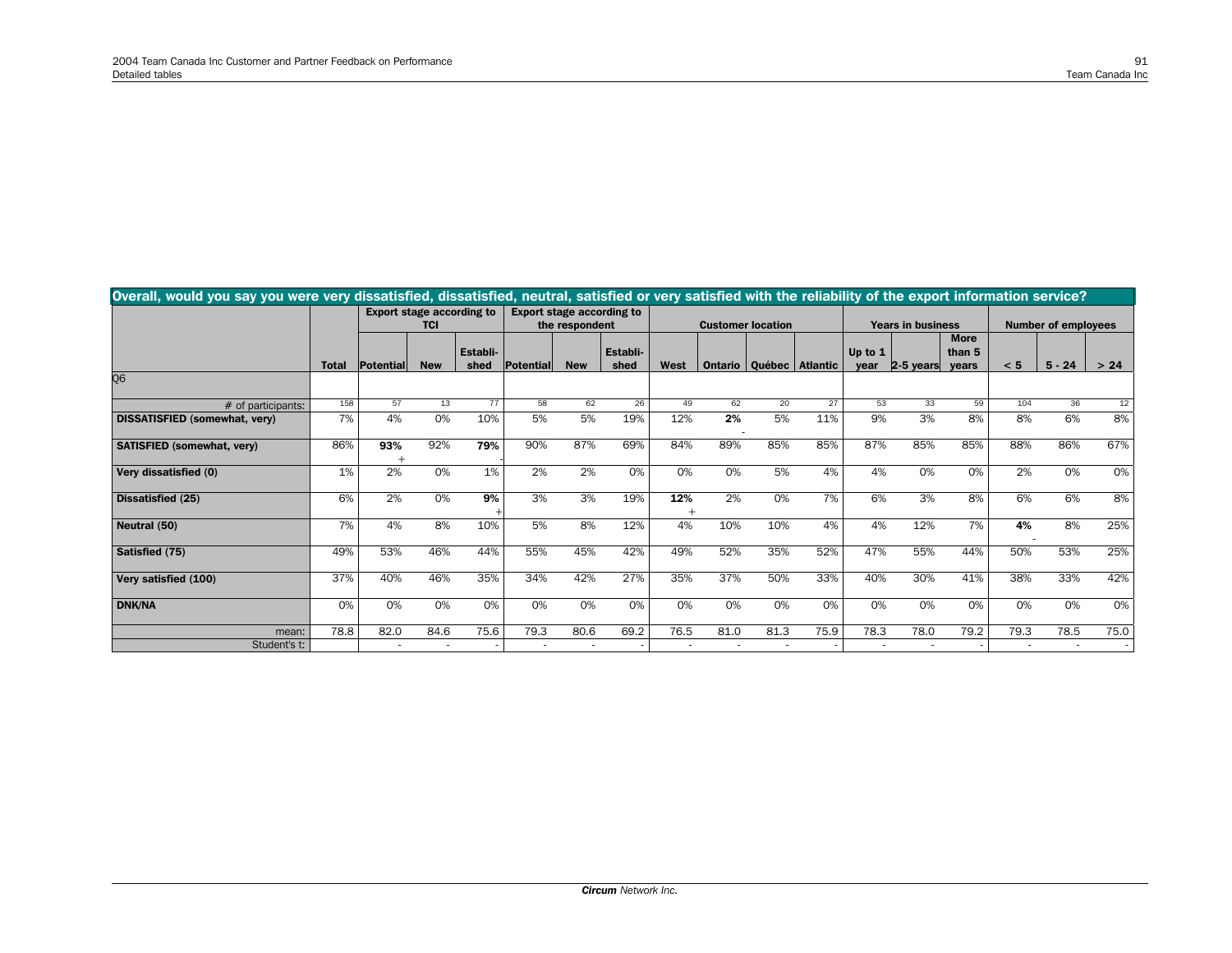| Overall, would you say you were very dissatisfied, dissatisfied, neutral, satisfied or very satisfied with the reliability of the export information service? | | | | | | | | | | | | | | | | | |
|---|---|---|---|---|---|---|---|---|---|---|---|---|---|---|---|---|---|
| | | Export stage according to TCI | | | Export stage according to the respondent | | | Customer location | | | | Years in business | | | Number of employees | | |
| | Total | Potential | New | Established | Potential | New | Established | West | Ontario | Québec | Atlantic | Up to 1 year | 2-5 years | More than 5 years | < 5 | 5 - 24 | > 24 |
| Q6 | | | | | | | | | | | | | | | | | |
| # of participants: | 158 | 57 | 13 | 77 | 58 | 62 | 26 | 49 | 62 | 20 | 27 | 53 | 33 | 59 | 104 | 36 | 12 |
| **DISSATISFIED (somewhat, very)** | 7% | 4% | 0% | 10% | 5% | 5% | 19% | 12% | **2%** - | 5% | 11% | 9% | 3% | 8% | 8% | 6% | 8% |
| **SATISFIED (somewhat, very)** | 86% | **93%** + | 92% | **79%** - | 90% | 87% | 69% | 84% | 89% | 85% | 85% | 87% | 85% | 85% | 88% | 86% | 67% |
| **Very dissatisfied (0)** | 1% | 2% | 0% | 1% | 2% | 2% | 0% | 0% | 0% | 5% | 4% | 4% | 0% | 0% | 2% | 0% | 0% |
| **Dissatisfied (25)** | 6% | 2% | 0% | **9%** + | 3% | 3% | 19% | **12%** + | 2% | 0% | 7% | 6% | 3% | 8% | 6% | 6% | 8% |
| **Neutral (50)** | 7% | 4% | 8% | 10% | 5% | 8% | 12% | 4% | 10% | 10% | 4% | 4% | 12% | 7% | **4%** - | 8% | 25% |
| **Satisfied (75)** | 49% | 53% | 46% | 44% | 55% | 45% | 42% | 49% | 52% | 35% | 52% | 47% | 55% | 44% | 50% | 53% | 25% |
| **Very satisfied (100)** | 37% | 40% | 46% | 35% | 34% | 42% | 27% | 35% | 37% | 50% | 33% | 40% | 30% | 41% | 38% | 33% | 42% |
| **DNK/NA** | 0% | 0% | 0% | 0% | 0% | 0% | 0% | 0% | 0% | 0% | 0% | 0% | 0% | 0% | 0% | 0% | 0% |
| mean: | 78.8 | 82.0 | 84.6 | 75.6 | 79.3 | 80.6 | 69.2 | 76.5 | 81.0 | 81.3 | 75.9 | 78.3 | 78.0 | 79.2 | 79.3 | 78.5 | 75.0 |
| Student's t: | | - | - | - | - | - | - | - | - | - | - | - | - | - | - | - | - |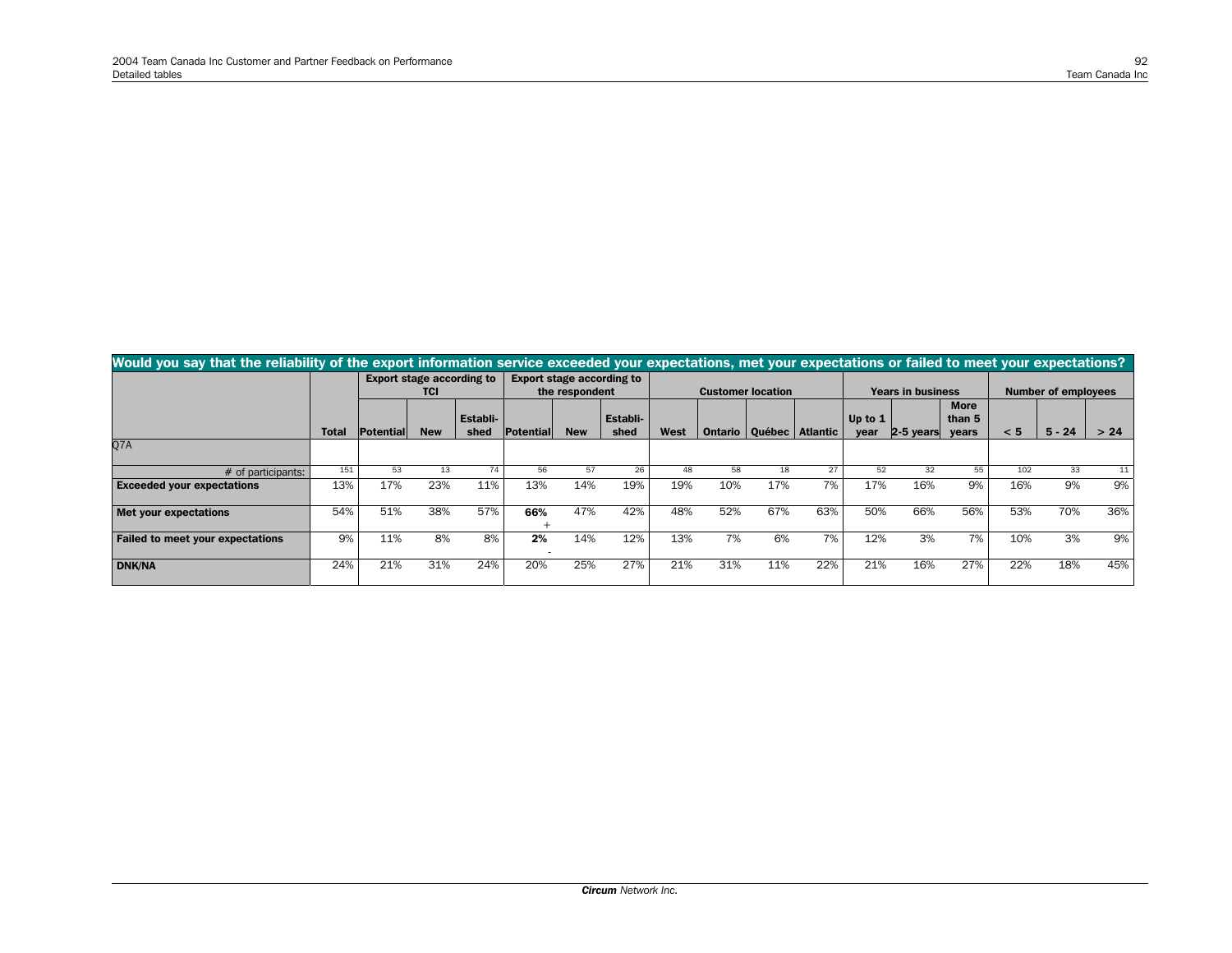| Would you say that the reliability of the export information service exceeded your expectations, met your expectations or failed to meet your expectations? | | | | | | | | | | | | | | | | | |
|---|---|---|---|---|---|---|---|---|---|---|---|---|---|---|---|---|---|
| | | Export stage according to TCI | | | Export stage according to the respondent | | | Customer location | | | | Years in business | | | Number of employees | | |
| | Total | Potential | New | Establi-shed | Potential | New | Establi-shed | West | Ontario | Québec | Atlantic | Up to 1 year | 2-5 years | More than 5 years | < 5 | 5 - 24 | > 24 |
| Q7A | | | | | | | | | | | | | | | | | |
| # of participants: | 151 | 53 | 13 | 74 | 56 | 57 | 26 | 48 | 58 | 18 | 27 | 52 | 32 | 55 | 102 | 33 | 11 |
| **Exceeded your expectations** | 13% | 17% | 23% | 11% | 13% | 14% | 19% | 19% | 10% | 17% | 7% | 17% | 16% | 9% | 16% | 9% | 9% |
| **Met your expectations** | 54% | 51% | 38% | 57% | **66%** + | 47% | 42% | 48% | 52% | 67% | 63% | 50% | 66% | 56% | 53% | 70% | 36% |
| **Failed to meet your expectations** | 9% | 11% | 8% | 8% | **2%** - | 14% | 12% | 13% | 7% | 6% | 7% | 12% | 3% | 7% | 10% | 3% | 9% |
| **DNK/NA** | 24% | 21% | 31% | 24% | 20% | 25% | 27% | 21% | 31% | 11% | 22% | 21% | 16% | 27% | 22% | 18% | 45% |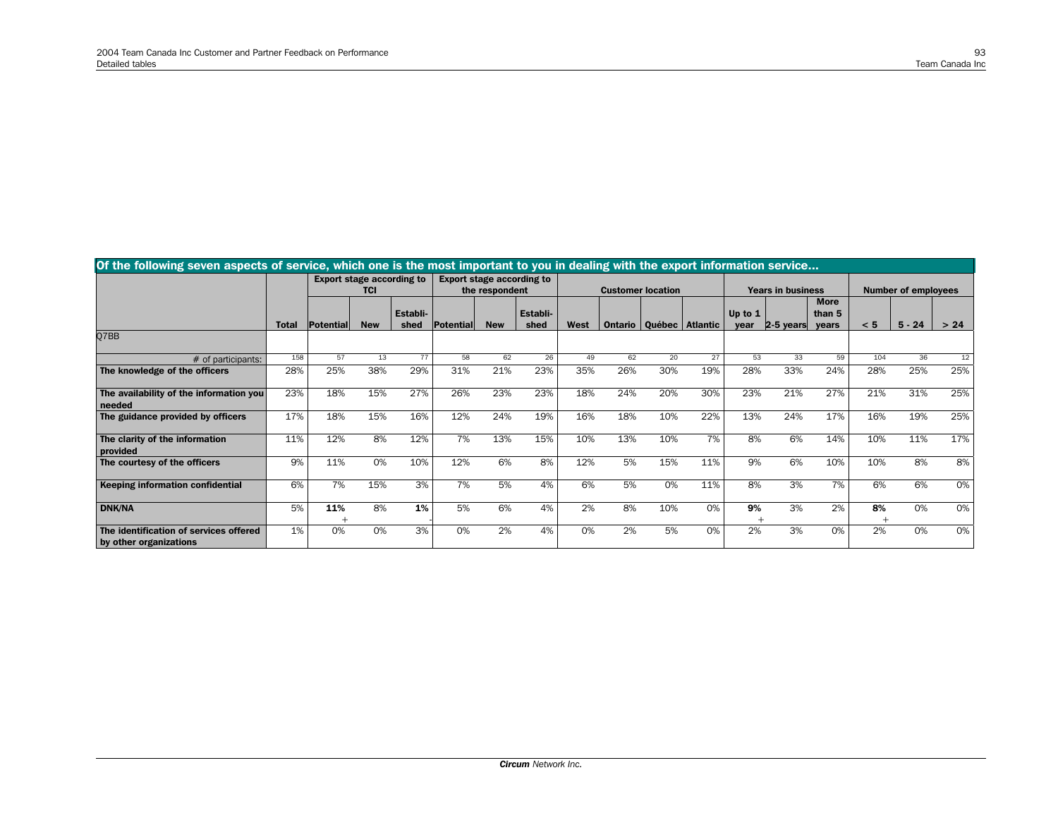| Of the following seven aspects of service, which one is the most important to you in dealing with the export information service... | | | | | | | | | | | | | | | | | |
|---|---|---|---|---|---|---|---|---|---|---|---|---|---|---|---|---|---|
| | | Export stage according to TCI | | | Export stage according to the respondent | | | Customer location | | | | Years in business | | | Number of employees | | |
| | Total | Potential | New | Establi-shed | Potential | New | Establi-shed | West | Ontario | Québec | Atlantic | Up to 1 year | 2-5 years | More than 5 years | < 5 | 5 - 24 | > 24 |
| Q7BB | | | | | | | | | | | | | | | | | |
| # of participants: | 158 | 57 | 13 | 77 | 58 | 62 | 26 | 49 | 62 | 20 | 27 | 53 | 33 | 59 | 104 | 36 | 12 |
| **The knowledge of the officers** | 28% | 25% | 38% | 29% | 31% | 21% | 23% | 35% | 26% | 30% | 19% | 28% | 33% | 24% | 28% | 25% | 25% |
| **The availability of the information you needed** | 23% | 18% | 15% | 27% | 26% | 23% | 23% | 18% | 24% | 20% | 30% | 23% | 21% | 27% | 21% | 31% | 25% |
| **The guidance provided by officers** | 17% | 18% | 15% | 16% | 12% | 24% | 19% | 16% | 18% | 10% | 22% | 13% | 24% | 17% | 16% | 19% | 25% |
| **The clarity of the information provided** | 11% | 12% | 8% | 12% | 7% | 13% | 15% | 10% | 13% | 10% | 7% | 8% | 6% | 14% | 10% | 11% | 17% |
| **The courtesy of the officers** | 9% | 11% | 0% | 10% | 12% | 6% | 8% | 12% | 5% | 15% | 11% | 9% | 6% | 10% | 10% | 8% | 8% |
| **Keeping information confidential** | 6% | 7% | 15% | 3% | 7% | 5% | 4% | 6% | 5% | 0% | 11% | 8% | 3% | 7% | 6% | 6% | 0% |
| **DNK/NA** | 5% | **11%** + | 8% | **1%** - | 5% | 6% | 4% | 2% | 8% | 10% | 0% | **9%** + | 3% | 2% | **8%** + | 0% | 0% |
| **The identification of services offered by other organizations** | 1% | 0% | 0% | 3% | 0% | 2% | 4% | 0% | 2% | 5% | 0% | 2% | 3% | 0% | 2% | 0% | 0% |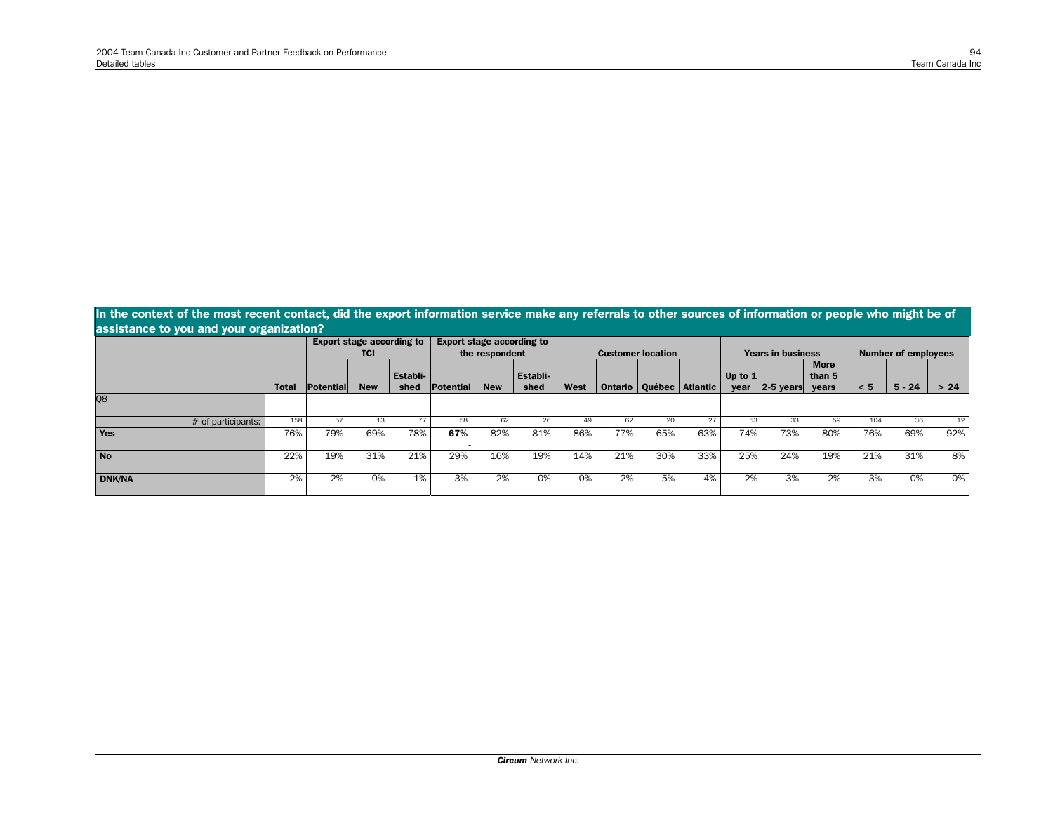**In the context of the most recent contact, did the export information service make any referrals to other sources of information or people who might be of assistance to you and your organization?**

| | | Export stage according to TCI | | | Export stage according to the respondent | | | Customer location | | | | Years in business | | | Number of employees | | |
|---|---|---|---|---|---|---|---|---|---|---|---|---|---|---|---|---|---|
| | Total | Potential | New | Establi-shed | Potential | New | Establi-shed | West | Ontario | Québec | Atlantic | Up to 1 year | 2-5 years | More than 5 years | < 5 | 5 - 24 | > 24 |
| Q8 | | | | | | | | | | | | | | | | | |
| # of participants: | 158 | 57 | 13 | 77 | 58 | 62 | 26 | 49 | 62 | 20 | 27 | 53 | 33 | 59 | 104 | 36 | 12 |
| **Yes** | 76% | 79% | 69% | 78% | **67%** - | 82% | 81% | 86% | 77% | 65% | 63% | 74% | 73% | 80% | 76% | 69% | 92% |
| **No** | 22% | 19% | 31% | 21% | 29% | 16% | 19% | 14% | 21% | 30% | 33% | 25% | 24% | 19% | 21% | 31% | 8% |
| **DNK/NA** | 2% | 2% | 0% | 1% | 3% | 2% | 0% | 0% | 2% | 5% | 4% | 2% | 3% | 2% | 3% | 0% | 0% |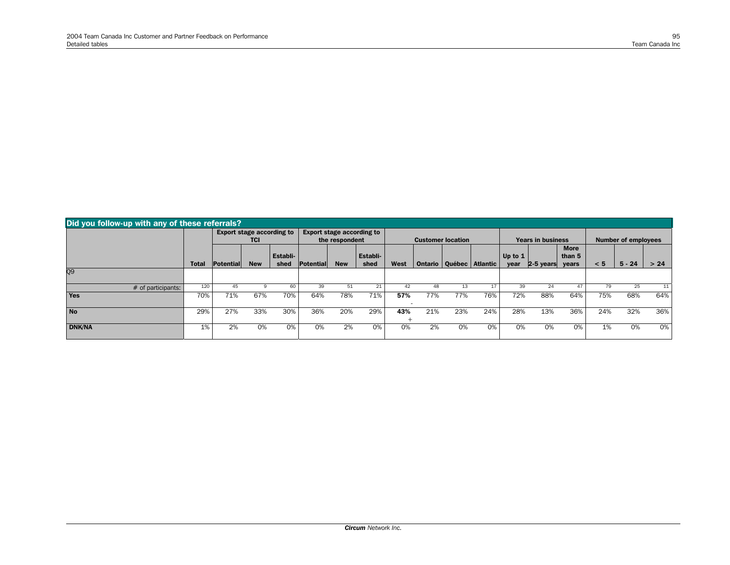## Did you follow-up with any of these referrals?

| | Total | Export stage according to TCI | | | Export stage according to the respondent | | | Customer location | | | | Years in business | | | Number of employees | | |
|---|---|---|---|---|---|---|---|---|---|---|---|---|---|---|---|---|---|
| | | Potential | New | Established | Potential | New | Established | West | Ontario | Québec | Atlantic | Up to 1 year | 2-5 years | More than 5 years | < 5 | 5 - 24 | > 24 |
| Q9 | | | | | | | | | | | | | | | | | |
| # of participants: | 120 | 45 | 9 | 60 | 39 | 51 | 21 | 42 | 48 | 13 | 17 | 39 | 24 | 47 | 79 | 25 | 11 |
| **Yes** | 70% | 71% | 67% | 70% | 64% | 78% | 71% | **57%** - | 77% | 77% | 76% | 72% | 88% | 64% | 75% | 68% | 64% |
| **No** | 29% | 27% | 33% | 30% | 36% | 20% | 29% | **43%** + | 21% | 23% | 24% | 28% | 13% | 36% | 24% | 32% | 36% |
| **DNK/NA** | 1% | 2% | 0% | 0% | 0% | 2% | 0% | 0% | 2% | 0% | 0% | 0% | 0% | 0% | 1% | 0% | 0% |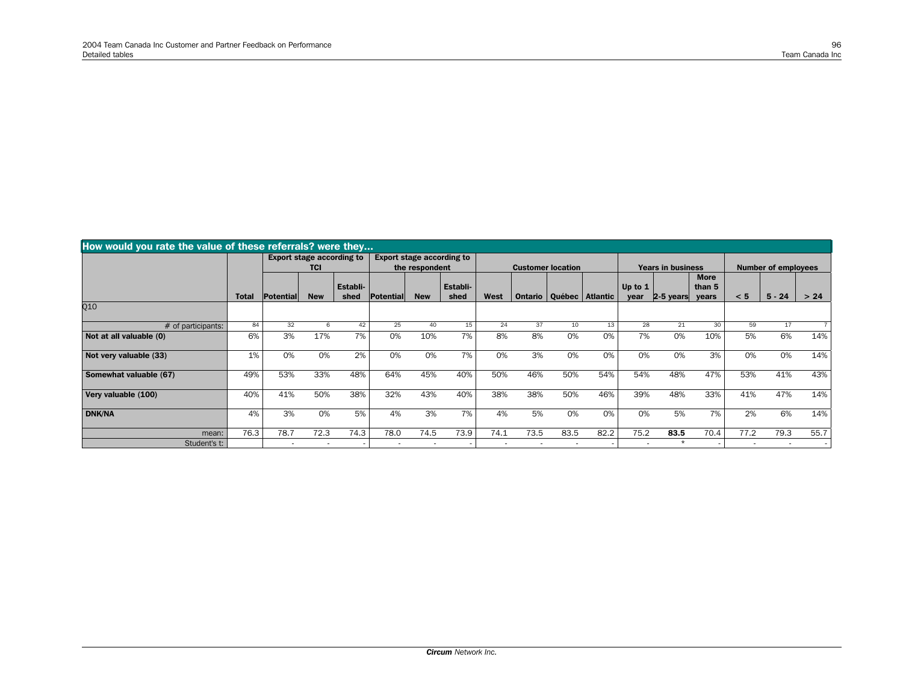## How would you rate the value of these referrals? were they...

| | Total | Export stage according to TCI | | | Export stage according to the respondent | | | Customer location | | | | Years in business | | | Number of employees | | |
|---|---|---|---|---|---|---|---|---|---|---|---|---|---|---|---|---|---|
| | | Potential | New | Establi-shed | Potential | New | Establi-shed | West | Ontario | Québec | Atlantic | Up to 1 year | 2-5 years | More than 5 years | < 5 | 5 - 24 | > 24 |
| Q10 | | | | | | | | | | | | | | | | | |
| # of participants: | 84 | 32 | 6 | 42 | 25 | 40 | 15 | 24 | 37 | 10 | 13 | 28 | 21 | 30 | 59 | 17 | 7 |
| **Not at all valuable (0)** | 6% | 3% | 17% | 7% | 0% | 10% | 7% | 8% | 8% | 0% | 0% | 7% | 0% | 10% | 5% | 6% | 14% |
| **Not very valuable (33)** | 1% | 0% | 0% | 2% | 0% | 0% | 7% | 0% | 3% | 0% | 0% | 0% | 0% | 3% | 0% | 0% | 14% |
| **Somewhat valuable (67)** | 49% | 53% | 33% | 48% | 64% | 45% | 40% | 50% | 46% | 50% | 54% | 54% | 48% | 47% | 53% | 41% | 43% |
| **Very valuable (100)** | 40% | 41% | 50% | 38% | 32% | 43% | 40% | 38% | 38% | 50% | 46% | 39% | 48% | 33% | 41% | 47% | 14% |
| **DNK/NA** | 4% | 3% | 0% | 5% | 4% | 3% | 7% | 4% | 5% | 0% | 0% | 0% | 5% | 7% | 2% | 6% | 14% |
| mean: | 76.3 | 78.7 | 72.3 | 74.3 | 78.0 | 74.5 | 73.9 | 74.1 | 73.5 | 83.5 | 82.2 | 75.2 | **83.5** | 70.4 | 77.2 | 79.3 | 55.7 |
| Student's t: | | - | - | - | - | - | - | - | - | - | - | - | * | - | - | - | - |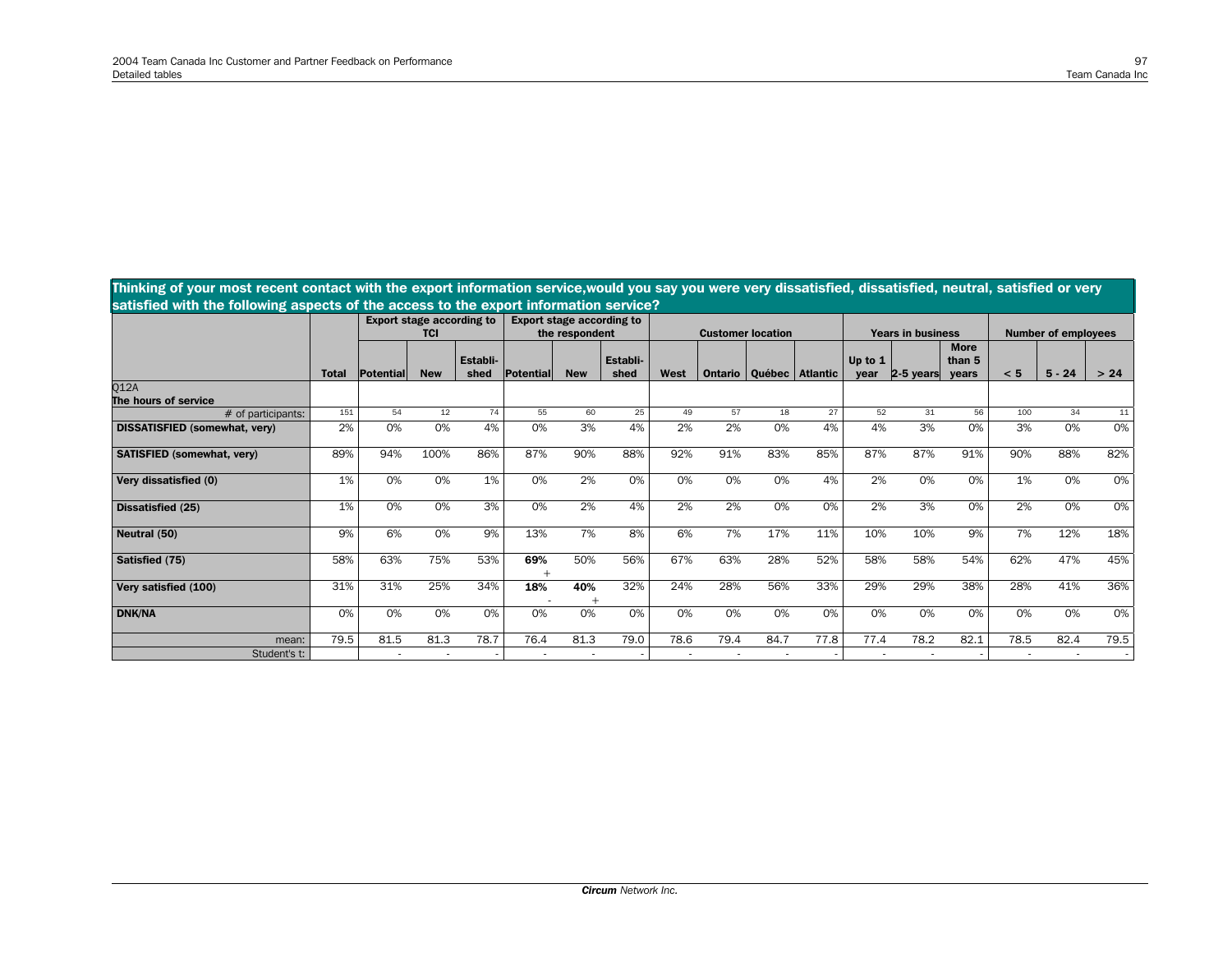**Thinking of your most recent contact with the export information service,would you say you were very dissatisfied, dissatisfied, neutral, satisfied or very satisfied with the following aspects of the access to the export information service?**

| | | Export stage according to TCI | | | Export stage according to the respondent | | | Customer location | | | | Years in business | | | Number of employees | | |
|---|---|---|---|---|---|---|---|---|---|---|---|---|---|---|---|---|---|
| | Total | Potential | New | Establi-shed | Potential | New | Establi-shed | West | Ontario | Québec | Atlantic | Up to 1 year | 2-5 years | More than 5 years | < 5 | 5 - 24 | > 24 |
| Q12A<br>The hours of service | | | | | | | | | | | | | | | | | |
| # of participants: | 151 | 54 | 12 | 74 | 55 | 60 | 25 | 49 | 57 | 18 | 27 | 52 | 31 | 56 | 100 | 34 | 11 |
| **DISSATISFIED (somewhat, very)** | 2% | 0% | 0% | 4% | 0% | 3% | 4% | 2% | 2% | 0% | 4% | 4% | 3% | 0% | 3% | 0% | 0% |
| **SATISFIED (somewhat, very)** | 89% | 94% | 100% | 86% | 87% | 90% | 88% | 92% | 91% | 83% | 85% | 87% | 87% | 91% | 90% | 88% | 82% |
| **Very dissatisfied (0)** | 1% | 0% | 0% | 1% | 0% | 2% | 0% | 0% | 0% | 0% | 4% | 2% | 0% | 0% | 1% | 0% | 0% |
| **Dissatisfied (25)** | 1% | 0% | 0% | 3% | 0% | 2% | 4% | 2% | 2% | 0% | 0% | 2% | 3% | 0% | 2% | 0% | 0% |
| **Neutral (50)** | 9% | 6% | 0% | 9% | 13% | 7% | 8% | 6% | 7% | 17% | 11% | 10% | 10% | 9% | 7% | 12% | 18% |
| **Satisfied (75)** | 58% | 63% | 75% | 53% | **69%** + | 50% | 56% | 67% | 63% | 28% | 52% | 58% | 58% | 54% | 62% | 47% | 45% |
| **Very satisfied (100)** | 31% | 31% | 25% | 34% | **18%** - | **40%** + | 32% | 24% | 28% | 56% | 33% | 29% | 29% | 38% | 28% | 41% | 36% |
| **DNK/NA** | 0% | 0% | 0% | 0% | 0% | 0% | 0% | 0% | 0% | 0% | 0% | 0% | 0% | 0% | 0% | 0% | 0% |
| mean: | 79.5 | 81.5 | 81.3 | 78.7 | 76.4 | 81.3 | 79.0 | 78.6 | 79.4 | 84.7 | 77.8 | 77.4 | 78.2 | 82.1 | 78.5 | 82.4 | 79.5 |
| Student's t: | | - | - | - | - | - | - | - | - | - | - | - | - | - | - | - | - |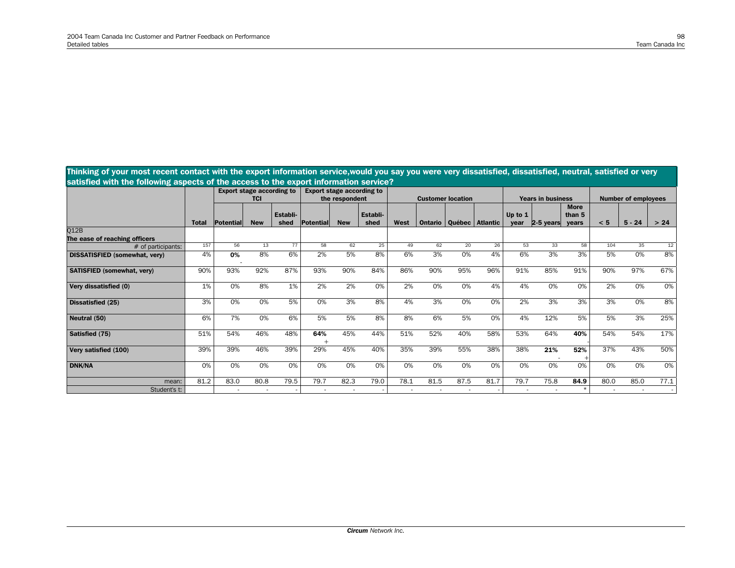## Thinking of your most recent contact with the export information service,would you say you were very dissatisfied, dissatisfied, neutral, satisfied or very satisfied with the following aspects of the access to the export information service?

| | | Export stage according to TCI | | | Export stage according to the respondent | | | Customer location | | | | Years in business | | | Number of employees | | |
|---|---|---|---|---|---|---|---|---|---|---|---|---|---|---|---|---|---|
| | Total | Potential | New | Establi-shed | Potential | New | Establi-shed | West | Ontario | Québec | Atlantic | Up to 1 year | 2-5 years | More than 5 years | < 5 | 5 - 24 | > 24 |
| Q12B The ease of reaching officers | | | | | | | | | | | | | | | | | |
| # of participants: | 157 | 56 | 13 | 77 | 58 | 62 | 25 | 49 | 62 | 20 | 26 | 53 | 33 | 58 | 104 | 35 | 12 |
| **DISSATISFIED (somewhat, very)** | 4% | **0%** - | 8% | 6% | 2% | 5% | 8% | 6% | 3% | 0% | 4% | 6% | 3% | 3% | 5% | 0% | 8% |
| **SATISFIED (somewhat, very)** | 90% | 93% | 92% | 87% | 93% | 90% | 84% | 86% | 90% | 95% | 96% | 91% | 85% | 91% | 90% | 97% | 67% |
| **Very dissatisfied (0)** | 1% | 0% | 8% | 1% | 2% | 2% | 0% | 2% | 0% | 0% | 4% | 4% | 0% | 0% | 2% | 0% | 0% |
| **Dissatisfied (25)** | 3% | 0% | 0% | 5% | 0% | 3% | 8% | 4% | 3% | 0% | 0% | 2% | 3% | 3% | 3% | 0% | 8% |
| **Neutral (50)** | 6% | 7% | 0% | 6% | 5% | 5% | 8% | 8% | 6% | 5% | 0% | 4% | 12% | 5% | 5% | 3% | 25% |
| **Satisfied (75)** | 51% | 54% | 46% | 48% | **64%** + | 45% | 44% | 51% | 52% | 40% | 58% | 53% | 64% | **40%** - | 54% | 54% | 17% |
| **Very satisfied (100)** | 39% | 39% | 46% | 39% | 29% | 45% | 40% | 35% | 39% | 55% | 38% | 38% | **21%** - | **52%** + | 37% | 43% | 50% |
| **DNK/NA** | 0% | 0% | 0% | 0% | 0% | 0% | 0% | 0% | 0% | 0% | 0% | 0% | 0% | 0% | 0% | 0% | 0% |
| mean: | 81.2 | 83.0 | 80.8 | 79.5 | 79.7 | 82.3 | 79.0 | 78.1 | 81.5 | 87.5 | 81.7 | 79.7 | 75.8 | **84.9** | 80.0 | 85.0 | 77.1 |
| Student's t: | | - | - | - | - | - | - | - | - | - | - | - | - | * | - | - | - |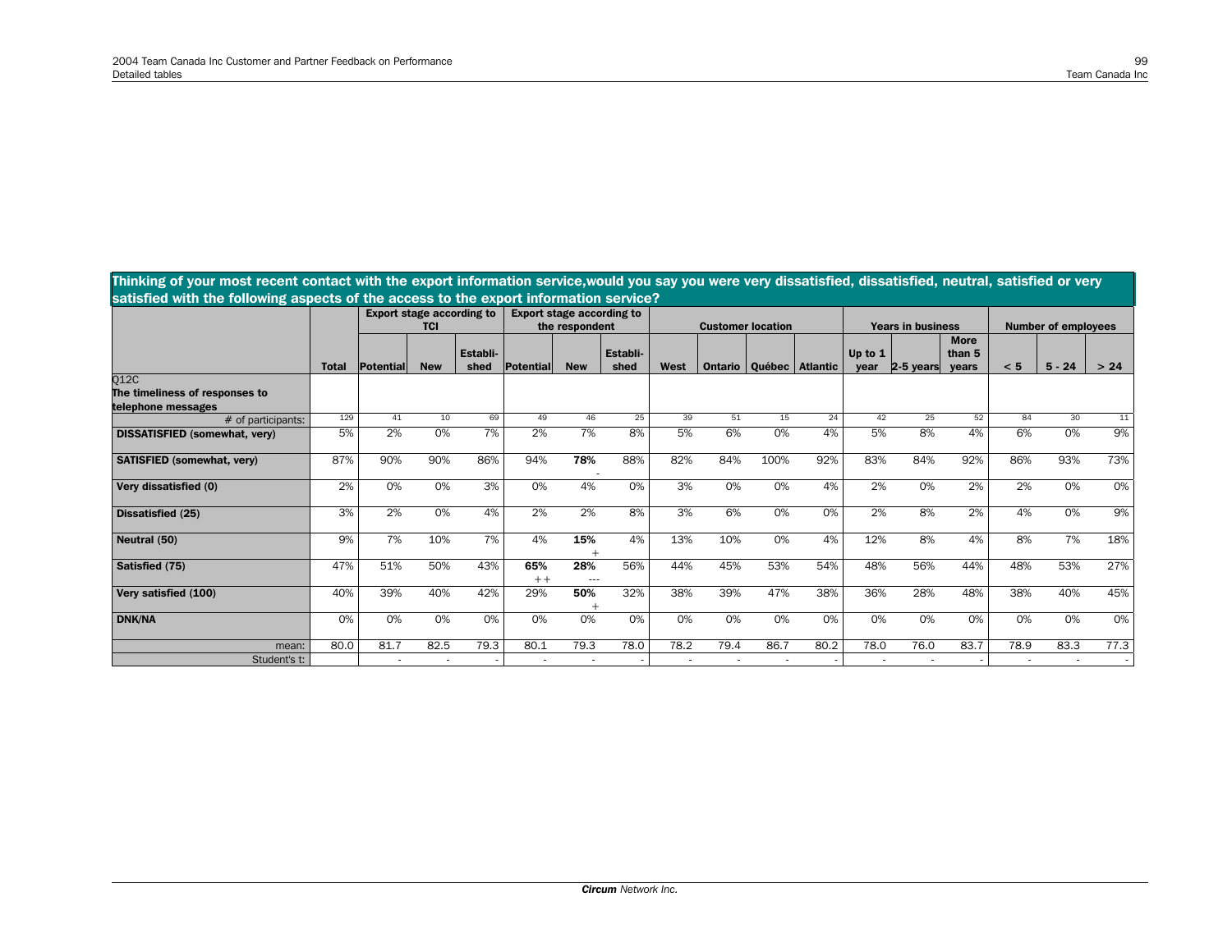## Thinking of your most recent contact with the export information service,would you say you were very dissatisfied, dissatisfied, neutral, satisfied or very satisfied with the following aspects of the access to the export information service?

| | | Export stage according to TCI | | | Export stage according to the respondent | | | Customer location | | | | Years in business | | | Number of employees | | |
|---|---|---|---|---|---|---|---|---|---|---|---|---|---|---|---|---|---|
| | Total | Potential | New | Establi-shed | Potential | New | Establi-shed | West | Ontario | Québec | Atlantic | Up to 1 year | 2-5 years | More than 5 years | < 5 | 5 - 24 | > 24 |
| Q12C **The timeliness of responses to telephone messages** | | | | | | | | | | | | | | | | | |
| # of participants: | 129 | 41 | 10 | 69 | 49 | 46 | 25 | 39 | 51 | 15 | 24 | 42 | 25 | 52 | 84 | 30 | 11 |
| **DISSATISFIED (somewhat, very)** | 5% | 2% | 0% | 7% | 2% | 7% | 8% | 5% | 6% | 0% | 4% | 5% | 8% | 4% | 6% | 0% | 9% |
| **SATISFIED (somewhat, very)** | 87% | 90% | 90% | 86% | 94% | **78%** - | 88% | 82% | 84% | 100% | 92% | 83% | 84% | 92% | 86% | 93% | 73% |
| **Very dissatisfied (0)** | 2% | 0% | 0% | 3% | 0% | 4% | 0% | 3% | 0% | 0% | 4% | 2% | 0% | 2% | 2% | 0% | 0% |
| **Dissatisfied (25)** | 3% | 2% | 0% | 4% | 2% | 2% | 8% | 3% | 6% | 0% | 0% | 2% | 8% | 2% | 4% | 0% | 9% |
| **Neutral (50)** | 9% | 7% | 10% | 7% | 4% | **15%** + | 4% | 13% | 10% | 0% | 4% | 12% | 8% | 4% | 8% | 7% | 18% |
| **Satisfied (75)** | 47% | 51% | 50% | 43% | **65%** ++ | **28%** --- | 56% | 44% | 45% | 53% | 54% | 48% | 56% | 44% | 48% | 53% | 27% |
| **Very satisfied (100)** | 40% | 39% | 40% | 42% | 29% | **50%** + | 32% | 38% | 39% | 47% | 38% | 36% | 28% | 48% | 38% | 40% | 45% |
| **DNK/NA** | 0% | 0% | 0% | 0% | 0% | 0% | 0% | 0% | 0% | 0% | 0% | 0% | 0% | 0% | 0% | 0% | 0% |
| mean: | 80.0 | 81.7 | 82.5 | 79.3 | 80.1 | 79.3 | 78.0 | 78.2 | 79.4 | 86.7 | 80.2 | 78.0 | 76.0 | 83.7 | 78.9 | 83.3 | 77.3 |
| Student's t: | | - | - | - | - | - | - | - | - | - | - | - | - | - | - | - | - |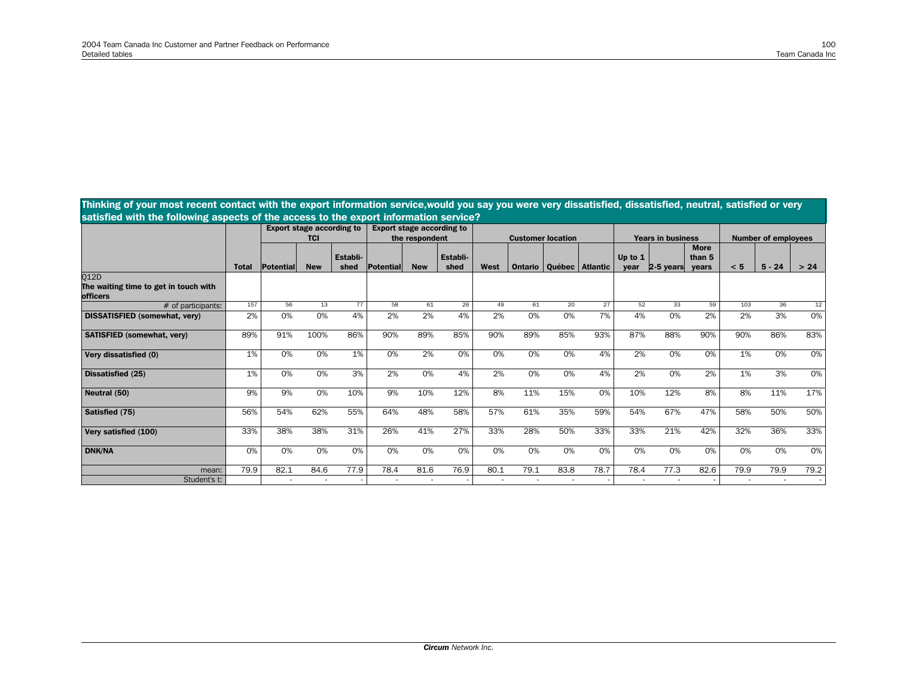## Thinking of your most recent contact with the export information service,would you say you were very dissatisfied, dissatisfied, neutral, satisfied or very satisfied with the following aspects of the access to the export information service?

| | Total | Export stage according to TCI | | | Export stage according to the respondent | | | Customer location | | | | Years in business | | | Number of employees | | |
|---|---|---|---|---|---|---|---|---|---|---|---|---|---|---|---|---|---|
| | | Potential | New | Establi-shed | Potential | New | Establi-shed | West | Ontario | Québec | Atlantic | Up to 1 year | 2-5 years | More than 5 years | < 5 | 5 - 24 | > 24 |
| **Q12D The waiting time to get in touch with officers** | | | | | | | | | | | | | | | | | |
| # of participants: | 157 | 56 | 13 | 77 | 58 | 61 | 26 | 49 | 61 | 20 | 27 | 52 | 33 | 59 | 103 | 36 | 12 |
| **DISSATISFIED (somewhat, very)** | 2% | 0% | 0% | 4% | 2% | 2% | 4% | 2% | 0% | 0% | 7% | 4% | 0% | 2% | 2% | 3% | 0% |
| **SATISFIED (somewhat, very)** | 89% | 91% | 100% | 86% | 90% | 89% | 85% | 90% | 89% | 85% | 93% | 87% | 88% | 90% | 90% | 86% | 83% |
| **Very dissatisfied (0)** | 1% | 0% | 0% | 1% | 0% | 2% | 0% | 0% | 0% | 0% | 4% | 2% | 0% | 0% | 1% | 0% | 0% |
| **Dissatisfied (25)** | 1% | 0% | 0% | 3% | 2% | 0% | 4% | 2% | 0% | 0% | 4% | 2% | 0% | 2% | 1% | 3% | 0% |
| **Neutral (50)** | 9% | 9% | 0% | 10% | 9% | 10% | 12% | 8% | 11% | 15% | 0% | 10% | 12% | 8% | 8% | 11% | 17% |
| **Satisfied (75)** | 56% | 54% | 62% | 55% | 64% | 48% | 58% | 57% | 61% | 35% | 59% | 54% | 67% | 47% | 58% | 50% | 50% |
| **Very satisfied (100)** | 33% | 38% | 38% | 31% | 26% | 41% | 27% | 33% | 28% | 50% | 33% | 33% | 21% | 42% | 32% | 36% | 33% |
| **DNK/NA** | 0% | 0% | 0% | 0% | 0% | 0% | 0% | 0% | 0% | 0% | 0% | 0% | 0% | 0% | 0% | 0% | 0% |
| mean: | 79.9 | 82.1 | 84.6 | 77.9 | 78.4 | 81.6 | 76.9 | 80.1 | 79.1 | 83.8 | 78.7 | 78.4 | 77.3 | 82.6 | 79.9 | 79.9 | 79.2 |
| Student's t: | | - | - | - | - | - | - | - | - | - | - | - | - | - | - | - | - |

***Circum*** *Network Inc.*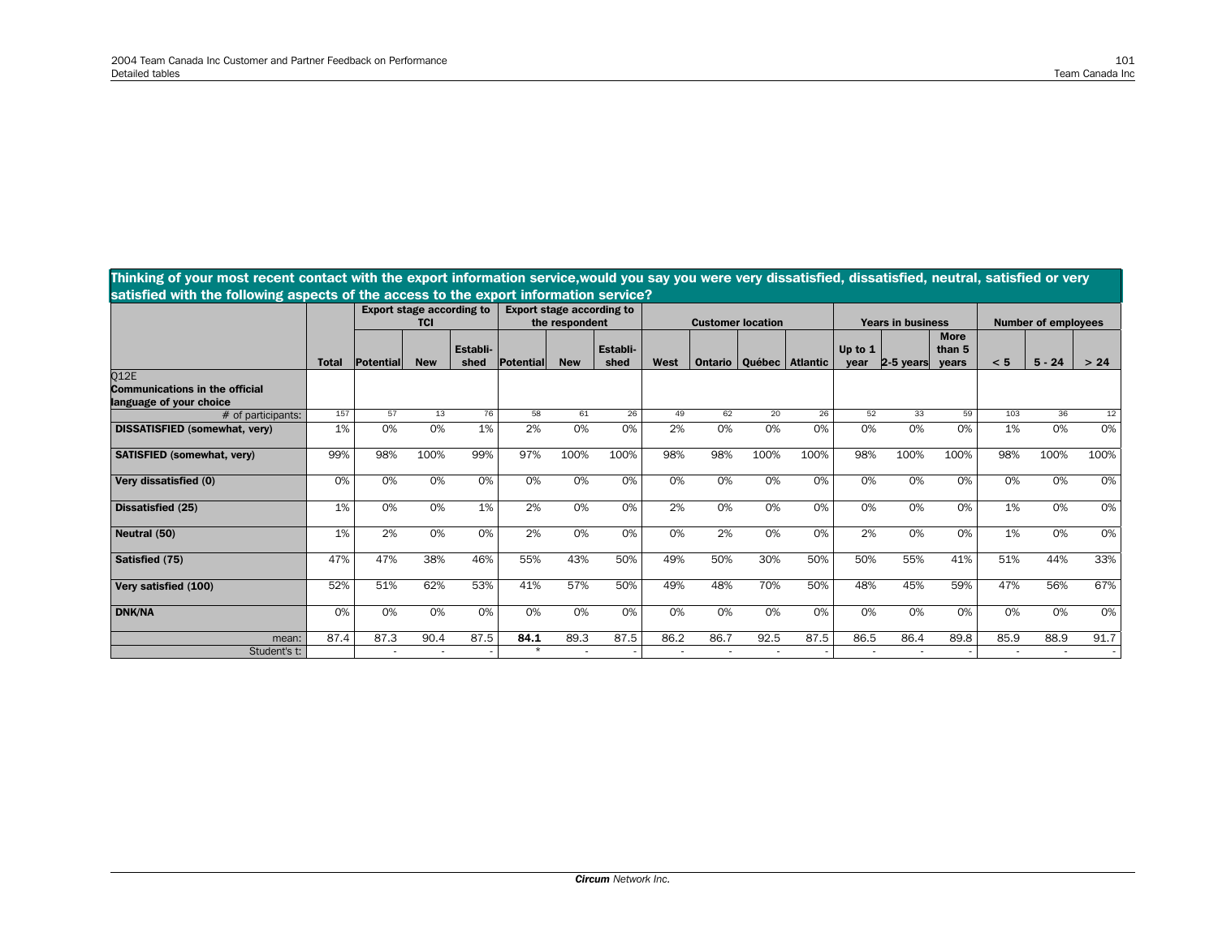**Thinking of your most recent contact with the export information service,would you say you were very dissatisfied, dissatisfied, neutral, satisfied or very satisfied with the following aspects of the access to the export information service?**

| | | Export stage according to TCI | | | Export stage according to the respondent | | | Customer location | | | | Years in business | | | Number of employees | | |
|---|---|---|---|---|---|---|---|---|---|---|---|---|---|---|---|---|---|
| | Total | Potential | New | Establi-shed | Potential | New | Establi-shed | West | Ontario | Québec | Atlantic | Up to 1 year | 2-5 years | More than 5 years | < 5 | 5 - 24 | > 24 |
| Q12E **Communications in the official language of your choice** | | | | | | | | | | | | | | | | | |
| # of participants: | 157 | 57 | 13 | 76 | 58 | 61 | 26 | 49 | 62 | 20 | 26 | 52 | 33 | 59 | 103 | 36 | 12 |
| **DISSATISFIED (somewhat, very)** | 1% | 0% | 0% | 1% | 2% | 0% | 0% | 2% | 0% | 0% | 0% | 0% | 0% | 0% | 1% | 0% | 0% |
| **SATISFIED (somewhat, very)** | 99% | 98% | 100% | 99% | 97% | 100% | 100% | 98% | 98% | 100% | 100% | 98% | 100% | 100% | 98% | 100% | 100% |
| **Very dissatisfied (0)** | 0% | 0% | 0% | 0% | 0% | 0% | 0% | 0% | 0% | 0% | 0% | 0% | 0% | 0% | 0% | 0% | 0% |
| **Dissatisfied (25)** | 1% | 0% | 0% | 1% | 2% | 0% | 0% | 2% | 0% | 0% | 0% | 0% | 0% | 0% | 1% | 0% | 0% |
| **Neutral (50)** | 1% | 2% | 0% | 0% | 2% | 0% | 0% | 0% | 2% | 0% | 0% | 2% | 0% | 0% | 1% | 0% | 0% |
| **Satisfied (75)** | 47% | 47% | 38% | 46% | 55% | 43% | 50% | 49% | 50% | 30% | 50% | 50% | 55% | 41% | 51% | 44% | 33% |
| **Very satisfied (100)** | 52% | 51% | 62% | 53% | 41% | 57% | 50% | 49% | 48% | 70% | 50% | 48% | 45% | 59% | 47% | 56% | 67% |
| **DNK/NA** | 0% | 0% | 0% | 0% | 0% | 0% | 0% | 0% | 0% | 0% | 0% | 0% | 0% | 0% | 0% | 0% | 0% |
| mean: | 87.4 | 87.3 | 90.4 | 87.5 | **84.1** | 89.3 | 87.5 | 86.2 | 86.7 | 92.5 | 87.5 | 86.5 | 86.4 | 89.8 | 85.9 | 88.9 | 91.7 |
| Student's t: | | - | - | - | * | - | - | - | - | - | - | - | - | - | - | - | - |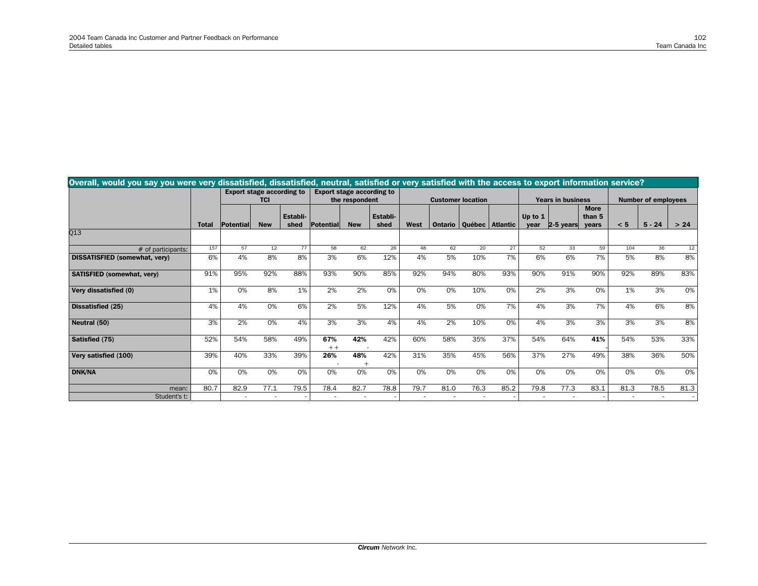| Overall, would you say you were very dissatisfied, dissatisfied, neutral, satisfied or very satisfied with the access to export information service? | | | | | | | | | | | | | | | | | |
|---|---|---|---|---|---|---|---|---|---|---|---|---|---|---|---|---|---|
| | | Export stage according to TCI | | | Export stage according to the respondent | | | Customer location | | | | Years in business | | | Number of employees | | |
| | **Total** | **Potential** | **New** | **Establi-shed** | **Potential** | **New** | **Establi-shed** | **West** | **Ontario** | **Québec** | **Atlantic** | **Up to 1 year** | **2-5 years** | **More than 5 years** | **< 5** | **5 - 24** | **> 24** |
| Q13 | | | | | | | | | | | | | | | | | |
| # of participants: | 157 | 57 | 12 | 77 | 58 | 62 | 26 | 48 | 62 | 20 | 27 | 52 | 33 | 59 | 104 | 36 | 12 |
| **DISSATISFIED (somewhat, very)** | 6% | 4% | 8% | 8% | 3% | 6% | 12% | 4% | 5% | 10% | 7% | 6% | 6% | 7% | 5% | 8% | 8% |
| **SATISFIED (somewhat, very)** | 91% | 95% | 92% | 88% | 93% | 90% | 85% | 92% | 94% | 80% | 93% | 90% | 91% | 90% | 92% | 89% | 83% |
| **Very dissatisfied (0)** | 1% | 0% | 8% | 1% | 2% | 2% | 0% | 0% | 0% | 10% | 0% | 2% | 3% | 0% | 1% | 3% | 0% |
| **Dissatisfied (25)** | 4% | 4% | 0% | 6% | 2% | 5% | 12% | 4% | 5% | 0% | 7% | 4% | 3% | 7% | 4% | 6% | 8% |
| **Neutral (50)** | 3% | 2% | 0% | 4% | 3% | 3% | 4% | 4% | 2% | 10% | 0% | 4% | 3% | 3% | 3% | 3% | 8% |
| **Satisfied (75)** | 52% | 54% | 58% | 49% | **67%** ++ | **42%** - | 42% | 60% | 58% | 35% | 37% | 54% | 64% | **41%** - | 54% | 53% | 33% |
| **Very satisfied (100)** | 39% | 40% | 33% | 39% | **26%** - | **48%** + | 42% | 31% | 35% | 45% | 56% | 37% | 27% | 49% | 38% | 36% | 50% |
| **DNK/NA** | 0% | 0% | 0% | 0% | 0% | 0% | 0% | 0% | 0% | 0% | 0% | 0% | 0% | 0% | 0% | 0% | 0% |
| mean: | 80.7 | 82.9 | 77.1 | 79.5 | 78.4 | 82.7 | 78.8 | 79.7 | 81.0 | 76.3 | 85.2 | 79.8 | 77.3 | 83.1 | 81.3 | 78.5 | 81.3 |
| Student's t: | | - | - | - | - | - | - | - | - | - | - | - | - | - | - | - | - |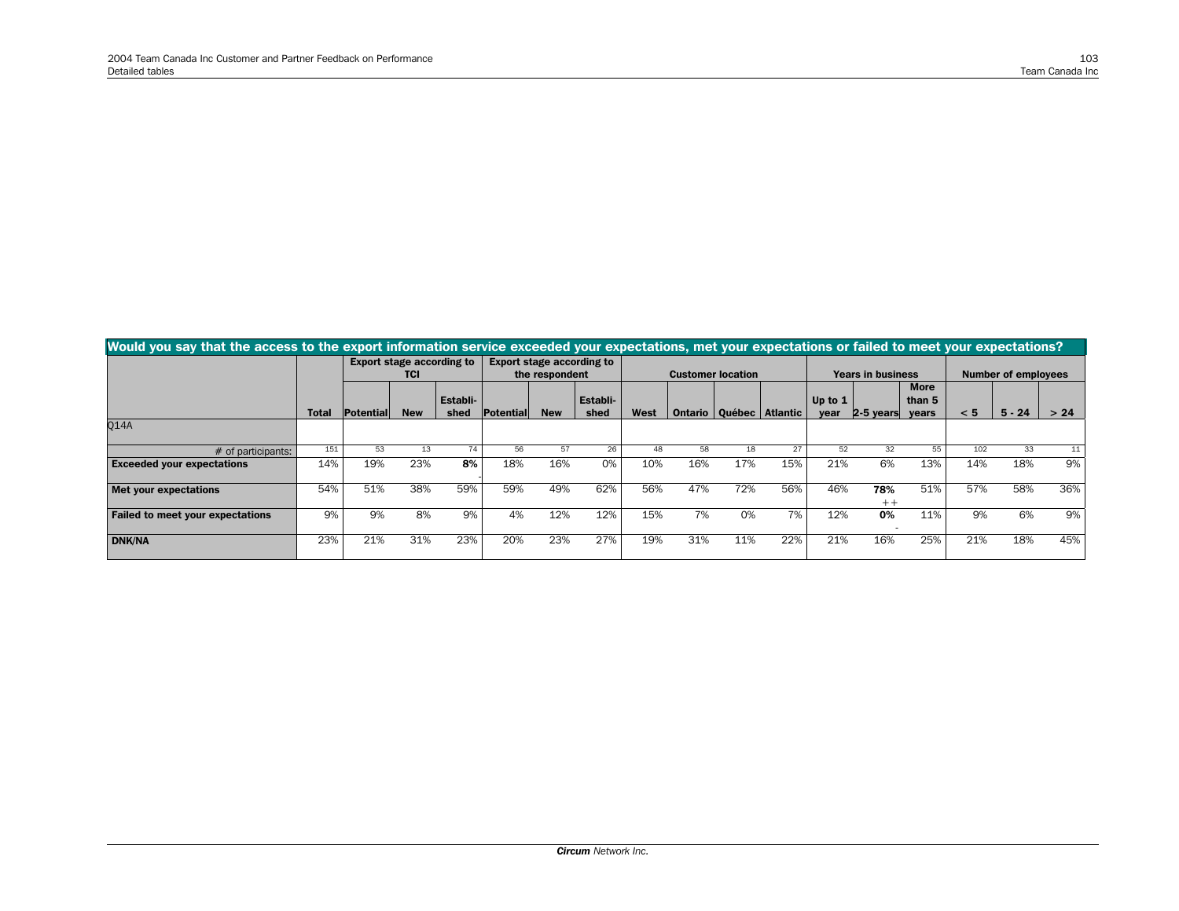## Would you say that the access to the export information service exceeded your expectations, met your expectations or failed to meet your expectations?

| | | Export stage according to TCI | | | Export stage according to the respondent | | | Customer location | | | | Years in business | | | Number of employees | | |
|---|---|---|---|---|---|---|---|---|---|---|---|---|---|---|---|---|---|
| | **Total** | **Potential** | **New** | **Established** | **Potential** | **New** | **Established** | **West** | **Ontario** | **Québec** | **Atlantic** | **Up to 1 year** | **2-5 years** | **More than 5 years** | **< 5** | **5 - 24** | **> 24** |
| Q14A | | | | | | | | | | | | | | | | | |
| # of participants: | 151 | 53 | 13 | 74 | 56 | 57 | 26 | 48 | 58 | 18 | 27 | 52 | 32 | 55 | 102 | 33 | 11 |
| **Exceeded your expectations** | 14% | 19% | 23% | **8%** - | 18% | 16% | 0% | 10% | 16% | 17% | 15% | 21% | 6% | 13% | 14% | 18% | 9% |
| **Met your expectations** | 54% | 51% | 38% | 59% | 59% | 49% | 62% | 56% | 47% | 72% | 56% | 46% | **78%** ++ | 51% | 57% | 58% | 36% |
| **Failed to meet your expectations** | 9% | 9% | 8% | 9% | 4% | 12% | 12% | 15% | 7% | 0% | 7% | 12% | **0%** - | 11% | 9% | 6% | 9% |
| **DNK/NA** | 23% | 21% | 31% | 23% | 20% | 23% | 27% | 19% | 31% | 11% | 22% | 21% | 16% | 25% | 21% | 18% | 45% |

*Circum* Network Inc.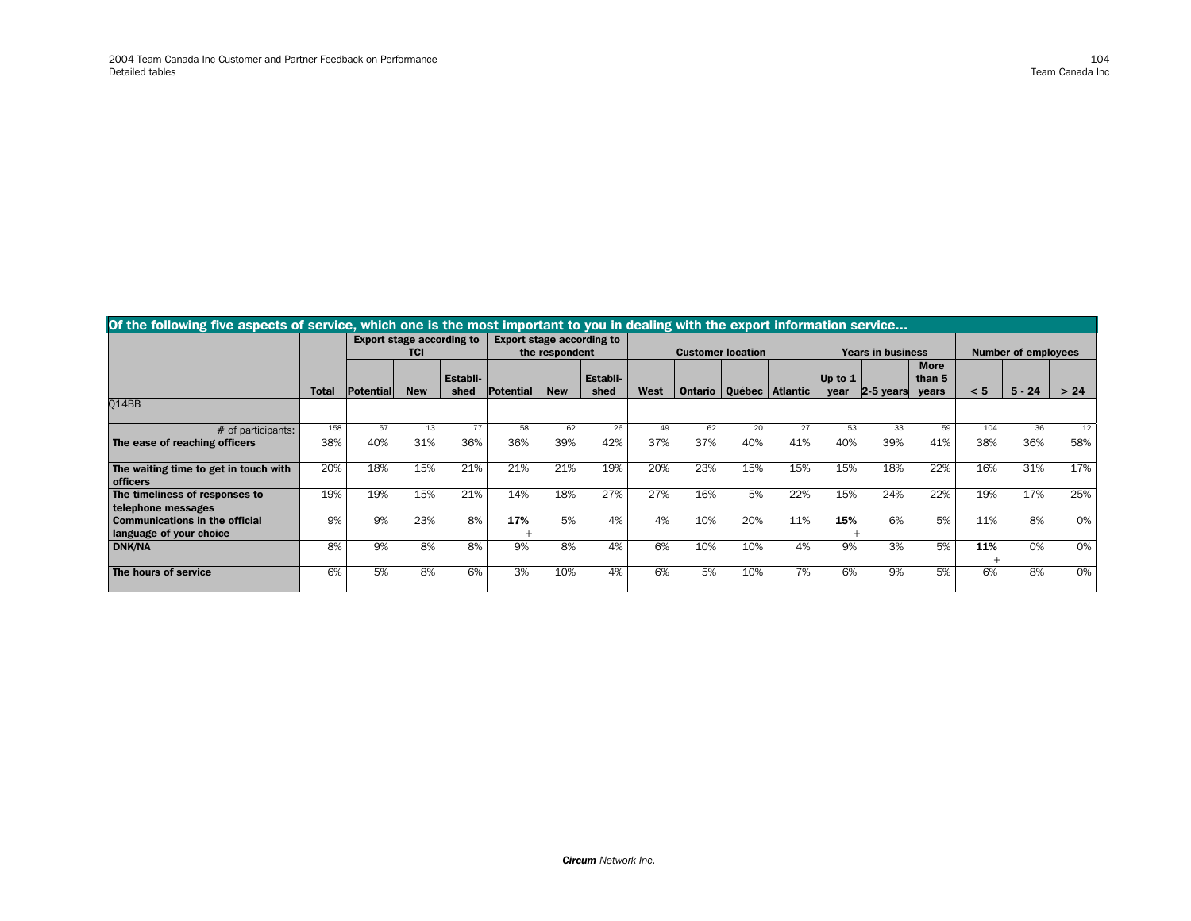| Of the following five aspects of service, which one is the most important to you in dealing with the export information service... | | | | | | | | | | | | | | | | | |
|---|---|---|---|---|---|---|---|---|---|---|---|---|---|---|---|---|---|
| | | Export stage according to TCI | | | Export stage according to the respondent | | | Customer location | | | | Years in business | | | Number of employees | | |
| | Total | Potential | New | Establi-shed | Potential | New | Establi-shed | West | Ontario | Québec | Atlantic | Up to 1 year | 2-5 years | More than 5 years | < 5 | 5 - 24 | > 24 |
| Q14BB | | | | | | | | | | | | | | | | | |
| # of participants: | 158 | 57 | 13 | 77 | 58 | 62 | 26 | 49 | 62 | 20 | 27 | 53 | 33 | 59 | 104 | 36 | 12 |
| **The ease of reaching officers** | 38% | 40% | 31% | 36% | 36% | 39% | 42% | 37% | 37% | 40% | 41% | 40% | 39% | 41% | 38% | 36% | 58% |
| **The waiting time to get in touch with officers** | 20% | 18% | 15% | 21% | 21% | 21% | 19% | 20% | 23% | 15% | 15% | 15% | 18% | 22% | 16% | 31% | 17% |
| **The timeliness of responses to telephone messages** | 19% | 19% | 15% | 21% | 14% | 18% | 27% | 27% | 16% | 5% | 22% | 15% | 24% | 22% | 19% | 17% | 25% |
| **Communications in the official language of your choice** | 9% | 9% | 23% | 8% | **17%** + | 5% | 4% | 4% | 10% | 20% | 11% | **15%** + | 6% | 5% | 11% | 8% | 0% |
| **DNK/NA** | 8% | 9% | 8% | 8% | 9% | 8% | 4% | 6% | 10% | 10% | 4% | 9% | 3% | 5% | **11%** + | 0% | 0% |
| **The hours of service** | 6% | 5% | 8% | 6% | 3% | 10% | 4% | 6% | 5% | 10% | 7% | 6% | 9% | 5% | 6% | 8% | 0% |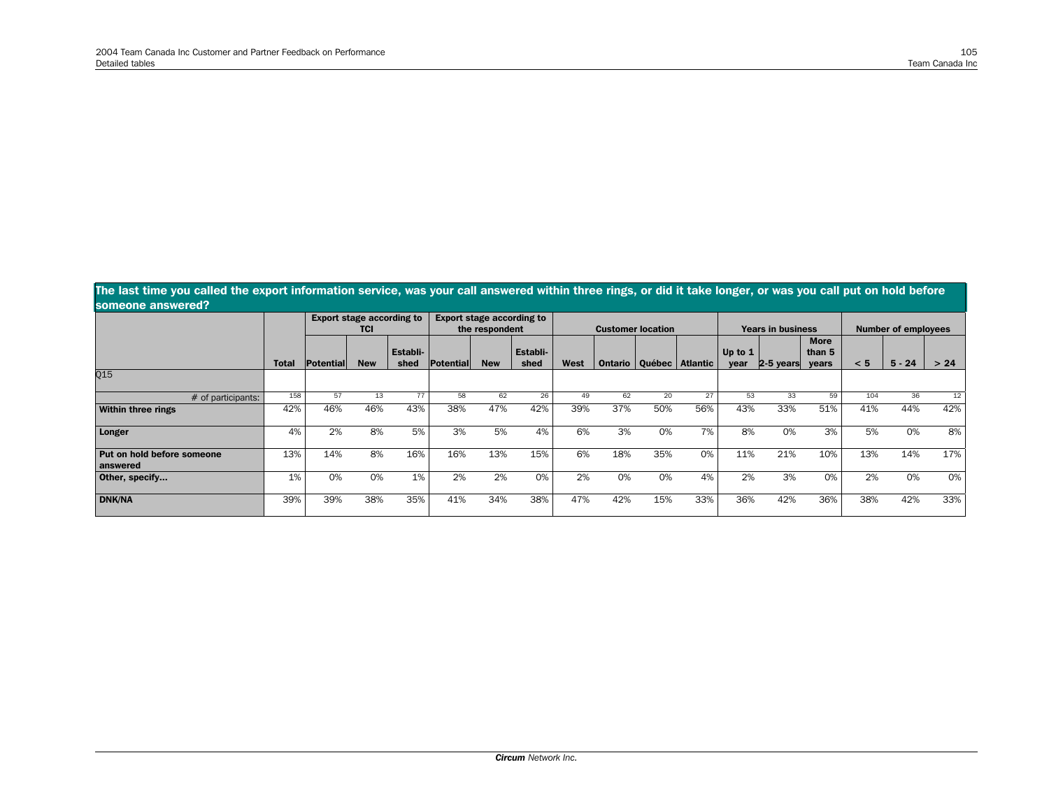## The last time you called the export information service, was your call answered within three rings, or did it take longer, or was you call put on hold before someone answered?

| | Total | Export stage according to TCI | | | Export stage according to the respondent | | | Customer location | | | | Years in business | | | Number of employees | | |
|---|---|---|---|---|---|---|---|---|---|---|---|---|---|---|---|---|---|
| | | Potential | New | Establi-shed | Potential | New | Establi-shed | West | Ontario | Québec | Atlantic | Up to 1 year | 2-5 years | More than 5 years | < 5 | 5 - 24 | > 24 |
| Q15 | | | | | | | | | | | | | | | | | |
| # of participants: | 158 | 57 | 13 | 77 | 58 | 62 | 26 | 49 | 62 | 20 | 27 | 53 | 33 | 59 | 104 | 36 | 12 |
| **Within three rings** | 42% | 46% | 46% | 43% | 38% | 47% | 42% | 39% | 37% | 50% | 56% | 43% | 33% | 51% | 41% | 44% | 42% |
| **Longer** | 4% | 2% | 8% | 5% | 3% | 5% | 4% | 6% | 3% | 0% | 7% | 8% | 0% | 3% | 5% | 0% | 8% |
| **Put on hold before someone answered** | 13% | 14% | 8% | 16% | 16% | 13% | 15% | 6% | 18% | 35% | 0% | 11% | 21% | 10% | 13% | 14% | 17% |
| **Other, specify...** | 1% | 0% | 0% | 1% | 2% | 2% | 0% | 2% | 0% | 0% | 4% | 2% | 3% | 0% | 2% | 0% | 0% |
| **DNK/NA** | 39% | 39% | 38% | 35% | 41% | 34% | 38% | 47% | 42% | 15% | 33% | 36% | 42% | 36% | 38% | 42% | 33% |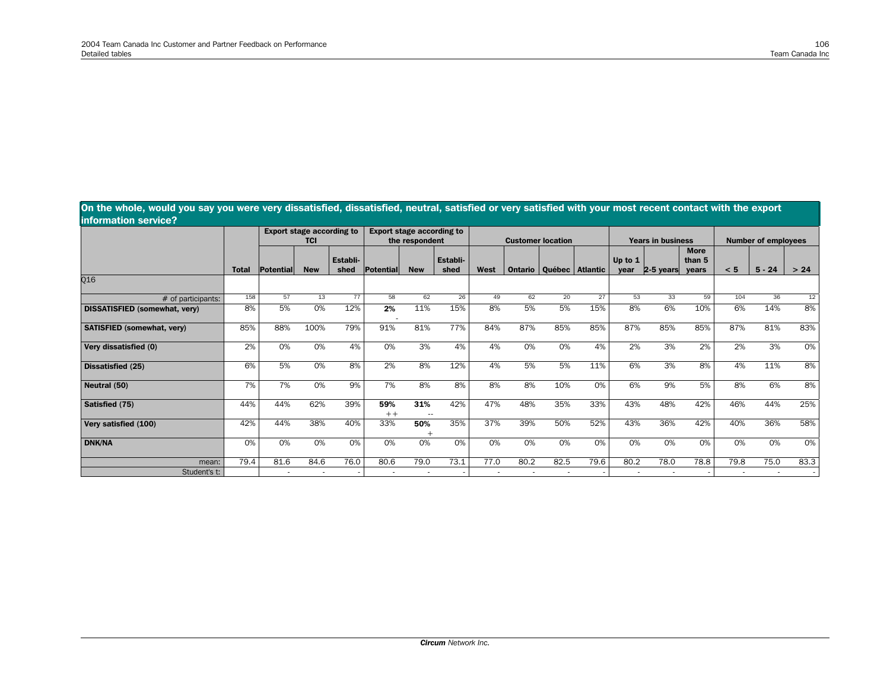**On the whole, would you say you were very dissatisfied, dissatisfied, neutral, satisfied or very satisfied with your most recent contact with the export information service?**

| | | Export stage according to TCI | | | Export stage according to the respondent | | | Customer location | | | | Years in business | | | Number of employees | | |
|---|---|---|---|---|---|---|---|---|---|---|---|---|---|---|---|---|---|
| | Total | Potential | New | Establi-shed | Potential | New | Establi-shed | West | Ontario | Québec | Atlantic | Up to 1 year | 2-5 years | More than 5 years | < 5 | 5 - 24 | > 24 |
| Q16 | | | | | | | | | | | | | | | | | |
| # of participants: | 158 | 57 | 13 | 77 | 58 | 62 | 26 | 49 | 62 | 20 | 27 | 53 | 33 | 59 | 104 | 36 | 12 |
| **DISSATISFIED (somewhat, very)** | 8% | 5% | 0% | 12% | **2%** - | 11% | 15% | 8% | 5% | 5% | 15% | 8% | 6% | 10% | 6% | 14% | 8% |
| **SATISFIED (somewhat, very)** | 85% | 88% | 100% | 79% | 91% | 81% | 77% | 84% | 87% | 85% | 85% | 87% | 85% | 85% | 87% | 81% | 83% |
| **Very dissatisfied (0)** | 2% | 0% | 0% | 4% | 0% | 3% | 4% | 4% | 0% | 0% | 4% | 2% | 3% | 2% | 2% | 3% | 0% |
| **Dissatisfied (25)** | 6% | 5% | 0% | 8% | 2% | 8% | 12% | 4% | 5% | 5% | 11% | 6% | 3% | 8% | 4% | 11% | 8% |
| **Neutral (50)** | 7% | 7% | 0% | 9% | 7% | 8% | 8% | 8% | 8% | 10% | 0% | 6% | 9% | 5% | 8% | 6% | 8% |
| **Satisfied (75)** | 44% | 44% | 62% | 39% | **59%** ++ | **31%** -- | 42% | 47% | 48% | 35% | 33% | 43% | 48% | 42% | 46% | 44% | 25% |
| **Very satisfied (100)** | 42% | 44% | 38% | 40% | 33% | **50%** + | 35% | 37% | 39% | 50% | 52% | 43% | 36% | 42% | 40% | 36% | 58% |
| **DNK/NA** | 0% | 0% | 0% | 0% | 0% | 0% | 0% | 0% | 0% | 0% | 0% | 0% | 0% | 0% | 0% | 0% | 0% |
| mean: | 79.4 | 81.6 | 84.6 | 76.0 | 80.6 | 79.0 | 73.1 | 77.0 | 80.2 | 82.5 | 79.6 | 80.2 | 78.0 | 78.8 | 79.8 | 75.0 | 83.3 |
| Student's t: | | - | - | - | - | - | - | - | - | - | - | - | - | - | - | - | - |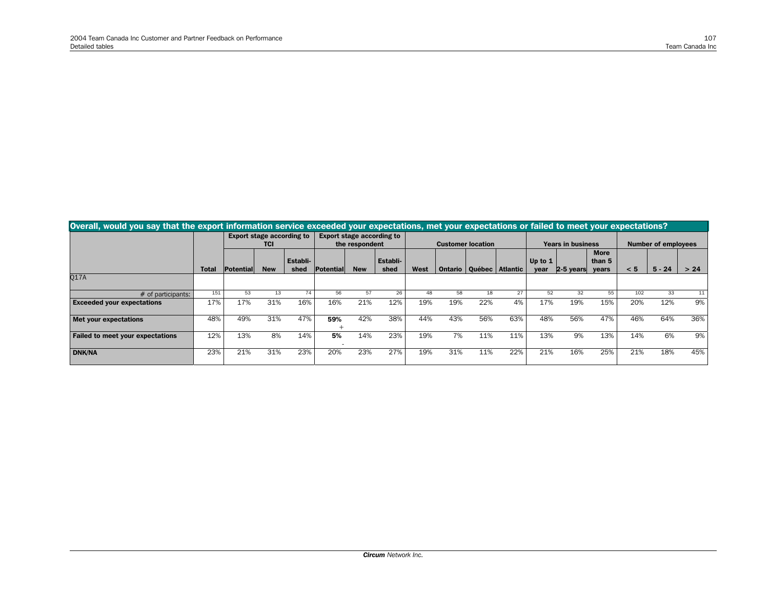| Overall, would you say that the export information service exceeded your expectations, met your expectations or failed to meet your expectations? | | | | | | | | | | | | | | | | | |
|---|---|---|---|---|---|---|---|---|---|---|---|---|---|---|---|---|---|
| | | Export stage according to TCI | | | Export stage according to the respondent | | | Customer location | | | | Years in business | | | Number of employees | | |
| | Total | Potential | New | Establi-shed | Potential | New | Establi-shed | West | Ontario | Québec | Atlantic | Up to 1 year | 2-5 years | More than 5 years | < 5 | 5 - 24 | > 24 |
| Q17A | | | | | | | | | | | | | | | | | |
| # of participants: | 151 | 53 | 13 | 74 | 56 | 57 | 26 | 48 | 58 | 18 | 27 | 52 | 32 | 55 | 102 | 33 | 11 |
| **Exceeded your expectations** | 17% | 17% | 31% | 16% | 16% | 21% | 12% | 19% | 19% | 22% | 4% | 17% | 19% | 15% | 20% | 12% | 9% |
| **Met your expectations** | 48% | 49% | 31% | 47% | **59%** + | 42% | 38% | 44% | 43% | 56% | 63% | 48% | 56% | 47% | 46% | 64% | 36% |
| **Failed to meet your expectations** | 12% | 13% | 8% | 14% | **5%** - | 14% | 23% | 19% | 7% | 11% | 11% | 13% | 9% | 13% | 14% | 6% | 9% |
| **DNK/NA** | 23% | 21% | 31% | 23% | 20% | 23% | 27% | 19% | 31% | 11% | 22% | 21% | 16% | 25% | 21% | 18% | 45% |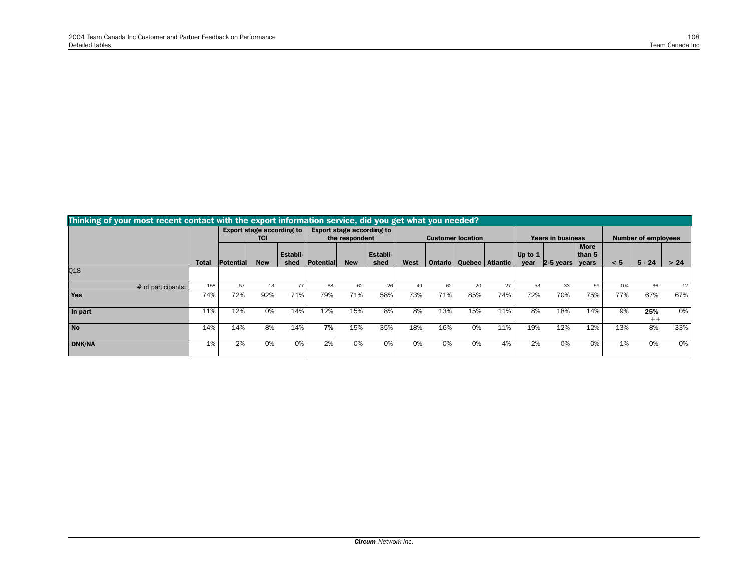## Thinking of your most recent contact with the export information service, did you get what you needed?

| | Total | Export stage according to TCI | | | Export stage according to the respondent | | | Customer location | | | | Years in business | | | Number of employees | | |
|---|---|---|---|---|---|---|---|---|---|---|---|---|---|---|---|---|---|
| | | Potential | New | Established | Potential | New | Established | West | Ontario | Québec | Atlantic | Up to 1 year | 2-5 years | More than 5 years | < 5 | 5 - 24 | > 24 |
| Q18 | | | | | | | | | | | | | | | | | |
| # of participants: | 158 | 57 | 13 | 77 | 58 | 62 | 26 | 49 | 62 | 20 | 27 | 53 | 33 | 59 | 104 | 36 | 12 |
| **Yes** | 74% | 72% | 92% | 71% | 79% | 71% | 58% | 73% | 71% | 85% | 74% | 72% | 70% | 75% | 77% | 67% | 67% |
| **In part** | 11% | 12% | 0% | 14% | 12% | 15% | 8% | 8% | 13% | 15% | 11% | 8% | 18% | 14% | 9% | **25%** ++ | 0% |
| **No** | 14% | 14% | 8% | 14% | **7%** - | 15% | 35% | 18% | 16% | 0% | 11% | 19% | 12% | 12% | 13% | 8% | 33% |
| **DNK/NA** | 1% | 2% | 0% | 0% | 2% | 0% | 0% | 0% | 0% | 0% | 4% | 2% | 0% | 0% | 1% | 0% | 0% |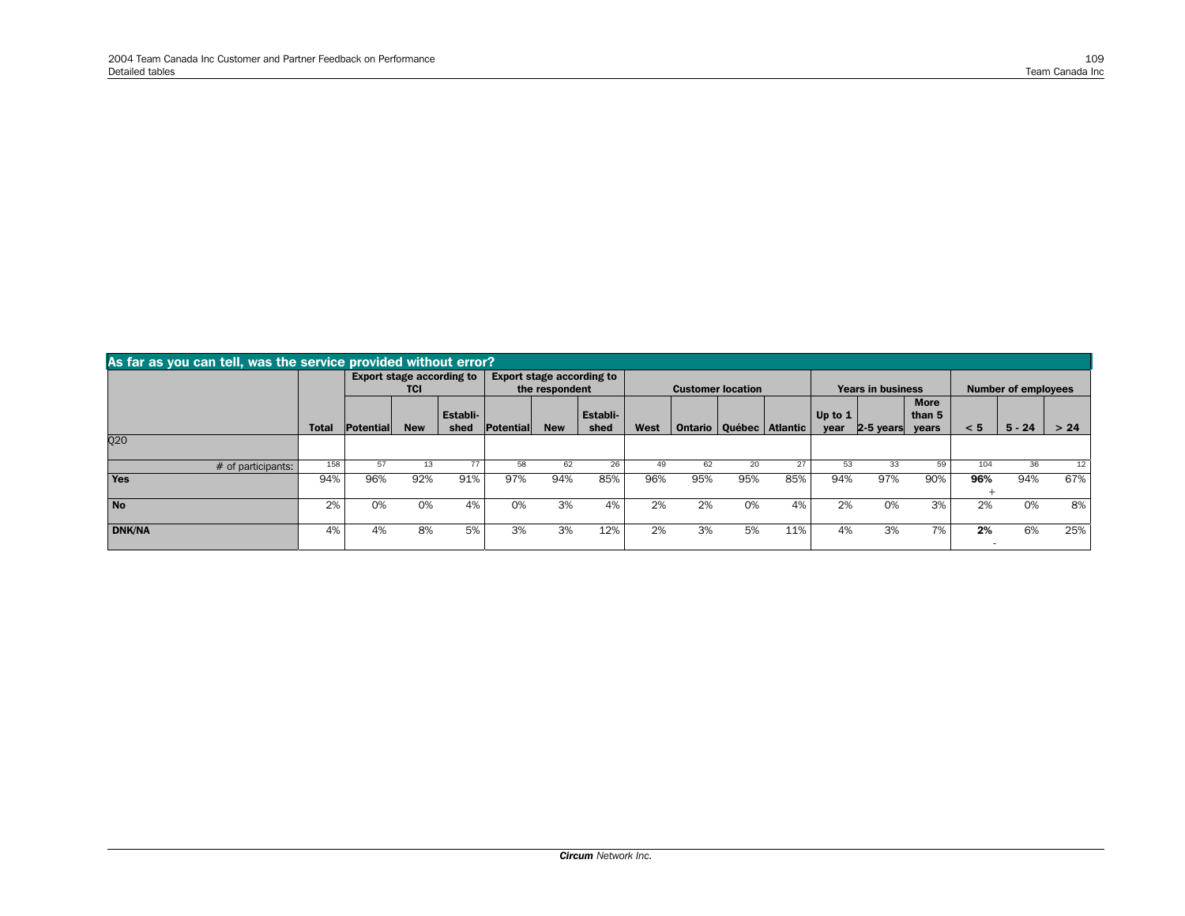## As far as you can tell, was the service provided without error?

| | Total | Export stage according to TCI | | | Export stage according to the respondent | | | Customer location | | | | Years in business | | | Number of employees | | |
|---|---|---|---|---|---|---|---|---|---|---|---|---|---|---|---|---|---|
| | | Potential | New | Establi-shed | Potential | New | Establi-shed | West | Ontario | Québec | Atlantic | Up to 1 year | 2-5 years | More than 5 years | < 5 | 5 - 24 | > 24 |
| Q20 | | | | | | | | | | | | | | | | | |
| # of participants: | 158 | 57 | 13 | 77 | 58 | 62 | 26 | 49 | 62 | 20 | 27 | 53 | 33 | 59 | 104 | 36 | 12 |
| **Yes** | 94% | 96% | 92% | 91% | 97% | 94% | 85% | 96% | 95% | 95% | 85% | 94% | 97% | 90% | **96%** + | 94% | 67% |
| **No** | 2% | 0% | 0% | 4% | 0% | 3% | 4% | 2% | 2% | 0% | 4% | 2% | 0% | 3% | 2% | 0% | 8% |
| **DNK/NA** | 4% | 4% | 8% | 5% | 3% | 3% | 12% | 2% | 3% | 5% | 11% | 4% | 3% | 7% | **2%** - | 6% | 25% |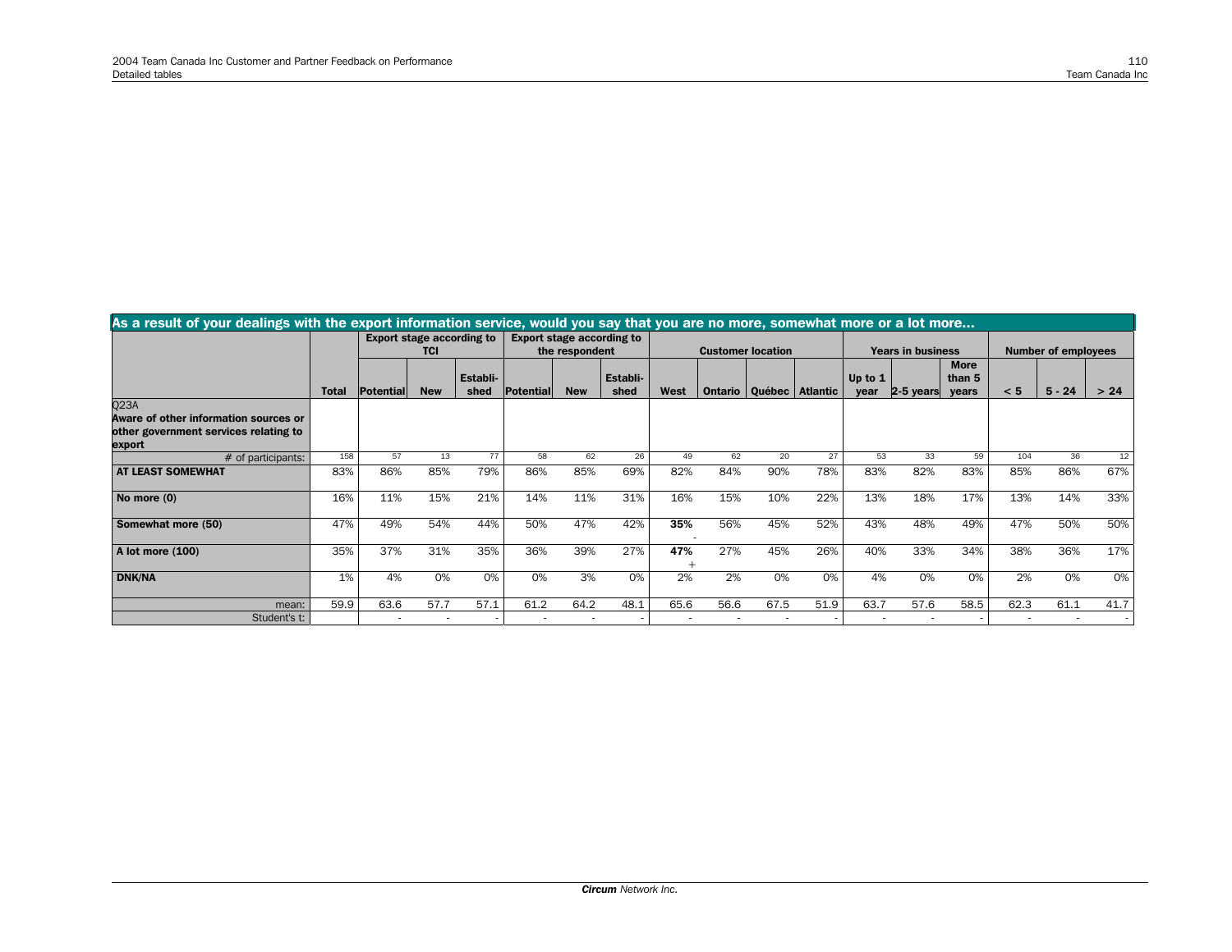## As a result of your dealings with the export information service, would you say that you are no more, somewhat more or a lot more...

| | | Export stage according to TCI | | | Export stage according to the respondent | | | Customer location | | | | Years in business | | | Number of employees | | |
|---|---|---|---|---|---|---|---|---|---|---|---|---|---|---|---|---|---|
| | Total | Potential | New | Establi-shed | Potential | New | Establi-shed | West | Ontario | Québec | Atlantic | Up to 1 year | 2-5 years | More than 5 years | < 5 | 5 - 24 | > 24 |
| **Q23A Aware of other information sources or other government services relating to export** | | | | | | | | | | | | | | | | | |
| # of participants: | 158 | 57 | 13 | 77 | 58 | 62 | 26 | 49 | 62 | 20 | 27 | 53 | 33 | 59 | 104 | 36 | 12 |
| **AT LEAST SOMEWHAT** | 83% | 86% | 85% | 79% | 86% | 85% | 69% | 82% | 84% | 90% | 78% | 83% | 82% | 83% | 85% | 86% | 67% |
| **No more (0)** | 16% | 11% | 15% | 21% | 14% | 11% | 31% | 16% | 15% | 10% | 22% | 13% | 18% | 17% | 13% | 14% | 33% |
| **Somewhat more (50)** | 47% | 49% | 54% | 44% | 50% | 47% | 42% | **35%** - | 56% | 45% | 52% | 43% | 48% | 49% | 47% | 50% | 50% |
| **A lot more (100)** | 35% | 37% | 31% | 35% | 36% | 39% | 27% | **47%** + | 27% | 45% | 26% | 40% | 33% | 34% | 38% | 36% | 17% |
| **DNK/NA** | 1% | 4% | 0% | 0% | 0% | 3% | 0% | 2% | 2% | 0% | 0% | 4% | 0% | 0% | 2% | 0% | 0% |
| mean: | 59.9 | 63.6 | 57.7 | 57.1 | 61.2 | 64.2 | 48.1 | 65.6 | 56.6 | 67.5 | 51.9 | 63.7 | 57.6 | 58.5 | 62.3 | 61.1 | 41.7 |
| Student's t: | | - | - | - | - | - | - | - | - | - | - | - | - | - | - | - | - |

***Circum** Network Inc.*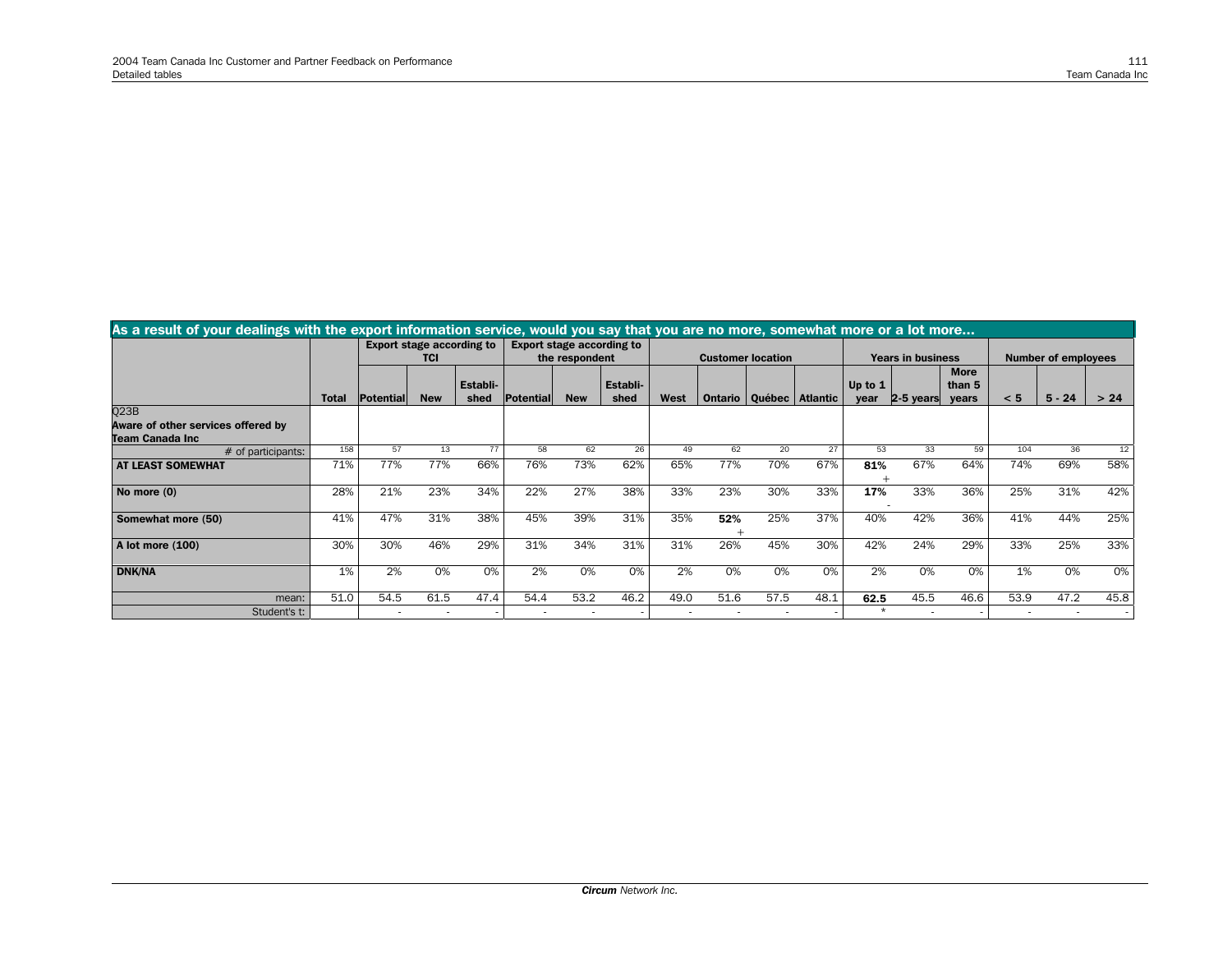| As a result of your dealings with the export information service, would you say that you are no more, somewhat more or a lot more... | | Export stage according to TCI | | | Export stage according to the respondent | | | Customer location | | | | Years in business | | | Number of employees | | |
|---|---|---|---|---|---|---|---|---|---|---|---|---|---|---|---|---|---|
| | Total | Potential | New | Establi-shed | Potential | New | Establi-shed | West | Ontario | Québec | Atlantic | Up to 1 year | 2-5 years | More than 5 years | < 5 | 5 - 24 | > 24 |
| Q23B **Aware of other services offered by Team Canada Inc** | | | | | | | | | | | | | | | | | |
| # of participants: | 158 | 57 | 13 | 77 | 58 | 62 | 26 | 49 | 62 | 20 | 27 | 53 | 33 | 59 | 104 | 36 | 12 |
| **AT LEAST SOMEWHAT** | 71% | 77% | 77% | 66% | 76% | 73% | 62% | 65% | 77% | 70% | 67% | **81%** + | 67% | 64% | 74% | 69% | 58% |
| **No more (0)** | 28% | 21% | 23% | 34% | 22% | 27% | 38% | 33% | 23% | 30% | 33% | **17%** - | 33% | 36% | 25% | 31% | 42% |
| **Somewhat more (50)** | 41% | 47% | 31% | 38% | 45% | 39% | 31% | 35% | **52%** + | 25% | 37% | 40% | 42% | 36% | 41% | 44% | 25% |
| **A lot more (100)** | 30% | 30% | 46% | 29% | 31% | 34% | 31% | 31% | 26% | 45% | 30% | 42% | 24% | 29% | 33% | 25% | 33% |
| **DNK/NA** | 1% | 2% | 0% | 0% | 2% | 0% | 0% | 2% | 0% | 0% | 0% | 2% | 0% | 0% | 1% | 0% | 0% |
| mean: | 51.0 | 54.5 | 61.5 | 47.4 | 54.4 | 53.2 | 46.2 | 49.0 | 51.6 | 57.5 | 48.1 | **62.5** | 45.5 | 46.6 | 53.9 | 47.2 | 45.8 |
| Student's t: | | - | - | - | - | - | - | - | - | - | - | * | - | - | - | - | - |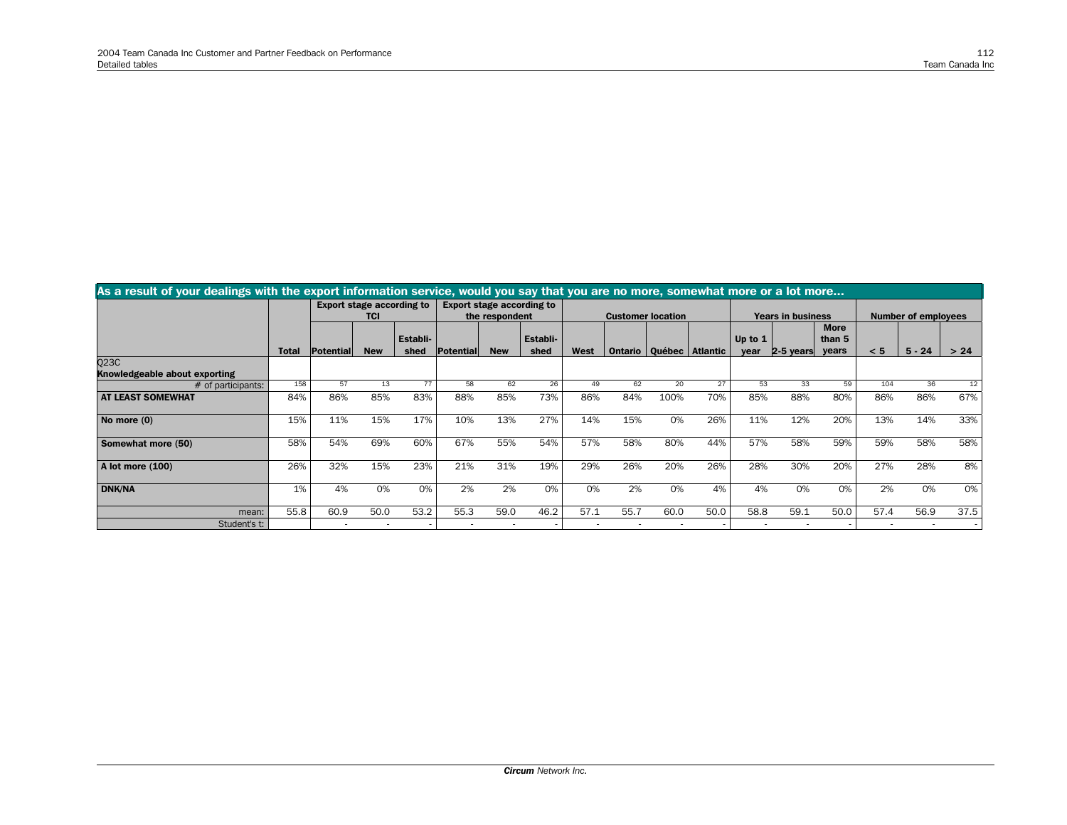| As a result of your dealings with the export information service, would you say that you are no more, somewhat more or a lot more… | | | | | | | | | | | | | | | | | |
|---|---|---|---|---|---|---|---|---|---|---|---|---|---|---|---|---|---|
| | | Export stage according to TCI | | | Export stage according to the respondent | | | Customer location | | | | Years in business | | | Number of employees | | |
| | Total | Potential | New | Establi-shed | Potential | New | Establi-shed | West | Ontario | Québec | Atlantic | Up to 1 year | 2-5 years | More than 5 years | < 5 | 5 - 24 | > 24 |
| Q23C **Knowledgeable about exporting** | | | | | | | | | | | | | | | | | |
| # of participants: | 158 | 57 | 13 | 77 | 58 | 62 | 26 | 49 | 62 | 20 | 27 | 53 | 33 | 59 | 104 | 36 | 12 |
| **AT LEAST SOMEWHAT** | 84% | 86% | 85% | 83% | 88% | 85% | 73% | 86% | 84% | 100% | 70% | 85% | 88% | 80% | 86% | 86% | 67% |
| **No more (0)** | 15% | 11% | 15% | 17% | 10% | 13% | 27% | 14% | 15% | 0% | 26% | 11% | 12% | 20% | 13% | 14% | 33% |
| **Somewhat more (50)** | 58% | 54% | 69% | 60% | 67% | 55% | 54% | 57% | 58% | 80% | 44% | 57% | 58% | 59% | 59% | 58% | 58% |
| **A lot more (100)** | 26% | 32% | 15% | 23% | 21% | 31% | 19% | 29% | 26% | 20% | 26% | 28% | 30% | 20% | 27% | 28% | 8% |
| **DNK/NA** | 1% | 4% | 0% | 0% | 2% | 2% | 0% | 0% | 2% | 0% | 4% | 4% | 0% | 0% | 2% | 0% | 0% |
| mean: | 55.8 | 60.9 | 50.0 | 53.2 | 55.3 | 59.0 | 46.2 | 57.1 | 55.7 | 60.0 | 50.0 | 58.8 | 59.1 | 50.0 | 57.4 | 56.9 | 37.5 |
| Student's t: | | - | - | - | - | - | - | - | - | - | - | - | - | - | - | - | - |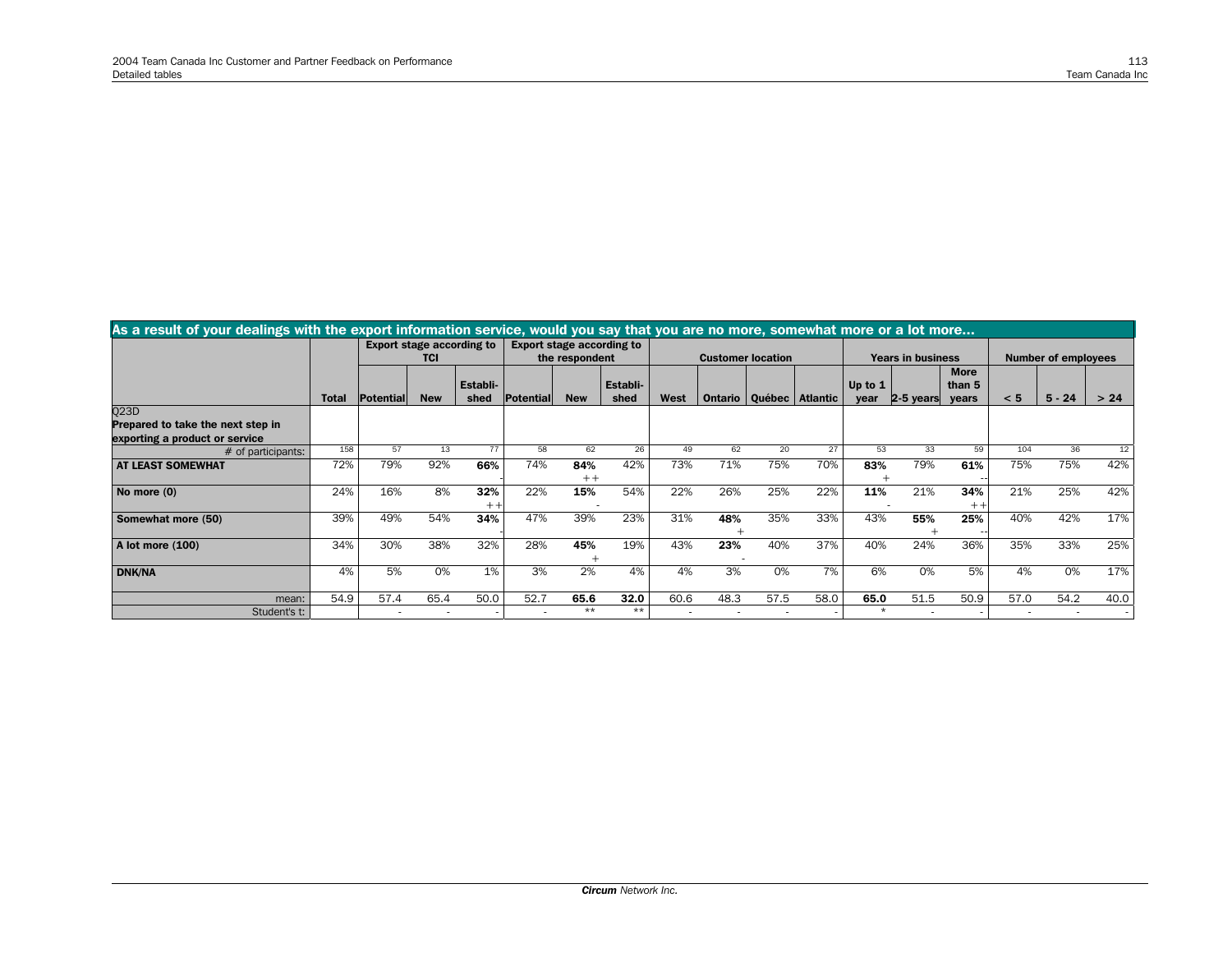## As a result of your dealings with the export information service, would you say that you are no more, somewhat more or a lot more...

| | | Export stage according to TCI | | | Export stage according to the respondent | | | Customer location | | | | Years in business | | | Number of employees | | |
|---|---|---|---|---|---|---|---|---|---|---|---|---|---|---|---|---|---|
| | Total | Potential | New | Establi-shed | Potential | New | Establi-shed | West | Ontario | Québec | Atlantic | Up to 1 year | 2-5 years | More than 5 years | < 5 | 5 - 24 | > 24 |
| Q23D **Prepared to take the next step in exporting a product or service** | | | | | | | | | | | | | | | | | |
| # of participants: | 158 | 57 | 13 | 77 | 58 | 62 | 26 | 49 | 62 | 20 | 27 | 53 | 33 | 59 | 104 | 36 | 12 |
| **AT LEAST SOMEWHAT** | 72% | 79% | 92% | **66%** - | 74% | **84%** ++ | 42% | 73% | 71% | 75% | 70% | **83%** + | 79% | **61%** -- | 75% | 75% | 42% |
| **No more (0)** | 24% | 16% | 8% | **32%** ++ | 22% | **15%** - | 54% | 22% | 26% | 25% | 22% | **11%** - | 21% | **34%** ++ | 21% | 25% | 42% |
| **Somewhat more (50)** | 39% | 49% | 54% | **34%** - | 47% | 39% | 23% | 31% | **48%** + | 35% | 33% | 43% | **55%** + | **25%** -- | 40% | 42% | 17% |
| **A lot more (100)** | 34% | 30% | 38% | 32% | 28% | **45%** + | 19% | 43% | **23%** - | 40% | 37% | 40% | 24% | 36% | 35% | 33% | 25% |
| **DNK/NA** | 4% | 5% | 0% | 1% | 3% | 2% | 4% | 4% | 3% | 0% | 7% | 6% | 0% | 5% | 4% | 0% | 17% |
| mean: | 54.9 | 57.4 | 65.4 | 50.0 | 52.7 | **65.6** | **32.0** | 60.6 | 48.3 | 57.5 | 58.0 | **65.0** | 51.5 | 50.9 | 57.0 | 54.2 | 40.0 |
| Student's t: | | - | - | - | - | ** | ** | - | - | - | - | * | - | - | - | - | - |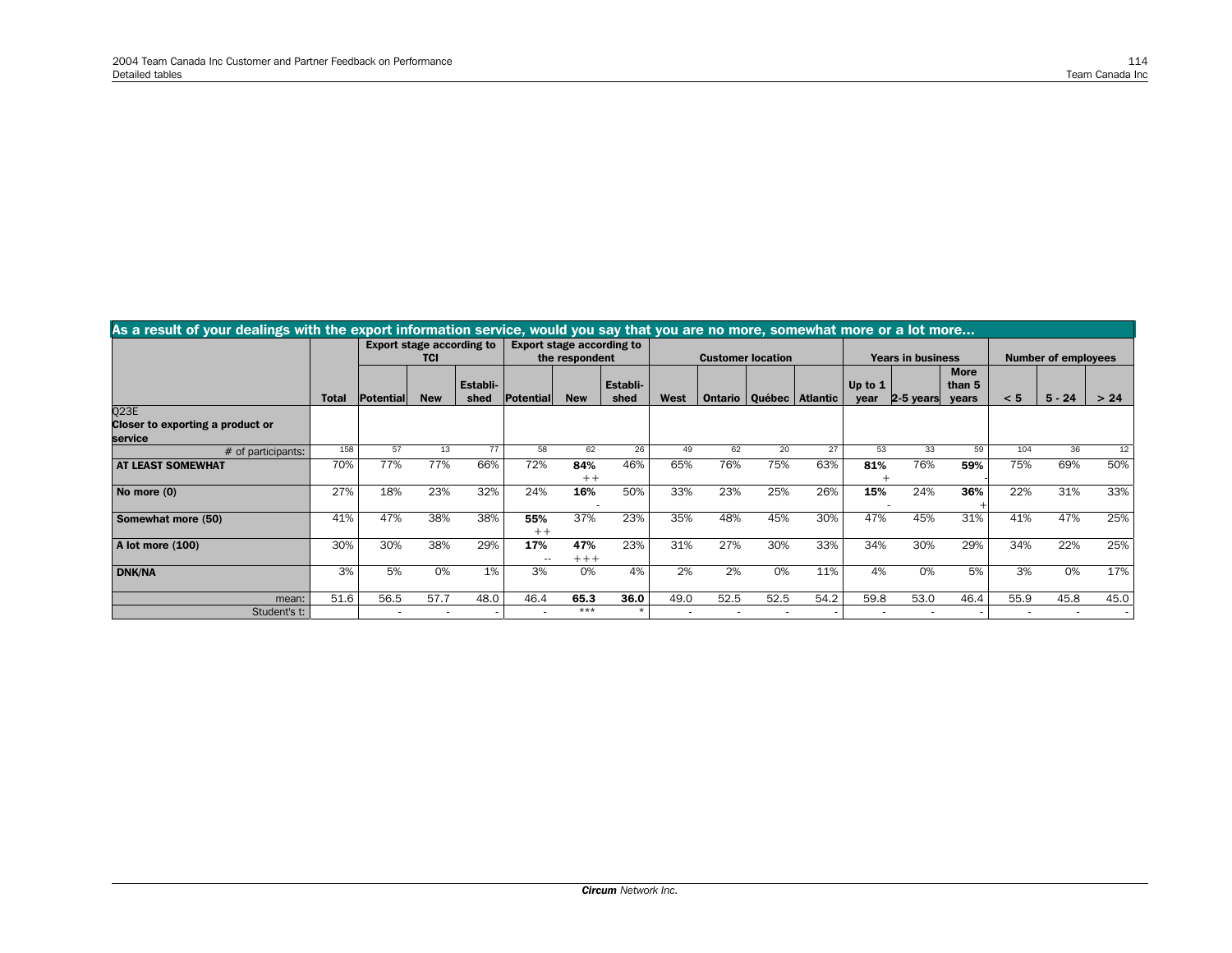## As a result of your dealings with the export information service, would you say that you are no more, somewhat more or a lot more...

| | | Export stage according to TCI | | | Export stage according to the respondent | | | Customer location | | | | Years in business | | | Number of employees | | |
|---|---|---|---|---|---|---|---|---|---|---|---|---|---|---|---|---|---|
| | Total | Potential | New | Establi-shed | Potential | New | Establi-shed | West | Ontario | Québec | Atlantic | Up to 1 year | 2-5 years | More than 5 years | < 5 | 5 - 24 | > 24 |
| **Q23E Closer to exporting a product or service** | | | | | | | | | | | | | | | | | |
| # of participants: | 158 | 57 | 13 | 77 | 58 | 62 | 26 | 49 | 62 | 20 | 27 | 53 | 33 | 59 | 104 | 36 | 12 |
| **AT LEAST SOMEWHAT** | 70% | 77% | 77% | 66% | 72% | **84%** ++ | 46% | 65% | 76% | 75% | 63% | **81%** + | 76% | **59%** - | 75% | 69% | 50% |
| **No more (0)** | 27% | 18% | 23% | 32% | 24% | **16%** - | 50% | 33% | 23% | 25% | 26% | **15%** - | 24% | **36%** + | 22% | 31% | 33% |
| **Somewhat more (50)** | 41% | 47% | 38% | 38% | **55%** ++ | 37% | 23% | 35% | 48% | 45% | 30% | 47% | 45% | 31% | 41% | 47% | 25% |
| **A lot more (100)** | 30% | 30% | 38% | 29% | **17%** -- | **47%** +++ | 23% | 31% | 27% | 30% | 33% | 34% | 30% | 29% | 34% | 22% | 25% |
| **DNK/NA** | 3% | 5% | 0% | 1% | 3% | 0% | 4% | 2% | 2% | 0% | 11% | 4% | 0% | 5% | 3% | 0% | 17% |
| mean: | 51.6 | 56.5 | 57.7 | 48.0 | 46.4 | **65.3** | **36.0** | 49.0 | 52.5 | 52.5 | 54.2 | 59.8 | 53.0 | 46.4 | 55.9 | 45.8 | 45.0 |
| Student's t: | | - | - | - | - | *** | * | - | - | - | - | - | - | - | - | - | - |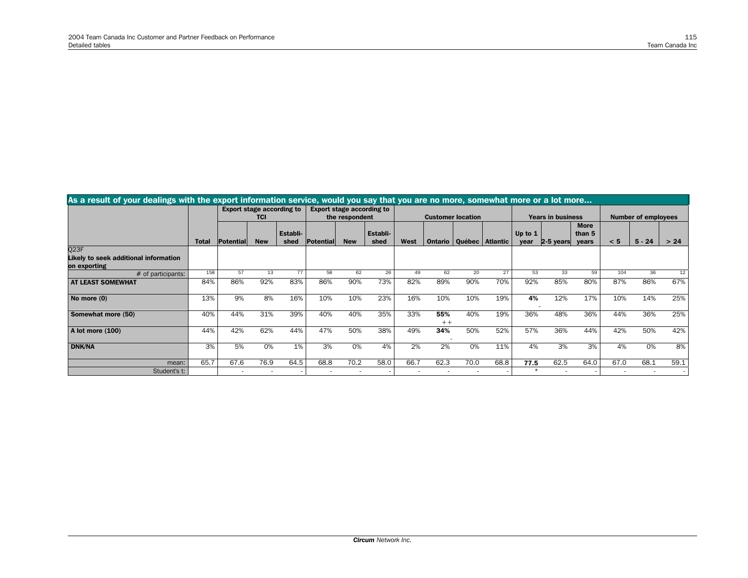## As a result of your dealings with the export information service, would you say that you are no more, somewhat more or a lot more…

| | Total | Export stage according to TCI | | | Export stage according to the respondent | | | Customer location | | | | Years in business | | | Number of employees | | |
|---|---|---|---|---|---|---|---|---|---|---|---|---|---|---|---|---|---|
| | | Potential | New | Establi-shed | Potential | New | Establi-shed | West | Ontario | Québec | Atlantic | Up to 1 year | 2-5 years | More than 5 years | < 5 | 5 - 24 | > 24 |
| **Q23F Likely to seek additional information on exporting** | | | | | | | | | | | | | | | | | |
| # of participants: | 158 | 57 | 13 | 77 | 58 | 62 | 26 | 49 | 62 | 20 | 27 | 53 | 33 | 59 | 104 | 36 | 12 |
| **AT LEAST SOMEWHAT** | 84% | 86% | 92% | 83% | 86% | 90% | 73% | 82% | 89% | 90% | 70% | 92% | 85% | 80% | 87% | 86% | 67% |
| **No more (0)** | 13% | 9% | 8% | 16% | 10% | 10% | 23% | 16% | 10% | 10% | 19% | **4%** - | 12% | 17% | 10% | 14% | 25% |
| **Somewhat more (50)** | 40% | 44% | 31% | 39% | 40% | 40% | 35% | 33% | **55%** ++ | 40% | 19% | 36% | 48% | 36% | 44% | 36% | 25% |
| **A lot more (100)** | 44% | 42% | 62% | 44% | 47% | 50% | 38% | 49% | **34%** - | 50% | 52% | 57% | 36% | 44% | 42% | 50% | 42% |
| **DNK/NA** | 3% | 5% | 0% | 1% | 3% | 0% | 4% | 2% | 2% | 0% | 11% | 4% | 3% | 3% | 4% | 0% | 8% |
| mean: | 65.7 | 67.6 | 76.9 | 64.5 | 68.8 | 70.2 | 58.0 | 66.7 | 62.3 | 70.0 | 68.8 | **77.5** | 62.5 | 64.0 | 67.0 | 68.1 | 59.1 |
| Student's t: | | - | - | - | - | - | - | - | - | - | - | * | - | - | - | - | - |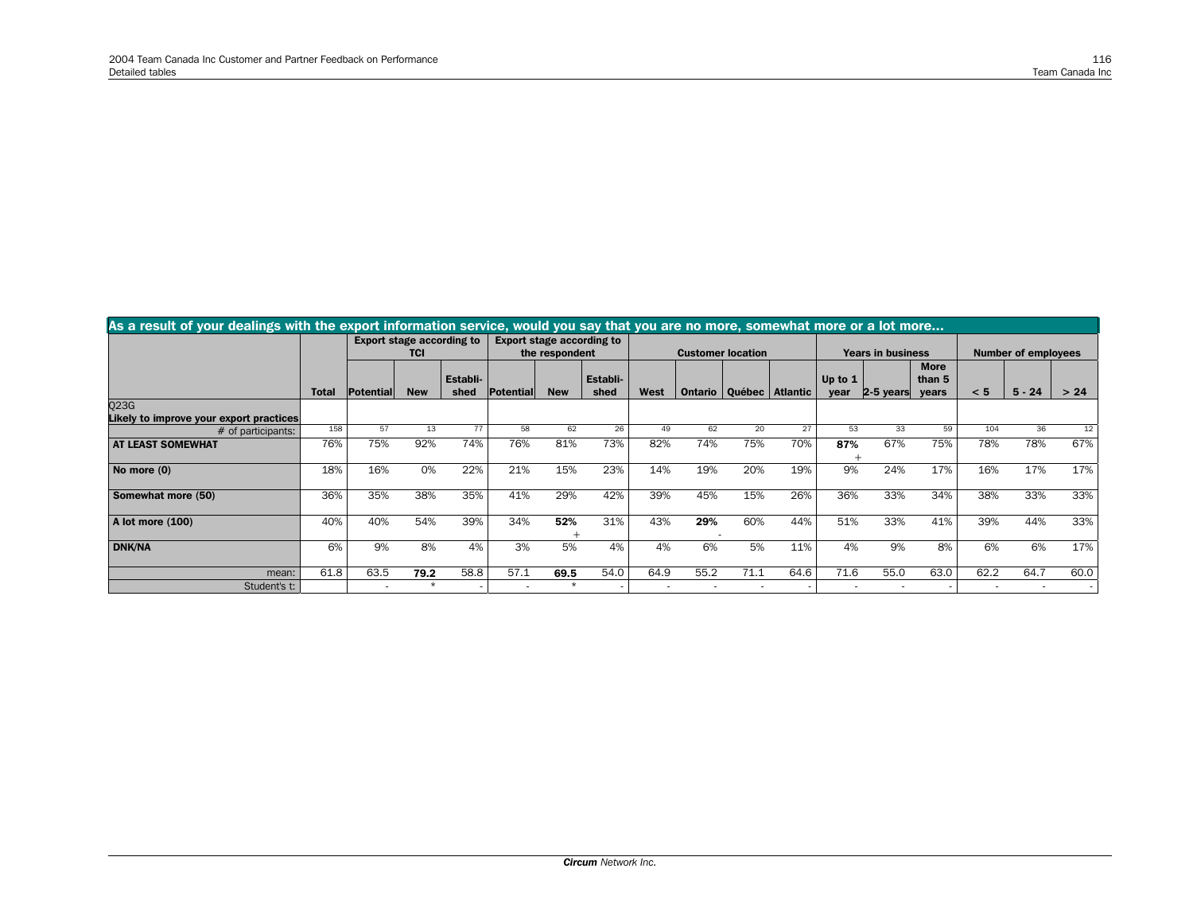**As a result of your dealings with the export information service, would you say that you are no more, somewhat more or a lot more...**

| | | Export stage according to TCI | | | Export stage according to the respondent | | | Customer location | | | | Years in business | | | Number of employees | | |
|---|---|---|---|---|---|---|---|---|---|---|---|---|---|---|---|---|---|
| | **Total** | **Potential** | **New** | **Establi-shed** | **Potential** | **New** | **Establi-shed** | **West** | **Ontario** | **Québec** | **Atlantic** | **Up to 1 year** | **2-5 years** | **More than 5 years** | **< 5** | **5 - 24** | **> 24** |
| Q23G **Likely to improve your export practices** | | | | | | | | | | | | | | | | | |
| # of participants: | 158 | 57 | 13 | 77 | 58 | 62 | 26 | 49 | 62 | 20 | 27 | 53 | 33 | 59 | 104 | 36 | 12 |
| **AT LEAST SOMEWHAT** | 76% | 75% | 92% | 74% | 76% | 81% | 73% | 82% | 74% | 75% | 70% | **87%** + | 67% | 75% | 78% | 78% | 67% |
| **No more (0)** | 18% | 16% | 0% | 22% | 21% | 15% | 23% | 14% | 19% | 20% | 19% | 9% | 24% | 17% | 16% | 17% | 17% |
| **Somewhat more (50)** | 36% | 35% | 38% | 35% | 41% | 29% | 42% | 39% | 45% | 15% | 26% | 36% | 33% | 34% | 38% | 33% | 33% |
| **A lot more (100)** | 40% | 40% | 54% | 39% | 34% | **52%** + | 31% | 43% | **29%** - | 60% | 44% | 51% | 33% | 41% | 39% | 44% | 33% |
| **DNK/NA** | 6% | 9% | 8% | 4% | 3% | 5% | 4% | 4% | 6% | 5% | 11% | 4% | 9% | 8% | 6% | 6% | 17% |
| mean: | 61.8 | 63.5 | **79.2** | 58.8 | 57.1 | **69.5** | 54.0 | 64.9 | 55.2 | 71.1 | 64.6 | 71.6 | 55.0 | 63.0 | 62.2 | 64.7 | 60.0 |
| Student's t: | | - | * | - | - | * | - | - | - | - | - | - | - | - | - | - | - |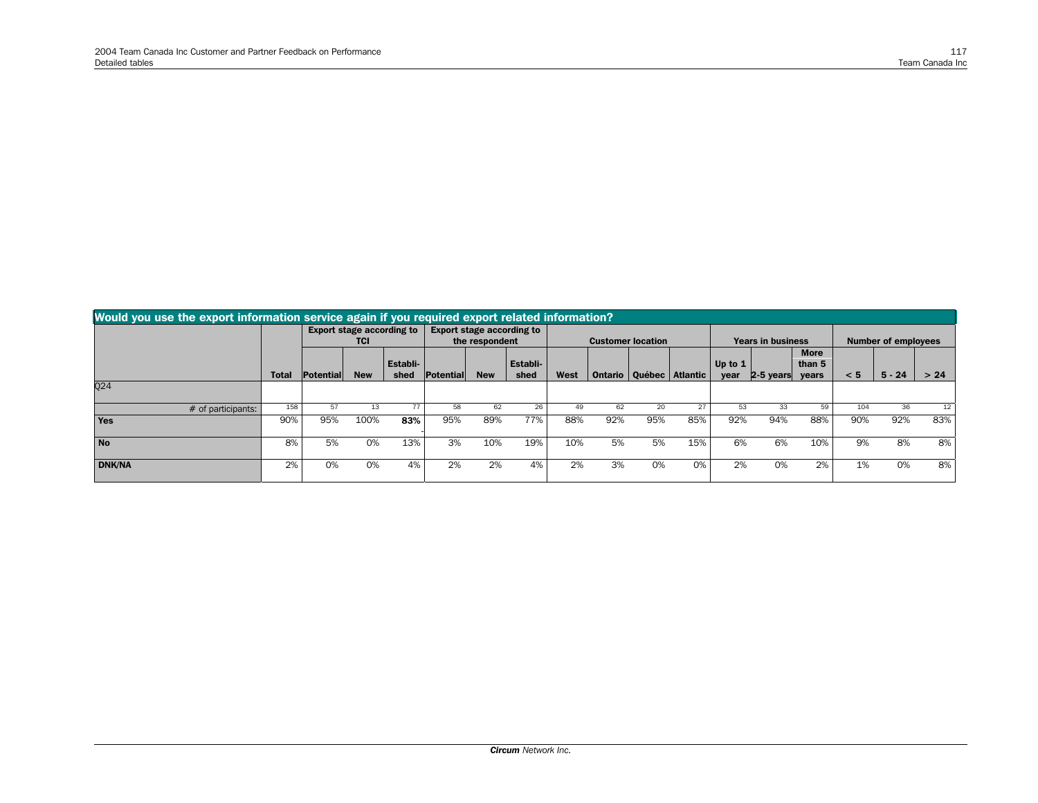| Would you use the export information service again if you required export related information? | | | | | | | | | | | | | | | | | | |
|---|---|---|---|---|---|---|---|---|---|---|---|---|---|---|---|---|---|---|
| | | Export stage according to TCI | | | Export stage according to the respondent | | | Customer location | | | | Years in business | | | Number of employees | | |
| | Total | Potential | New | Establi-shed | Potential | New | Establi-shed | West | Ontario | Québec | Atlantic | Up to 1 year | 2-5 years | More than 5 years | < 5 | 5 - 24 | > 24 |
| Q24 | | | | | | | | | | | | | | | | | |
| # of participants: | 158 | 57 | 13 | 77 | 58 | 62 | 26 | 49 | 62 | 20 | 27 | 53 | 33 | 59 | 104 | 36 | 12 |
| **Yes** | 90% | 95% | 100% | **83%** | 95% | 89% | 77% | 88% | 92% | 95% | 85% | 92% | 94% | 88% | 90% | 92% | 83% |
| **No** | 8% | 5% | 0% | 13% | 3% | 10% | 19% | 10% | 5% | 5% | 15% | 6% | 6% | 10% | 9% | 8% | 8% |
| **DNK/NA** | 2% | 0% | 0% | 4% | 2% | 2% | 4% | 2% | 3% | 0% | 0% | 2% | 0% | 2% | 1% | 0% | 8% |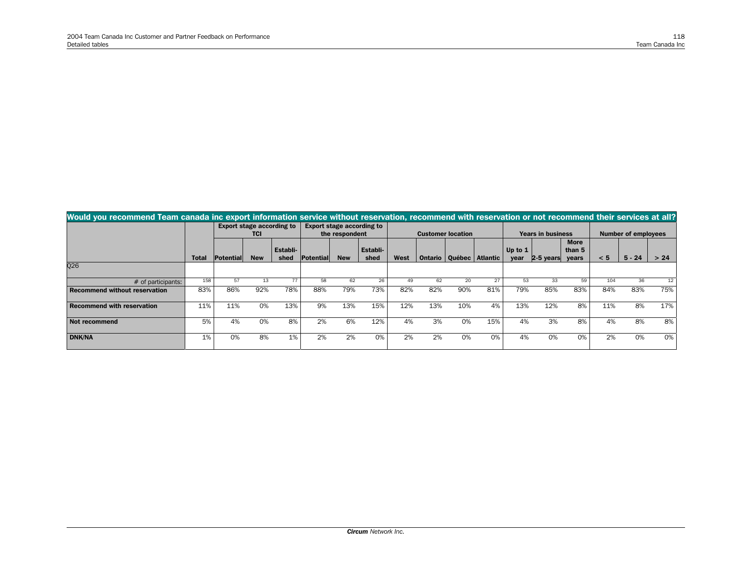## Would you recommend Team canada inc export information service without reservation, recommend with reservation or not recommend their services at all?

| | Total | Export stage according to TCI | | | Export stage according to the respondent | | | Customer location | | | | Years in business | | | Number of employees | | |
|---|---|---|---|---|---|---|---|---|---|---|---|---|---|---|---|---|---|
| | | Potential | New | Establi-shed | Potential | New | Establi-shed | West | Ontario | Québec | Atlantic | Up to 1 year | 2-5 years | More than 5 years | < 5 | 5 - 24 | > 24 |
| Q26 | | | | | | | | | | | | | | | | | |
| # of participants: | 158 | 57 | 13 | 77 | 58 | 62 | 26 | 49 | 62 | 20 | 27 | 53 | 33 | 59 | 104 | 36 | 12 |
| **Recommend without reservation** | 83% | 86% | 92% | 78% | 88% | 79% | 73% | 82% | 82% | 90% | 81% | 79% | 85% | 83% | 84% | 83% | 75% |
| **Recommend with reservation** | 11% | 11% | 0% | 13% | 9% | 13% | 15% | 12% | 13% | 10% | 4% | 13% | 12% | 8% | 11% | 8% | 17% |
| **Not recommend** | 5% | 4% | 0% | 8% | 2% | 6% | 12% | 4% | 3% | 0% | 15% | 4% | 3% | 8% | 4% | 8% | 8% |
| **DNK/NA** | 1% | 0% | 8% | 1% | 2% | 2% | 0% | 2% | 2% | 0% | 0% | 4% | 0% | 0% | 2% | 0% | 0% |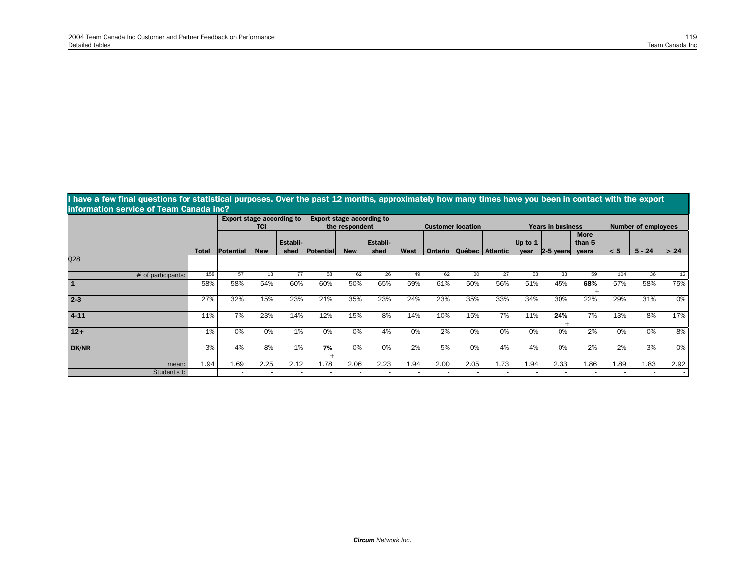## I have a few final questions for statistical purposes. Over the past 12 months, approximately how many times have you been in contact with the export information service of Team Canada inc?

| | Total | Export stage according to TCI | | | Export stage according to the respondent | | | Customer location | | | | Years in business | | | Number of employees | | |
|---|---|---|---|---|---|---|---|---|---|---|---|---|---|---|---|---|---|
| | | Potential | New | Established | Potential | New | Established | West | Ontario | Québec | Atlantic | Up to 1 year | 2-5 years | More than 5 years | < 5 | 5 - 24 | > 24 |
| Q28 | | | | | | | | | | | | | | | | | |
| # of participants: | 158 | 57 | 13 | 77 | 58 | 62 | 26 | 49 | 62 | 20 | 27 | 53 | 33 | 59 | 104 | 36 | 12 |
| **1** | 58% | 58% | 54% | 60% | 60% | 50% | 65% | 59% | 61% | 50% | 56% | 51% | 45% | **68%** + | 57% | 58% | 75% |
| **2-3** | 27% | 32% | 15% | 23% | 21% | 35% | 23% | 24% | 23% | 35% | 33% | 34% | 30% | 22% | 29% | 31% | 0% |
| **4-11** | 11% | 7% | 23% | 14% | 12% | 15% | 8% | 14% | 10% | 15% | 7% | 11% | **24%** + | 7% | 13% | 8% | 17% |
| **12+** | 1% | 0% | 0% | 1% | 0% | 0% | 4% | 0% | 2% | 0% | 0% | 0% | 0% | 2% | 0% | 0% | 8% |
| **DK/NR** | 3% | 4% | 8% | 1% | **7%** + | 0% | 0% | 2% | 5% | 0% | 4% | 4% | 0% | 2% | 2% | 3% | 0% |
| mean: | 1.94 | 1.69 | 2.25 | 2.12 | 1.78 | 2.06 | 2.23 | 1.94 | 2.00 | 2.05 | 1.73 | 1.94 | 2.33 | 1.86 | 1.89 | 1.83 | 2.92 |
| Student's t: | | - | - | - | - | - | - | - | - | - | - | - | - | - | - | - | - |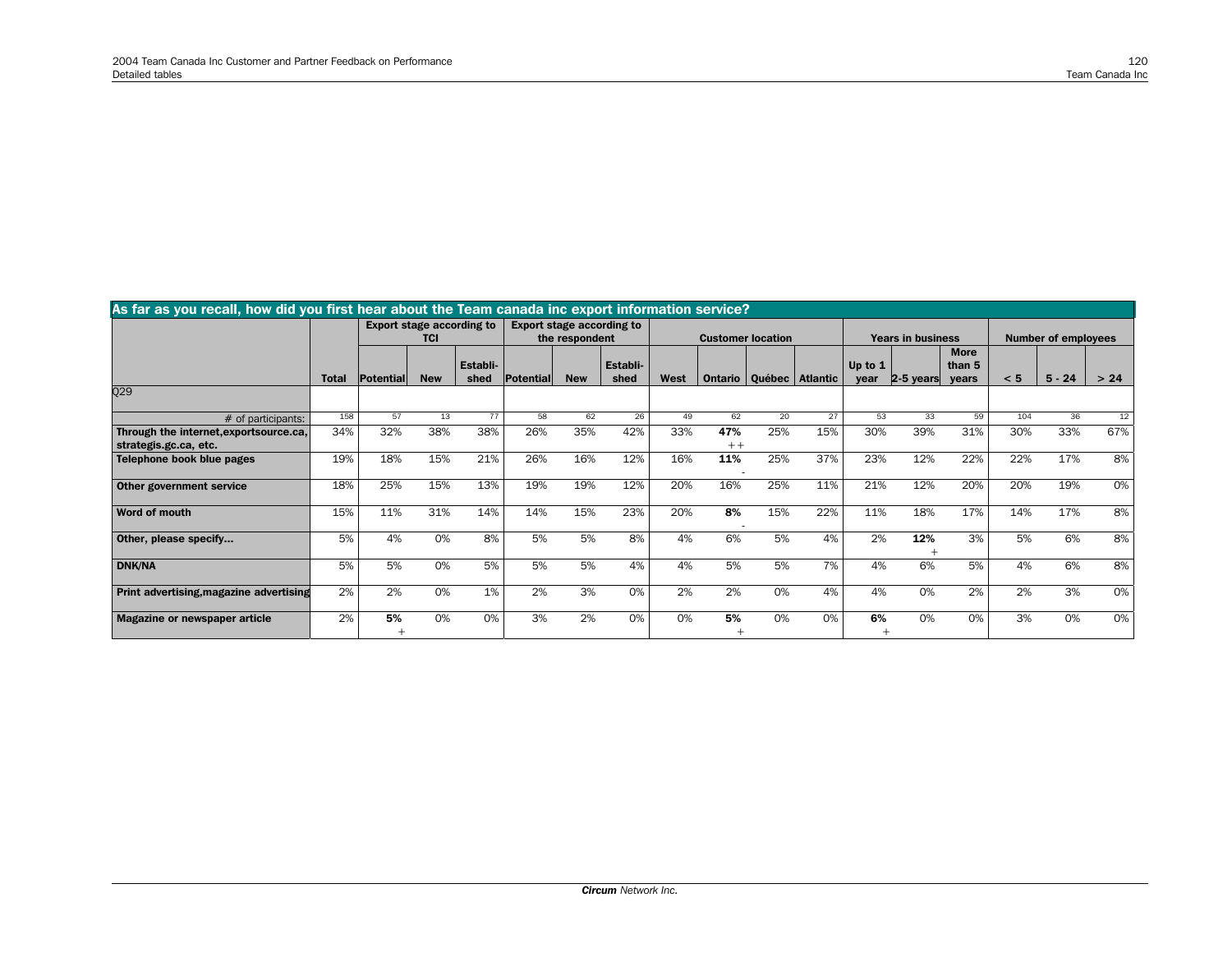| As far as you recall, how did you first hear about the Team canada inc export information service? | | | | | | | | | | | | | | | | | |
|---|---|---|---|---|---|---|---|---|---|---|---|---|---|---|---|---|---|
| | | Export stage according to TCI | | | Export stage according to the respondent | | | Customer location | | | | Years in business | | | Number of employees | | |
| | Total | Potential | New | Establi-shed | Potential | New | Establi-shed | West | Ontario | Québec | Atlantic | Up to 1 year | 2-5 years | More than 5 years | < 5 | 5 - 24 | > 24 |
| Q29 | | | | | | | | | | | | | | | | | |
| # of participants: | 158 | 57 | 13 | 77 | 58 | 62 | 26 | 49 | 62 | 20 | 27 | 53 | 33 | 59 | 104 | 36 | 12 |
| **Through the internet,exportsource.ca, strategis.gc.ca, etc.** | 34% | 32% | 38% | 38% | 26% | 35% | 42% | 33% | **47%** ++ | 25% | 15% | 30% | 39% | 31% | 30% | 33% | 67% |
| **Telephone book blue pages** | 19% | 18% | 15% | 21% | 26% | 16% | 12% | 16% | **11%** - | 25% | 37% | 23% | 12% | 22% | 22% | 17% | 8% |
| **Other government service** | 18% | 25% | 15% | 13% | 19% | 19% | 12% | 20% | 16% | 25% | 11% | 21% | 12% | 20% | 20% | 19% | 0% |
| **Word of mouth** | 15% | 11% | 31% | 14% | 14% | 15% | 23% | 20% | **8%** - | 15% | 22% | 11% | 18% | 17% | 14% | 17% | 8% |
| **Other, please specify...** | 5% | 4% | 0% | 8% | 5% | 5% | 8% | 4% | 6% | 5% | 4% | 2% | **12%** + | 3% | 5% | 6% | 8% |
| **DNK/NA** | 5% | 5% | 0% | 5% | 5% | 5% | 4% | 4% | 5% | 5% | 7% | 4% | 6% | 5% | 4% | 6% | 8% |
| **Print advertising,magazine advertising** | 2% | 2% | 0% | 1% | 2% | 3% | 0% | 2% | 2% | 0% | 4% | 4% | 0% | 2% | 2% | 3% | 0% |
| **Magazine or newspaper article** | 2% | **5%** + | 0% | 0% | 3% | 2% | 0% | 0% | **5%** + | 0% | 0% | **6%** + | 0% | 0% | 3% | 0% | 0% |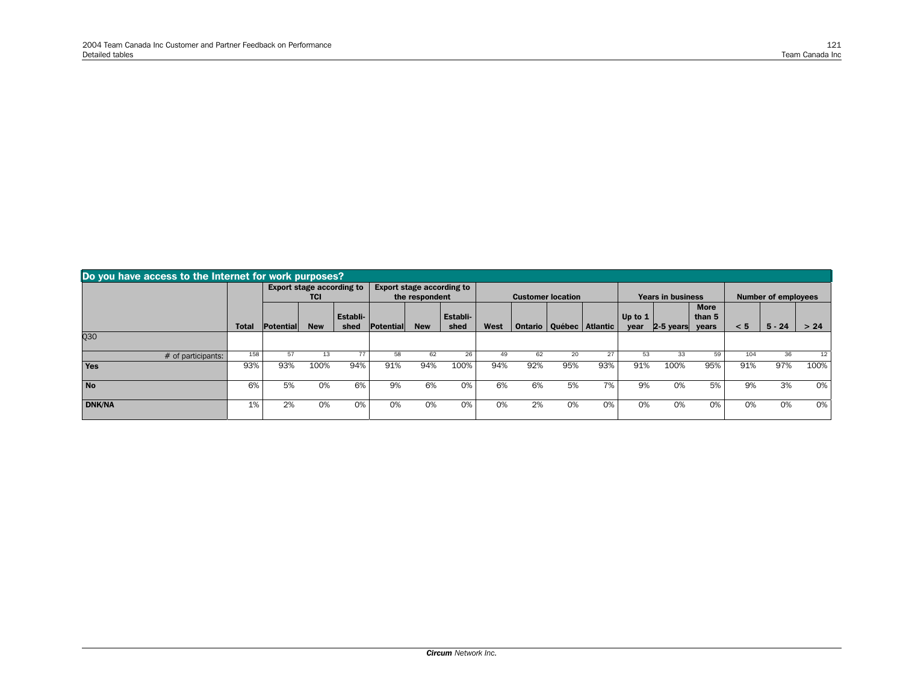| Do you have access to the Internet for work purposes? | | | | | | | | | | | | | | | | | |
|---|---|---|---|---|---|---|---|---|---|---|---|---|---|---|---|---|---|
| | | Export stage according to TCI | | | Export stage according to the respondent | | | Customer location | | | | Years in business | | | Number of employees | | |
| | Total | Potential | New | Establi-shed | Potential | New | Establi-shed | West | Ontario | Québec | Atlantic | Up to 1 year | 2-5 years | More than 5 years | < 5 | 5 - 24 | > 24 |
| Q30 | | | | | | | | | | | | | | | | | |
| # of participants: | 158 | 57 | 13 | 77 | 58 | 62 | 26 | 49 | 62 | 20 | 27 | 53 | 33 | 59 | 104 | 36 | 12 |
| **Yes** | 93% | 93% | 100% | 94% | 91% | 94% | 100% | 94% | 92% | 95% | 93% | 91% | 100% | 95% | 91% | 97% | 100% |
| **No** | 6% | 5% | 0% | 6% | 9% | 6% | 0% | 6% | 6% | 5% | 7% | 9% | 0% | 5% | 9% | 3% | 0% |
| **DNK/NA** | 1% | 2% | 0% | 0% | 0% | 0% | 0% | 0% | 2% | 0% | 0% | 0% | 0% | 0% | 0% | 0% | 0% |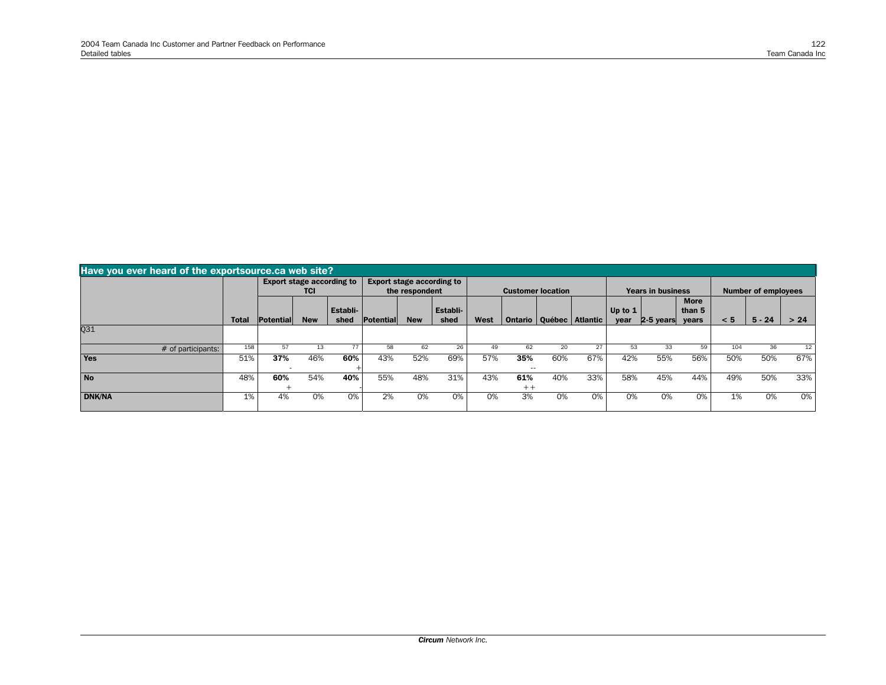## Have you ever heard of the exportsource.ca web site?

| | Total | Export stage according to TCI | | | Export stage according to the respondent | | | Customer location | | | | Years in business | | | Number of employees | | |
|---|---|---|---|---|---|---|---|---|---|---|---|---|---|---|---|---|---|
| | | Potential | New | Establi-shed | Potential | New | Establi-shed | West | Ontario | Québec | Atlantic | Up to 1 year | 2-5 years | More than 5 years | < 5 | 5 - 24 | > 24 |
| Q31 | | | | | | | | | | | | | | | | | |
| # of participants: | 158 | 57 | 13 | 77 | 58 | 62 | 26 | 49 | 62 | 20 | 27 | 53 | 33 | 59 | 104 | 36 | 12 |
| **Yes** | 51% | **37%** - | 46% | **60%** + | 43% | 52% | 69% | 57% | **35%** -- | 60% | 67% | 42% | 55% | 56% | 50% | 50% | 67% |
| **No** | 48% | **60%** + | 54% | **40%** - | 55% | 48% | 31% | 43% | **61%** ++ | 40% | 33% | 58% | 45% | 44% | 49% | 50% | 33% |
| **DNK/NA** | 1% | 4% | 0% | 0% | 2% | 0% | 0% | 0% | 3% | 0% | 0% | 0% | 0% | 0% | 1% | 0% | 0% |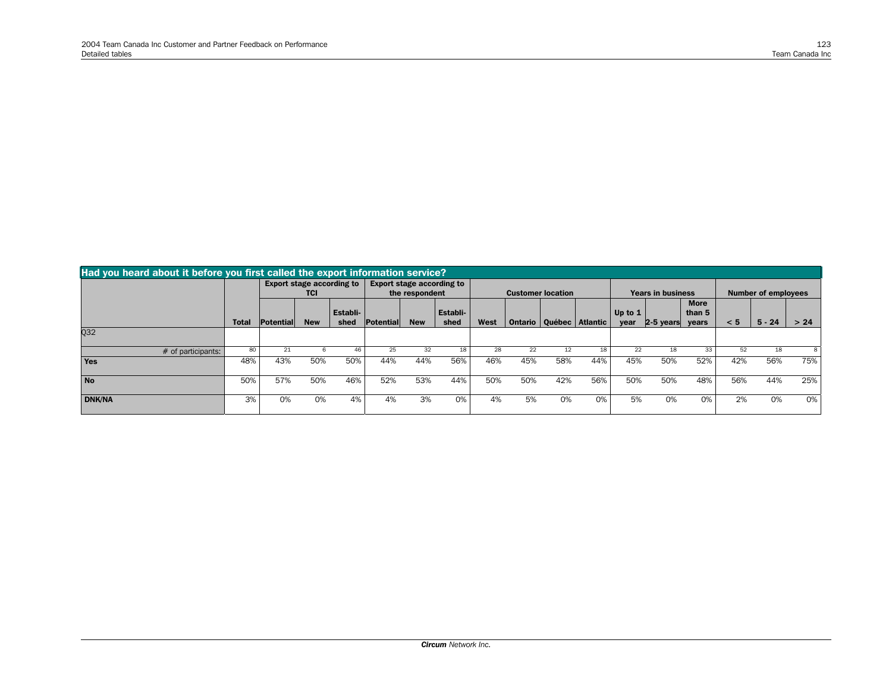## Had you heard about it before you first called the export information service?

| | | Export stage according to TCI | | | Export stage according to the respondent | | | Customer location | | | | Years in business | | | Number of employees | | |
|---|---|---|---|---|---|---|---|---|---|---|---|---|---|---|---|---|---|
| | Total | Potential | New | Established | Potential | New | Established | West | Ontario | Québec | Atlantic | Up to 1 year | 2-5 years | More than 5 years | < 5 | 5 - 24 | > 24 |
| Q32 | | | | | | | | | | | | | | | | | |
| # of participants: | 80 | 21 | 6 | 46 | 25 | 32 | 18 | 28 | 22 | 12 | 18 | 22 | 18 | 33 | 52 | 18 | 8 |
| **Yes** | 48% | 43% | 50% | 50% | 44% | 44% | 56% | 46% | 45% | 58% | 44% | 45% | 50% | 52% | 42% | 56% | 75% |
| **No** | 50% | 57% | 50% | 46% | 52% | 53% | 44% | 50% | 50% | 42% | 56% | 50% | 50% | 48% | 56% | 44% | 25% |
| **DNK/NA** | 3% | 0% | 0% | 4% | 4% | 3% | 0% | 4% | 5% | 0% | 0% | 5% | 0% | 0% | 2% | 0% | 0% |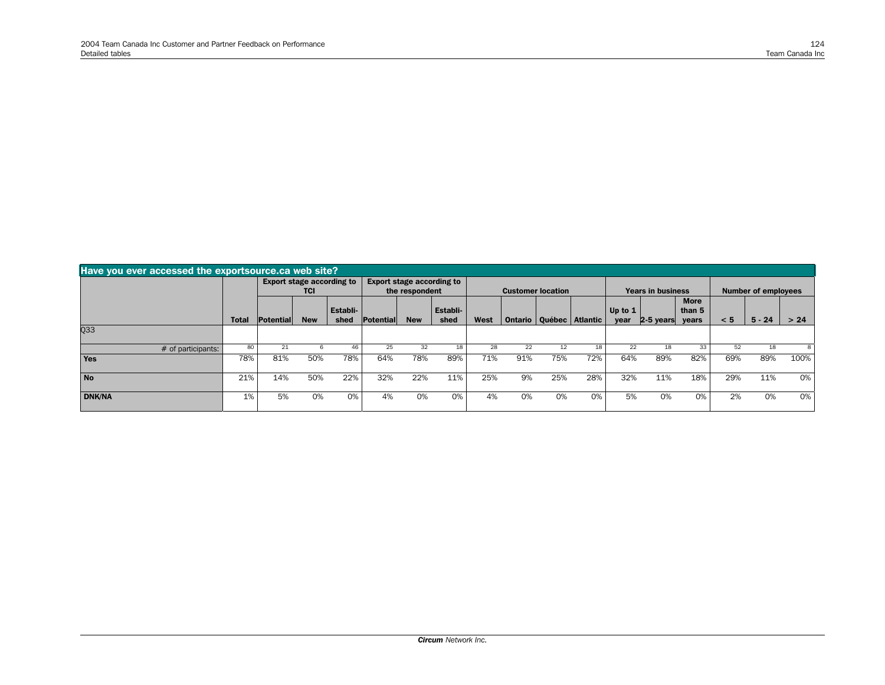## Have you ever accessed the exportsource.ca web site?

| | | Export stage according to TCI | | | Export stage according to the respondent | | | Customer location | | | | Years in business | | | Number of employees | | |
|---|---|---|---|---|---|---|---|---|---|---|---|---|---|---|---|---|---|
| | Total | Potential | New | Establi-shed | Potential | New | Establi-shed | West | Ontario | Québec | Atlantic | Up to 1 year | 2-5 years | More than 5 years | < 5 | 5 - 24 | > 24 |
| Q33 | | | | | | | | | | | | | | | | | |
| # of participants: | 80 | 21 | 6 | 46 | 25 | 32 | 18 | 28 | 22 | 12 | 18 | 22 | 18 | 33 | 52 | 18 | 8 |
| **Yes** | 78% | 81% | 50% | 78% | 64% | 78% | 89% | 71% | 91% | 75% | 72% | 64% | 89% | 82% | 69% | 89% | 100% |
| **No** | 21% | 14% | 50% | 22% | 32% | 22% | 11% | 25% | 9% | 25% | 28% | 32% | 11% | 18% | 29% | 11% | 0% |
| **DNK/NA** | 1% | 5% | 0% | 0% | 4% | 0% | 0% | 4% | 0% | 0% | 0% | 5% | 0% | 0% | 2% | 0% | 0% |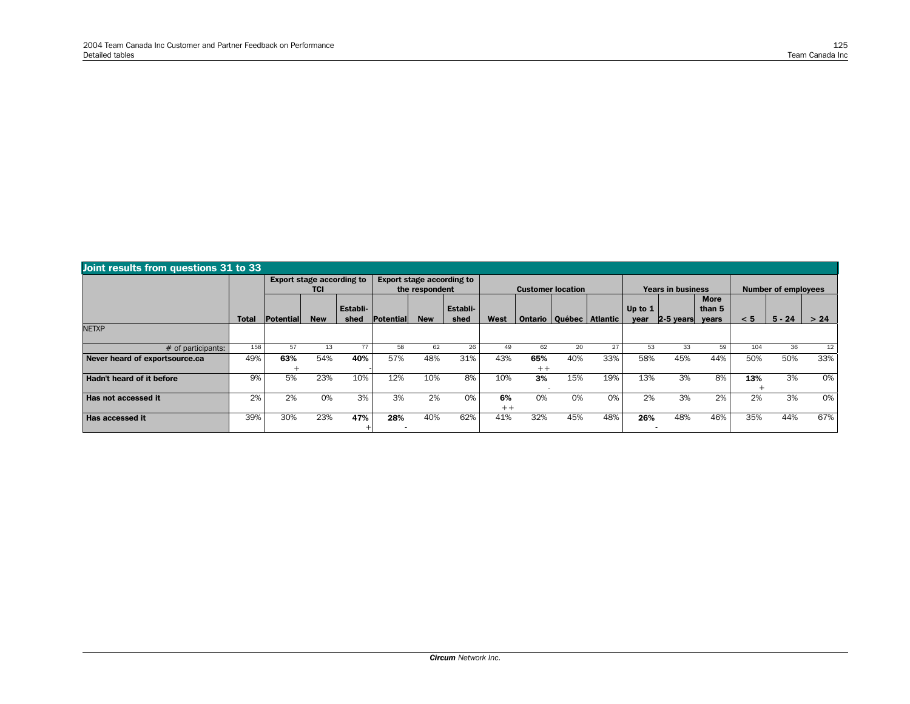## Joint results from questions 31 to 33

| | | Export stage according to TCI | | | Export stage according to the respondent | | | Customer location | | | | Years in business | | | Number of employees | | |
|---|---|---|---|---|---|---|---|---|---|---|---|---|---|---|---|---|---|
| | Total | Potential | New | Established | Potential | New | Established | West | Ontario | Québec | Atlantic | Up to 1 year | 2-5 years | More than 5 years | < 5 | 5 - 24 | > 24 |
| NETXP | | | | | | | | | | | | | | | | | |
| # of participants: | 158 | 57 | 13 | 77 | 58 | 62 | 26 | 49 | 62 | 20 | 27 | 53 | 33 | 59 | 104 | 36 | 12 |
| **Never heard of exportsource.ca** | 49% | **63%** + | 54% | **40%** - | 57% | 48% | 31% | 43% | **65%** ++ | 40% | 33% | 58% | 45% | 44% | 50% | 50% | 33% |
| **Hadn't heard of it before** | 9% | 5% | 23% | 10% | 12% | 10% | 8% | 10% | **3%** - | 15% | 19% | 13% | 3% | 8% | **13%** + | 3% | 0% |
| **Has not accessed it** | 2% | 2% | 0% | 3% | 3% | 2% | 0% | **6%** ++ | 0% | 0% | 0% | 2% | 3% | 2% | 2% | 3% | 0% |
| **Has accessed it** | 39% | 30% | 23% | **47%** + | **28%** - | 40% | 62% | 41% | 32% | 45% | 48% | **26%** - | 48% | 46% | 35% | 44% | 67% |

*Circum Network Inc.*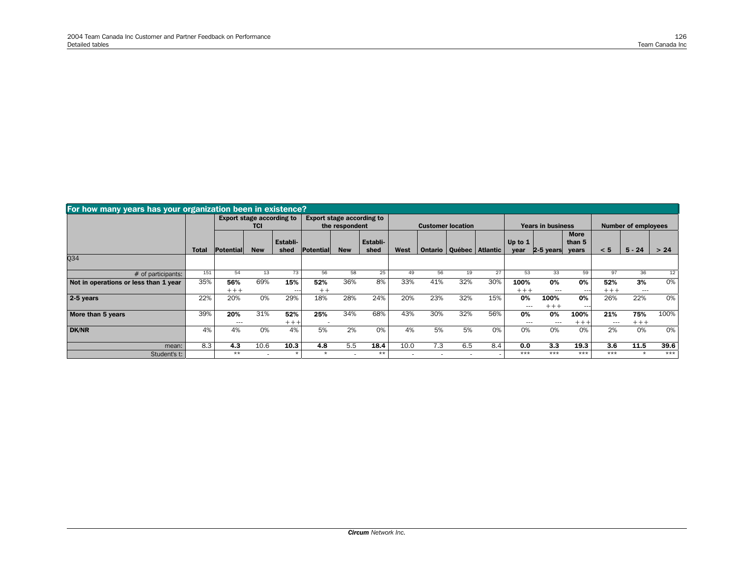## For how many years has your organization been in existence?

| | Total | Export stage according to TCI | | | Export stage according to the respondent | | | Customer location | | | | Years in business | | | Number of employees | | |
|---|---|---|---|---|---|---|---|---|---|---|---|---|---|---|---|---|---|
| | | Potential | New | Establi-shed | Potential | New | Establi-shed | West | Ontario | Québec | Atlantic | Up to 1 year | 2-5 years | More than 5 years | < 5 | 5 - 24 | > 24 |
| Q34 | | | | | | | | | | | | | | | | | |
| # of participants: | 151 | 54 | 13 | 73 | 56 | 58 | 25 | 49 | 56 | 19 | 27 | 53 | 33 | 59 | 97 | 36 | 12 |
| **Not in operations or less than 1 year** | 35% | **56%** +++ | 69% | **15%** --- | **52%** ++ | 36% | 8% | 33% | 41% | 32% | 30% | **100%** +++ | **0%** --- | **0%** --- | **52%** +++ | **3%** --- | 0% |
| **2-5 years** | 22% | 20% | 0% | 29% | 18% | 28% | 24% | 20% | 23% | 32% | 15% | **0%** --- | **100%** +++ | **0%** --- | 26% | 22% | 0% |
| **More than 5 years** | 39% | **20%** --- | 31% | **52%** +++ | **25%** - | 34% | 68% | 43% | 30% | 32% | 56% | **0%** --- | **0%** --- | **100%** +++ | **21%** --- | **75%** +++ | 100% |
| **DK/NR** | 4% | 4% | 0% | 4% | 5% | 2% | 0% | 4% | 5% | 5% | 0% | 0% | 0% | 0% | 2% | 0% | 0% |
| mean: | 8.3 | **4.3** | 10.6 | **10.3** | **4.8** | 5.5 | **18.4** | 10.0 | 7.3 | 6.5 | 8.4 | **0.0** | **3.3** | **19.3** | **3.6** | **11.5** | **39.6** |
| Student's t: | | ** | - | * | * | - | ** | - | - | - | - | *** | *** | *** | *** | * | *** |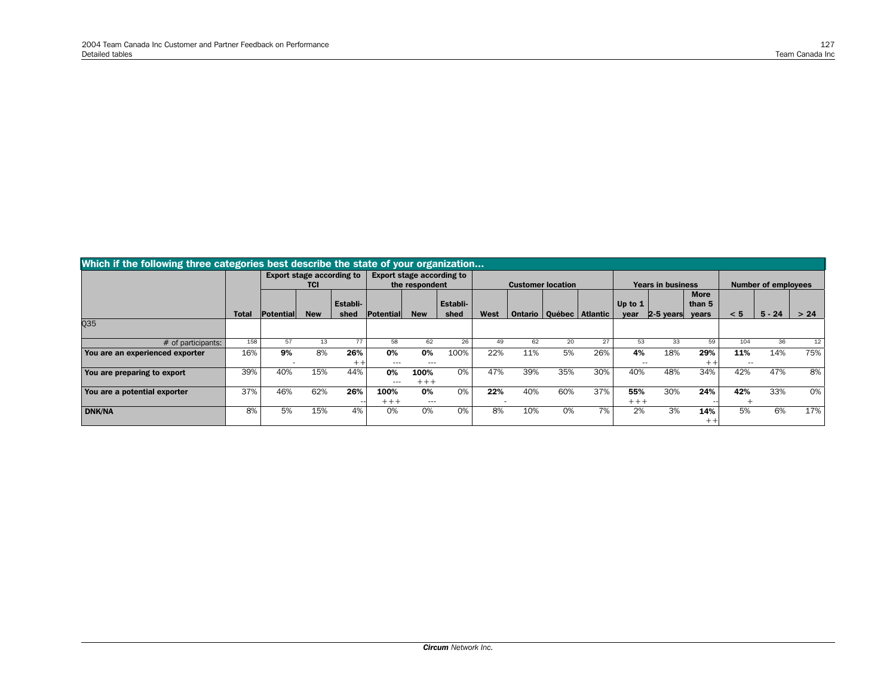## Which if the following three categories best describe the state of your organization...

| | | Export stage according to TCI | | | Export stage according to the respondent | | | Customer location | | | | Years in business | | | Number of employees | | |
|---|---|---|---|---|---|---|---|---|---|---|---|---|---|---|---|---|---|
| | Total | Potential | New | Establi-shed | Potential | New | Establi-shed | West | Ontario | Québec | Atlantic | Up to 1 year | 2-5 years | More than 5 years | < 5 | 5 - 24 | > 24 |
| Q35 | | | | | | | | | | | | | | | | | |
| # of participants: | 158 | 57 | 13 | 77 | 58 | 62 | 26 | 49 | 62 | 20 | 27 | 53 | 33 | 59 | 104 | 36 | 12 |
| **You are an experienced exporter** | 16% | **9%** - | 8% | **26%** ++ | **0%** --- | **0%** --- | 100% | 22% | 11% | 5% | 26% | **4%** -- | 18% | **29%** ++ | **11%** -- | 14% | 75% |
| **You are preparing to export** | 39% | 40% | 15% | 44% | **0%** --- | **100%** +++ | 0% | 47% | 39% | 35% | 30% | 40% | 48% | 34% | 42% | 47% | 8% |
| **You are a potential exporter** | 37% | 46% | 62% | **26%** -- | **100%** +++ | **0%** --- | 0% | **22%** - | 40% | 60% | 37% | **55%** +++ | 30% | **24%** -- | **42%** + | 33% | 0% |
| **DNK/NA** | 8% | 5% | 15% | 4% | 0% | 0% | 0% | 8% | 10% | 0% | 7% | 2% | 3% | **14%** ++ | 5% | 6% | 17% |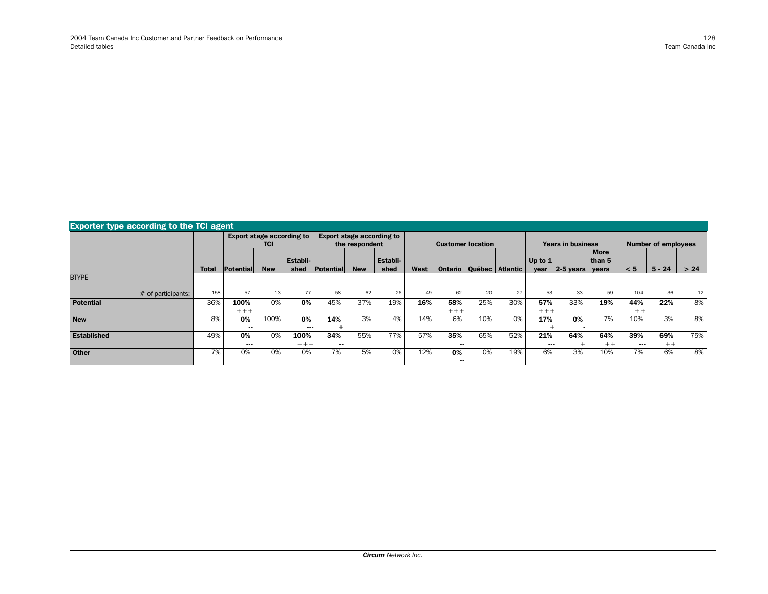## Exporter type according to the TCI agent

| | Total | Export stage according to TCI | | | Export stage according to the respondent | | | Customer location | | | | Years in business | | | Number of employees | | |
|---|---|---|---|---|---|---|---|---|---|---|---|---|---|---|---|---|---|
| | | Potential | New | Establi-shed | Potential | New | Establi-shed | West | Ontario | Québec | Atlantic | Up to 1 year | 2-5 years | More than 5 years | < 5 | 5 - 24 | > 24 |
| BTYPE | | | | | | | | | | | | | | | | | |
| # of participants: | 158 | 57 | 13 | 77 | 58 | 62 | 26 | 49 | 62 | 20 | 27 | 53 | 33 | 59 | 104 | 36 | 12 |
| **Potential** | 36% | **100%** +++ | 0% | **0%** --- | 45% | 37% | 19% | **16%** --- | **58%** +++ | 25% | 30% | **57%** +++ | 33% | **19%** --- | **44%** ++ | **22%** - | 8% |
| **New** | 8% | **0%** -- | 100% | **0%** --- | **14%** + | 3% | 4% | 14% | 6% | 10% | 0% | **17%** + | **0%** - | 7% | 10% | 3% | 8% |
| **Established** | 49% | **0%** --- | 0% | **100%** +++ | **34%** -- | 55% | 77% | 57% | **35%** -- | 65% | 52% | **21%** --- | **64%** + | **64%** ++ | **39%** --- | **69%** ++ | 75% |
| **Other** | 7% | 0% | 0% | 0% | 7% | 5% | 0% | 12% | **0%** -- | 0% | 19% | 6% | 3% | 10% | 7% | 6% | 8% |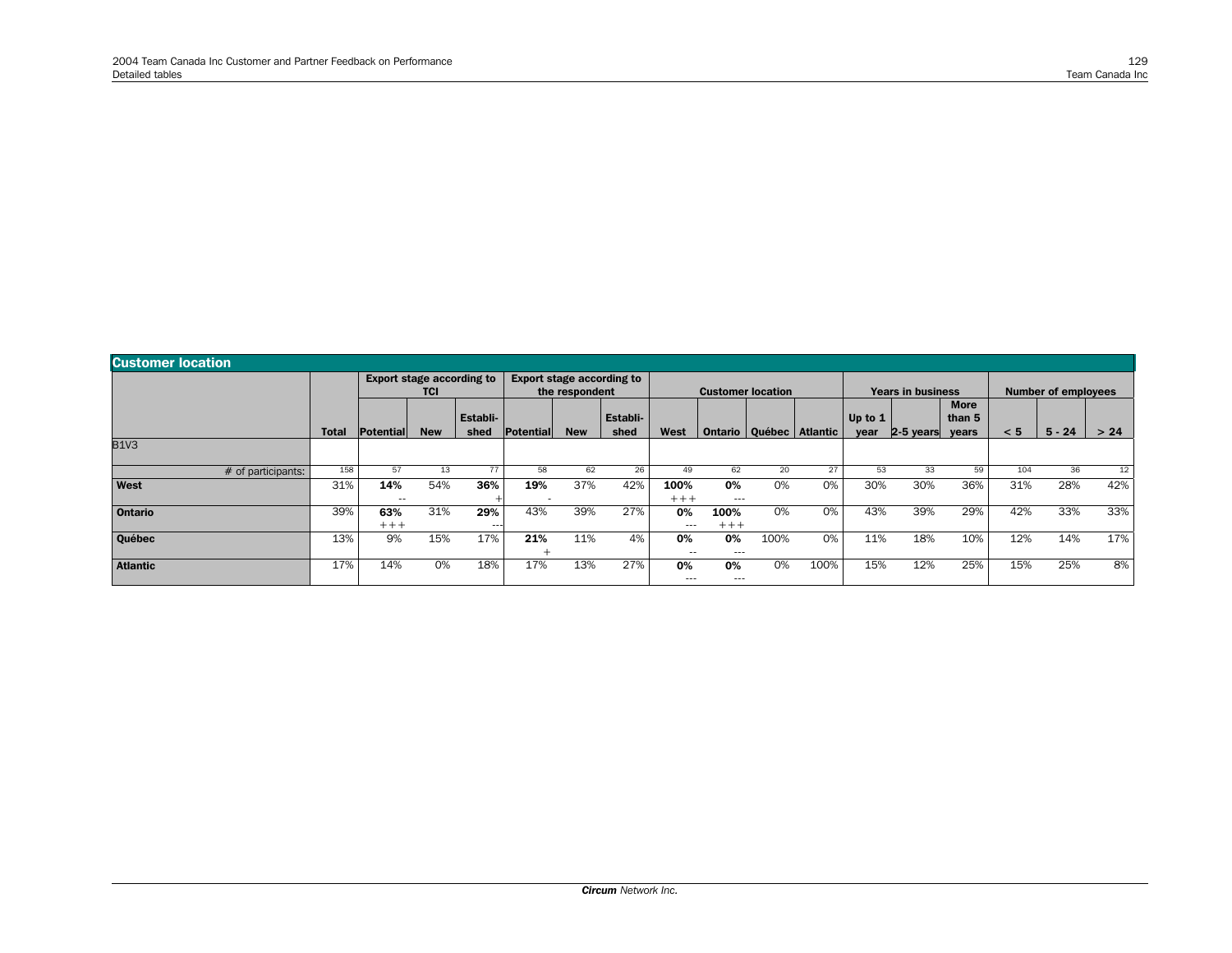## Customer location

| | Total | Export stage according to TCI | | | Export stage according to the respondent | | | Customer location | | | | Years in business | | | Number of employees | | |
|---|---|---|---|---|---|---|---|---|---|---|---|---|---|---|---|---|---|
| | | Potential | New | Establi-shed | Potential | New | Establi-shed | West | Ontario | Québec | Atlantic | Up to 1 year | 2-5 years | More than 5 years | < 5 | 5 - 24 | > 24 |
| B1V3 | | | | | | | | | | | | | | | | | |
| # of participants: | 158 | 57 | 13 | 77 | 58 | 62 | 26 | 49 | 62 | 20 | 27 | 53 | 33 | 59 | 104 | 36 | 12 |
| **West** | 31% | **14%** -- | 54% | **36%** + | **19%** - | 37% | 42% | **100%** +++ | **0%** --- | 0% | 0% | 30% | 30% | 36% | 31% | 28% | 42% |
| **Ontario** | 39% | **63%** +++ | 31% | **29%** --- | 43% | 39% | 27% | **0%** --- | **100%** +++ | 0% | 0% | 43% | 39% | 29% | 42% | 33% | 33% |
| **Québec** | 13% | 9% | 15% | 17% | **21%** + | 11% | 4% | **0%** -- | **0%** --- | 100% | 0% | 11% | 18% | 10% | 12% | 14% | 17% |
| **Atlantic** | 17% | 14% | 0% | 18% | 17% | 13% | 27% | **0%** --- | **0%** --- | 0% | 100% | 15% | 12% | 25% | 15% | 25% | 8% |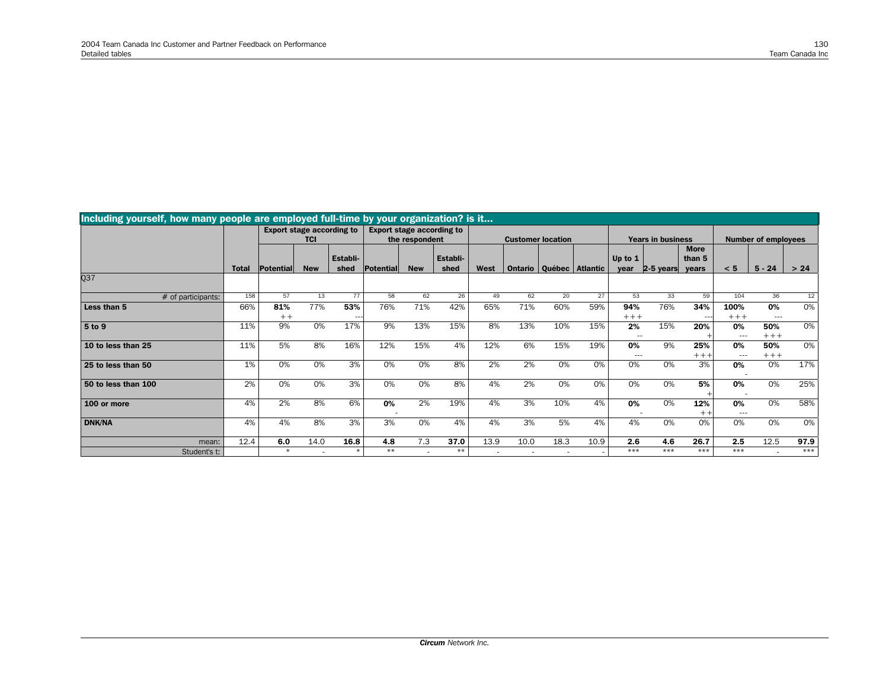## Including yourself, how many people are employed full-time by your organization? is it...

| | Total | Export stage according to TCI | | | Export stage according to the respondent | | | Customer location | | | | Years in business | | | Number of employees | | |
|---|---|---|---|---|---|---|---|---|---|---|---|---|---|---|---|---|---|
| | | Potential | New | Establi-shed | Potential | New | Establi-shed | West | Ontario | Québec | Atlantic | Up to 1 year | 2-5 years | More than 5 years | < 5 | 5 - 24 | > 24 |
| Q37 | | | | | | | | | | | | | | | | | |
| # of participants: | 158 | 57 | 13 | 77 | 58 | 62 | 26 | 49 | 62 | 20 | 27 | 53 | 33 | 59 | 104 | 36 | 12 |
| **Less than 5** | 66% | **81%** ++ | 77% | **53%** --- | 76% | 71% | 42% | 65% | 71% | 60% | 59% | **94%** +++ | 76% | **34%** --- | **100%** +++ | **0%** --- | 0% |
| **5 to 9** | 11% | 9% | 0% | 17% | 9% | 13% | 15% | 8% | 13% | 10% | 15% | **2%** -- | 15% | **20%** + | **0%** --- | **50%** +++ | 0% |
| **10 to less than 25** | 11% | 5% | 8% | 16% | 12% | 15% | 4% | 12% | 6% | 15% | 19% | **0%** --- | 9% | **25%** +++ | **0%** --- | **50%** +++ | 0% |
| **25 to less than 50** | 1% | 0% | 0% | 3% | 0% | 0% | 8% | 2% | 2% | 0% | 0% | 0% | 0% | 3% | **0%** - | 0% | 17% |
| **50 to less than 100** | 2% | 0% | 0% | 3% | 0% | 0% | 8% | 4% | 2% | 0% | 0% | 0% | 0% | **5%** + | **0%** - | 0% | 25% |
| **100 or more** | 4% | 2% | 8% | 6% | **0%** - | 2% | 19% | 4% | 3% | 10% | 4% | **0%** - | 0% | **12%** ++ | **0%** --- | 0% | 58% |
| **DNK/NA** | 4% | 4% | 8% | 3% | 3% | 0% | 4% | 4% | 3% | 5% | 4% | 4% | 0% | 0% | 0% | 0% | 0% |
| mean: | 12.4 | **6.0** | 14.0 | **16.8** | **4.8** | 7.3 | **37.0** | 13.9 | 10.0 | 18.3 | 10.9 | **2.6** | **4.6** | **26.7** | **2.5** | 12.5 | **97.9** |
| Student's t: | | * | - | * | ** | - | ** | - | - | - | - | *** | *** | *** | *** | - | *** |

***Circum** Network Inc.*